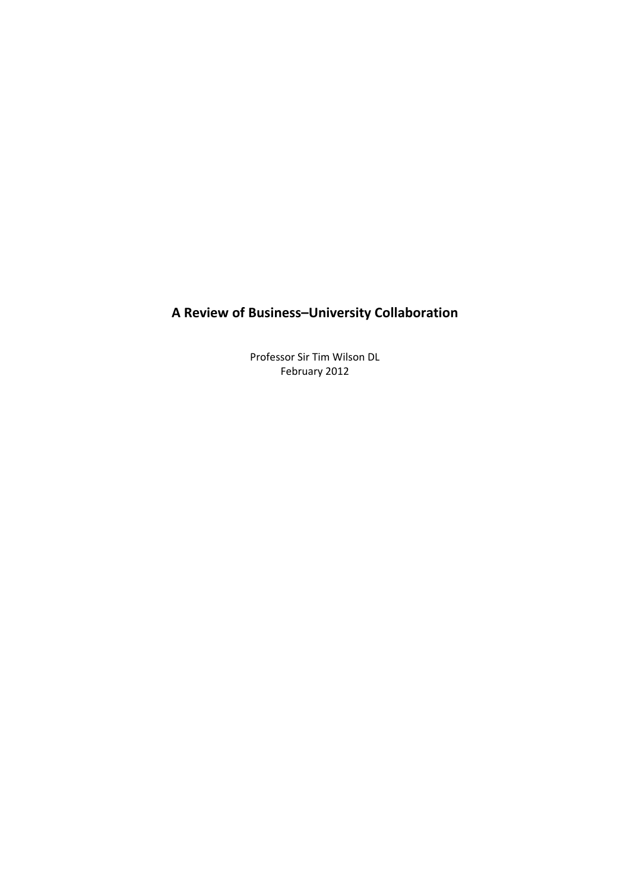# A Review of Business–University Collaboration

Professor Sir Tim Wilson DL
February 2012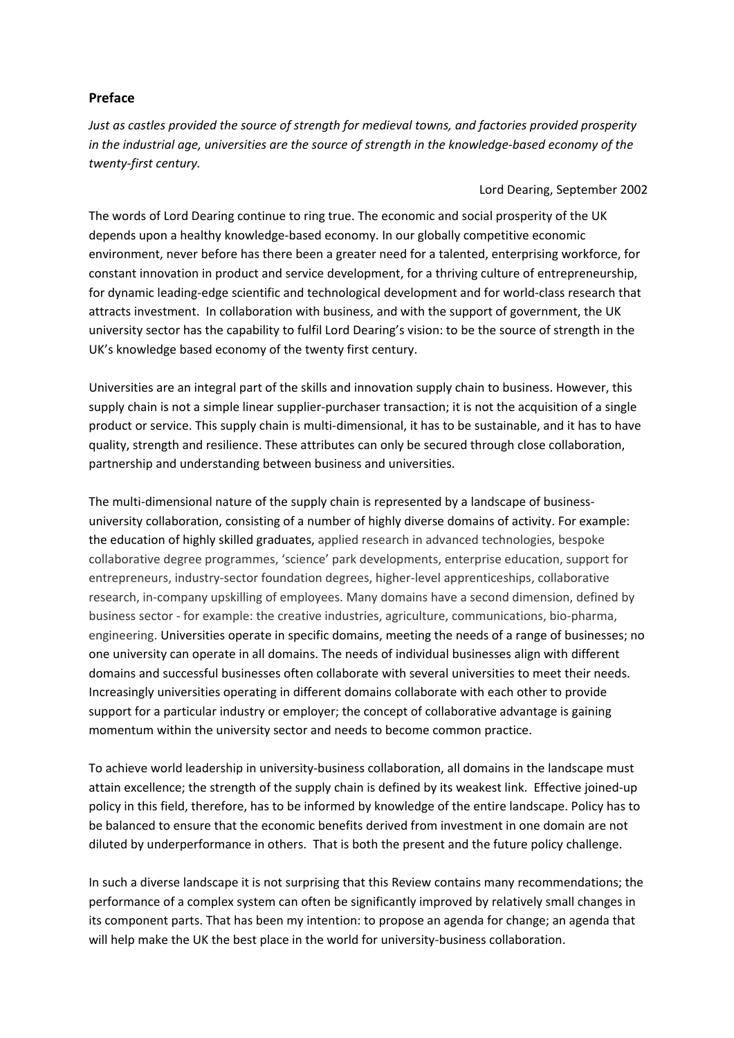## Preface

*Just as castles provided the source of strength for medieval towns, and factories provided prosperity in the industrial age, universities are the source of strength in the knowledge-based economy of the twenty-first century.*

Lord Dearing, September 2002

The words of Lord Dearing continue to ring true. The economic and social prosperity of the UK depends upon a healthy knowledge-based economy. In our globally competitive economic environment, never before has there been a greater need for a talented, enterprising workforce, for constant innovation in product and service development, for a thriving culture of entrepreneurship, for dynamic leading-edge scientific and technological development and for world-class research that attracts investment. In collaboration with business, and with the support of government, the UK university sector has the capability to fulfil Lord Dearing's vision: to be the source of strength in the UK's knowledge based economy of the twenty first century.

Universities are an integral part of the skills and innovation supply chain to business. However, this supply chain is not a simple linear supplier-purchaser transaction; it is not the acquisition of a single product or service. This supply chain is multi-dimensional, it has to be sustainable, and it has to have quality, strength and resilience. These attributes can only be secured through close collaboration, partnership and understanding between business and universities.

The multi-dimensional nature of the supply chain is represented by a landscape of business-university collaboration, consisting of a number of highly diverse domains of activity. For example: the education of highly skilled graduates, applied research in advanced technologies, bespoke collaborative degree programmes, 'science' park developments, enterprise education, support for entrepreneurs, industry-sector foundation degrees, higher-level apprenticeships, collaborative research, in-company upskilling of employees. Many domains have a second dimension, defined by business sector - for example: the creative industries, agriculture, communications, bio-pharma, engineering. Universities operate in specific domains, meeting the needs of a range of businesses; no one university can operate in all domains. The needs of individual businesses align with different domains and successful businesses often collaborate with several universities to meet their needs. Increasingly universities operating in different domains collaborate with each other to provide support for a particular industry or employer; the concept of collaborative advantage is gaining momentum within the university sector and needs to become common practice.

To achieve world leadership in university-business collaboration, all domains in the landscape must attain excellence; the strength of the supply chain is defined by its weakest link. Effective joined-up policy in this field, therefore, has to be informed by knowledge of the entire landscape. Policy has to be balanced to ensure that the economic benefits derived from investment in one domain are not diluted by underperformance in others. That is both the present and the future policy challenge.

In such a diverse landscape it is not surprising that this Review contains many recommendations; the performance of a complex system can often be significantly improved by relatively small changes in its component parts. That has been my intention: to propose an agenda for change; an agenda that will help make the UK the best place in the world for university-business collaboration.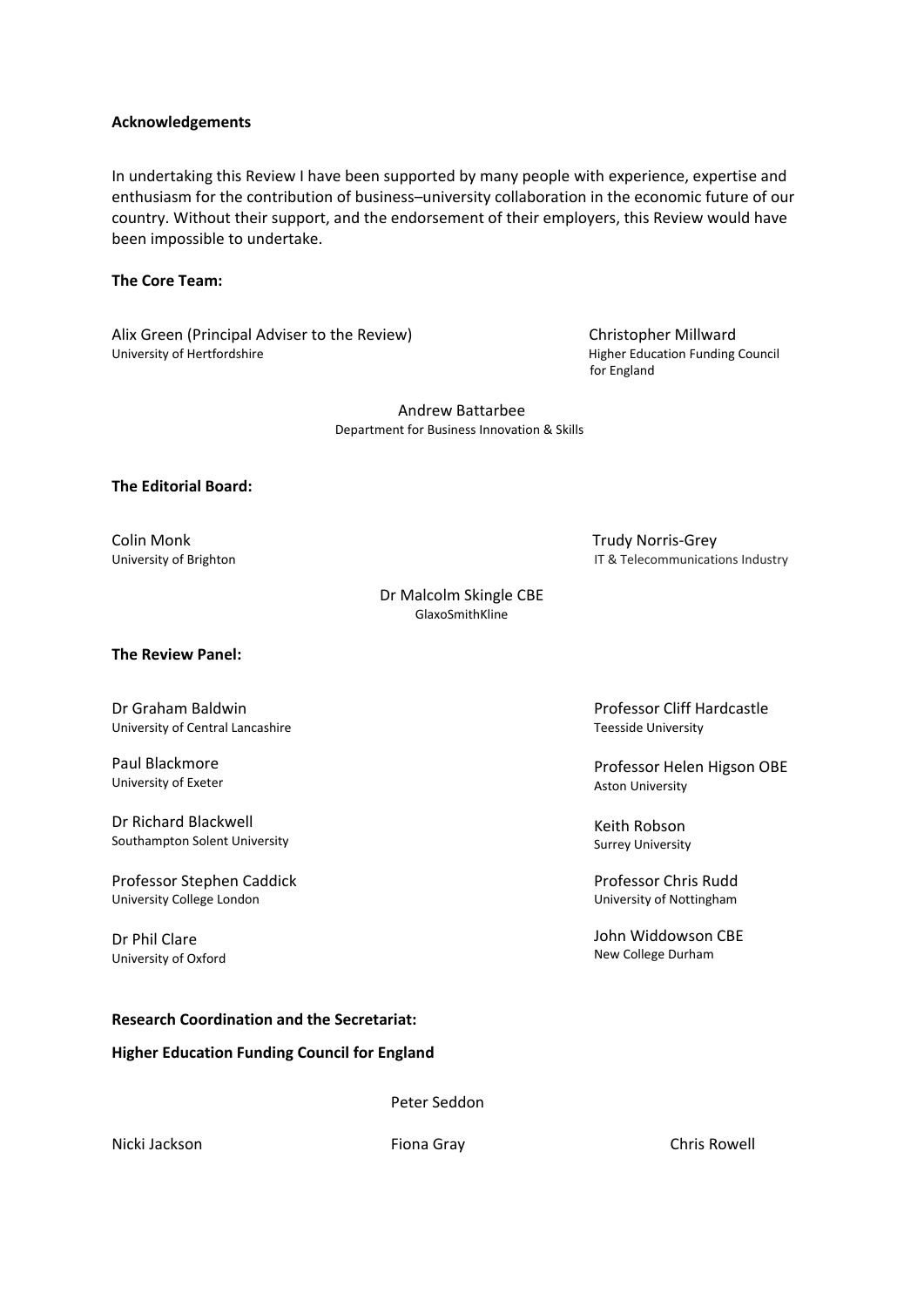**Acknowledgements**

In undertaking this Review I have been supported by many people with experience, expertise and enthusiasm for the contribution of business–university collaboration in the economic future of our country. Without their support, and the endorsement of their employers, this Review would have been impossible to undertake.

**The Core Team:**

Alix Green (Principal Adviser to the Review)
University of Hertfordshire

Christopher Millward
Higher Education Funding Council for England

Andrew Battarbee
Department for Business Innovation & Skills

**The Editorial Board:**

Colin Monk
University of Brighton

Trudy Norris-Grey
IT & Telecommunications Industry

Dr Malcolm Skingle CBE
GlaxoSmithKline

**The Review Panel:**

Dr Graham Baldwin
University of Central Lancashire

Paul Blackmore
University of Exeter

Dr Richard Blackwell
Southampton Solent University

Professor Stephen Caddick
University College London

Dr Phil Clare
University of Oxford

Professor Cliff Hardcastle
Teesside University

Professor Helen Higson OBE
Aston University

Keith Robson
Surrey University

Professor Chris Rudd
University of Nottingham

John Widdowson CBE
New College Durham

**Research Coordination and the Secretariat:**

**Higher Education Funding Council for England**

Peter Seddon

Nicki Jackson

Fiona Gray

Chris Rowell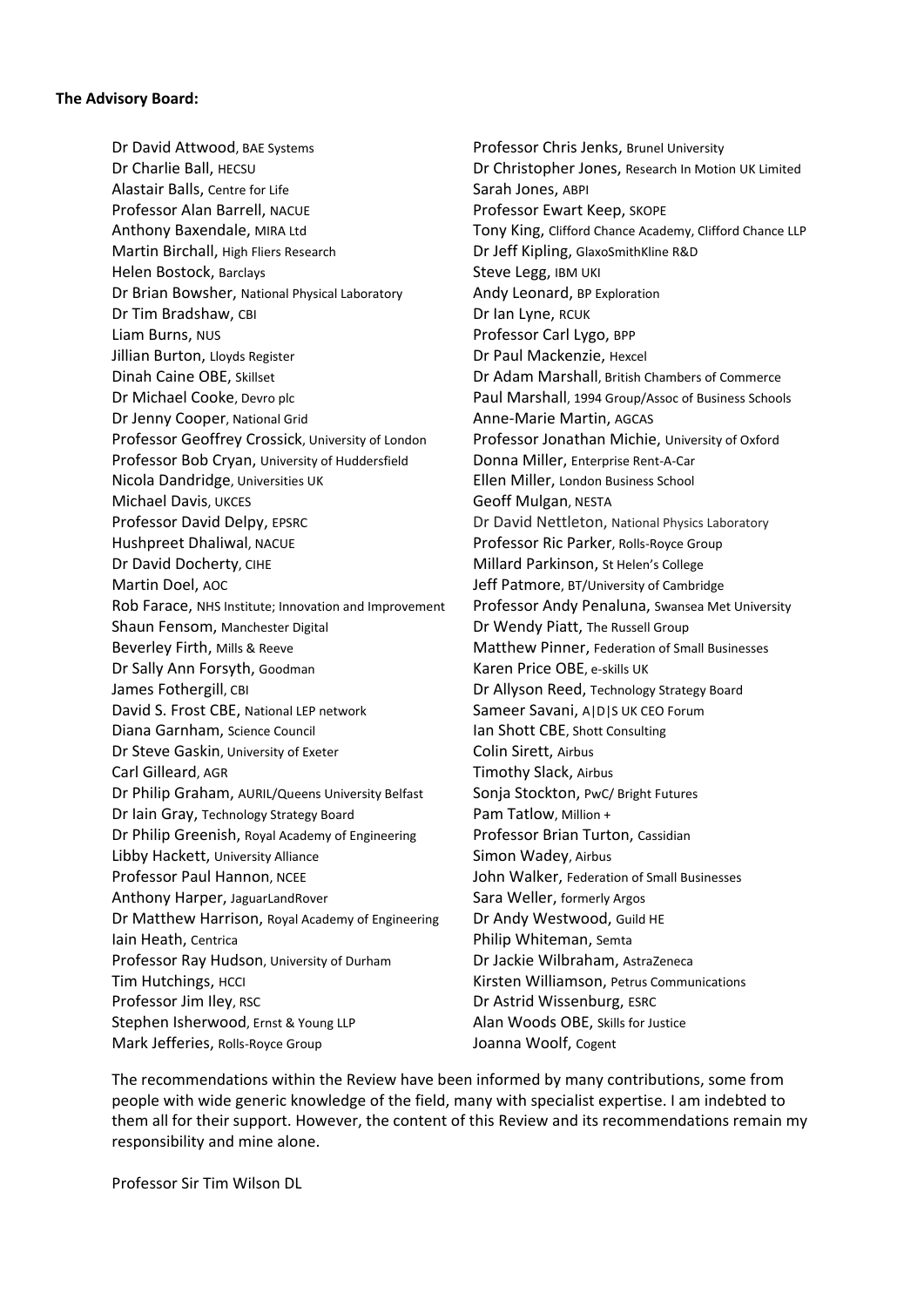**The Advisory Board:**

Dr David Attwood, BAE Systems
Dr Charlie Ball, HECSU
Alastair Balls, Centre for Life
Professor Alan Barrell, NACUE
Anthony Baxendale, MIRA Ltd
Martin Birchall, High Fliers Research
Helen Bostock, Barclays
Dr Brian Bowsher, National Physical Laboratory
Dr Tim Bradshaw, CBI
Liam Burns, NUS
Jillian Burton, Lloyds Register
Dinah Caine OBE, Skillset
Dr Michael Cooke, Devro plc
Dr Jenny Cooper, National Grid
Professor Geoffrey Crossick, University of London
Professor Bob Cryan, University of Huddersfield
Nicola Dandridge, Universities UK
Michael Davis, UKCES
Professor David Delpy, EPSRC
Hushpreet Dhaliwal, NACUE
Dr David Docherty, CIHE
Martin Doel, AOC
Rob Farace, NHS Institute; Innovation and Improvement
Shaun Fensom, Manchester Digital
Beverley Firth, Mills & Reeve
Dr Sally Ann Forsyth, Goodman
James Fothergill, CBI
David S. Frost CBE, National LEP network
Diana Garnham, Science Council
Dr Steve Gaskin, University of Exeter
Carl Gilleard, AGR
Dr Philip Graham, AURIL/Queens University Belfast
Dr Iain Gray, Technology Strategy Board
Dr Philip Greenish, Royal Academy of Engineering
Libby Hackett, University Alliance
Professor Paul Hannon, NCEE
Anthony Harper, JaguarLandRover
Dr Matthew Harrison, Royal Academy of Engineering
Iain Heath, Centrica
Professor Ray Hudson, University of Durham
Tim Hutchings, HCCI
Professor Jim Iley, RSC
Stephen Isherwood, Ernst & Young LLP
Mark Jefferies, Rolls-Royce Group
Professor Chris Jenks, Brunel University
Dr Christopher Jones, Research In Motion UK Limited
Sarah Jones, ABPI
Professor Ewart Keep, SKOPE
Tony King, Clifford Chance Academy, Clifford Chance LLP
Dr Jeff Kipling, GlaxoSmithKline R&D
Steve Legg, IBM UKI
Andy Leonard, BP Exploration
Dr Ian Lyne, RCUK
Professor Carl Lygo, BPP
Dr Paul Mackenzie, Hexcel
Dr Adam Marshall, British Chambers of Commerce
Paul Marshall, 1994 Group/Assoc of Business Schools
Anne-Marie Martin, AGCAS
Professor Jonathan Michie, University of Oxford
Donna Miller, Enterprise Rent-A-Car
Ellen Miller, London Business School
Geoff Mulgan, NESTA
Dr David Nettleton, National Physics Laboratory
Professor Ric Parker, Rolls-Royce Group
Millard Parkinson, St Helen's College
Jeff Patmore, BT/University of Cambridge
Professor Andy Penaluna, Swansea Met University
Dr Wendy Piatt, The Russell Group
Matthew Pinner, Federation of Small Businesses
Karen Price OBE, e-skills UK
Dr Allyson Reed, Technology Strategy Board
Sameer Savani, A|D|S UK CEO Forum
Ian Shott CBE, Shott Consulting
Colin Sirett, Airbus
Timothy Slack, Airbus
Sonja Stockton, PwC/ Bright Futures
Pam Tatlow, Million +
Professor Brian Turton, Cassidian
Simon Wadey, Airbus
John Walker, Federation of Small Businesses
Sara Weller, formerly Argos
Dr Andy Westwood, Guild HE
Philip Whiteman, Semta
Dr Jackie Wilbraham, AstraZeneca
Kirsten Williamson, Petrus Communications
Dr Astrid Wissenburg, ESRC
Alan Woods OBE, Skills for Justice
Joanna Woolf, Cogent

The recommendations within the Review have been informed by many contributions, some from people with wide generic knowledge of the field, many with specialist expertise. I am indebted to them all for their support. However, the content of this Review and its recommendations remain my responsibility and mine alone.

Professor Sir Tim Wilson DL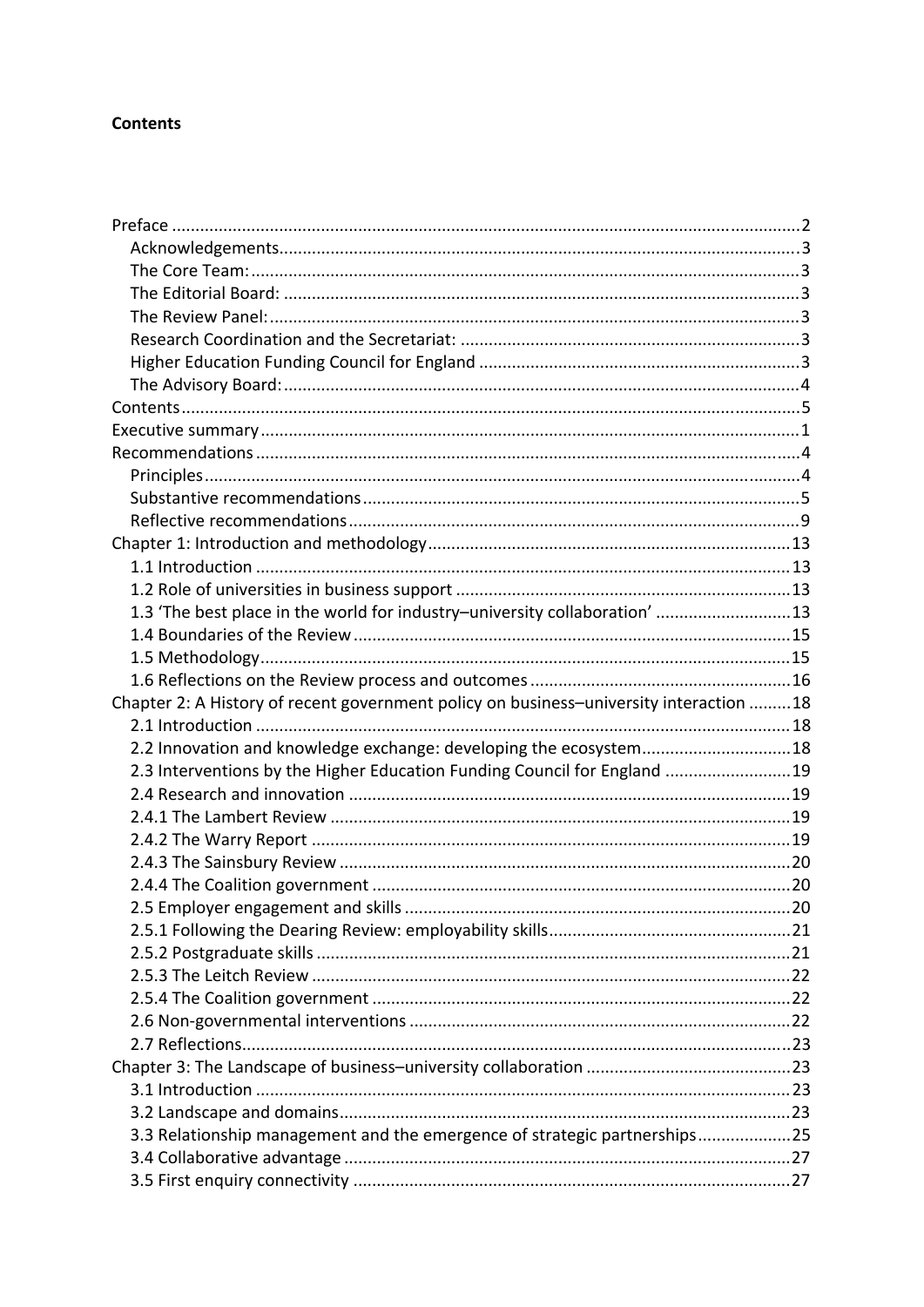**Contents**

- Preface ........ 2
  - Acknowledgements ........ 3
  - The Core Team: ........ 3
  - The Editorial Board: ........ 3
  - The Review Panel: ........ 3
  - Research Coordination and the Secretariat: ........ 3
  - Higher Education Funding Council for England ........ 3
  - The Advisory Board: ........ 4
- Contents ........ 5
- Executive summary ........ 1
- Recommendations ........ 4
  - Principles ........ 4
  - Substantive recommendations ........ 5
  - Reflective recommendations ........ 9
- Chapter 1: Introduction and methodology ........ 13
  - 1.1 Introduction ........ 13
  - 1.2 Role of universities in business support ........ 13
  - 1.3 'The best place in the world for industry–university collaboration' ........ 13
  - 1.4 Boundaries of the Review ........ 15
  - 1.5 Methodology ........ 15
  - 1.6 Reflections on the Review process and outcomes ........ 16
- Chapter 2: A History of recent government policy on business–university interaction ........ 18
  - 2.1 Introduction ........ 18
  - 2.2 Innovation and knowledge exchange: developing the ecosystem ........ 18
  - 2.3 Interventions by the Higher Education Funding Council for England ........ 19
  - 2.4 Research and innovation ........ 19
  - 2.4.1 The Lambert Review ........ 19
  - 2.4.2 The Warry Report ........ 19
  - 2.4.3 The Sainsbury Review ........ 20
  - 2.4.4 The Coalition government ........ 20
  - 2.5 Employer engagement and skills ........ 20
  - 2.5.1 Following the Dearing Review: employability skills ........ 21
  - 2.5.2 Postgraduate skills ........ 21
  - 2.5.3 The Leitch Review ........ 22
  - 2.5.4 The Coalition government ........ 22
  - 2.6 Non-governmental interventions ........ 22
  - 2.7 Reflections ........ 23
- Chapter 3: The Landscape of business–university collaboration ........ 23
  - 3.1 Introduction ........ 23
  - 3.2 Landscape and domains ........ 23
  - 3.3 Relationship management and the emergence of strategic partnerships ........ 25
  - 3.4 Collaborative advantage ........ 27
  - 3.5 First enquiry connectivity ........ 27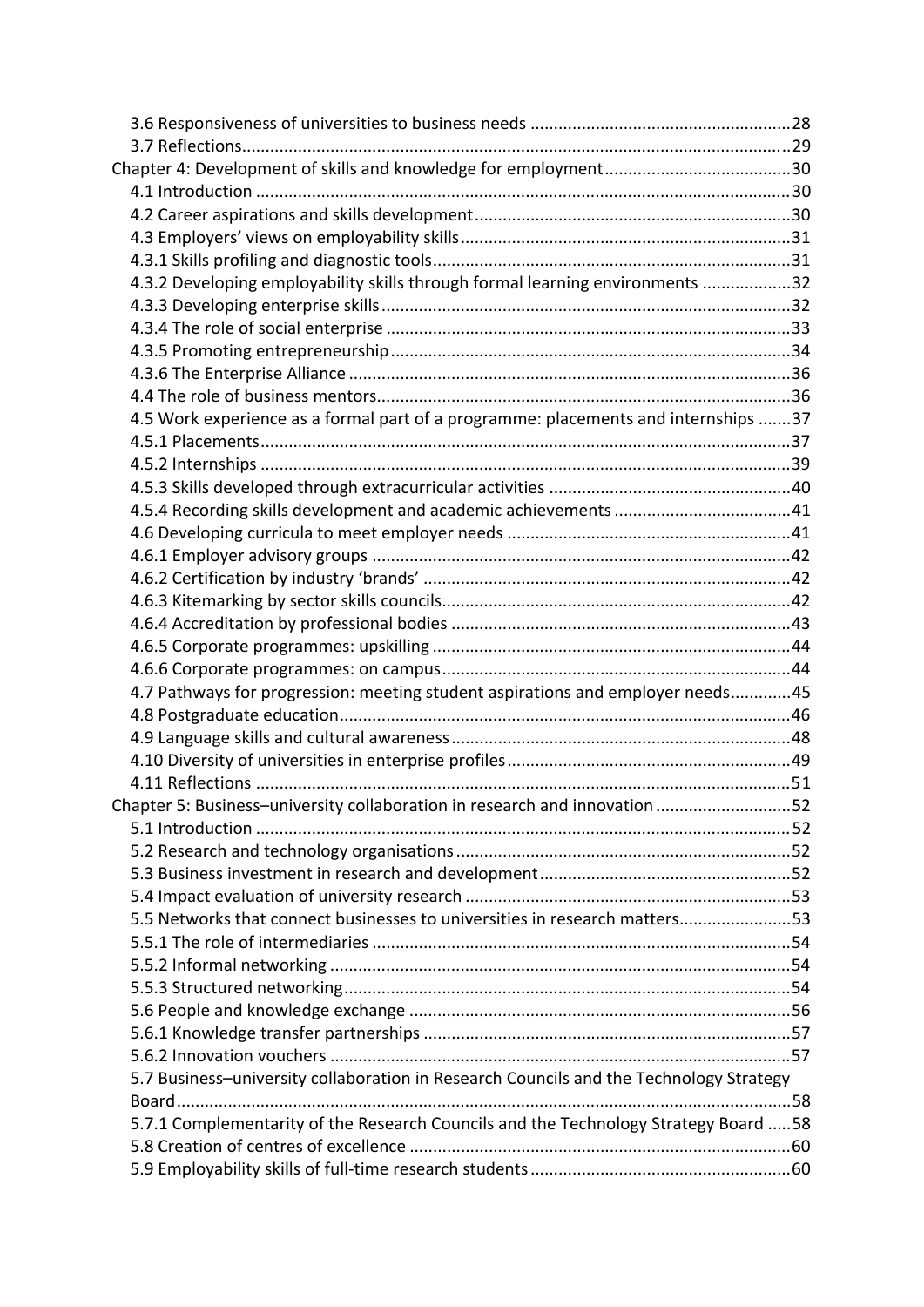3.6 Responsiveness of universities to business needs ........................................................ 28
3.7 Reflections ..................................................................................................................... 29
Chapter 4: Development of skills and knowledge for employment ........................................ 30
4.1 Introduction ................................................................................................................... 30
4.2 Career aspirations and skills development .................................................................... 30
4.3 Employers' views on employability skills ........................................................................ 31
4.3.1 Skills profiling and diagnostic tools ............................................................................. 31
4.3.2 Developing employability skills through formal learning environments ................... 32
4.3.3 Developing enterprise skills ........................................................................................ 32
4.3.4 The role of social enterprise ....................................................................................... 33
4.3.5 Promoting entrepreneurship ....................................................................................... 34
4.3.6 The Enterprise Alliance ............................................................................................... 36
4.4 The role of business mentors .......................................................................................... 36
4.5 Work experience as a formal part of a programme: placements and internships ........ 37
4.5.1 Placements .................................................................................................................. 37
4.5.2 Internships .................................................................................................................. 39
4.5.3 Skills developed through extracurricular activities .................................................... 40
4.5.4 Recording skills development and academic achievements ...................................... 41
4.6 Developing curricula to meet employer needs .............................................................. 41
4.6.1 Employer advisory groups .......................................................................................... 42
4.6.2 Certification by industry 'brands' ............................................................................... 42
4.6.3 Kitemarking by sector skills councils ........................................................................... 42
4.6.4 Accreditation by professional bodies ......................................................................... 43
4.6.5 Corporate programmes: upskilling ............................................................................. 44
4.6.6 Corporate programmes: on campus ........................................................................... 44
4.7 Pathways for progression: meeting student aspirations and employer needs ............. 45
4.8 Postgraduate education .................................................................................................. 46
4.9 Language skills and cultural awareness .......................................................................... 48
4.10 Diversity of universities in enterprise profiles .............................................................. 49
4.11 Reflections ................................................................................................................... 51
Chapter 5: Business–university collaboration in research and innovation ............................. 52
5.1 Introduction ................................................................................................................... 52
5.2 Research and technology organisations ......................................................................... 52
5.3 Business investment in research and development ...................................................... 52
5.4 Impact evaluation of university research ...................................................................... 53
5.5 Networks that connect businesses to universities in research matters ......................... 53
5.5.1 The role of intermediaries .......................................................................................... 54
5.5.2 Informal networking ................................................................................................... 54
5.5.3 Structured networking ................................................................................................ 54
5.6 People and knowledge exchange ................................................................................... 56
5.6.1 Knowledge transfer partnerships ............................................................................... 57
5.6.2 Innovation vouchers ................................................................................................... 57
5.7 Business–university collaboration in Research Councils and the Technology Strategy Board ................................................................................................................................ 58
5.7.1 Complementarity of the Research Councils and the Technology Strategy Board ...... 58
5.8 Creation of centres of excellence ................................................................................... 60
5.9 Employability skills of full-time research students ......................................................... 60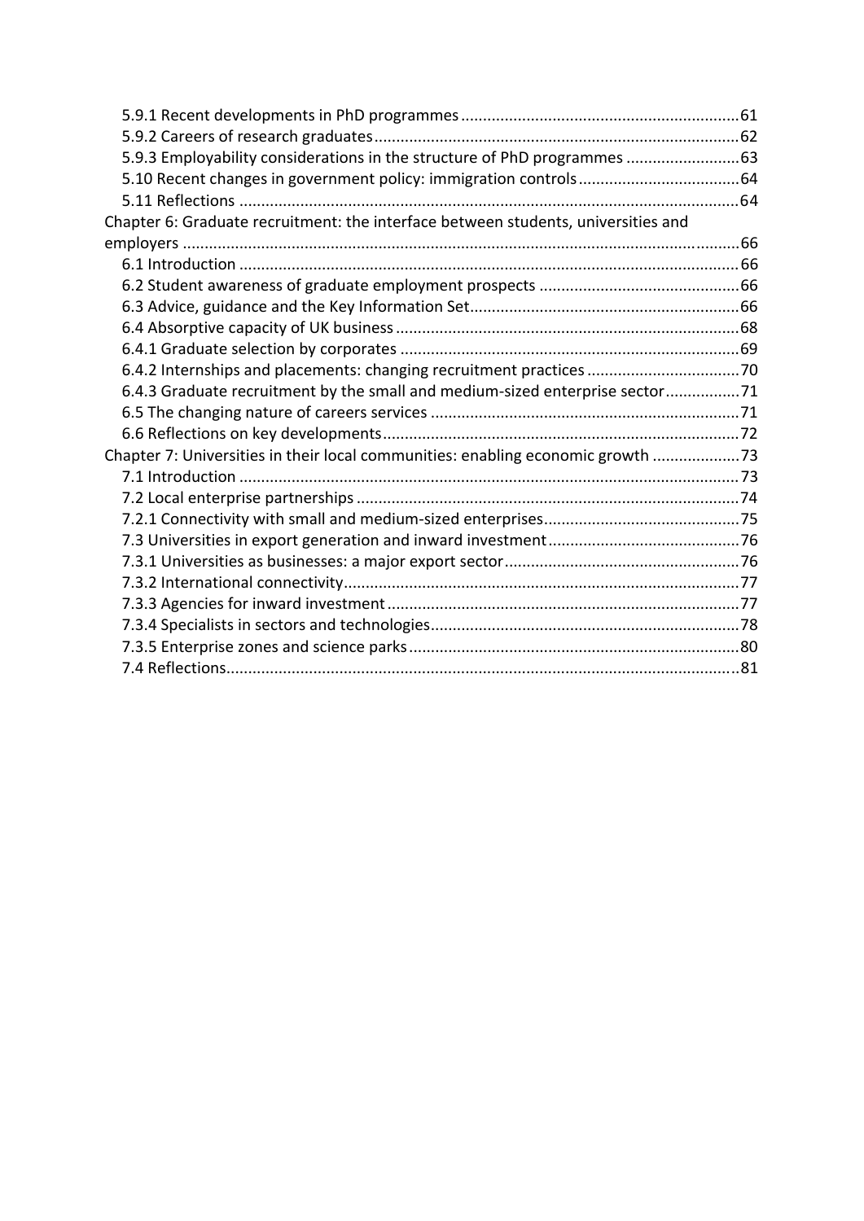5.9.1 Recent developments in PhD programmes ........ 61
5.9.2 Careers of research graduates ........ 62
5.9.3 Employability considerations in the structure of PhD programmes ........ 63
5.10 Recent changes in government policy: immigration controls ........ 64
5.11 Reflections ........ 64

Chapter 6: Graduate recruitment: the interface between students, universities and employers ........ 66
6.1 Introduction ........ 66
6.2 Student awareness of graduate employment prospects ........ 66
6.3 Advice, guidance and the Key Information Set ........ 66
6.4 Absorptive capacity of UK business ........ 68
6.4.1 Graduate selection by corporates ........ 69
6.4.2 Internships and placements: changing recruitment practices ........ 70
6.4.3 Graduate recruitment by the small and medium-sized enterprise sector ........ 71
6.5 The changing nature of careers services ........ 71
6.6 Reflections on key developments ........ 72

Chapter 7: Universities in their local communities: enabling economic growth ........ 73
7.1 Introduction ........ 73
7.2 Local enterprise partnerships ........ 74
7.2.1 Connectivity with small and medium-sized enterprises ........ 75
7.3 Universities in export generation and inward investment ........ 76
7.3.1 Universities as businesses: a major export sector ........ 76
7.3.2 International connectivity ........ 77
7.3.3 Agencies for inward investment ........ 77
7.3.4 Specialists in sectors and technologies ........ 78
7.3.5 Enterprise zones and science parks ........ 80
7.4 Reflections ........ 81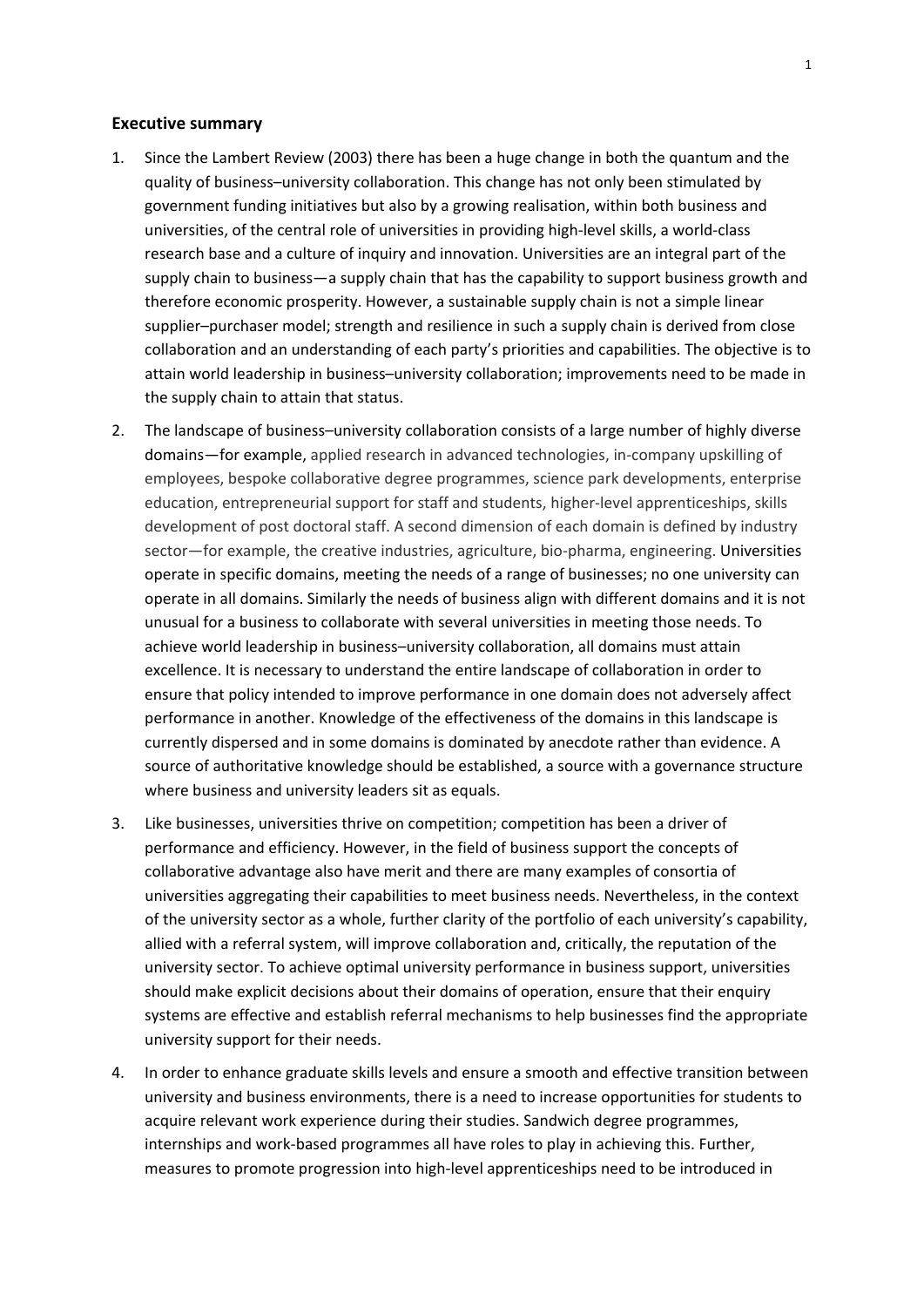## Executive summary

1. Since the Lambert Review (2003) there has been a huge change in both the quantum and the quality of business–university collaboration. This change has not only been stimulated by government funding initiatives but also by a growing realisation, within both business and universities, of the central role of universities in providing high-level skills, a world-class research base and a culture of inquiry and innovation. Universities are an integral part of the supply chain to business—a supply chain that has the capability to support business growth and therefore economic prosperity. However, a sustainable supply chain is not a simple linear supplier–purchaser model; strength and resilience in such a supply chain is derived from close collaboration and an understanding of each party's priorities and capabilities. The objective is to attain world leadership in business–university collaboration; improvements need to be made in the supply chain to attain that status.

2. The landscape of business–university collaboration consists of a large number of highly diverse domains—for example, applied research in advanced technologies, in-company upskilling of employees, bespoke collaborative degree programmes, science park developments, enterprise education, entrepreneurial support for staff and students, higher-level apprenticeships, skills development of post doctoral staff. A second dimension of each domain is defined by industry sector—for example, the creative industries, agriculture, bio-pharma, engineering. Universities operate in specific domains, meeting the needs of a range of businesses; no one university can operate in all domains. Similarly the needs of business align with different domains and it is not unusual for a business to collaborate with several universities in meeting those needs. To achieve world leadership in business–university collaboration, all domains must attain excellence. It is necessary to understand the entire landscape of collaboration in order to ensure that policy intended to improve performance in one domain does not adversely affect performance in another. Knowledge of the effectiveness of the domains in this landscape is currently dispersed and in some domains is dominated by anecdote rather than evidence. A source of authoritative knowledge should be established, a source with a governance structure where business and university leaders sit as equals.

3. Like businesses, universities thrive on competition; competition has been a driver of performance and efficiency. However, in the field of business support the concepts of collaborative advantage also have merit and there are many examples of consortia of universities aggregating their capabilities to meet business needs. Nevertheless, in the context of the university sector as a whole, further clarity of the portfolio of each university's capability, allied with a referral system, will improve collaboration and, critically, the reputation of the university sector. To achieve optimal university performance in business support, universities should make explicit decisions about their domains of operation, ensure that their enquiry systems are effective and establish referral mechanisms to help businesses find the appropriate university support for their needs.

4. In order to enhance graduate skills levels and ensure a smooth and effective transition between university and business environments, there is a need to increase opportunities for students to acquire relevant work experience during their studies. Sandwich degree programmes, internships and work-based programmes all have roles to play in achieving this. Further, measures to promote progression into high-level apprenticeships need to be introduced in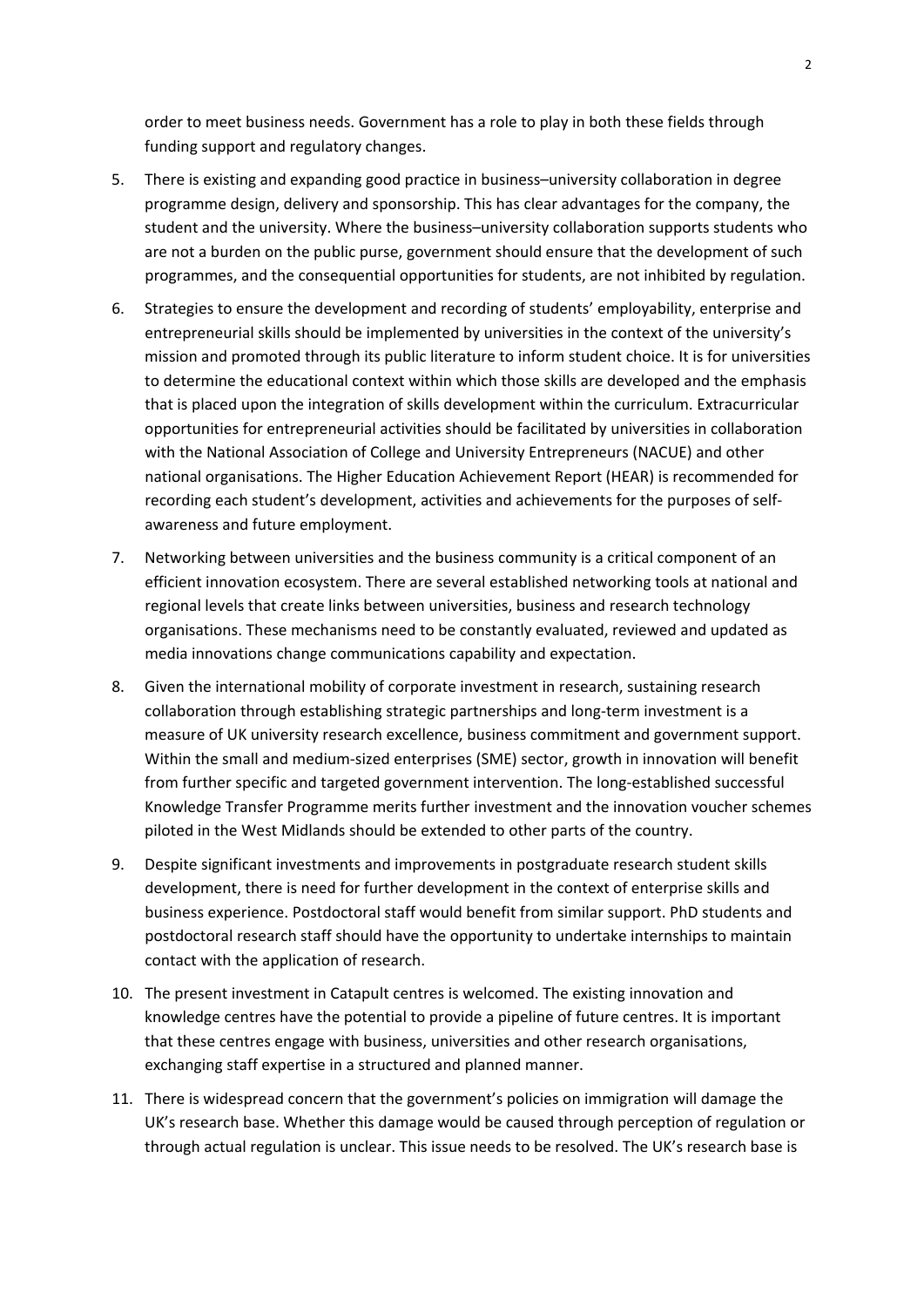order to meet business needs. Government has a role to play in both these fields through funding support and regulatory changes.

5. There is existing and expanding good practice in business–university collaboration in degree programme design, delivery and sponsorship. This has clear advantages for the company, the student and the university. Where the business–university collaboration supports students who are not a burden on the public purse, government should ensure that the development of such programmes, and the consequential opportunities for students, are not inhibited by regulation.

6. Strategies to ensure the development and recording of students' employability, enterprise and entrepreneurial skills should be implemented by universities in the context of the university's mission and promoted through its public literature to inform student choice. It is for universities to determine the educational context within which those skills are developed and the emphasis that is placed upon the integration of skills development within the curriculum. Extracurricular opportunities for entrepreneurial activities should be facilitated by universities in collaboration with the National Association of College and University Entrepreneurs (NACUE) and other national organisations. The Higher Education Achievement Report (HEAR) is recommended for recording each student's development, activities and achievements for the purposes of self-awareness and future employment.

7. Networking between universities and the business community is a critical component of an efficient innovation ecosystem. There are several established networking tools at national and regional levels that create links between universities, business and research technology organisations. These mechanisms need to be constantly evaluated, reviewed and updated as media innovations change communications capability and expectation.

8. Given the international mobility of corporate investment in research, sustaining research collaboration through establishing strategic partnerships and long-term investment is a measure of UK university research excellence, business commitment and government support. Within the small and medium-sized enterprises (SME) sector, growth in innovation will benefit from further specific and targeted government intervention. The long-established successful Knowledge Transfer Programme merits further investment and the innovation voucher schemes piloted in the West Midlands should be extended to other parts of the country.

9. Despite significant investments and improvements in postgraduate research student skills development, there is need for further development in the context of enterprise skills and business experience. Postdoctoral staff would benefit from similar support. PhD students and postdoctoral research staff should have the opportunity to undertake internships to maintain contact with the application of research.

10. The present investment in Catapult centres is welcomed. The existing innovation and knowledge centres have the potential to provide a pipeline of future centres. It is important that these centres engage with business, universities and other research organisations, exchanging staff expertise in a structured and planned manner.

11. There is widespread concern that the government's policies on immigration will damage the UK's research base. Whether this damage would be caused through perception of regulation or through actual regulation is unclear. This issue needs to be resolved. The UK's research base is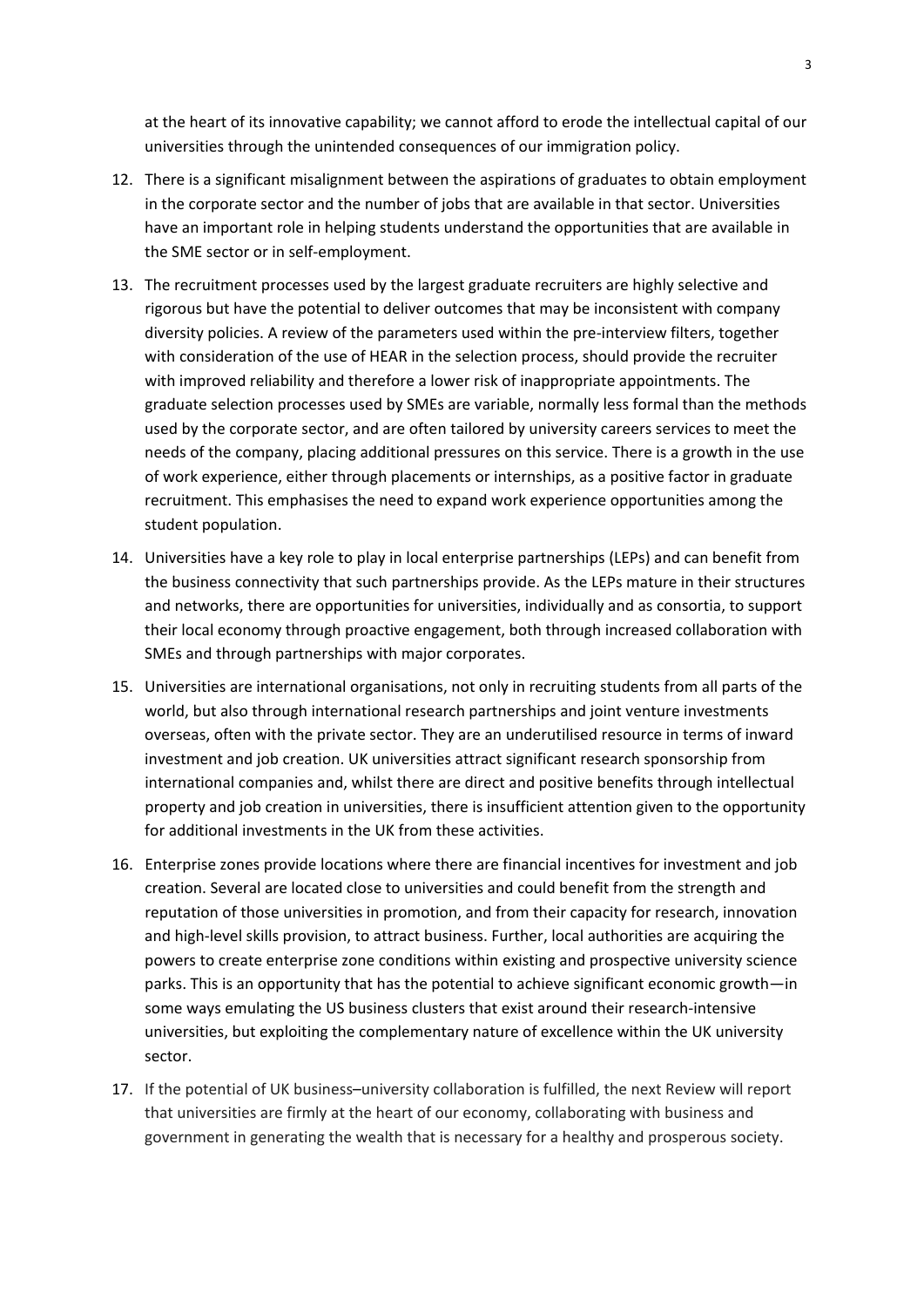at the heart of its innovative capability; we cannot afford to erode the intellectual capital of our universities through the unintended consequences of our immigration policy.

12. There is a significant misalignment between the aspirations of graduates to obtain employment in the corporate sector and the number of jobs that are available in that sector. Universities have an important role in helping students understand the opportunities that are available in the SME sector or in self-employment.

13. The recruitment processes used by the largest graduate recruiters are highly selective and rigorous but have the potential to deliver outcomes that may be inconsistent with company diversity policies. A review of the parameters used within the pre-interview filters, together with consideration of the use of HEAR in the selection process, should provide the recruiter with improved reliability and therefore a lower risk of inappropriate appointments. The graduate selection processes used by SMEs are variable, normally less formal than the methods used by the corporate sector, and are often tailored by university careers services to meet the needs of the company, placing additional pressures on this service. There is a growth in the use of work experience, either through placements or internships, as a positive factor in graduate recruitment. This emphasises the need to expand work experience opportunities among the student population.

14. Universities have a key role to play in local enterprise partnerships (LEPs) and can benefit from the business connectivity that such partnerships provide. As the LEPs mature in their structures and networks, there are opportunities for universities, individually and as consortia, to support their local economy through proactive engagement, both through increased collaboration with SMEs and through partnerships with major corporates.

15. Universities are international organisations, not only in recruiting students from all parts of the world, but also through international research partnerships and joint venture investments overseas, often with the private sector. They are an underutilised resource in terms of inward investment and job creation. UK universities attract significant research sponsorship from international companies and, whilst there are direct and positive benefits through intellectual property and job creation in universities, there is insufficient attention given to the opportunity for additional investments in the UK from these activities.

16. Enterprise zones provide locations where there are financial incentives for investment and job creation. Several are located close to universities and could benefit from the strength and reputation of those universities in promotion, and from their capacity for research, innovation and high-level skills provision, to attract business. Further, local authorities are acquiring the powers to create enterprise zone conditions within existing and prospective university science parks. This is an opportunity that has the potential to achieve significant economic growth—in some ways emulating the US business clusters that exist around their research-intensive universities, but exploiting the complementary nature of excellence within the UK university sector.

17. If the potential of UK business–university collaboration is fulfilled, the next Review will report that universities are firmly at the heart of our economy, collaborating with business and government in generating the wealth that is necessary for a healthy and prosperous society.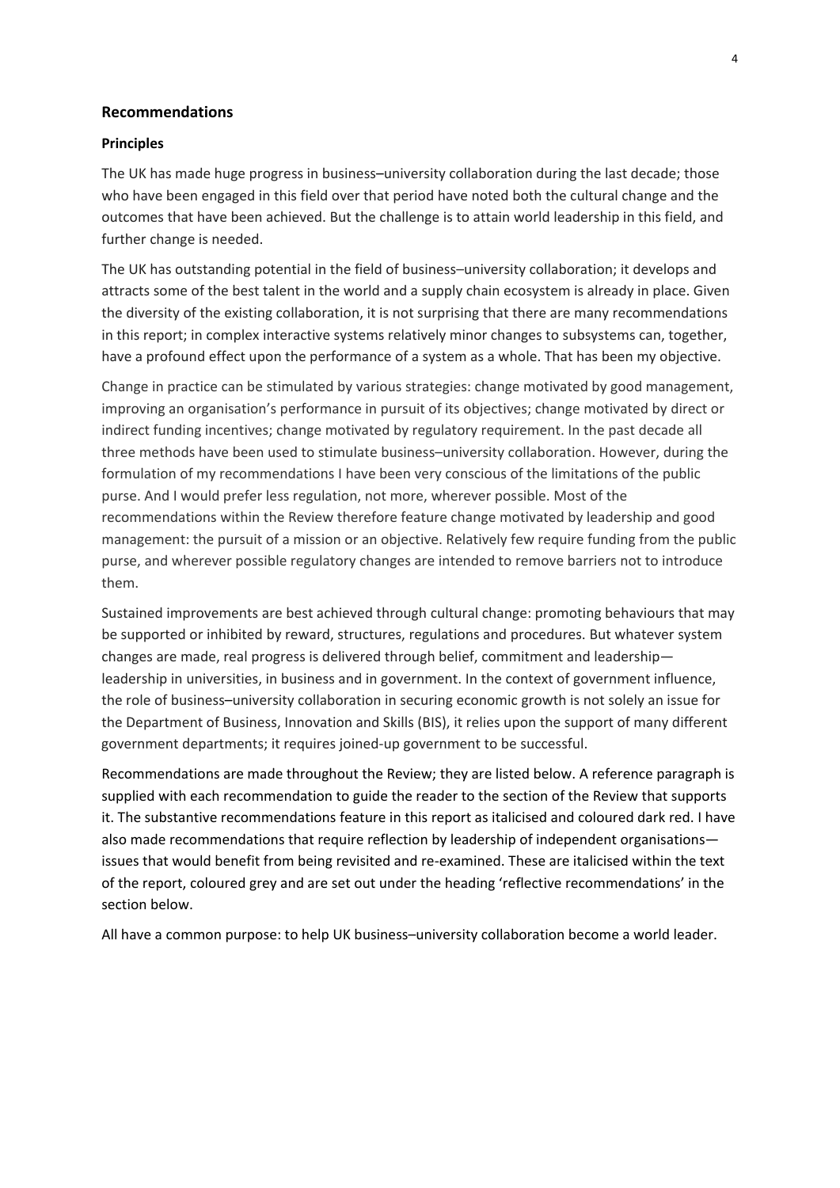## Recommendations

### Principles

The UK has made huge progress in business–university collaboration during the last decade; those who have been engaged in this field over that period have noted both the cultural change and the outcomes that have been achieved. But the challenge is to attain world leadership in this field, and further change is needed.

The UK has outstanding potential in the field of business–university collaboration; it develops and attracts some of the best talent in the world and a supply chain ecosystem is already in place. Given the diversity of the existing collaboration, it is not surprising that there are many recommendations in this report; in complex interactive systems relatively minor changes to subsystems can, together, have a profound effect upon the performance of a system as a whole. That has been my objective.

Change in practice can be stimulated by various strategies: change motivated by good management, improving an organisation's performance in pursuit of its objectives; change motivated by direct or indirect funding incentives; change motivated by regulatory requirement. In the past decade all three methods have been used to stimulate business–university collaboration. However, during the formulation of my recommendations I have been very conscious of the limitations of the public purse. And I would prefer less regulation, not more, wherever possible. Most of the recommendations within the Review therefore feature change motivated by leadership and good management: the pursuit of a mission or an objective. Relatively few require funding from the public purse, and wherever possible regulatory changes are intended to remove barriers not to introduce them.

Sustained improvements are best achieved through cultural change: promoting behaviours that may be supported or inhibited by reward, structures, regulations and procedures. But whatever system changes are made, real progress is delivered through belief, commitment and leadership—leadership in universities, in business and in government. In the context of government influence, the role of business–university collaboration in securing economic growth is not solely an issue for the Department of Business, Innovation and Skills (BIS), it relies upon the support of many different government departments; it requires joined-up government to be successful.

Recommendations are made throughout the Review; they are listed below. A reference paragraph is supplied with each recommendation to guide the reader to the section of the Review that supports it. The substantive recommendations feature in this report as italicised and coloured dark red. I have also made recommendations that require reflection by leadership of independent organisations—issues that would benefit from being revisited and re-examined. These are italicised within the text of the report, coloured grey and are set out under the heading 'reflective recommendations' in the section below.

All have a common purpose: to help UK business–university collaboration become a world leader.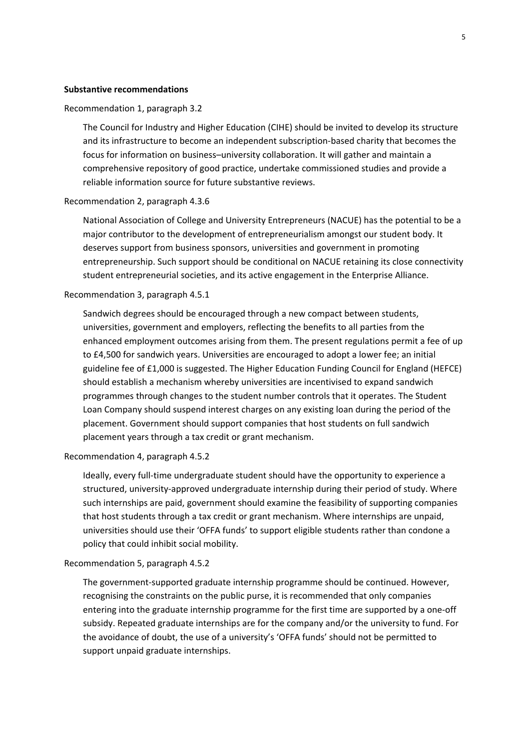**Substantive recommendations**

Recommendation 1, paragraph 3.2

> The Council for Industry and Higher Education (CIHE) should be invited to develop its structure and its infrastructure to become an independent subscription-based charity that becomes the focus for information on business–university collaboration. It will gather and maintain a comprehensive repository of good practice, undertake commissioned studies and provide a reliable information source for future substantive reviews.

Recommendation 2, paragraph 4.3.6

> National Association of College and University Entrepreneurs (NACUE) has the potential to be a major contributor to the development of entrepreneurialism amongst our student body. It deserves support from business sponsors, universities and government in promoting entrepreneurship. Such support should be conditional on NACUE retaining its close connectivity student entrepreneurial societies, and its active engagement in the Enterprise Alliance.

Recommendation 3, paragraph 4.5.1

> Sandwich degrees should be encouraged through a new compact between students, universities, government and employers, reflecting the benefits to all parties from the enhanced employment outcomes arising from them. The present regulations permit a fee of up to £4,500 for sandwich years. Universities are encouraged to adopt a lower fee; an initial guideline fee of £1,000 is suggested. The Higher Education Funding Council for England (HEFCE) should establish a mechanism whereby universities are incentivised to expand sandwich programmes through changes to the student number controls that it operates. The Student Loan Company should suspend interest charges on any existing loan during the period of the placement. Government should support companies that host students on full sandwich placement years through a tax credit or grant mechanism.

Recommendation 4, paragraph 4.5.2

> Ideally, every full-time undergraduate student should have the opportunity to experience a structured, university-approved undergraduate internship during their period of study. Where such internships are paid, government should examine the feasibility of supporting companies that host students through a tax credit or grant mechanism. Where internships are unpaid, universities should use their 'OFFA funds' to support eligible students rather than condone a policy that could inhibit social mobility.

Recommendation 5, paragraph 4.5.2

> The government-supported graduate internship programme should be continued. However, recognising the constraints on the public purse, it is recommended that only companies entering into the graduate internship programme for the first time are supported by a one-off subsidy. Repeated graduate internships are for the company and/or the university to fund. For the avoidance of doubt, the use of a university's 'OFFA funds' should not be permitted to support unpaid graduate internships.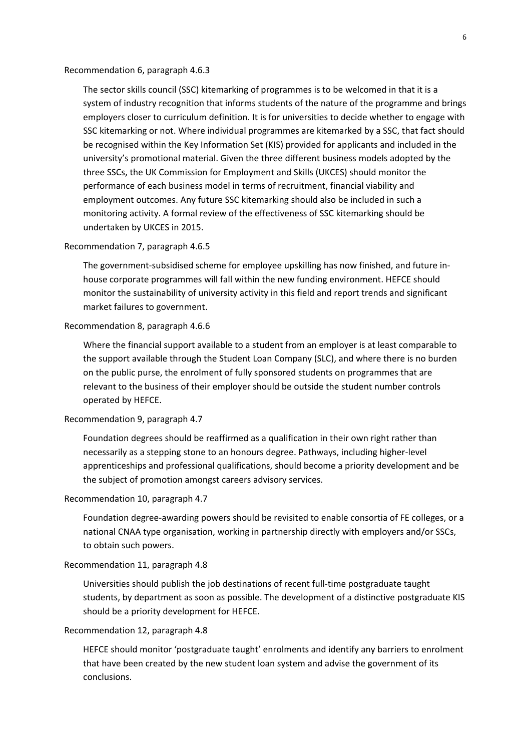Recommendation 6, paragraph 4.6.3

> The sector skills council (SSC) kitemarking of programmes is to be welcomed in that it is a system of industry recognition that informs students of the nature of the programme and brings employers closer to curriculum definition. It is for universities to decide whether to engage with SSC kitemarking or not. Where individual programmes are kitemarked by a SSC, that fact should be recognised within the Key Information Set (KIS) provided for applicants and included in the university's promotional material. Given the three different business models adopted by the three SSCs, the UK Commission for Employment and Skills (UKCES) should monitor the performance of each business model in terms of recruitment, financial viability and employment outcomes. Any future SSC kitemarking should also be included in such a monitoring activity. A formal review of the effectiveness of SSC kitemarking should be undertaken by UKCES in 2015.

Recommendation 7, paragraph 4.6.5

> The government-subsidised scheme for employee upskilling has now finished, and future in-house corporate programmes will fall within the new funding environment. HEFCE should monitor the sustainability of university activity in this field and report trends and significant market failures to government.

Recommendation 8, paragraph 4.6.6

> Where the financial support available to a student from an employer is at least comparable to the support available through the Student Loan Company (SLC), and where there is no burden on the public purse, the enrolment of fully sponsored students on programmes that are relevant to the business of their employer should be outside the student number controls operated by HEFCE.

Recommendation 9, paragraph 4.7

> Foundation degrees should be reaffirmed as a qualification in their own right rather than necessarily as a stepping stone to an honours degree. Pathways, including higher-level apprenticeships and professional qualifications, should become a priority development and be the subject of promotion amongst careers advisory services.

Recommendation 10, paragraph 4.7

> Foundation degree-awarding powers should be revisited to enable consortia of FE colleges, or a national CNAA type organisation, working in partnership directly with employers and/or SSCs, to obtain such powers.

Recommendation 11, paragraph 4.8

> Universities should publish the job destinations of recent full-time postgraduate taught students, by department as soon as possible. The development of a distinctive postgraduate KIS should be a priority development for HEFCE.

Recommendation 12, paragraph 4.8

> HEFCE should monitor 'postgraduate taught' enrolments and identify any barriers to enrolment that have been created by the new student loan system and advise the government of its conclusions.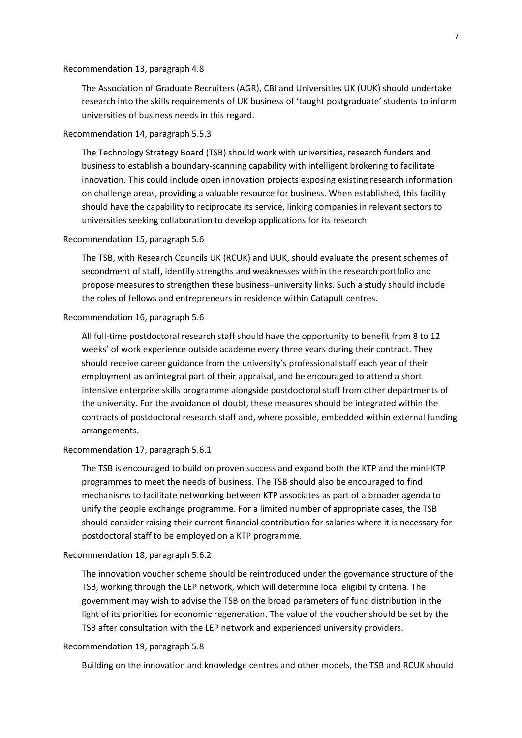Recommendation 13, paragraph 4.8

> The Association of Graduate Recruiters (AGR), CBI and Universities UK (UUK) should undertake research into the skills requirements of UK business of 'taught postgraduate' students to inform universities of business needs in this regard.

Recommendation 14, paragraph 5.5.3

> The Technology Strategy Board (TSB) should work with universities, research funders and business to establish a boundary-scanning capability with intelligent brokering to facilitate innovation. This could include open innovation projects exposing existing research information on challenge areas, providing a valuable resource for business. When established, this facility should have the capability to reciprocate its service, linking companies in relevant sectors to universities seeking collaboration to develop applications for its research.

Recommendation 15, paragraph 5.6

> The TSB, with Research Councils UK (RCUK) and UUK, should evaluate the present schemes of secondment of staff, identify strengths and weaknesses within the research portfolio and propose measures to strengthen these business–university links. Such a study should include the roles of fellows and entrepreneurs in residence within Catapult centres.

Recommendation 16, paragraph 5.6

> All full-time postdoctoral research staff should have the opportunity to benefit from 8 to 12 weeks' of work experience outside academe every three years during their contract. They should receive career guidance from the university's professional staff each year of their employment as an integral part of their appraisal, and be encouraged to attend a short intensive enterprise skills programme alongside postdoctoral staff from other departments of the university. For the avoidance of doubt, these measures should be integrated within the contracts of postdoctoral research staff and, where possible, embedded within external funding arrangements.

Recommendation 17, paragraph 5.6.1

> The TSB is encouraged to build on proven success and expand both the KTP and the mini-KTP programmes to meet the needs of business. The TSB should also be encouraged to find mechanisms to facilitate networking between KTP associates as part of a broader agenda to unify the people exchange programme. For a limited number of appropriate cases, the TSB should consider raising their current financial contribution for salaries where it is necessary for postdoctoral staff to be employed on a KTP programme.

Recommendation 18, paragraph 5.6.2

> The innovation voucher scheme should be reintroduced under the governance structure of the TSB, working through the LEP network, which will determine local eligibility criteria. The government may wish to advise the TSB on the broad parameters of fund distribution in the light of its priorities for economic regeneration. The value of the voucher should be set by the TSB after consultation with the LEP network and experienced university providers.

Recommendation 19, paragraph 5.8

> Building on the innovation and knowledge centres and other models, the TSB and RCUK should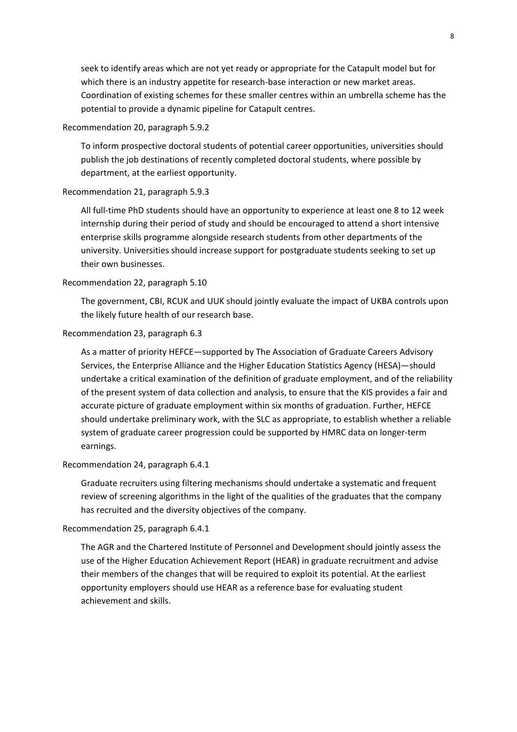seek to identify areas which are not yet ready or appropriate for the Catapult model but for which there is an industry appetite for research-base interaction or new market areas. Coordination of existing schemes for these smaller centres within an umbrella scheme has the potential to provide a dynamic pipeline for Catapult centres.

Recommendation 20, paragraph 5.9.2

> To inform prospective doctoral students of potential career opportunities, universities should publish the job destinations of recently completed doctoral students, where possible by department, at the earliest opportunity.

Recommendation 21, paragraph 5.9.3

> All full-time PhD students should have an opportunity to experience at least one 8 to 12 week internship during their period of study and should be encouraged to attend a short intensive enterprise skills programme alongside research students from other departments of the university. Universities should increase support for postgraduate students seeking to set up their own businesses.

Recommendation 22, paragraph 5.10

> The government, CBI, RCUK and UUK should jointly evaluate the impact of UKBA controls upon the likely future health of our research base.

Recommendation 23, paragraph 6.3

> As a matter of priority HEFCE—supported by The Association of Graduate Careers Advisory Services, the Enterprise Alliance and the Higher Education Statistics Agency (HESA)—should undertake a critical examination of the definition of graduate employment, and of the reliability of the present system of data collection and analysis, to ensure that the KIS provides a fair and accurate picture of graduate employment within six months of graduation. Further, HEFCE should undertake preliminary work, with the SLC as appropriate, to establish whether a reliable system of graduate career progression could be supported by HMRC data on longer-term earnings.

Recommendation 24, paragraph 6.4.1

> Graduate recruiters using filtering mechanisms should undertake a systematic and frequent review of screening algorithms in the light of the qualities of the graduates that the company has recruited and the diversity objectives of the company.

Recommendation 25, paragraph 6.4.1

> The AGR and the Chartered Institute of Personnel and Development should jointly assess the use of the Higher Education Achievement Report (HEAR) in graduate recruitment and advise their members of the changes that will be required to exploit its potential. At the earliest opportunity employers should use HEAR as a reference base for evaluating student achievement and skills.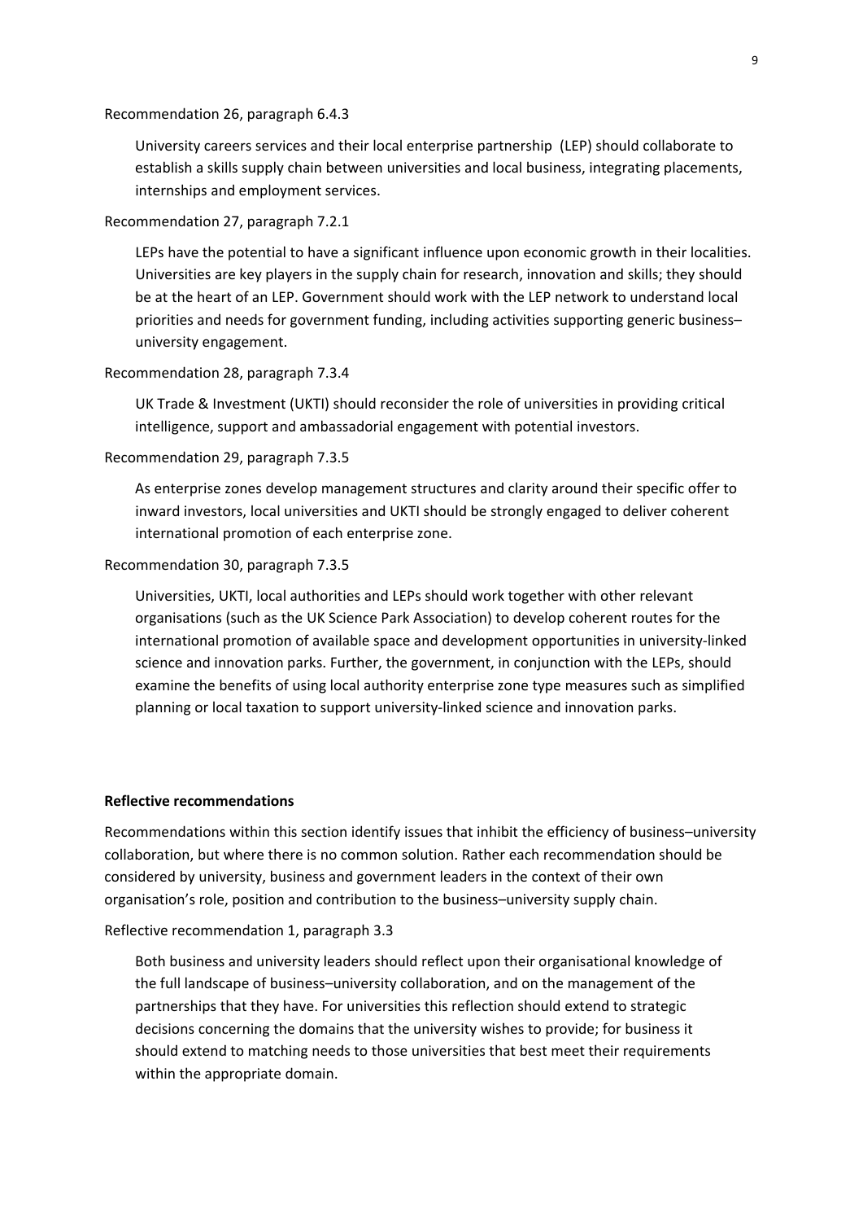Recommendation 26, paragraph 6.4.3

University careers services and their local enterprise partnership (LEP) should collaborate to establish a skills supply chain between universities and local business, integrating placements, internships and employment services.

Recommendation 27, paragraph 7.2.1

LEPs have the potential to have a significant influence upon economic growth in their localities. Universities are key players in the supply chain for research, innovation and skills; they should be at the heart of an LEP. Government should work with the LEP network to understand local priorities and needs for government funding, including activities supporting generic business–university engagement.

Recommendation 28, paragraph 7.3.4

UK Trade & Investment (UKTI) should reconsider the role of universities in providing critical intelligence, support and ambassadorial engagement with potential investors.

Recommendation 29, paragraph 7.3.5

As enterprise zones develop management structures and clarity around their specific offer to inward investors, local universities and UKTI should be strongly engaged to deliver coherent international promotion of each enterprise zone.

Recommendation 30, paragraph 7.3.5

Universities, UKTI, local authorities and LEPs should work together with other relevant organisations (such as the UK Science Park Association) to develop coherent routes for the international promotion of available space and development opportunities in university-linked science and innovation parks. Further, the government, in conjunction with the LEPs, should examine the benefits of using local authority enterprise zone type measures such as simplified planning or local taxation to support university-linked science and innovation parks.

**Reflective recommendations**

Recommendations within this section identify issues that inhibit the efficiency of business–university collaboration, but where there is no common solution. Rather each recommendation should be considered by university, business and government leaders in the context of their own organisation's role, position and contribution to the business–university supply chain.

Reflective recommendation 1, paragraph 3.3

Both business and university leaders should reflect upon their organisational knowledge of the full landscape of business–university collaboration, and on the management of the partnerships that they have. For universities this reflection should extend to strategic decisions concerning the domains that the university wishes to provide; for business it should extend to matching needs to those universities that best meet their requirements within the appropriate domain.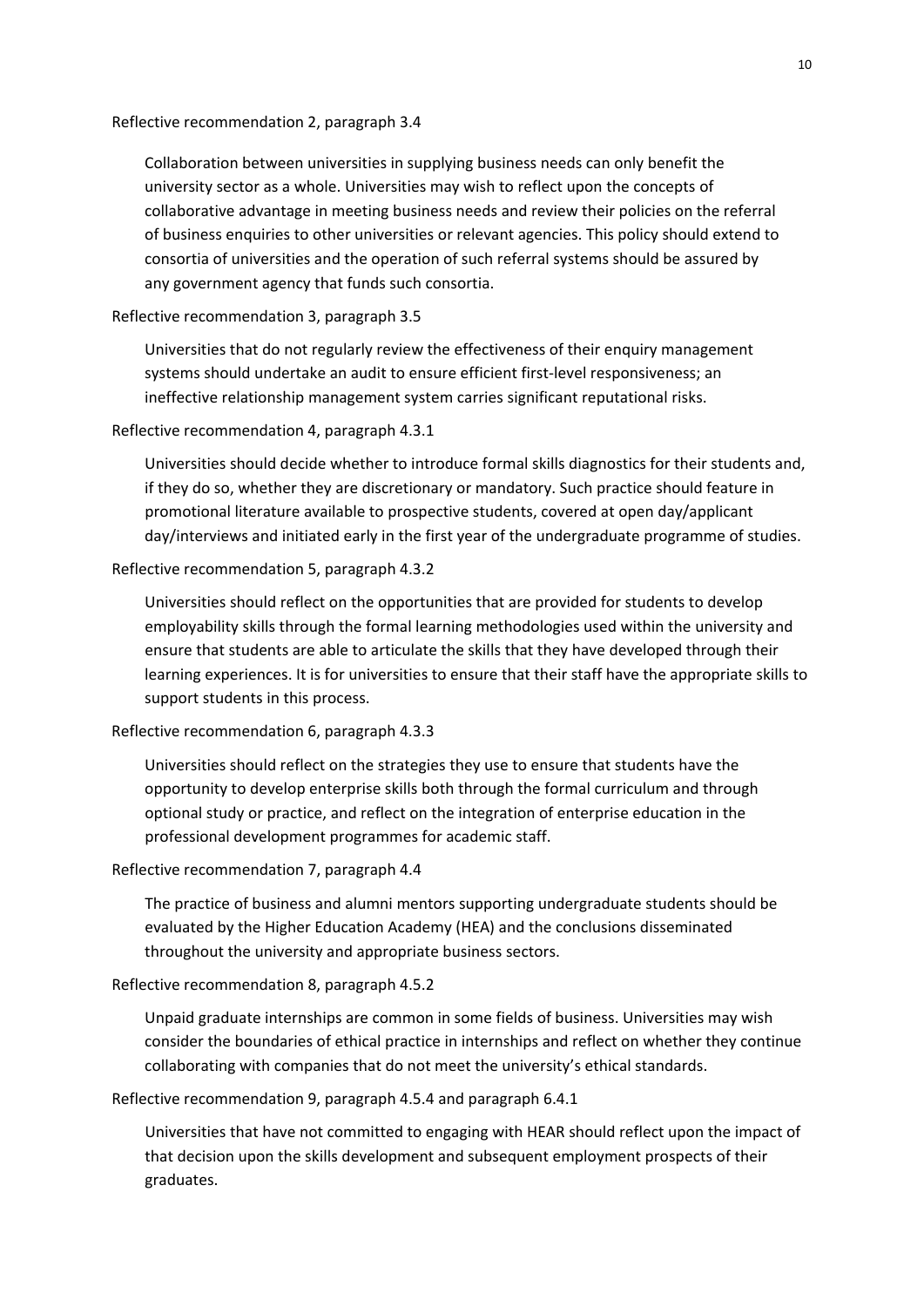Reflective recommendation 2, paragraph 3.4

> Collaboration between universities in supplying business needs can only benefit the university sector as a whole. Universities may wish to reflect upon the concepts of collaborative advantage in meeting business needs and review their policies on the referral of business enquiries to other universities or relevant agencies. This policy should extend to consortia of universities and the operation of such referral systems should be assured by any government agency that funds such consortia.

Reflective recommendation 3, paragraph 3.5

> Universities that do not regularly review the effectiveness of their enquiry management systems should undertake an audit to ensure efficient first-level responsiveness; an ineffective relationship management system carries significant reputational risks.

Reflective recommendation 4, paragraph 4.3.1

> Universities should decide whether to introduce formal skills diagnostics for their students and, if they do so, whether they are discretionary or mandatory. Such practice should feature in promotional literature available to prospective students, covered at open day/applicant day/interviews and initiated early in the first year of the undergraduate programme of studies.

Reflective recommendation 5, paragraph 4.3.2

> Universities should reflect on the opportunities that are provided for students to develop employability skills through the formal learning methodologies used within the university and ensure that students are able to articulate the skills that they have developed through their learning experiences. It is for universities to ensure that their staff have the appropriate skills to support students in this process.

Reflective recommendation 6, paragraph 4.3.3

> Universities should reflect on the strategies they use to ensure that students have the opportunity to develop enterprise skills both through the formal curriculum and through optional study or practice, and reflect on the integration of enterprise education in the professional development programmes for academic staff.

Reflective recommendation 7, paragraph 4.4

> The practice of business and alumni mentors supporting undergraduate students should be evaluated by the Higher Education Academy (HEA) and the conclusions disseminated throughout the university and appropriate business sectors.

Reflective recommendation 8, paragraph 4.5.2

> Unpaid graduate internships are common in some fields of business. Universities may wish consider the boundaries of ethical practice in internships and reflect on whether they continue collaborating with companies that do not meet the university's ethical standards.

Reflective recommendation 9, paragraph 4.5.4 and paragraph 6.4.1

> Universities that have not committed to engaging with HEAR should reflect upon the impact of that decision upon the skills development and subsequent employment prospects of their graduates.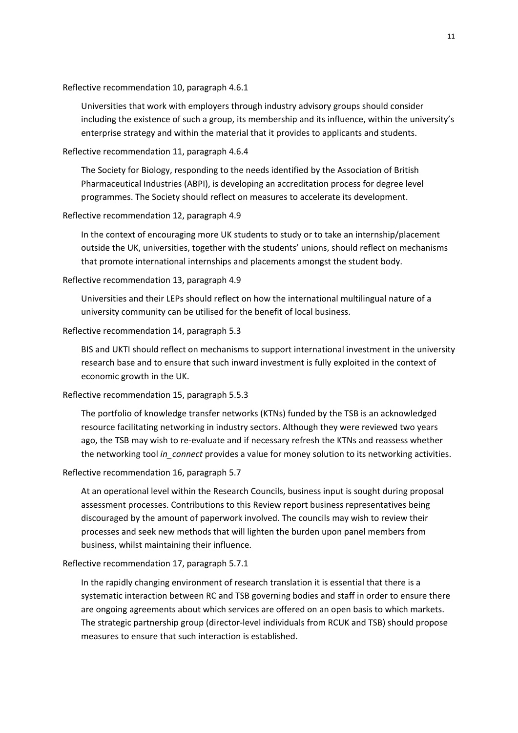Reflective recommendation 10, paragraph 4.6.1

> Universities that work with employers through industry advisory groups should consider including the existence of such a group, its membership and its influence, within the university's enterprise strategy and within the material that it provides to applicants and students.

Reflective recommendation 11, paragraph 4.6.4

> The Society for Biology, responding to the needs identified by the Association of British Pharmaceutical Industries (ABPI), is developing an accreditation process for degree level programmes. The Society should reflect on measures to accelerate its development.

Reflective recommendation 12, paragraph 4.9

> In the context of encouraging more UK students to study or to take an internship/placement outside the UK, universities, together with the students' unions, should reflect on mechanisms that promote international internships and placements amongst the student body.

Reflective recommendation 13, paragraph 4.9

> Universities and their LEPs should reflect on how the international multilingual nature of a university community can be utilised for the benefit of local business.

Reflective recommendation 14, paragraph 5.3

> BIS and UKTI should reflect on mechanisms to support international investment in the university research base and to ensure that such inward investment is fully exploited in the context of economic growth in the UK.

Reflective recommendation 15, paragraph 5.5.3

> The portfolio of knowledge transfer networks (KTNs) funded by the TSB is an acknowledged resource facilitating networking in industry sectors. Although they were reviewed two years ago, the TSB may wish to re-evaluate and if necessary refresh the KTNs and reassess whether the networking tool *in_connect* provides a value for money solution to its networking activities.

Reflective recommendation 16, paragraph 5.7

> At an operational level within the Research Councils, business input is sought during proposal assessment processes. Contributions to this Review report business representatives being discouraged by the amount of paperwork involved. The councils may wish to review their processes and seek new methods that will lighten the burden upon panel members from business, whilst maintaining their influence.

Reflective recommendation 17, paragraph 5.7.1

> In the rapidly changing environment of research translation it is essential that there is a systematic interaction between RC and TSB governing bodies and staff in order to ensure there are ongoing agreements about which services are offered on an open basis to which markets. The strategic partnership group (director-level individuals from RCUK and TSB) should propose measures to ensure that such interaction is established.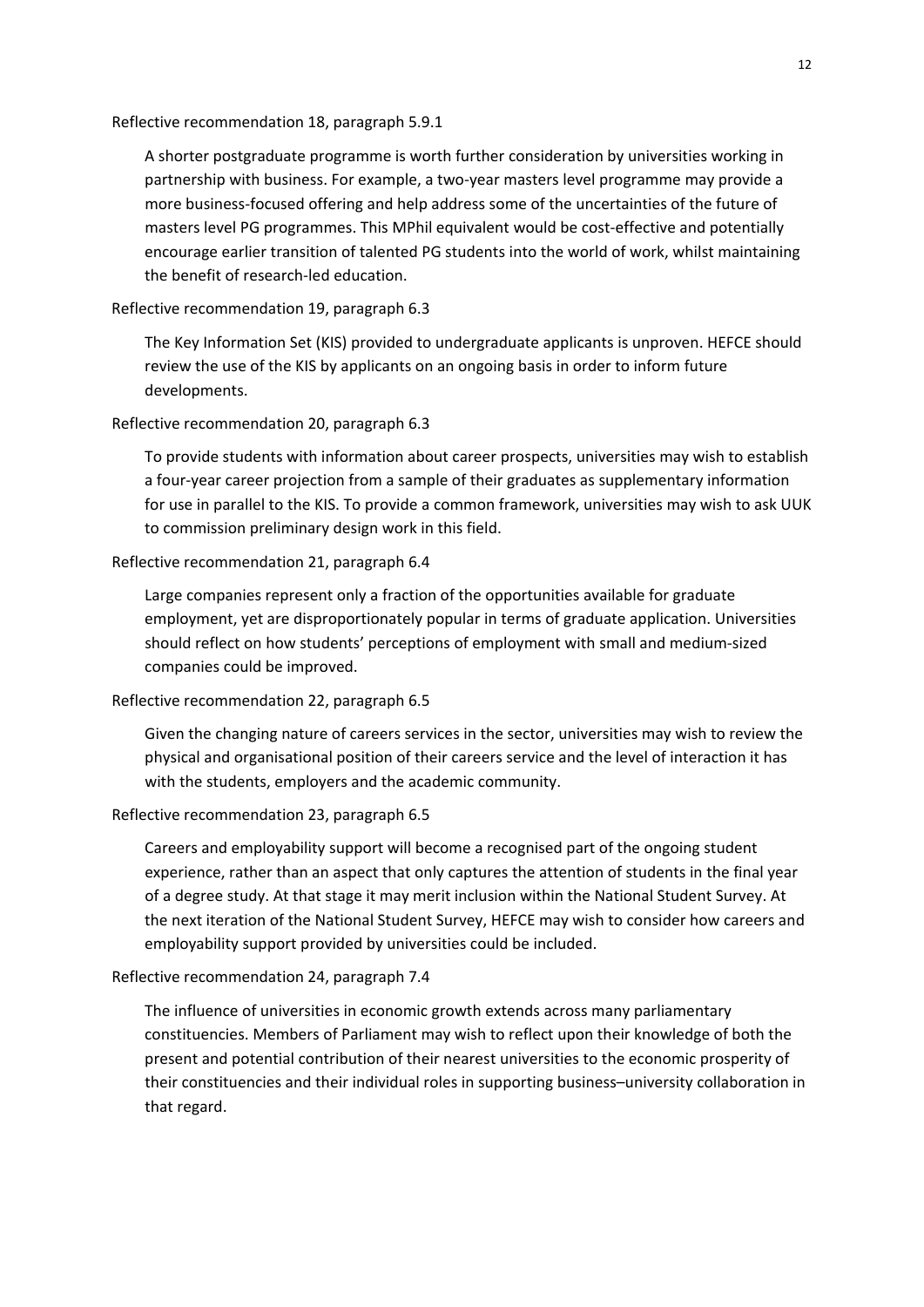Reflective recommendation 18, paragraph 5.9.1

A shorter postgraduate programme is worth further consideration by universities working in partnership with business. For example, a two-year masters level programme may provide a more business-focused offering and help address some of the uncertainties of the future of masters level PG programmes. This MPhil equivalent would be cost-effective and potentially encourage earlier transition of talented PG students into the world of work, whilst maintaining the benefit of research-led education.

Reflective recommendation 19, paragraph 6.3

The Key Information Set (KIS) provided to undergraduate applicants is unproven. HEFCE should review the use of the KIS by applicants on an ongoing basis in order to inform future developments.

Reflective recommendation 20, paragraph 6.3

To provide students with information about career prospects, universities may wish to establish a four-year career projection from a sample of their graduates as supplementary information for use in parallel to the KIS. To provide a common framework, universities may wish to ask UUK to commission preliminary design work in this field.

Reflective recommendation 21, paragraph 6.4

Large companies represent only a fraction of the opportunities available for graduate employment, yet are disproportionately popular in terms of graduate application. Universities should reflect on how students' perceptions of employment with small and medium-sized companies could be improved.

Reflective recommendation 22, paragraph 6.5

Given the changing nature of careers services in the sector, universities may wish to review the physical and organisational position of their careers service and the level of interaction it has with the students, employers and the academic community.

Reflective recommendation 23, paragraph 6.5

Careers and employability support will become a recognised part of the ongoing student experience, rather than an aspect that only captures the attention of students in the final year of a degree study. At that stage it may merit inclusion within the National Student Survey. At the next iteration of the National Student Survey, HEFCE may wish to consider how careers and employability support provided by universities could be included.

Reflective recommendation 24, paragraph 7.4

The influence of universities in economic growth extends across many parliamentary constituencies. Members of Parliament may wish to reflect upon their knowledge of both the present and potential contribution of their nearest universities to the economic prosperity of their constituencies and their individual roles in supporting business–university collaboration in that regard.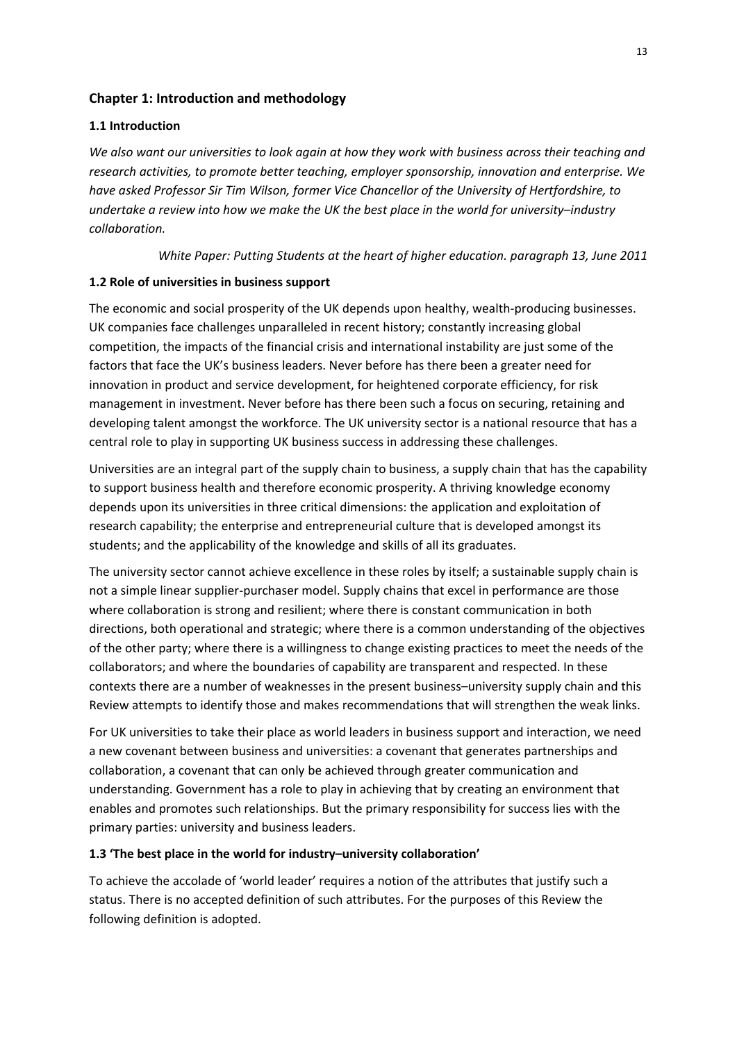## Chapter 1: Introduction and methodology

### 1.1 Introduction

*We also want our universities to look again at how they work with business across their teaching and research activities, to promote better teaching, employer sponsorship, innovation and enterprise. We have asked Professor Sir Tim Wilson, former Vice Chancellor of the University of Hertfordshire, to undertake a review into how we make the UK the best place in the world for university–industry collaboration.*

*White Paper: Putting Students at the heart of higher education. paragraph 13, June 2011*

### 1.2 Role of universities in business support

The economic and social prosperity of the UK depends upon healthy, wealth-producing businesses. UK companies face challenges unparalleled in recent history; constantly increasing global competition, the impacts of the financial crisis and international instability are just some of the factors that face the UK's business leaders. Never before has there been a greater need for innovation in product and service development, for heightened corporate efficiency, for risk management in investment. Never before has there been such a focus on securing, retaining and developing talent amongst the workforce. The UK university sector is a national resource that has a central role to play in supporting UK business success in addressing these challenges.

Universities are an integral part of the supply chain to business, a supply chain that has the capability to support business health and therefore economic prosperity. A thriving knowledge economy depends upon its universities in three critical dimensions: the application and exploitation of research capability; the enterprise and entrepreneurial culture that is developed amongst its students; and the applicability of the knowledge and skills of all its graduates.

The university sector cannot achieve excellence in these roles by itself; a sustainable supply chain is not a simple linear supplier-purchaser model. Supply chains that excel in performance are those where collaboration is strong and resilient; where there is constant communication in both directions, both operational and strategic; where there is a common understanding of the objectives of the other party; where there is a willingness to change existing practices to meet the needs of the collaborators; and where the boundaries of capability are transparent and respected. In these contexts there are a number of weaknesses in the present business–university supply chain and this Review attempts to identify those and makes recommendations that will strengthen the weak links.

For UK universities to take their place as world leaders in business support and interaction, we need a new covenant between business and universities: a covenant that generates partnerships and collaboration, a covenant that can only be achieved through greater communication and understanding. Government has a role to play in achieving that by creating an environment that enables and promotes such relationships. But the primary responsibility for success lies with the primary parties: university and business leaders.

### 1.3 'The best place in the world for industry–university collaboration'

To achieve the accolade of 'world leader' requires a notion of the attributes that justify such a status. There is no accepted definition of such attributes. For the purposes of this Review the following definition is adopted.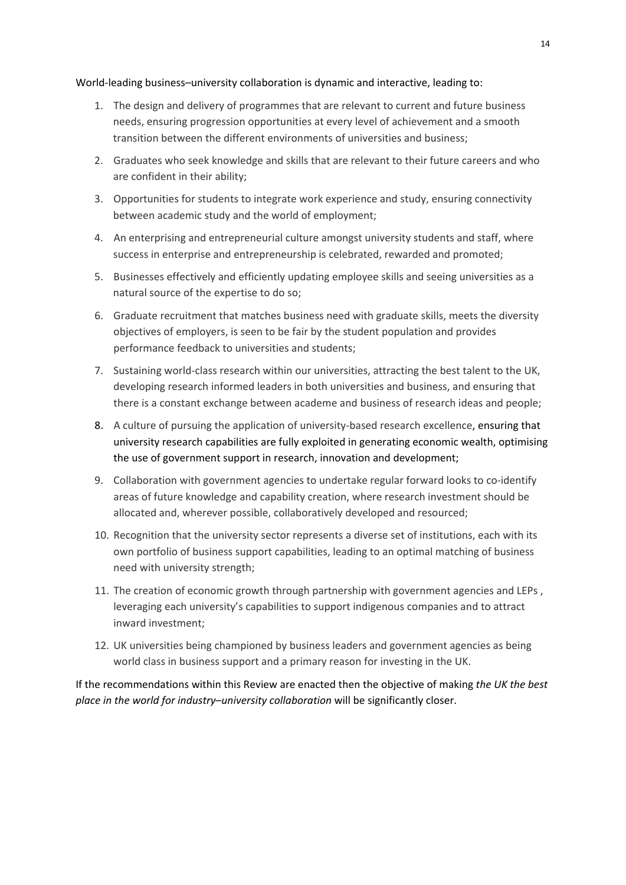World-leading business–university collaboration is dynamic and interactive, leading to:

1. The design and delivery of programmes that are relevant to current and future business needs, ensuring progression opportunities at every level of achievement and a smooth transition between the different environments of universities and business;
2. Graduates who seek knowledge and skills that are relevant to their future careers and who are confident in their ability;
3. Opportunities for students to integrate work experience and study, ensuring connectivity between academic study and the world of employment;
4. An enterprising and entrepreneurial culture amongst university students and staff, where success in enterprise and entrepreneurship is celebrated, rewarded and promoted;
5. Businesses effectively and efficiently updating employee skills and seeing universities as a natural source of the expertise to do so;
6. Graduate recruitment that matches business need with graduate skills, meets the diversity objectives of employers, is seen to be fair by the student population and provides performance feedback to universities and students;
7. Sustaining world-class research within our universities, attracting the best talent to the UK, developing research informed leaders in both universities and business, and ensuring that there is a constant exchange between academe and business of research ideas and people;
8. A culture of pursuing the application of university-based research excellence, ensuring that university research capabilities are fully exploited in generating economic wealth, optimising the use of government support in research, innovation and development;
9. Collaboration with government agencies to undertake regular forward looks to co-identify areas of future knowledge and capability creation, where research investment should be allocated and, wherever possible, collaboratively developed and resourced;
10. Recognition that the university sector represents a diverse set of institutions, each with its own portfolio of business support capabilities, leading to an optimal matching of business need with university strength;
11. The creation of economic growth through partnership with government agencies and LEPs , leveraging each university's capabilities to support indigenous companies and to attract inward investment;
12. UK universities being championed by business leaders and government agencies as being world class in business support and a primary reason for investing in the UK.

If the recommendations within this Review are enacted then the objective of making *the UK the best place in the world for industry–university collaboration* will be significantly closer.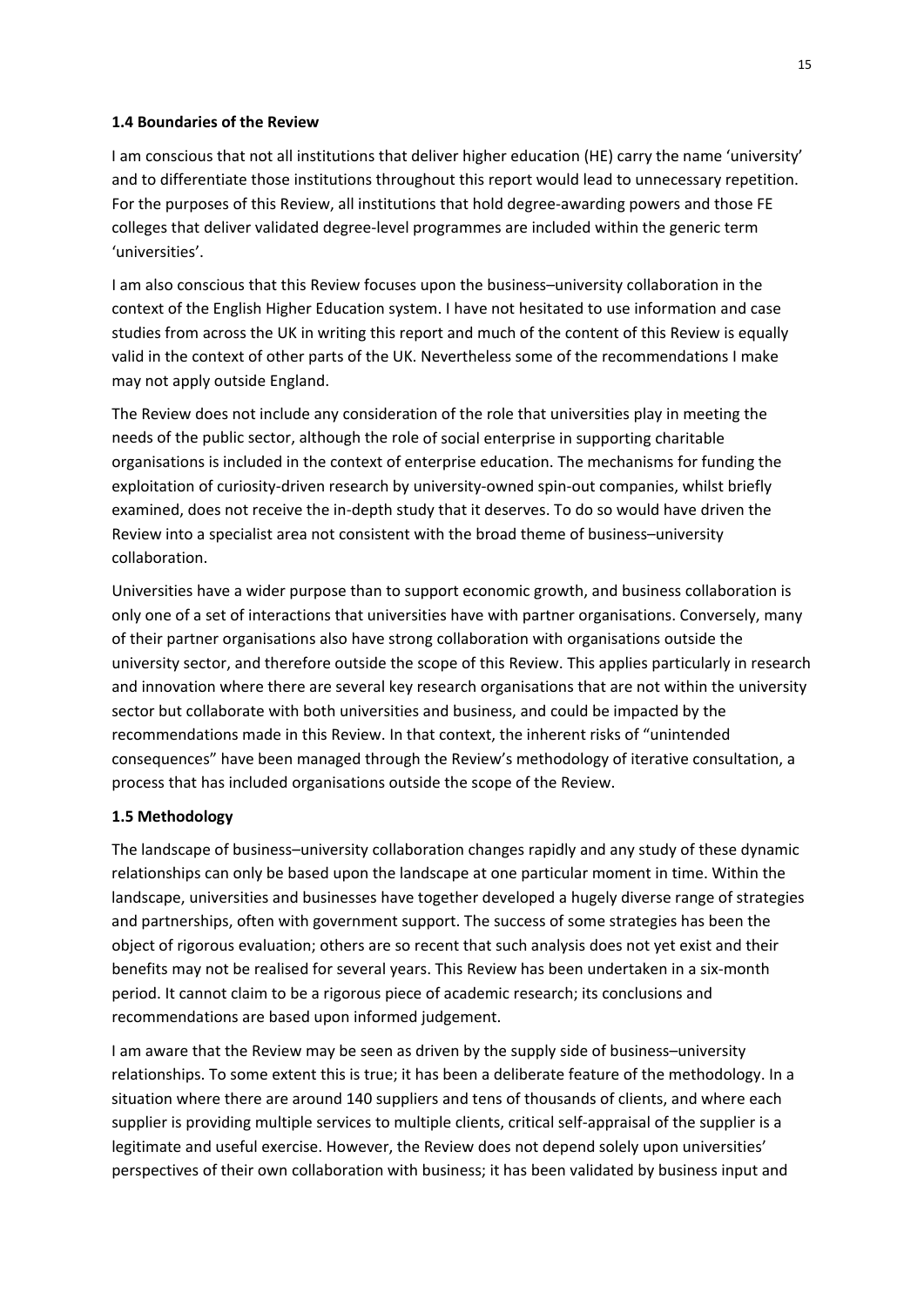### 1.4 Boundaries of the Review

I am conscious that not all institutions that deliver higher education (HE) carry the name 'university' and to differentiate those institutions throughout this report would lead to unnecessary repetition. For the purposes of this Review, all institutions that hold degree-awarding powers and those FE colleges that deliver validated degree-level programmes are included within the generic term 'universities'.

I am also conscious that this Review focuses upon the business–university collaboration in the context of the English Higher Education system. I have not hesitated to use information and case studies from across the UK in writing this report and much of the content of this Review is equally valid in the context of other parts of the UK. Nevertheless some of the recommendations I make may not apply outside England.

The Review does not include any consideration of the role that universities play in meeting the needs of the public sector, although the role of social enterprise in supporting charitable organisations is included in the context of enterprise education. The mechanisms for funding the exploitation of curiosity-driven research by university-owned spin-out companies, whilst briefly examined, does not receive the in-depth study that it deserves. To do so would have driven the Review into a specialist area not consistent with the broad theme of business–university collaboration.

Universities have a wider purpose than to support economic growth, and business collaboration is only one of a set of interactions that universities have with partner organisations. Conversely, many of their partner organisations also have strong collaboration with organisations outside the university sector, and therefore outside the scope of this Review. This applies particularly in research and innovation where there are several key research organisations that are not within the university sector but collaborate with both universities and business, and could be impacted by the recommendations made in this Review. In that context, the inherent risks of "unintended consequences" have been managed through the Review's methodology of iterative consultation, a process that has included organisations outside the scope of the Review.

### 1.5 Methodology

The landscape of business–university collaboration changes rapidly and any study of these dynamic relationships can only be based upon the landscape at one particular moment in time. Within the landscape, universities and businesses have together developed a hugely diverse range of strategies and partnerships, often with government support. The success of some strategies has been the object of rigorous evaluation; others are so recent that such analysis does not yet exist and their benefits may not be realised for several years. This Review has been undertaken in a six-month period. It cannot claim to be a rigorous piece of academic research; its conclusions and recommendations are based upon informed judgement.

I am aware that the Review may be seen as driven by the supply side of business–university relationships. To some extent this is true; it has been a deliberate feature of the methodology. In a situation where there are around 140 suppliers and tens of thousands of clients, and where each supplier is providing multiple services to multiple clients, critical self-appraisal of the supplier is a legitimate and useful exercise. However, the Review does not depend solely upon universities' perspectives of their own collaboration with business; it has been validated by business input and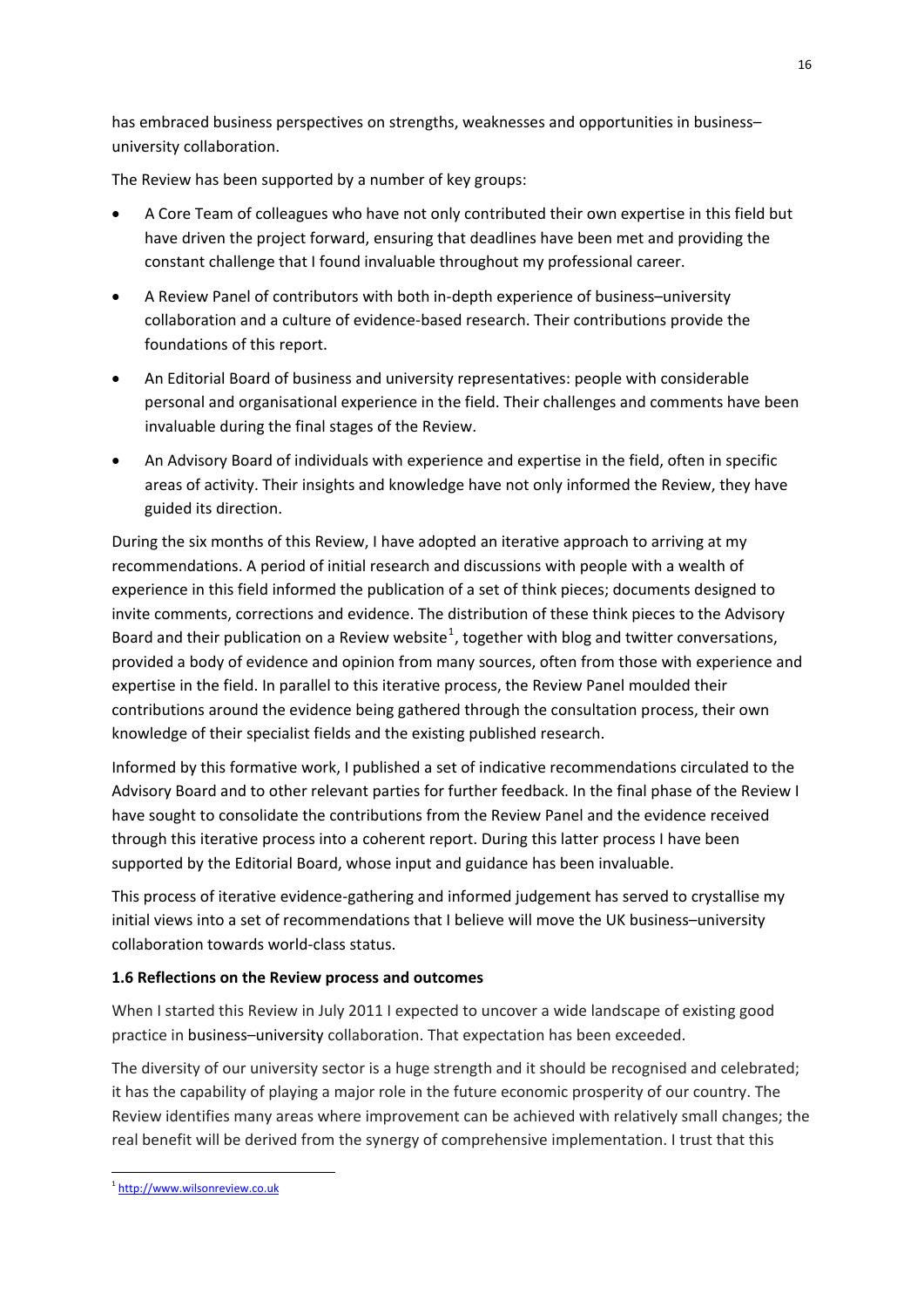has embraced business perspectives on strengths, weaknesses and opportunities in business–university collaboration.

The Review has been supported by a number of key groups:

- A Core Team of colleagues who have not only contributed their own expertise in this field but have driven the project forward, ensuring that deadlines have been met and providing the constant challenge that I found invaluable throughout my professional career.
- A Review Panel of contributors with both in-depth experience of business–university collaboration and a culture of evidence-based research. Their contributions provide the foundations of this report.
- An Editorial Board of business and university representatives: people with considerable personal and organisational experience in the field. Their challenges and comments have been invaluable during the final stages of the Review.
- An Advisory Board of individuals with experience and expertise in the field, often in specific areas of activity. Their insights and knowledge have not only informed the Review, they have guided its direction.

During the six months of this Review, I have adopted an iterative approach to arriving at my recommendations. A period of initial research and discussions with people with a wealth of experience in this field informed the publication of a set of think pieces; documents designed to invite comments, corrections and evidence. The distribution of these think pieces to the Advisory Board and their publication on a Review website[1], together with blog and twitter conversations, provided a body of evidence and opinion from many sources, often from those with experience and expertise in the field. In parallel to this iterative process, the Review Panel moulded their contributions around the evidence being gathered through the consultation process, their own knowledge of their specialist fields and the existing published research.

Informed by this formative work, I published a set of indicative recommendations circulated to the Advisory Board and to other relevant parties for further feedback. In the final phase of the Review I have sought to consolidate the contributions from the Review Panel and the evidence received through this iterative process into a coherent report. During this latter process I have been supported by the Editorial Board, whose input and guidance has been invaluable.

This process of iterative evidence-gathering and informed judgement has served to crystallise my initial views into a set of recommendations that I believe will move the UK business–university collaboration towards world-class status.

### 1.6 Reflections on the Review process and outcomes

When I started this Review in July 2011 I expected to uncover a wide landscape of existing good practice in business–university collaboration. That expectation has been exceeded.

The diversity of our university sector is a huge strength and it should be recognised and celebrated; it has the capability of playing a major role in the future economic prosperity of our country. The Review identifies many areas where improvement can be achieved with relatively small changes; the real benefit will be derived from the synergy of comprehensive implementation. I trust that this

[1] http://www.wilsonreview.co.uk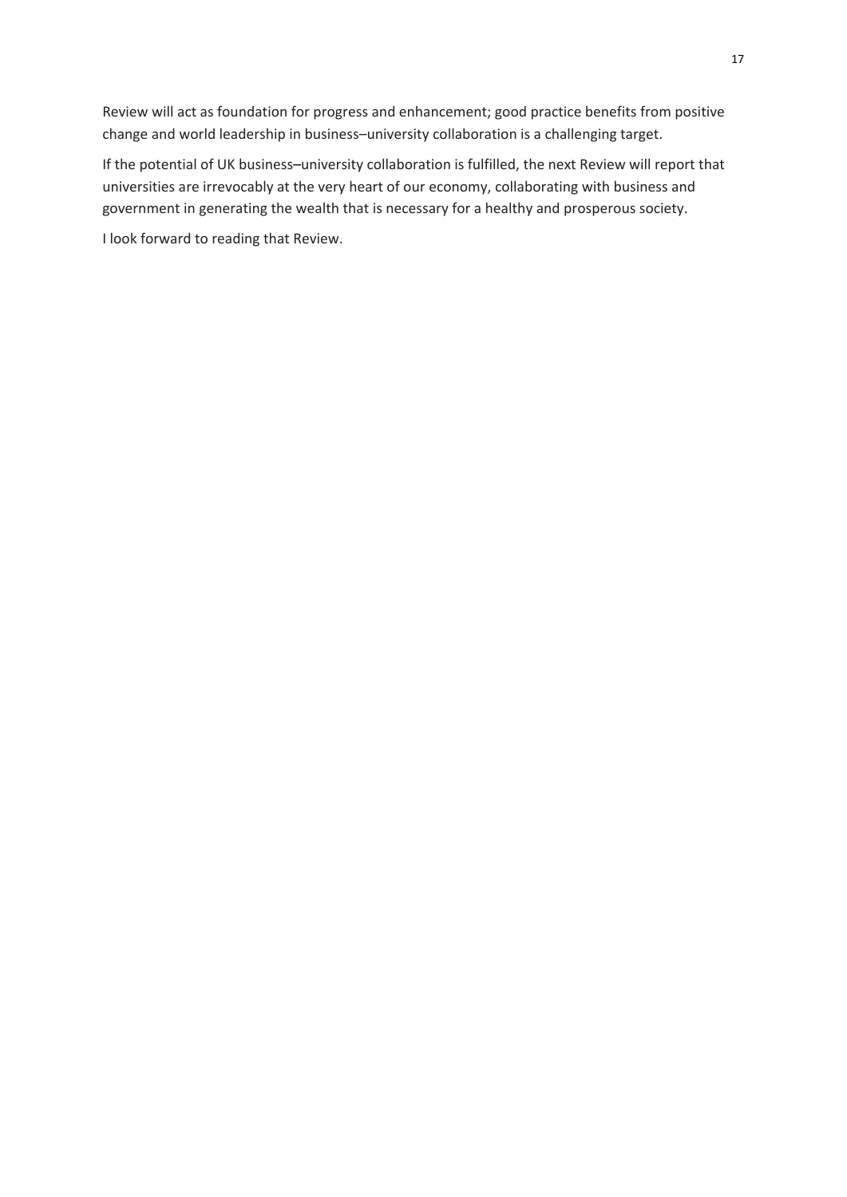Review will act as foundation for progress and enhancement; good practice benefits from positive change and world leadership in business–university collaboration is a challenging target.

If the potential of UK business–university collaboration is fulfilled, the next Review will report that universities are irrevocably at the very heart of our economy, collaborating with business and government in generating the wealth that is necessary for a healthy and prosperous society.

I look forward to reading that Review.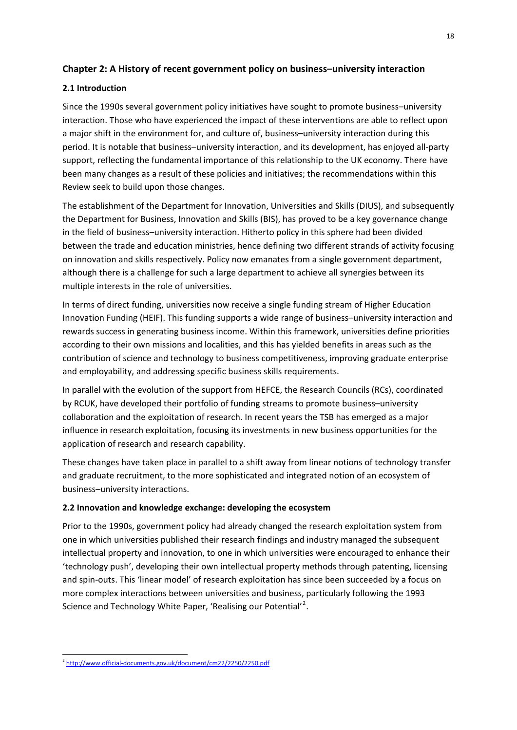## Chapter 2: A History of recent government policy on business–university interaction

### 2.1 Introduction

Since the 1990s several government policy initiatives have sought to promote business–university interaction. Those who have experienced the impact of these interventions are able to reflect upon a major shift in the environment for, and culture of, business–university interaction during this period. It is notable that business–university interaction, and its development, has enjoyed all-party support, reflecting the fundamental importance of this relationship to the UK economy. There have been many changes as a result of these policies and initiatives; the recommendations within this Review seek to build upon those changes.

The establishment of the Department for Innovation, Universities and Skills (DIUS), and subsequently the Department for Business, Innovation and Skills (BIS), has proved to be a key governance change in the field of business–university interaction. Hitherto policy in this sphere had been divided between the trade and education ministries, hence defining two different strands of activity focusing on innovation and skills respectively. Policy now emanates from a single government department, although there is a challenge for such a large department to achieve all synergies between its multiple interests in the role of universities.

In terms of direct funding, universities now receive a single funding stream of Higher Education Innovation Funding (HEIF). This funding supports a wide range of business–university interaction and rewards success in generating business income. Within this framework, universities define priorities according to their own missions and localities, and this has yielded benefits in areas such as the contribution of science and technology to business competitiveness, improving graduate enterprise and employability, and addressing specific business skills requirements.

In parallel with the evolution of the support from HEFCE, the Research Councils (RCs), coordinated by RCUK, have developed their portfolio of funding streams to promote business–university collaboration and the exploitation of research. In recent years the TSB has emerged as a major influence in research exploitation, focusing its investments in new business opportunities for the application of research and research capability.

These changes have taken place in parallel to a shift away from linear notions of technology transfer and graduate recruitment, to the more sophisticated and integrated notion of an ecosystem of business–university interactions.

### 2.2 Innovation and knowledge exchange: developing the ecosystem

Prior to the 1990s, government policy had already changed the research exploitation system from one in which universities published their research findings and industry managed the subsequent intellectual property and innovation, to one in which universities were encouraged to enhance their 'technology push', developing their own intellectual property methods through patenting, licensing and spin-outs. This 'linear model' of research exploitation has since been succeeded by a focus on more complex interactions between universities and business, particularly following the 1993 Science and Technology White Paper, 'Realising our Potential'[2].

[2] http://www.official-documents.gov.uk/document/cm22/2250/2250.pdf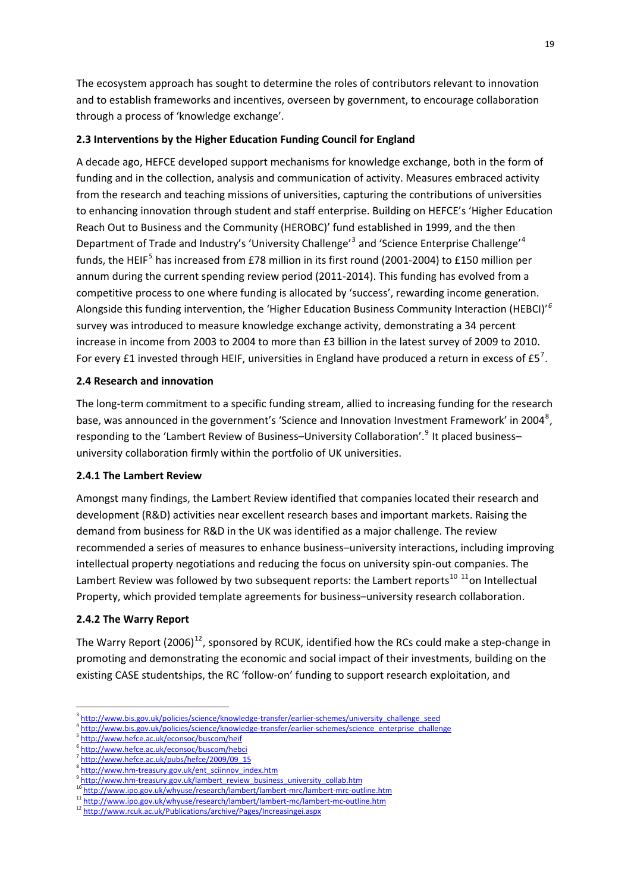The ecosystem approach has sought to determine the roles of contributors relevant to innovation and to establish frameworks and incentives, overseen by government, to encourage collaboration through a process of 'knowledge exchange'.

### 2.3 Interventions by the Higher Education Funding Council for England

A decade ago, HEFCE developed support mechanisms for knowledge exchange, both in the form of funding and in the collection, analysis and communication of activity. Measures embraced activity from the research and teaching missions of universities, capturing the contributions of universities to enhancing innovation through student and staff enterprise. Building on HEFCE's 'Higher Education Reach Out to Business and the Community (HEROBC)' fund established in 1999, and the then Department of Trade and Industry's 'University Challenge'[3] and 'Science Enterprise Challenge'[4] funds, the HEIF[5] has increased from £78 million in its first round (2001-2004) to £150 million per annum during the current spending review period (2011-2014). This funding has evolved from a competitive process to one where funding is allocated by 'success', rewarding income generation. Alongside this funding intervention, the 'Higher Education Business Community Interaction (HEBCI)'[6] survey was introduced to measure knowledge exchange activity, demonstrating a 34 percent increase in income from 2003 to 2004 to more than £3 billion in the latest survey of 2009 to 2010. For every £1 invested through HEIF, universities in England have produced a return in excess of £5[7].

### 2.4 Research and innovation

The long-term commitment to a specific funding stream, allied to increasing funding for the research base, was announced in the government's 'Science and Innovation Investment Framework' in 2004[8], responding to the 'Lambert Review of Business–University Collaboration'.[9] It placed business–university collaboration firmly within the portfolio of UK universities.

#### 2.4.1 The Lambert Review

Amongst many findings, the Lambert Review identified that companies located their research and development (R&D) activities near excellent research bases and important markets. Raising the demand from business for R&D in the UK was identified as a major challenge. The review recommended a series of measures to enhance business–university interactions, including improving intellectual property negotiations and reducing the focus on university spin-out companies. The Lambert Review was followed by two subsequent reports: the Lambert reports[10] [11] on Intellectual Property, which provided template agreements for business–university research collaboration.

#### 2.4.2 The Warry Report

The Warry Report (2006)[12], sponsored by RCUK, identified how the RCs could make a step-change in promoting and demonstrating the economic and social impact of their investments, building on the existing CASE studentships, the RC 'follow-on' funding to support research exploitation, and

---

[3] http://www.bis.gov.uk/policies/science/knowledge-transfer/earlier-schemes/university_challenge_seed

[4] http://www.bis.gov.uk/policies/science/knowledge-transfer/earlier-schemes/science_enterprise_challenge

[5] http://www.hefce.ac.uk/econsoc/buscom/heif

[6] http://www.hefce.ac.uk/econsoc/buscom/hebci

[7] http://www.hefce.ac.uk/pubs/hefce/2009/09_15

[8] http://www.hm-treasury.gov.uk/ent_sciinnov_index.htm

[9] http://www.hm-treasury.gov.uk/lambert_review_business_university_collab.htm

[10] http://www.ipo.gov.uk/whyuse/research/lambert/lambert-mrc/lambert-mrc-outline.htm

[11] http://www.ipo.gov.uk/whyuse/research/lambert/lambert-mc/lambert-mc-outline.htm

[12] http://www.rcuk.ac.uk/Publications/archive/Pages/Increasingei.aspx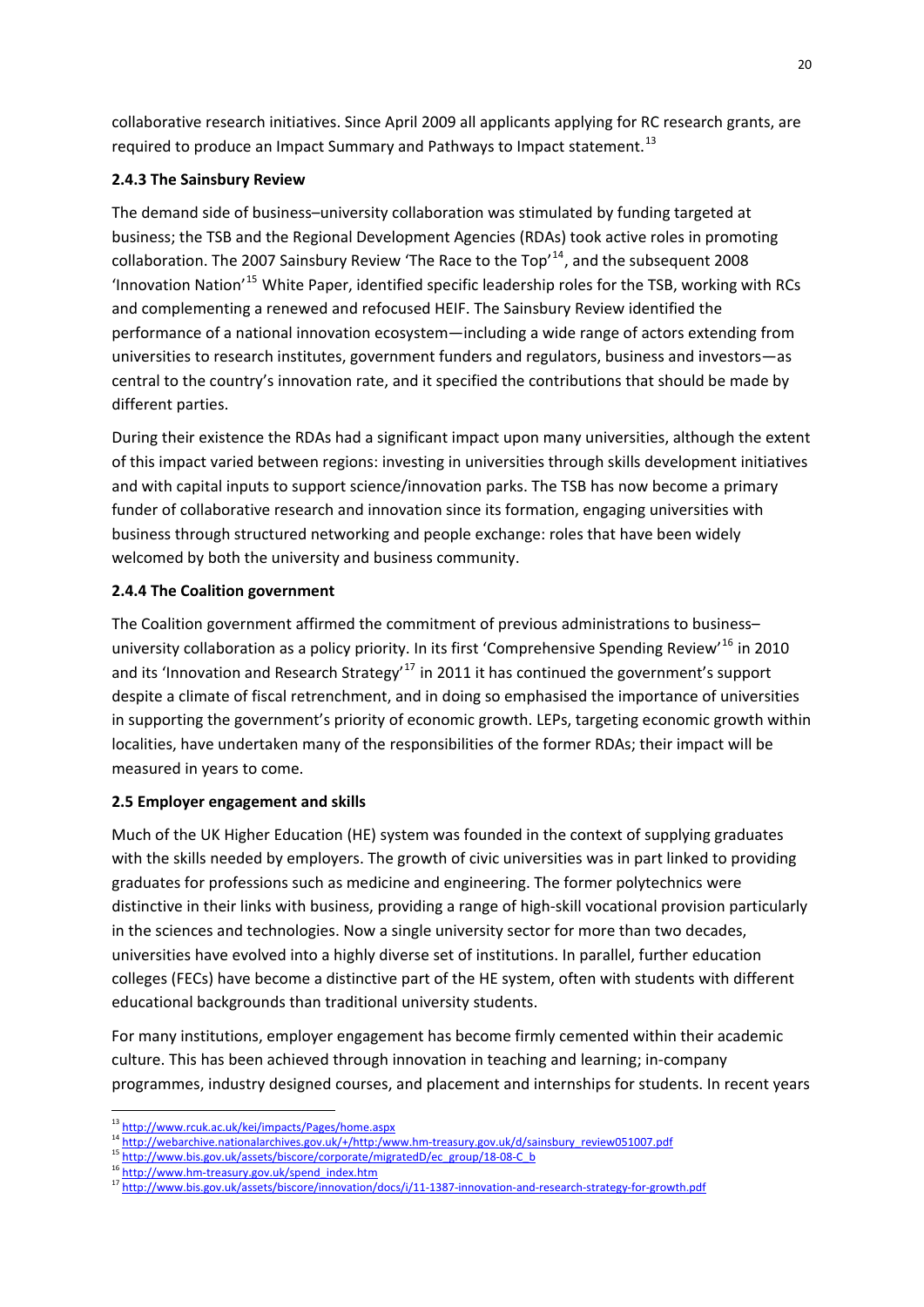collaborative research initiatives. Since April 2009 all applicants applying for RC research grants, are required to produce an Impact Summary and Pathways to Impact statement.[13]

#### 2.4.3 The Sainsbury Review

The demand side of business–university collaboration was stimulated by funding targeted at business; the TSB and the Regional Development Agencies (RDAs) took active roles in promoting collaboration. The 2007 Sainsbury Review 'The Race to the Top'[14], and the subsequent 2008 'Innovation Nation'[15] White Paper, identified specific leadership roles for the TSB, working with RCs and complementing a renewed and refocused HEIF. The Sainsbury Review identified the performance of a national innovation ecosystem—including a wide range of actors extending from universities to research institutes, government funders and regulators, business and investors—as central to the country's innovation rate, and it specified the contributions that should be made by different parties.

During their existence the RDAs had a significant impact upon many universities, although the extent of this impact varied between regions: investing in universities through skills development initiatives and with capital inputs to support science/innovation parks. The TSB has now become a primary funder of collaborative research and innovation since its formation, engaging universities with business through structured networking and people exchange: roles that have been widely welcomed by both the university and business community.

#### 2.4.4 The Coalition government

The Coalition government affirmed the commitment of previous administrations to business–university collaboration as a policy priority. In its first 'Comprehensive Spending Review'[16] in 2010 and its 'Innovation and Research Strategy'[17] in 2011 it has continued the government's support despite a climate of fiscal retrenchment, and in doing so emphasised the importance of universities in supporting the government's priority of economic growth. LEPs, targeting economic growth within localities, have undertaken many of the responsibilities of the former RDAs; their impact will be measured in years to come.

### 2.5 Employer engagement and skills

Much of the UK Higher Education (HE) system was founded in the context of supplying graduates with the skills needed by employers. The growth of civic universities was in part linked to providing graduates for professions such as medicine and engineering. The former polytechnics were distinctive in their links with business, providing a range of high-skill vocational provision particularly in the sciences and technologies. Now a single university sector for more than two decades, universities have evolved into a highly diverse set of institutions. In parallel, further education colleges (FECs) have become a distinctive part of the HE system, often with students with different educational backgrounds than traditional university students.

For many institutions, employer engagement has become firmly cemented within their academic culture. This has been achieved through innovation in teaching and learning; in-company programmes, industry designed courses, and placement and internships for students. In recent years

---

[13] http://www.rcuk.ac.uk/kei/impacts/Pages/home.aspx

[14] http://webarchive.nationalarchives.gov.uk/+/http:/www.hm-treasury.gov.uk/d/sainsbury_review051007.pdf

[15] http://www.bis.gov.uk/assets/biscore/corporate/migratedD/ec_group/18-08-C_b

[16] http://www.hm-treasury.gov.uk/spend_index.htm

[17] http://www.bis.gov.uk/assets/biscore/innovation/docs/i/11-1387-innovation-and-research-strategy-for-growth.pdf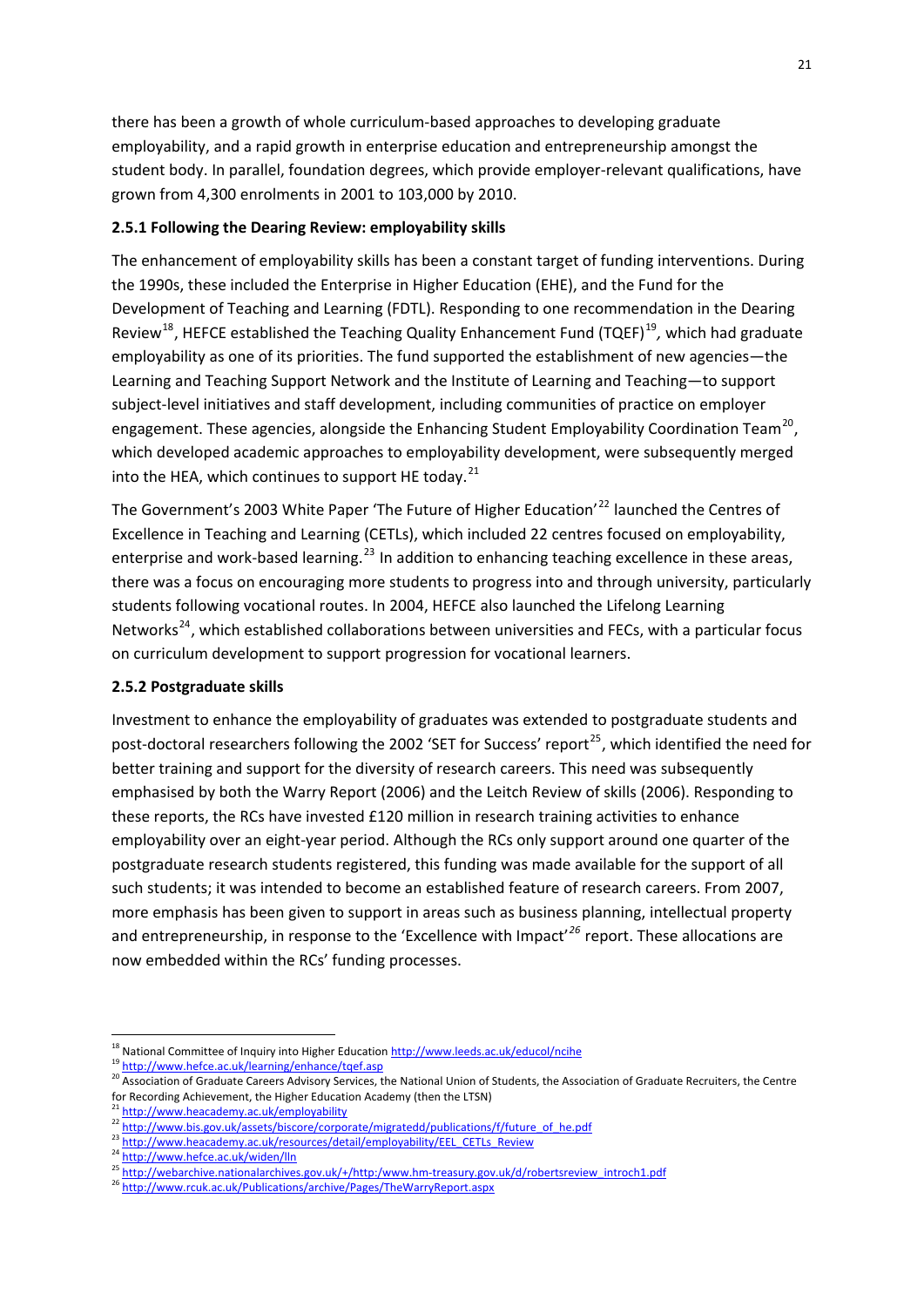there has been a growth of whole curriculum-based approaches to developing graduate employability, and a rapid growth in enterprise education and entrepreneurship amongst the student body. In parallel, foundation degrees, which provide employer-relevant qualifications, have grown from 4,300 enrolments in 2001 to 103,000 by 2010.

### 2.5.1 Following the Dearing Review: employability skills

The enhancement of employability skills has been a constant target of funding interventions. During the 1990s, these included the Enterprise in Higher Education (EHE), and the Fund for the Development of Teaching and Learning (FDTL). Responding to one recommendation in the Dearing Review[18], HEFCE established the Teaching Quality Enhancement Fund (TQEF)[19], which had graduate employability as one of its priorities. The fund supported the establishment of new agencies—the Learning and Teaching Support Network and the Institute of Learning and Teaching—to support subject-level initiatives and staff development, including communities of practice on employer engagement. These agencies, alongside the Enhancing Student Employability Coordination Team[20], which developed academic approaches to employability development, were subsequently merged into the HEA, which continues to support HE today.[21]

The Government's 2003 White Paper 'The Future of Higher Education'[22] launched the Centres of Excellence in Teaching and Learning (CETLs), which included 22 centres focused on employability, enterprise and work-based learning.[23] In addition to enhancing teaching excellence in these areas, there was a focus on encouraging more students to progress into and through university, particularly students following vocational routes. In 2004, HEFCE also launched the Lifelong Learning Networks[24], which established collaborations between universities and FECs, with a particular focus on curriculum development to support progression for vocational learners.

### 2.5.2 Postgraduate skills

Investment to enhance the employability of graduates was extended to postgraduate students and post-doctoral researchers following the 2002 'SET for Success' report[25], which identified the need for better training and support for the diversity of research careers. This need was subsequently emphasised by both the Warry Report (2006) and the Leitch Review of skills (2006). Responding to these reports, the RCs have invested £120 million in research training activities to enhance employability over an eight-year period. Although the RCs only support around one quarter of the postgraduate research students registered, this funding was made available for the support of all such students; it was intended to become an established feature of research careers. From 2007, more emphasis has been given to support in areas such as business planning, intellectual property and entrepreneurship, in response to the 'Excellence with Impact'[26] report. These allocations are now embedded within the RCs' funding processes.

---

[18] National Committee of Inquiry into Higher Education http://www.leeds.ac.uk/educol/ncihe

[19] http://www.hefce.ac.uk/learning/enhance/tqef.asp

[20] Association of Graduate Careers Advisory Services, the National Union of Students, the Association of Graduate Recruiters, the Centre for Recording Achievement, the Higher Education Academy (then the LTSN)

[21] http://www.heacademy.ac.uk/employability

[22] http://www.bis.gov.uk/assets/biscore/corporate/migratedd/publications/f/future_of_he.pdf

[23] http://www.heacademy.ac.uk/resources/detail/employability/EEL_CETLs_Review

[24] http://www.hefce.ac.uk/widen/lln

[25] http://webarchive.nationalarchives.gov.uk/+/http:/www.hm-treasury.gov.uk/d/robertsreview_introch1.pdf

[26] http://www.rcuk.ac.uk/Publications/archive/Pages/TheWarryReport.aspx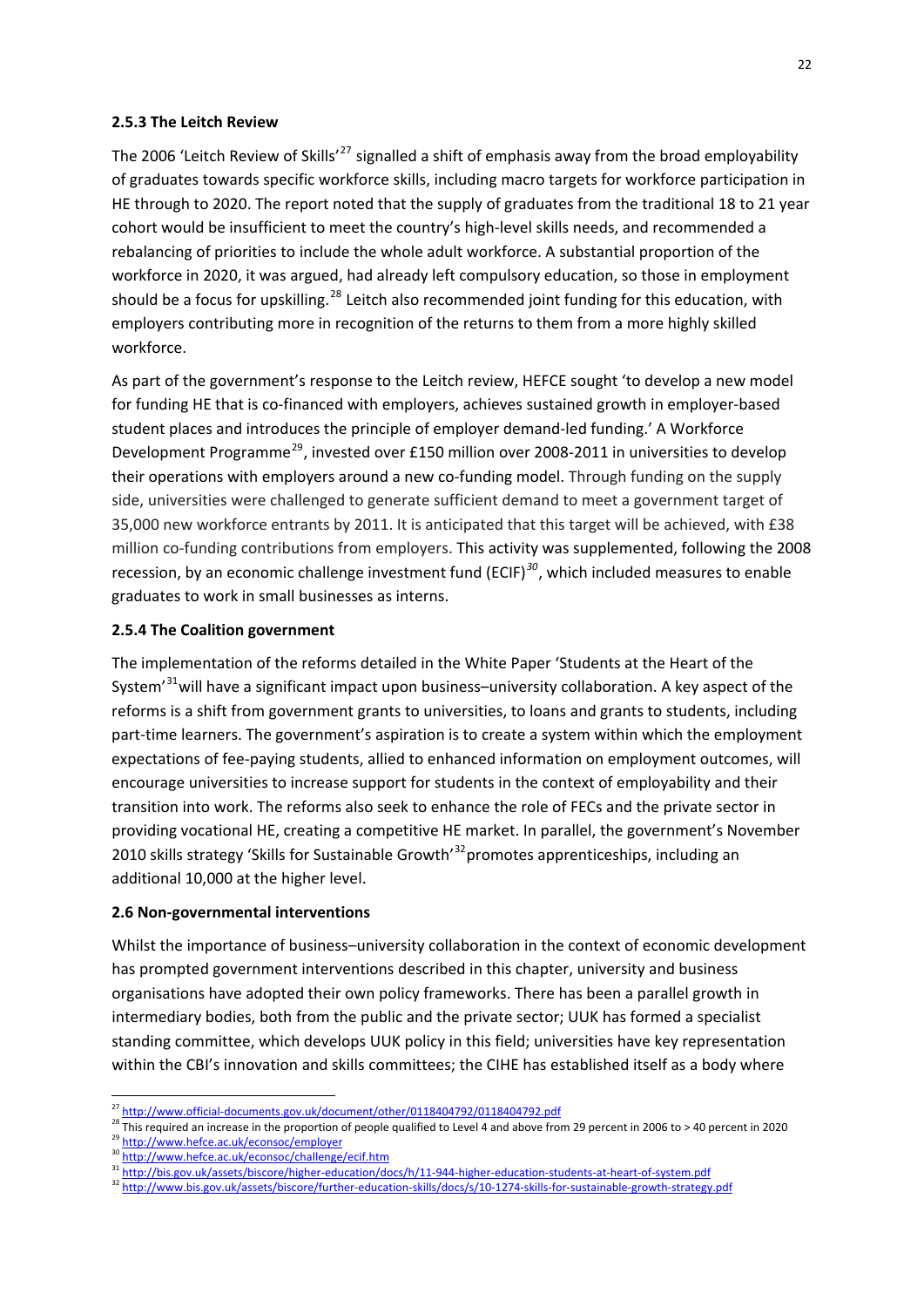### 2.5.3 The Leitch Review

The 2006 'Leitch Review of Skills'[27] signalled a shift of emphasis away from the broad employability of graduates towards specific workforce skills, including macro targets for workforce participation in HE through to 2020. The report noted that the supply of graduates from the traditional 18 to 21 year cohort would be insufficient to meet the country's high-level skills needs, and recommended a rebalancing of priorities to include the whole adult workforce. A substantial proportion of the workforce in 2020, it was argued, had already left compulsory education, so those in employment should be a focus for upskilling.[28] Leitch also recommended joint funding for this education, with employers contributing more in recognition of the returns to them from a more highly skilled workforce.

As part of the government's response to the Leitch review, HEFCE sought 'to develop a new model for funding HE that is co-financed with employers, achieves sustained growth in employer-based student places and introduces the principle of employer demand-led funding.' A Workforce Development Programme[29], invested over £150 million over 2008-2011 in universities to develop their operations with employers around a new co-funding model. Through funding on the supply side, universities were challenged to generate sufficient demand to meet a government target of 35,000 new workforce entrants by 2011. It is anticipated that this target will be achieved, with £38 million co-funding contributions from employers. This activity was supplemented, following the 2008 recession, by an economic challenge investment fund (ECIF)[30], which included measures to enable graduates to work in small businesses as interns.

### 2.5.4 The Coalition government

The implementation of the reforms detailed in the White Paper 'Students at the Heart of the System'[31] will have a significant impact upon business–university collaboration. A key aspect of the reforms is a shift from government grants to universities, to loans and grants to students, including part-time learners. The government's aspiration is to create a system within which the employment expectations of fee-paying students, allied to enhanced information on employment outcomes, will encourage universities to increase support for students in the context of employability and their transition into work. The reforms also seek to enhance the role of FECs and the private sector in providing vocational HE, creating a competitive HE market. In parallel, the government's November 2010 skills strategy 'Skills for Sustainable Growth'[32] promotes apprenticeships, including an additional 10,000 at the higher level.

## 2.6 Non-governmental interventions

Whilst the importance of business–university collaboration in the context of economic development has prompted government interventions described in this chapter, university and business organisations have adopted their own policy frameworks. There has been a parallel growth in intermediary bodies, both from the public and the private sector; UUK has formed a specialist standing committee, which develops UUK policy in this field; universities have key representation within the CBI's innovation and skills committees; the CIHE has established itself as a body where

---

[27] http://www.official-documents.gov.uk/document/other/0118404792/0118404792.pdf

[28] This required an increase in the proportion of people qualified to Level 4 and above from 29 percent in 2006 to > 40 percent in 2020

[29] http://www.hefce.ac.uk/econsoc/employer

[30] http://www.hefce.ac.uk/econsoc/challenge/ecif.htm

[31] http://bis.gov.uk/assets/biscore/higher-education/docs/h/11-944-higher-education-students-at-heart-of-system.pdf

[32] http://www.bis.gov.uk/assets/biscore/further-education-skills/docs/s/10-1274-skills-for-sustainable-growth-strategy.pdf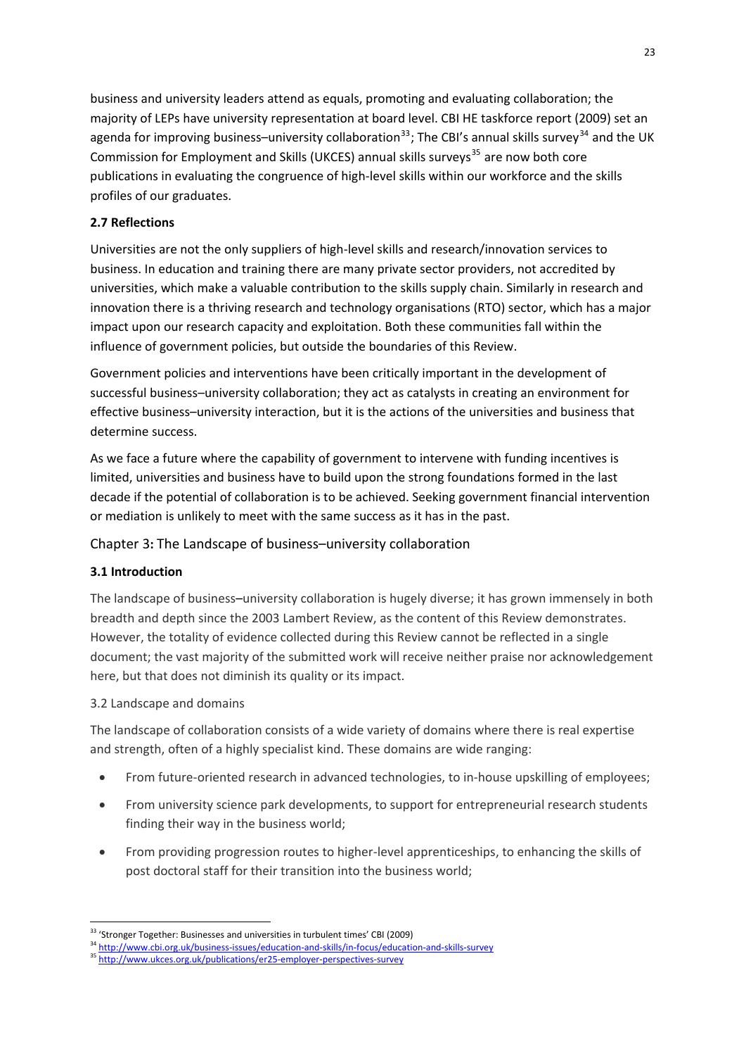business and university leaders attend as equals, promoting and evaluating collaboration; the majority of LEPs have university representation at board level. CBI HE taskforce report (2009) set an agenda for improving business–university collaboration[33]; The CBI's annual skills survey[34] and the UK Commission for Employment and Skills (UKCES) annual skills surveys[35] are now both core publications in evaluating the congruence of high-level skills within our workforce and the skills profiles of our graduates.

**2.7 Reflections**

Universities are not the only suppliers of high-level skills and research/innovation services to business. In education and training there are many private sector providers, not accredited by universities, which make a valuable contribution to the skills supply chain. Similarly in research and innovation there is a thriving research and technology organisations (RTO) sector, which has a major impact upon our research capacity and exploitation. Both these communities fall within the influence of government policies, but outside the boundaries of this Review.

Government policies and interventions have been critically important in the development of successful business–university collaboration; they act as catalysts in creating an environment for effective business–university interaction, but it is the actions of the universities and business that determine success.

As we face a future where the capability of government to intervene with funding incentives is limited, universities and business have to build upon the strong foundations formed in the last decade if the potential of collaboration is to be achieved. Seeking government financial intervention or mediation is unlikely to meet with the same success as it has in the past.

## Chapter 3: The Landscape of business–university collaboration

**3.1 Introduction**

The landscape of business–university collaboration is hugely diverse; it has grown immensely in both breadth and depth since the 2003 Lambert Review, as the content of this Review demonstrates. However, the totality of evidence collected during this Review cannot be reflected in a single document; the vast majority of the submitted work will receive neither praise nor acknowledgement here, but that does not diminish its quality or its impact.

3.2 Landscape and domains

The landscape of collaboration consists of a wide variety of domains where there is real expertise and strength, often of a highly specialist kind. These domains are wide ranging:

- From future-oriented research in advanced technologies, to in-house upskilling of employees;
- From university science park developments, to support for entrepreneurial research students finding their way in the business world;
- From providing progression routes to higher-level apprenticeships, to enhancing the skills of post doctoral staff for their transition into the business world;

[33] 'Stronger Together: Businesses and universities in turbulent times' CBI (2009)

[34] http://www.cbi.org.uk/business-issues/education-and-skills/in-focus/education-and-skills-survey

[35] http://www.ukces.org.uk/publications/er25-employer-perspectives-survey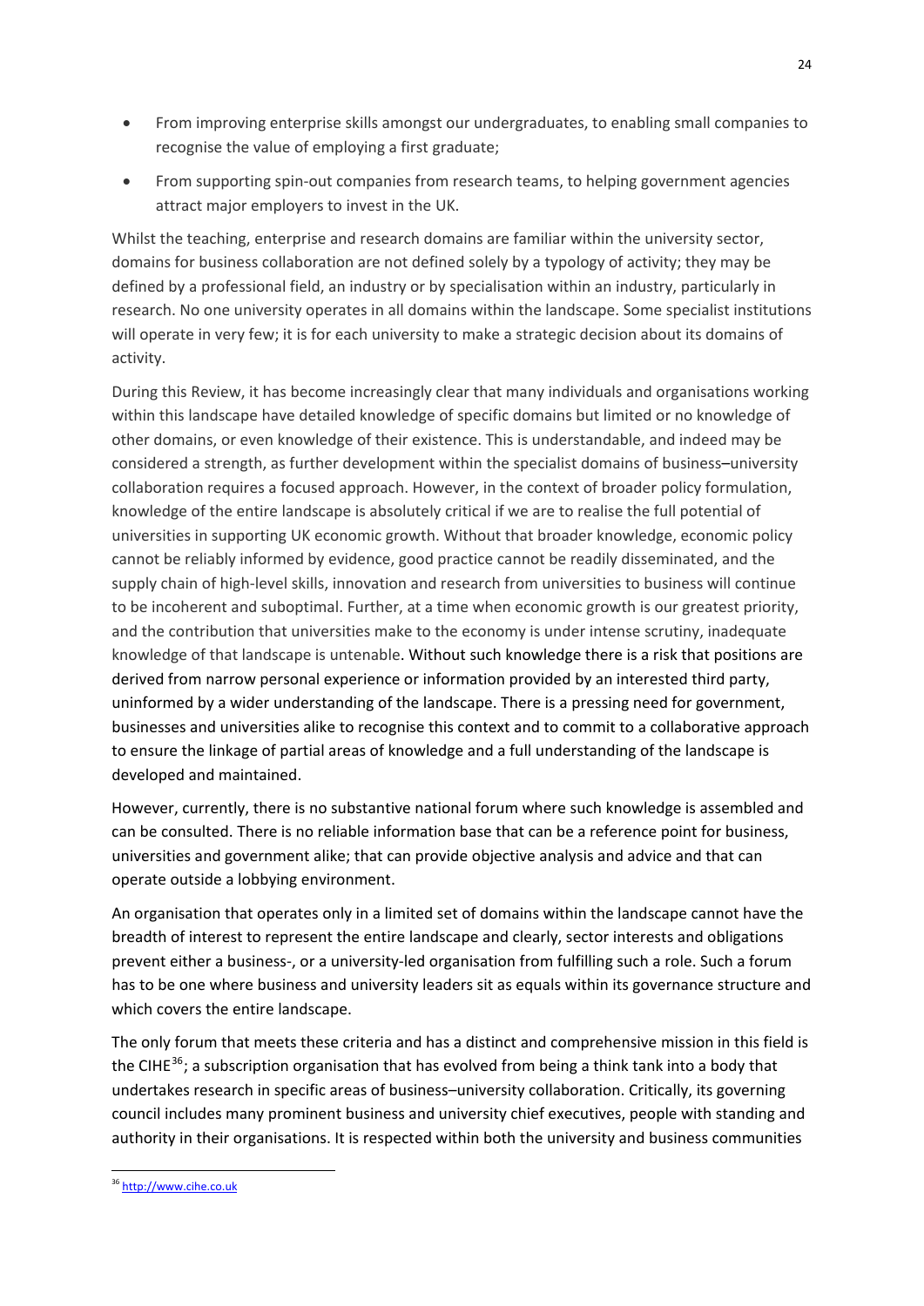- From improving enterprise skills amongst our undergraduates, to enabling small companies to recognise the value of employing a first graduate;
- From supporting spin-out companies from research teams, to helping government agencies attract major employers to invest in the UK.

Whilst the teaching, enterprise and research domains are familiar within the university sector, domains for business collaboration are not defined solely by a typology of activity; they may be defined by a professional field, an industry or by specialisation within an industry, particularly in research. No one university operates in all domains within the landscape. Some specialist institutions will operate in very few; it is for each university to make a strategic decision about its domains of activity.

During this Review, it has become increasingly clear that many individuals and organisations working within this landscape have detailed knowledge of specific domains but limited or no knowledge of other domains, or even knowledge of their existence. This is understandable, and indeed may be considered a strength, as further development within the specialist domains of business–university collaboration requires a focused approach. However, in the context of broader policy formulation, knowledge of the entire landscape is absolutely critical if we are to realise the full potential of universities in supporting UK economic growth. Without that broader knowledge, economic policy cannot be reliably informed by evidence, good practice cannot be readily disseminated, and the supply chain of high-level skills, innovation and research from universities to business will continue to be incoherent and suboptimal. Further, at a time when economic growth is our greatest priority, and the contribution that universities make to the economy is under intense scrutiny, inadequate knowledge of that landscape is untenable. Without such knowledge there is a risk that positions are derived from narrow personal experience or information provided by an interested third party, uninformed by a wider understanding of the landscape. There is a pressing need for government, businesses and universities alike to recognise this context and to commit to a collaborative approach to ensure the linkage of partial areas of knowledge and a full understanding of the landscape is developed and maintained.

However, currently, there is no substantive national forum where such knowledge is assembled and can be consulted. There is no reliable information base that can be a reference point for business, universities and government alike; that can provide objective analysis and advice and that can operate outside a lobbying environment.

An organisation that operates only in a limited set of domains within the landscape cannot have the breadth of interest to represent the entire landscape and clearly, sector interests and obligations prevent either a business-, or a university-led organisation from fulfilling such a role. Such a forum has to be one where business and university leaders sit as equals within its governance structure and which covers the entire landscape.

The only forum that meets these criteria and has a distinct and comprehensive mission in this field is the CIHE[36]; a subscription organisation that has evolved from being a think tank into a body that undertakes research in specific areas of business–university collaboration. Critically, its governing council includes many prominent business and university chief executives, people with standing and authority in their organisations. It is respected within both the university and business communities

[36] http://www.cihe.co.uk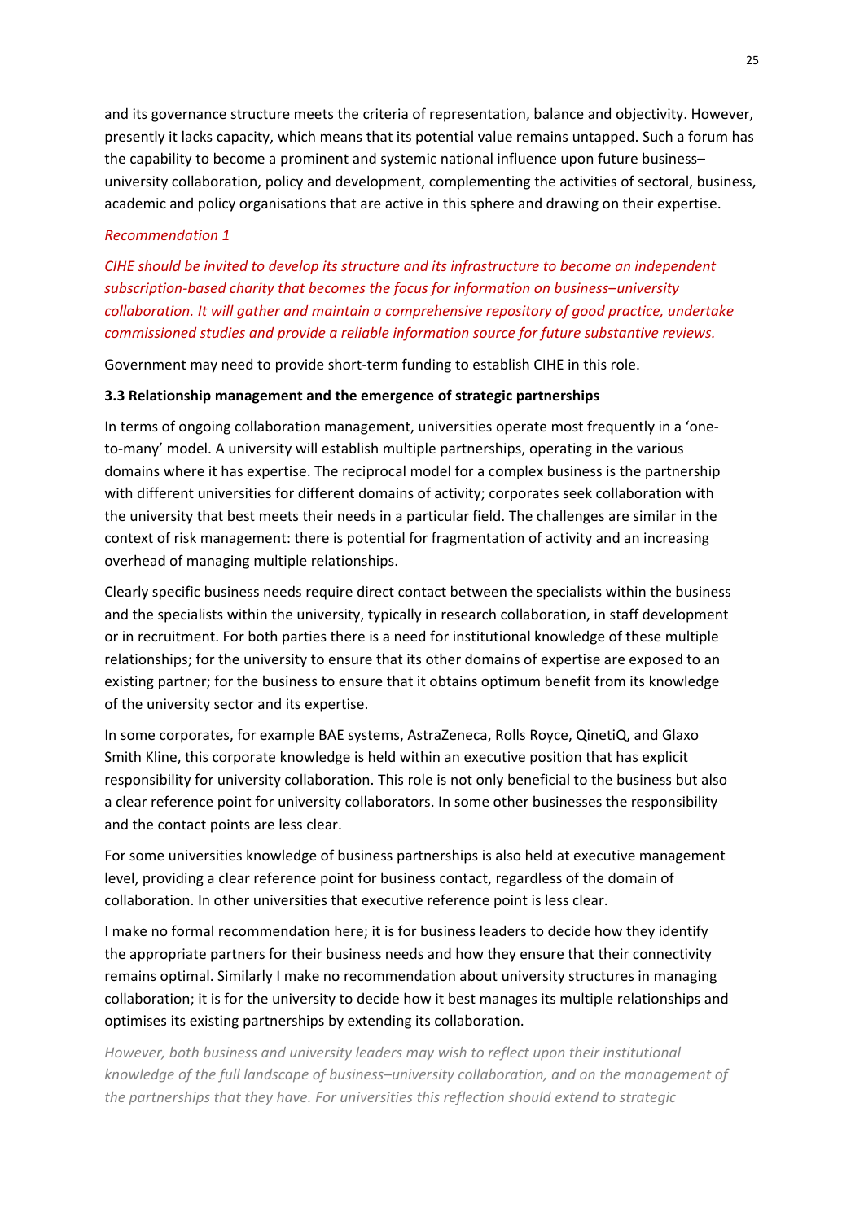and its governance structure meets the criteria of representation, balance and objectivity. However, presently it lacks capacity, which means that its potential value remains untapped. Such a forum has the capability to become a prominent and systemic national influence upon future business–university collaboration, policy and development, complementing the activities of sectoral, business, academic and policy organisations that are active in this sphere and drawing on their expertise.

*Recommendation 1*

*CIHE should be invited to develop its structure and its infrastructure to become an independent subscription-based charity that becomes the focus for information on business–university collaboration. It will gather and maintain a comprehensive repository of good practice, undertake commissioned studies and provide a reliable information source for future substantive reviews.*

Government may need to provide short-term funding to establish CIHE in this role.

**3.3 Relationship management and the emergence of strategic partnerships**

In terms of ongoing collaboration management, universities operate most frequently in a 'one-to-many' model. A university will establish multiple partnerships, operating in the various domains where it has expertise. The reciprocal model for a complex business is the partnership with different universities for different domains of activity; corporates seek collaboration with the university that best meets their needs in a particular field. The challenges are similar in the context of risk management: there is potential for fragmentation of activity and an increasing overhead of managing multiple relationships.

Clearly specific business needs require direct contact between the specialists within the business and the specialists within the university, typically in research collaboration, in staff development or in recruitment. For both parties there is a need for institutional knowledge of these multiple relationships; for the university to ensure that its other domains of expertise are exposed to an existing partner; for the business to ensure that it obtains optimum benefit from its knowledge of the university sector and its expertise.

In some corporates, for example BAE systems, AstraZeneca, Rolls Royce, QinetiQ, and Glaxo Smith Kline, this corporate knowledge is held within an executive position that has explicit responsibility for university collaboration. This role is not only beneficial to the business but also a clear reference point for university collaborators. In some other businesses the responsibility and the contact points are less clear.

For some universities knowledge of business partnerships is also held at executive management level, providing a clear reference point for business contact, regardless of the domain of collaboration. In other universities that executive reference point is less clear.

I make no formal recommendation here; it is for business leaders to decide how they identify the appropriate partners for their business needs and how they ensure that their connectivity remains optimal. Similarly I make no recommendation about university structures in managing collaboration; it is for the university to decide how it best manages its multiple relationships and optimises its existing partnerships by extending its collaboration.

*However, both business and university leaders may wish to reflect upon their institutional knowledge of the full landscape of business–university collaboration, and on the management of the partnerships that they have. For universities this reflection should extend to strategic*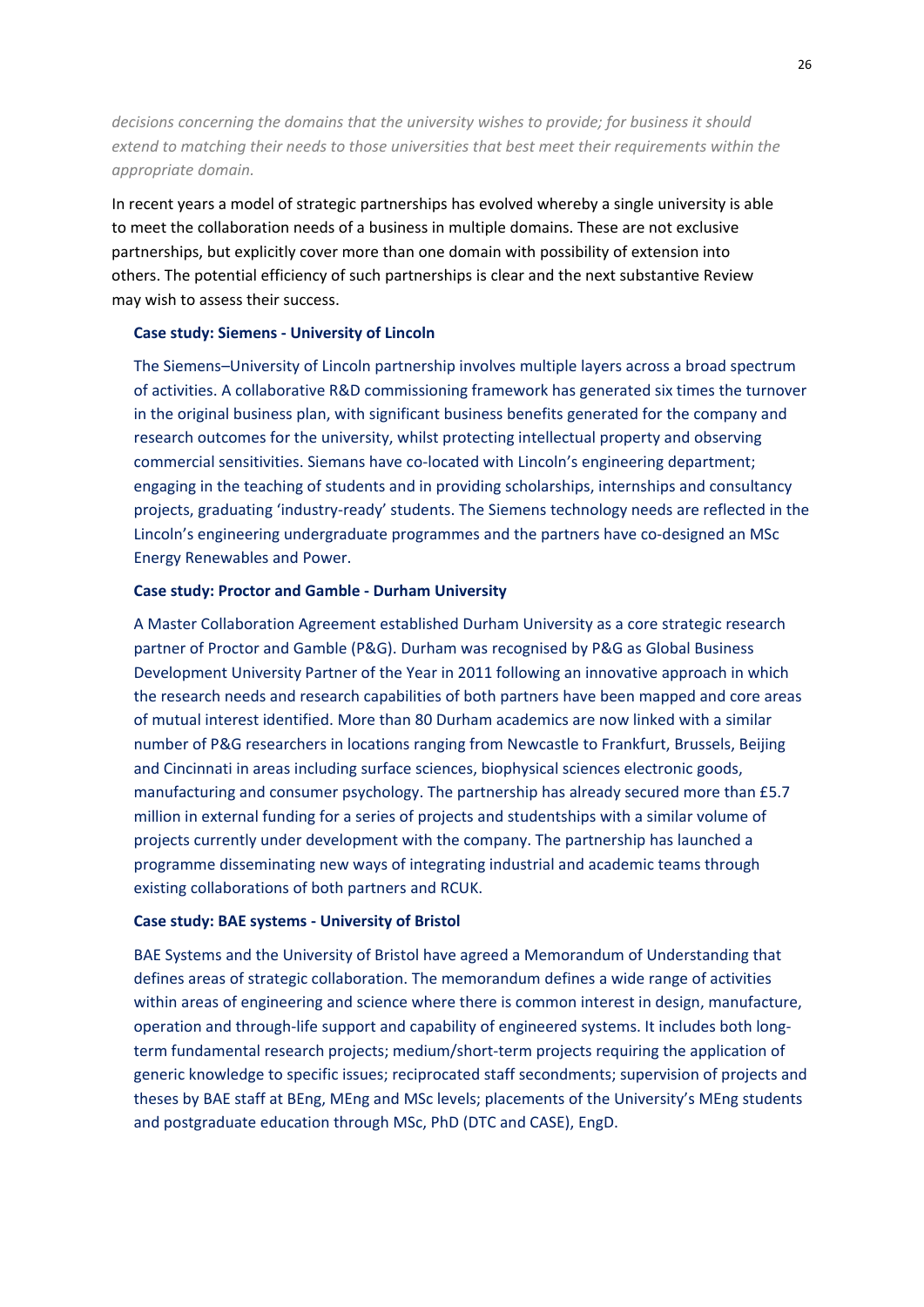*decisions concerning the domains that the university wishes to provide; for business it should extend to matching their needs to those universities that best meet their requirements within the appropriate domain.*

In recent years a model of strategic partnerships has evolved whereby a single university is able to meet the collaboration needs of a business in multiple domains. These are not exclusive partnerships, but explicitly cover more than one domain with possibility of extension into others. The potential efficiency of such partnerships is clear and the next substantive Review may wish to assess their success.

**Case study: Siemens - University of Lincoln**

The Siemens–University of Lincoln partnership involves multiple layers across a broad spectrum of activities. A collaborative R&D commissioning framework has generated six times the turnover in the original business plan, with significant business benefits generated for the company and research outcomes for the university, whilst protecting intellectual property and observing commercial sensitivities. Siemans have co-located with Lincoln's engineering department; engaging in the teaching of students and in providing scholarships, internships and consultancy projects, graduating 'industry-ready' students. The Siemens technology needs are reflected in the Lincoln's engineering undergraduate programmes and the partners have co-designed an MSc Energy Renewables and Power.

**Case study: Proctor and Gamble - Durham University**

A Master Collaboration Agreement established Durham University as a core strategic research partner of Proctor and Gamble (P&G). Durham was recognised by P&G as Global Business Development University Partner of the Year in 2011 following an innovative approach in which the research needs and research capabilities of both partners have been mapped and core areas of mutual interest identified. More than 80 Durham academics are now linked with a similar number of P&G researchers in locations ranging from Newcastle to Frankfurt, Brussels, Beijing and Cincinnati in areas including surface sciences, biophysical sciences electronic goods, manufacturing and consumer psychology. The partnership has already secured more than £5.7 million in external funding for a series of projects and studentships with a similar volume of projects currently under development with the company. The partnership has launched a programme disseminating new ways of integrating industrial and academic teams through existing collaborations of both partners and RCUK.

**Case study: BAE systems - University of Bristol**

BAE Systems and the University of Bristol have agreed a Memorandum of Understanding that defines areas of strategic collaboration. The memorandum defines a wide range of activities within areas of engineering and science where there is common interest in design, manufacture, operation and through-life support and capability of engineered systems. It includes both long-term fundamental research projects; medium/short-term projects requiring the application of generic knowledge to specific issues; reciprocated staff secondments; supervision of projects and theses by BAE staff at BEng, MEng and MSc levels; placements of the University's MEng students and postgraduate education through MSc, PhD (DTC and CASE), EngD.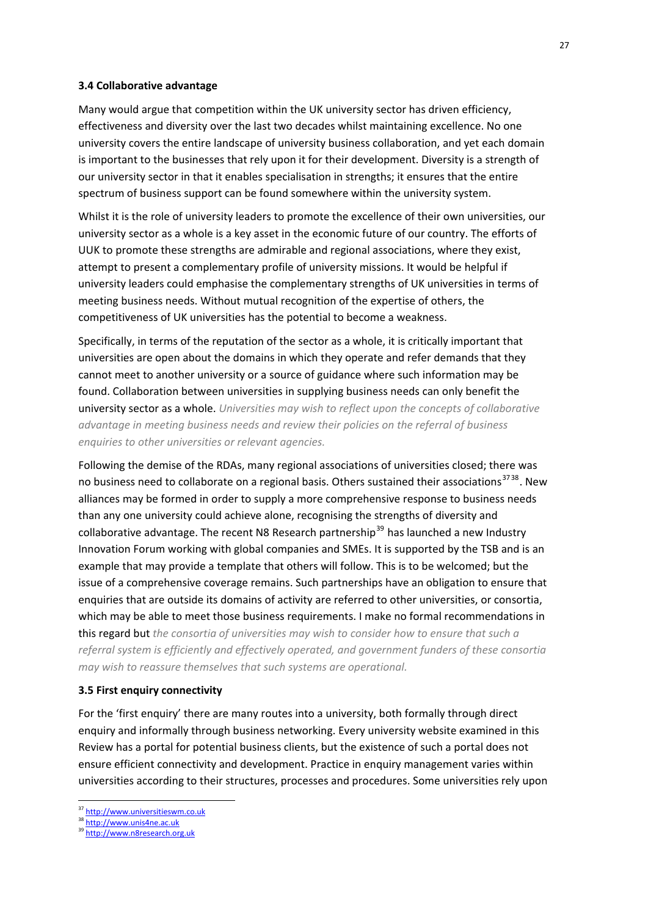### 3.4 Collaborative advantage

Many would argue that competition within the UK university sector has driven efficiency, effectiveness and diversity over the last two decades whilst maintaining excellence. No one university covers the entire landscape of university business collaboration, and yet each domain is important to the businesses that rely upon it for their development. Diversity is a strength of our university sector in that it enables specialisation in strengths; it ensures that the entire spectrum of business support can be found somewhere within the university system.

Whilst it is the role of university leaders to promote the excellence of their own universities, our university sector as a whole is a key asset in the economic future of our country. The efforts of UUK to promote these strengths are admirable and regional associations, where they exist, attempt to present a complementary profile of university missions. It would be helpful if university leaders could emphasise the complementary strengths of UK universities in terms of meeting business needs. Without mutual recognition of the expertise of others, the competitiveness of UK universities has the potential to become a weakness.

Specifically, in terms of the reputation of the sector as a whole, it is critically important that universities are open about the domains in which they operate and refer demands that they cannot meet to another university or a source of guidance where such information may be found. Collaboration between universities in supplying business needs can only benefit the university sector as a whole. *Universities may wish to reflect upon the concepts of collaborative advantage in meeting business needs and review their policies on the referral of business enquiries to other universities or relevant agencies.*

Following the demise of the RDAs, many regional associations of universities closed; there was no business need to collaborate on a regional basis. Others sustained their associations[37][38]. New alliances may be formed in order to supply a more comprehensive response to business needs than any one university could achieve alone, recognising the strengths of diversity and collaborative advantage. The recent N8 Research partnership[39] has launched a new Industry Innovation Forum working with global companies and SMEs. It is supported by the TSB and is an example that may provide a template that others will follow. This is to be welcomed; but the issue of a comprehensive coverage remains. Such partnerships have an obligation to ensure that enquiries that are outside its domains of activity are referred to other universities, or consortia, which may be able to meet those business requirements. I make no formal recommendations in this regard but *the consortia of universities may wish to consider how to ensure that such a referral system is efficiently and effectively operated, and government funders of these consortia may wish to reassure themselves that such systems are operational.*

### 3.5 First enquiry connectivity

For the 'first enquiry' there are many routes into a university, both formally through direct enquiry and informally through business networking. Every university website examined in this Review has a portal for potential business clients, but the existence of such a portal does not ensure efficient connectivity and development. Practice in enquiry management varies within universities according to their structures, processes and procedures. Some universities rely upon

---

[37] http://www.universitieswm.co.uk

[38] http://www.unis4ne.ac.uk

[39] http://www.n8research.org.uk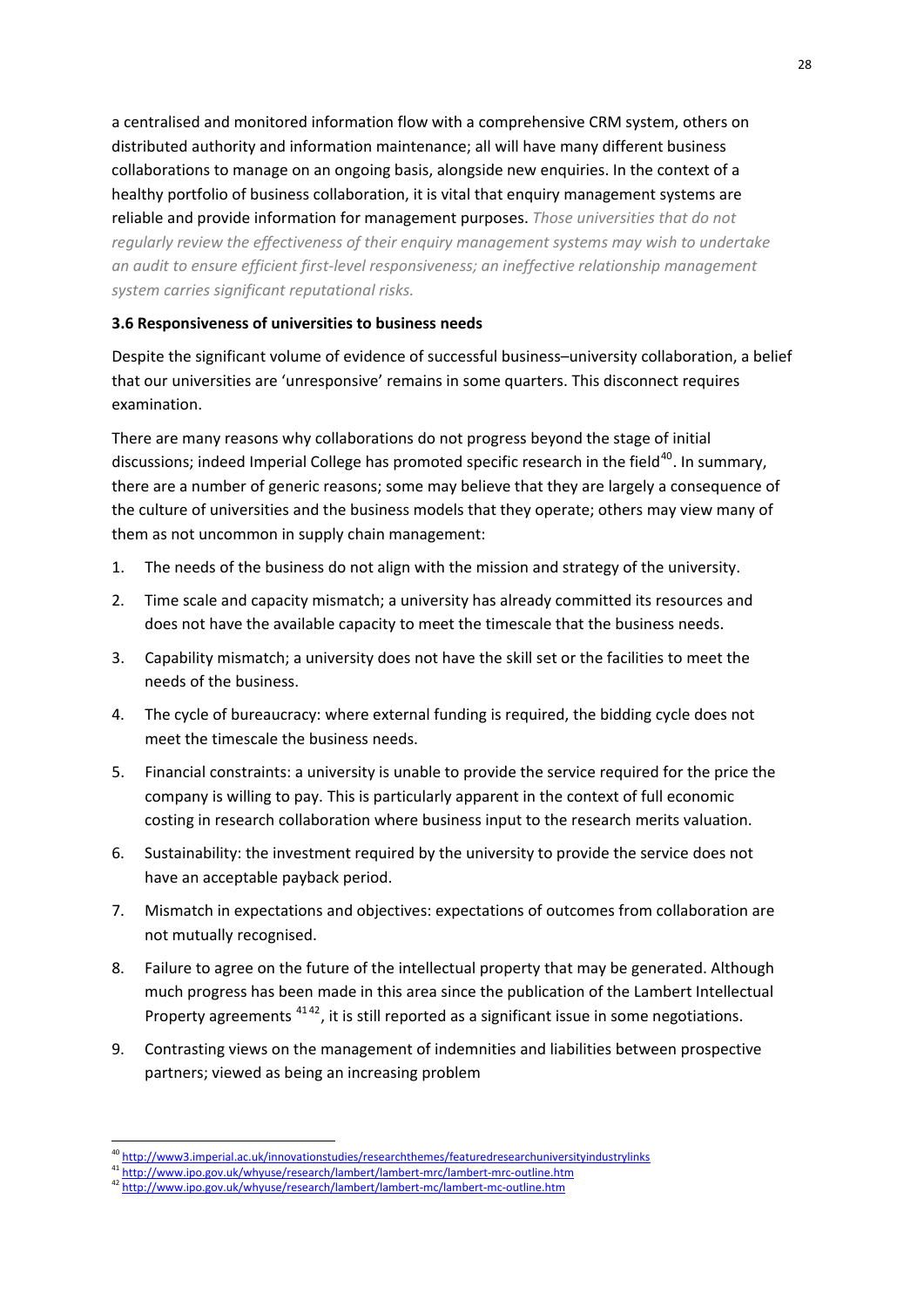a centralised and monitored information flow with a comprehensive CRM system, others on distributed authority and information maintenance; all will have many different business collaborations to manage on an ongoing basis, alongside new enquiries. In the context of a healthy portfolio of business collaboration, it is vital that enquiry management systems are reliable and provide information for management purposes. *Those universities that do not regularly review the effectiveness of their enquiry management systems may wish to undertake an audit to ensure efficient first-level responsiveness; an ineffective relationship management system carries significant reputational risks.*

### 3.6 Responsiveness of universities to business needs

Despite the significant volume of evidence of successful business–university collaboration, a belief that our universities are 'unresponsive' remains in some quarters. This disconnect requires examination.

There are many reasons why collaborations do not progress beyond the stage of initial discussions; indeed Imperial College has promoted specific research in the field[40]. In summary, there are a number of generic reasons; some may believe that they are largely a consequence of the culture of universities and the business models that they operate; others may view many of them as not uncommon in supply chain management:

1. The needs of the business do not align with the mission and strategy of the university.
2. Time scale and capacity mismatch; a university has already committed its resources and does not have the available capacity to meet the timescale that the business needs.
3. Capability mismatch; a university does not have the skill set or the facilities to meet the needs of the business.
4. The cycle of bureaucracy: where external funding is required, the bidding cycle does not meet the timescale the business needs.
5. Financial constraints: a university is unable to provide the service required for the price the company is willing to pay. This is particularly apparent in the context of full economic costing in research collaboration where business input to the research merits valuation.
6. Sustainability: the investment required by the university to provide the service does not have an acceptable payback period.
7. Mismatch in expectations and objectives: expectations of outcomes from collaboration are not mutually recognised.
8. Failure to agree on the future of the intellectual property that may be generated. Although much progress has been made in this area since the publication of the Lambert Intellectual Property agreements [41][42], it is still reported as a significant issue in some negotiations.
9. Contrasting views on the management of indemnities and liabilities between prospective partners; viewed as being an increasing problem

---

[40] http://www3.imperial.ac.uk/innovationstudies/researchthemes/featuredresearchuniversityindustrylinks

[41] http://www.ipo.gov.uk/whyuse/research/lambert/lambert-mrc/lambert-mrc-outline.htm

[42] http://www.ipo.gov.uk/whyuse/research/lambert/lambert-mc/lambert-mc-outline.htm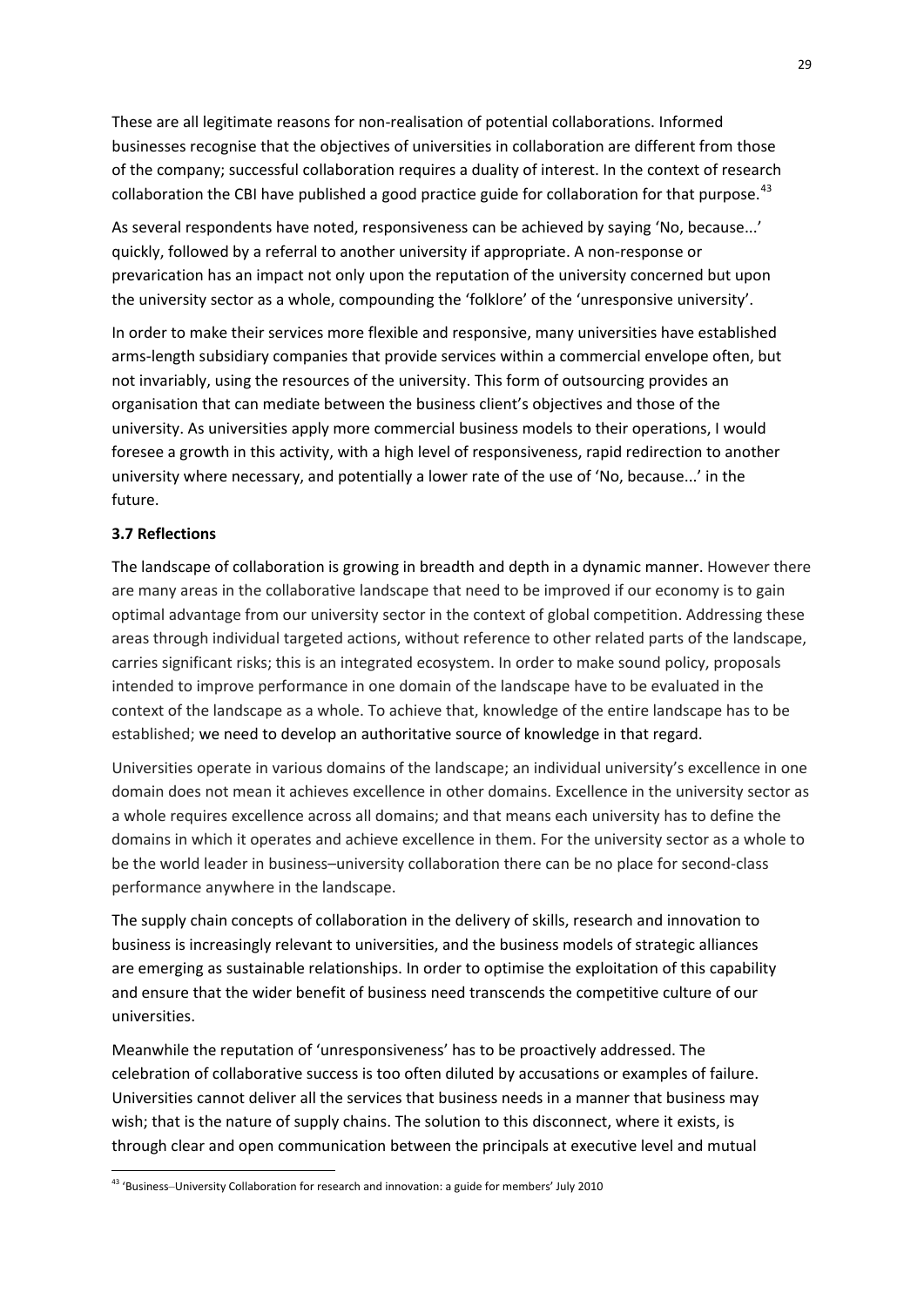These are all legitimate reasons for non-realisation of potential collaborations. Informed businesses recognise that the objectives of universities in collaboration are different from those of the company; successful collaboration requires a duality of interest. In the context of research collaboration the CBI have published a good practice guide for collaboration for that purpose.[43]

As several respondents have noted, responsiveness can be achieved by saying 'No, because...' quickly, followed by a referral to another university if appropriate. A non-response or prevarication has an impact not only upon the reputation of the university concerned but upon the university sector as a whole, compounding the 'folklore' of the 'unresponsive university'.

In order to make their services more flexible and responsive, many universities have established arms-length subsidiary companies that provide services within a commercial envelope often, but not invariably, using the resources of the university. This form of outsourcing provides an organisation that can mediate between the business client's objectives and those of the university. As universities apply more commercial business models to their operations, I would foresee a growth in this activity, with a high level of responsiveness, rapid redirection to another university where necessary, and potentially a lower rate of the use of 'No, because...' in the future.

### 3.7 Reflections

The landscape of collaboration is growing in breadth and depth in a dynamic manner. However there are many areas in the collaborative landscape that need to be improved if our economy is to gain optimal advantage from our university sector in the context of global competition. Addressing these areas through individual targeted actions, without reference to other related parts of the landscape, carries significant risks; this is an integrated ecosystem. In order to make sound policy, proposals intended to improve performance in one domain of the landscape have to be evaluated in the context of the landscape as a whole. To achieve that, knowledge of the entire landscape has to be established; we need to develop an authoritative source of knowledge in that regard.

Universities operate in various domains of the landscape; an individual university's excellence in one domain does not mean it achieves excellence in other domains. Excellence in the university sector as a whole requires excellence across all domains; and that means each university has to define the domains in which it operates and achieve excellence in them. For the university sector as a whole to be the world leader in business–university collaboration there can be no place for second-class performance anywhere in the landscape.

The supply chain concepts of collaboration in the delivery of skills, research and innovation to business is increasingly relevant to universities, and the business models of strategic alliances are emerging as sustainable relationships. In order to optimise the exploitation of this capability and ensure that the wider benefit of business need transcends the competitive culture of our universities.

Meanwhile the reputation of 'unresponsiveness' has to be proactively addressed. The celebration of collaborative success is too often diluted by accusations or examples of failure. Universities cannot deliver all the services that business needs in a manner that business may wish; that is the nature of supply chains. The solution to this disconnect, where it exists, is through clear and open communication between the principals at executive level and mutual

---

[43] 'Business–University Collaboration for research and innovation: a guide for members' July 2010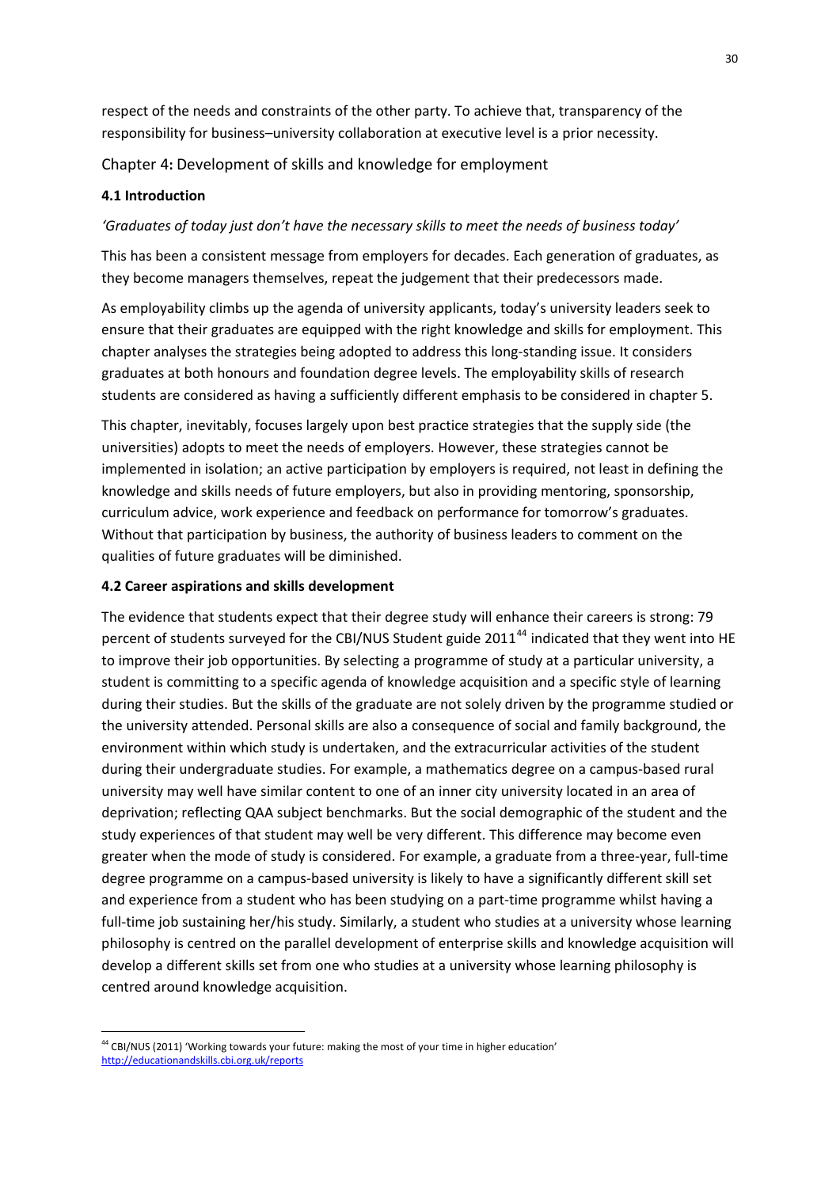respect of the needs and constraints of the other party. To achieve that, transparency of the responsibility for business–university collaboration at executive level is a prior necessity.

## Chapter 4: Development of skills and knowledge for employment

### 4.1 Introduction

*'Graduates of today just don't have the necessary skills to meet the needs of business today'*

This has been a consistent message from employers for decades. Each generation of graduates, as they become managers themselves, repeat the judgement that their predecessors made.

As employability climbs up the agenda of university applicants, today's university leaders seek to ensure that their graduates are equipped with the right knowledge and skills for employment. This chapter analyses the strategies being adopted to address this long-standing issue. It considers graduates at both honours and foundation degree levels. The employability skills of research students are considered as having a sufficiently different emphasis to be considered in chapter 5.

This chapter, inevitably, focuses largely upon best practice strategies that the supply side (the universities) adopts to meet the needs of employers. However, these strategies cannot be implemented in isolation; an active participation by employers is required, not least in defining the knowledge and skills needs of future employers, but also in providing mentoring, sponsorship, curriculum advice, work experience and feedback on performance for tomorrow's graduates. Without that participation by business, the authority of business leaders to comment on the qualities of future graduates will be diminished.

### 4.2 Career aspirations and skills development

The evidence that students expect that their degree study will enhance their careers is strong: 79 percent of students surveyed for the CBI/NUS Student guide 2011[44] indicated that they went into HE to improve their job opportunities. By selecting a programme of study at a particular university, a student is committing to a specific agenda of knowledge acquisition and a specific style of learning during their studies. But the skills of the graduate are not solely driven by the programme studied or the university attended. Personal skills are also a consequence of social and family background, the environment within which study is undertaken, and the extracurricular activities of the student during their undergraduate studies. For example, a mathematics degree on a campus-based rural university may well have similar content to one of an inner city university located in an area of deprivation; reflecting QAA subject benchmarks. But the social demographic of the student and the study experiences of that student may well be very different. This difference may become even greater when the mode of study is considered. For example, a graduate from a three-year, full-time degree programme on a campus-based university is likely to have a significantly different skill set and experience from a student who has been studying on a part-time programme whilst having a full-time job sustaining her/his study. Similarly, a student who studies at a university whose learning philosophy is centred on the parallel development of enterprise skills and knowledge acquisition will develop a different skills set from one who studies at a university whose learning philosophy is centred around knowledge acquisition.

---

[44] CBI/NUS (2011) 'Working towards your future: making the most of your time in higher education' http://educationandskills.cbi.org.uk/reports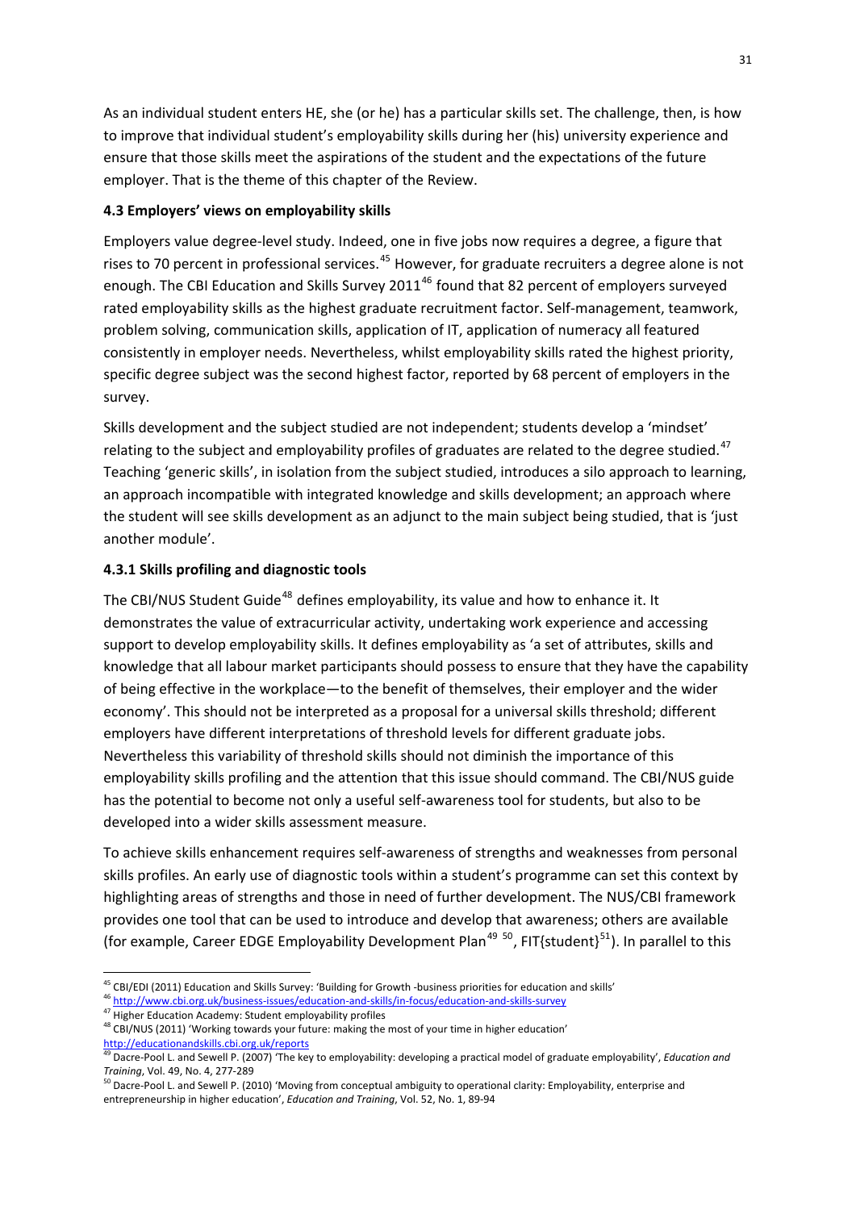As an individual student enters HE, she (or he) has a particular skills set. The challenge, then, is how to improve that individual student's employability skills during her (his) university experience and ensure that those skills meet the aspirations of the student and the expectations of the future employer. That is the theme of this chapter of the Review.

### 4.3 Employers' views on employability skills

Employers value degree-level study. Indeed, one in five jobs now requires a degree, a figure that rises to 70 percent in professional services.[45] However, for graduate recruiters a degree alone is not enough. The CBI Education and Skills Survey 2011[46] found that 82 percent of employers surveyed rated employability skills as the highest graduate recruitment factor. Self-management, teamwork, problem solving, communication skills, application of IT, application of numeracy all featured consistently in employer needs. Nevertheless, whilst employability skills rated the highest priority, specific degree subject was the second highest factor, reported by 68 percent of employers in the survey.

Skills development and the subject studied are not independent; students develop a 'mindset' relating to the subject and employability profiles of graduates are related to the degree studied.[47] Teaching 'generic skills', in isolation from the subject studied, introduces a silo approach to learning, an approach incompatible with integrated knowledge and skills development; an approach where the student will see skills development as an adjunct to the main subject being studied, that is 'just another module'.

#### 4.3.1 Skills profiling and diagnostic tools

The CBI/NUS Student Guide[48] defines employability, its value and how to enhance it. It demonstrates the value of extracurricular activity, undertaking work experience and accessing support to develop employability skills. It defines employability as 'a set of attributes, skills and knowledge that all labour market participants should possess to ensure that they have the capability of being effective in the workplace—to the benefit of themselves, their employer and the wider economy'. This should not be interpreted as a proposal for a universal skills threshold; different employers have different interpretations of threshold levels for different graduate jobs. Nevertheless this variability of threshold skills should not diminish the importance of this employability skills profiling and the attention that this issue should command. The CBI/NUS guide has the potential to become not only a useful self-awareness tool for students, but also to be developed into a wider skills assessment measure.

To achieve skills enhancement requires self-awareness of strengths and weaknesses from personal skills profiles. An early use of diagnostic tools within a student's programme can set this context by highlighting areas of strengths and those in need of further development. The NUS/CBI framework provides one tool that can be used to introduce and develop that awareness; others are available (for example, Career EDGE Employability Development Plan[49] [50], FIT{student}[51]). In parallel to this

---

[45] CBI/EDI (2011) Education and Skills Survey: 'Building for Growth -business priorities for education and skills'

[46] http://www.cbi.org.uk/business-issues/education-and-skills/in-focus/education-and-skills-survey

[47] Higher Education Academy: Student employability profiles

[48] CBI/NUS (2011) 'Working towards your future: making the most of your time in higher education' http://educationandskills.cbi.org.uk/reports

[49] Dacre-Pool L. and Sewell P. (2007) 'The key to employability: developing a practical model of graduate employability', *Education and Training*, Vol. 49, No. 4, 277-289

[50] Dacre-Pool L. and Sewell P. (2010) 'Moving from conceptual ambiguity to operational clarity: Employability, enterprise and entrepreneurship in higher education', *Education and Training*, Vol. 52, No. 1, 89-94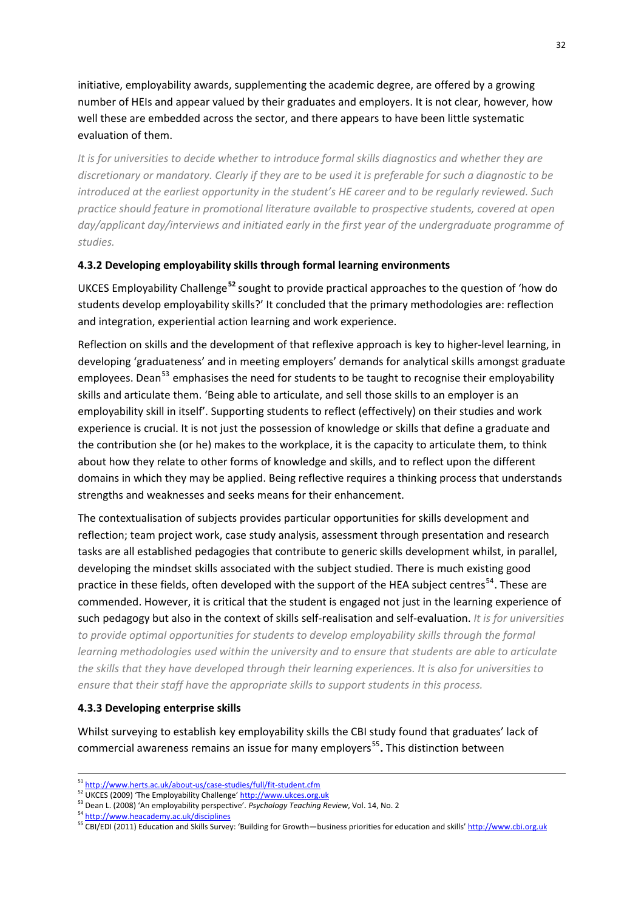initiative, employability awards, supplementing the academic degree, are offered by a growing number of HEIs and appear valued by their graduates and employers. It is not clear, however, how well these are embedded across the sector, and there appears to have been little systematic evaluation of them.

*It is for universities to decide whether to introduce formal skills diagnostics and whether they are discretionary or mandatory. Clearly if they are to be used it is preferable for such a diagnostic to be introduced at the earliest opportunity in the student's HE career and to be regularly reviewed. Such practice should feature in promotional literature available to prospective students, covered at open day/applicant day/interviews and initiated early in the first year of the undergraduate programme of studies.*

#### 4.3.2 Developing employability skills through formal learning environments

UKCES Employability Challenge[52] sought to provide practical approaches to the question of 'how do students develop employability skills?' It concluded that the primary methodologies are: reflection and integration, experiential action learning and work experience.

Reflection on skills and the development of that reflexive approach is key to higher-level learning, in developing 'graduateness' and in meeting employers' demands for analytical skills amongst graduate employees. Dean[53] emphasises the need for students to be taught to recognise their employability skills and articulate them. 'Being able to articulate, and sell those skills to an employer is an employability skill in itself'. Supporting students to reflect (effectively) on their studies and work experience is crucial. It is not just the possession of knowledge or skills that define a graduate and the contribution she (or he) makes to the workplace, it is the capacity to articulate them, to think about how they relate to other forms of knowledge and skills, and to reflect upon the different domains in which they may be applied. Being reflective requires a thinking process that understands strengths and weaknesses and seeks means for their enhancement.

The contextualisation of subjects provides particular opportunities for skills development and reflection; team project work, case study analysis, assessment through presentation and research tasks are all established pedagogies that contribute to generic skills development whilst, in parallel, developing the mindset skills associated with the subject studied. There is much existing good practice in these fields, often developed with the support of the HEA subject centres[54]. These are commended. However, it is critical that the student is engaged not just in the learning experience of such pedagogy but also in the context of skills self-realisation and self-evaluation. *It is for universities to provide optimal opportunities for students to develop employability skills through the formal learning methodologies used within the university and to ensure that students are able to articulate the skills that they have developed through their learning experiences. It is also for universities to ensure that their staff have the appropriate skills to support students in this process.*

#### 4.3.3 Developing enterprise skills

Whilst surveying to establish key employability skills the CBI study found that graduates' lack of commercial awareness remains an issue for many employers[55]**.** This distinction between

---

[51] http://www.herts.ac.uk/about-us/case-studies/full/fit-student.cfm

[52] UKCES (2009) 'The Employability Challenge' http://www.ukces.org.uk

[53] Dean L. (2008) 'An employability perspective'. *Psychology Teaching Review*, Vol. 14, No. 2

[54] http://www.heacademy.ac.uk/disciplines

[55] CBI/EDI (2011) Education and Skills Survey: 'Building for Growth—business priorities for education and skills' http://www.cbi.org.uk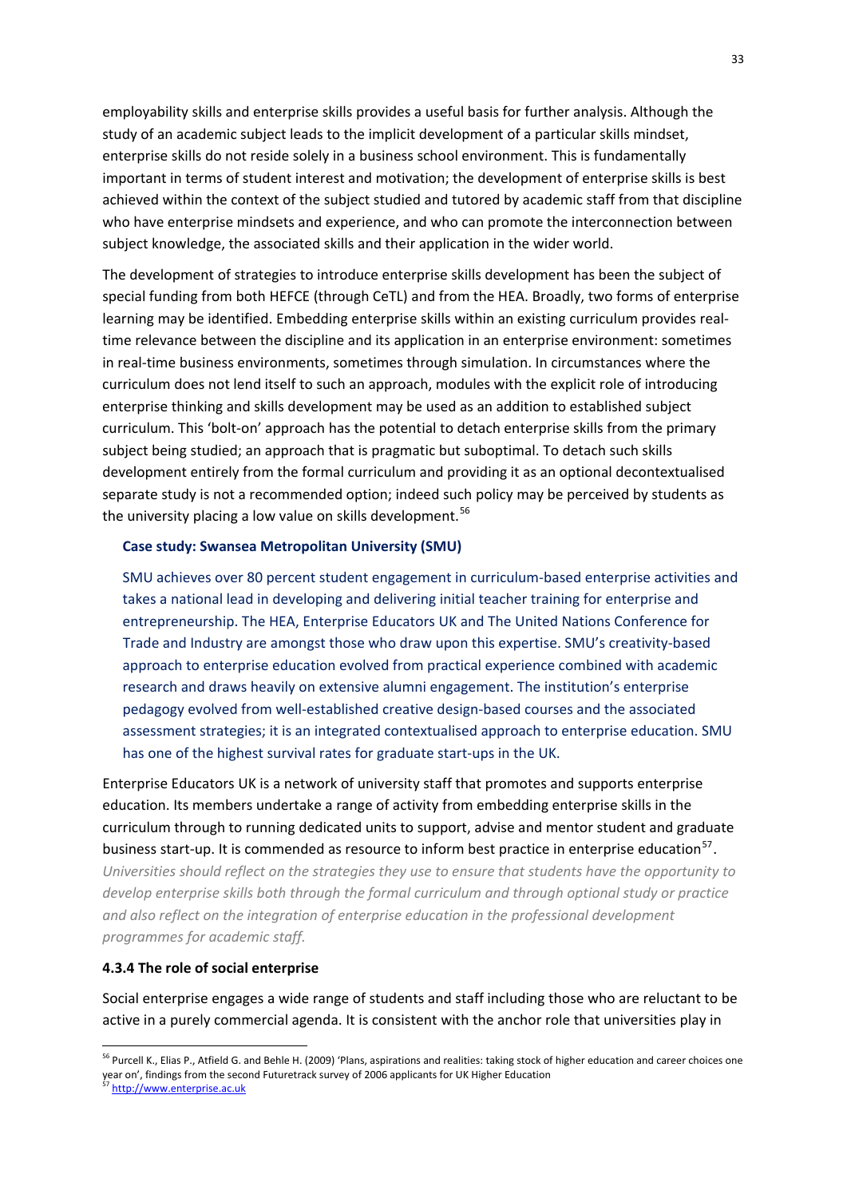employability skills and enterprise skills provides a useful basis for further analysis. Although the study of an academic subject leads to the implicit development of a particular skills mindset, enterprise skills do not reside solely in a business school environment. This is fundamentally important in terms of student interest and motivation; the development of enterprise skills is best achieved within the context of the subject studied and tutored by academic staff from that discipline who have enterprise mindsets and experience, and who can promote the interconnection between subject knowledge, the associated skills and their application in the wider world.

The development of strategies to introduce enterprise skills development has been the subject of special funding from both HEFCE (through CeTL) and from the HEA. Broadly, two forms of enterprise learning may be identified. Embedding enterprise skills within an existing curriculum provides real-time relevance between the discipline and its application in an enterprise environment: sometimes in real-time business environments, sometimes through simulation. In circumstances where the curriculum does not lend itself to such an approach, modules with the explicit role of introducing enterprise thinking and skills development may be used as an addition to established subject curriculum. This 'bolt-on' approach has the potential to detach enterprise skills from the primary subject being studied; an approach that is pragmatic but suboptimal. To detach such skills development entirely from the formal curriculum and providing it as an optional decontextualised separate study is not a recommended option; indeed such policy may be perceived by students as the university placing a low value on skills development.[56]

**Case study: Swansea Metropolitan University (SMU)**

SMU achieves over 80 percent student engagement in curriculum-based enterprise activities and takes a national lead in developing and delivering initial teacher training for enterprise and entrepreneurship. The HEA, Enterprise Educators UK and The United Nations Conference for Trade and Industry are amongst those who draw upon this expertise. SMU's creativity-based approach to enterprise education evolved from practical experience combined with academic research and draws heavily on extensive alumni engagement. The institution's enterprise pedagogy evolved from well-established creative design-based courses and the associated assessment strategies; it is an integrated contextualised approach to enterprise education. SMU has one of the highest survival rates for graduate start-ups in the UK.

Enterprise Educators UK is a network of university staff that promotes and supports enterprise education. Its members undertake a range of activity from embedding enterprise skills in the curriculum through to running dedicated units to support, advise and mentor student and graduate business start-up. It is commended as resource to inform best practice in enterprise education[57].

*Universities should reflect on the strategies they use to ensure that students have the opportunity to develop enterprise skills both through the formal curriculum and through optional study or practice and also reflect on the integration of enterprise education in the professional development programmes for academic staff.*

#### 4.3.4 The role of social enterprise

Social enterprise engages a wide range of students and staff including those who are reluctant to be active in a purely commercial agenda. It is consistent with the anchor role that universities play in

---

[56] Purcell K., Elias P., Atfield G. and Behle H. (2009) 'Plans, aspirations and realities: taking stock of higher education and career choices one year on', findings from the second Futuretrack survey of 2006 applicants for UK Higher Education

[57] http://www.enterprise.ac.uk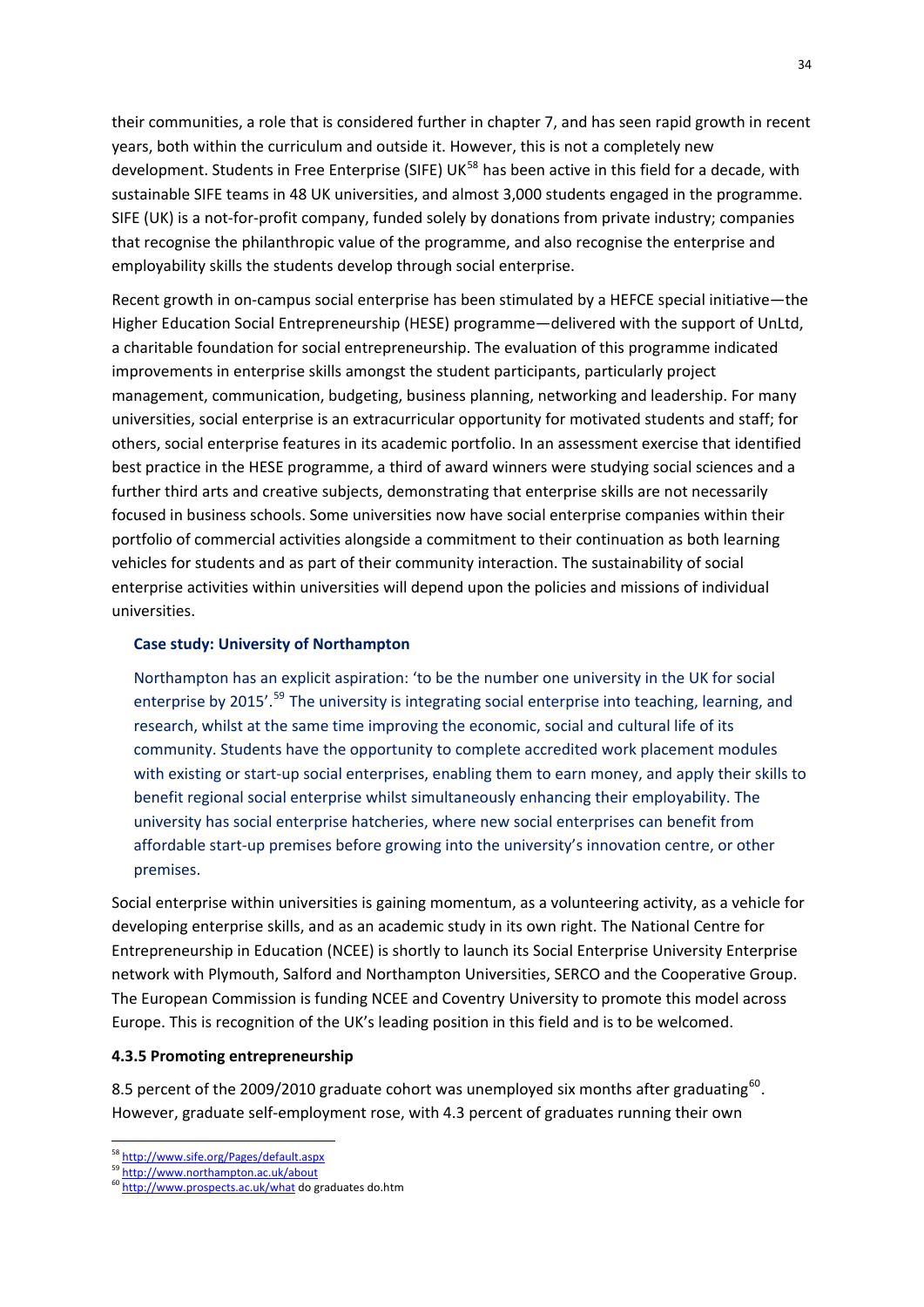their communities, a role that is considered further in chapter 7, and has seen rapid growth in recent years, both within the curriculum and outside it. However, this is not a completely new development. Students in Free Enterprise (SIFE) UK[58] has been active in this field for a decade, with sustainable SIFE teams in 48 UK universities, and almost 3,000 students engaged in the programme. SIFE (UK) is a not-for-profit company, funded solely by donations from private industry; companies that recognise the philanthropic value of the programme, and also recognise the enterprise and employability skills the students develop through social enterprise.

Recent growth in on-campus social enterprise has been stimulated by a HEFCE special initiative—the Higher Education Social Entrepreneurship (HESE) programme—delivered with the support of UnLtd, a charitable foundation for social entrepreneurship. The evaluation of this programme indicated improvements in enterprise skills amongst the student participants, particularly project management, communication, budgeting, business planning, networking and leadership. For many universities, social enterprise is an extracurricular opportunity for motivated students and staff; for others, social enterprise features in its academic portfolio. In an assessment exercise that identified best practice in the HESE programme, a third of award winners were studying social sciences and a further third arts and creative subjects, demonstrating that enterprise skills are not necessarily focused in business schools. Some universities now have social enterprise companies within their portfolio of commercial activities alongside a commitment to their continuation as both learning vehicles for students and as part of their community interaction. The sustainability of social enterprise activities within universities will depend upon the policies and missions of individual universities.

**Case study: University of Northampton**

Northampton has an explicit aspiration: 'to be the number one university in the UK for social enterprise by 2015'.[59] The university is integrating social enterprise into teaching, learning, and research, whilst at the same time improving the economic, social and cultural life of its community. Students have the opportunity to complete accredited work placement modules with existing or start-up social enterprises, enabling them to earn money, and apply their skills to benefit regional social enterprise whilst simultaneously enhancing their employability. The university has social enterprise hatcheries, where new social enterprises can benefit from affordable start-up premises before growing into the university's innovation centre, or other premises.

Social enterprise within universities is gaining momentum, as a volunteering activity, as a vehicle for developing enterprise skills, and as an academic study in its own right. The National Centre for Entrepreneurship in Education (NCEE) is shortly to launch its Social Enterprise University Enterprise network with Plymouth, Salford and Northampton Universities, SERCO and the Cooperative Group. The European Commission is funding NCEE and Coventry University to promote this model across Europe. This is recognition of the UK's leading position in this field and is to be welcomed.

#### 4.3.5 Promoting entrepreneurship

8.5 percent of the 2009/2010 graduate cohort was unemployed six months after graduating[60]. However, graduate self-employment rose, with 4.3 percent of graduates running their own

---

[58] http://www.sife.org/Pages/default.aspx

[59] http://www.northampton.ac.uk/about

[60] http://www.prospects.ac.uk/what do graduates do.htm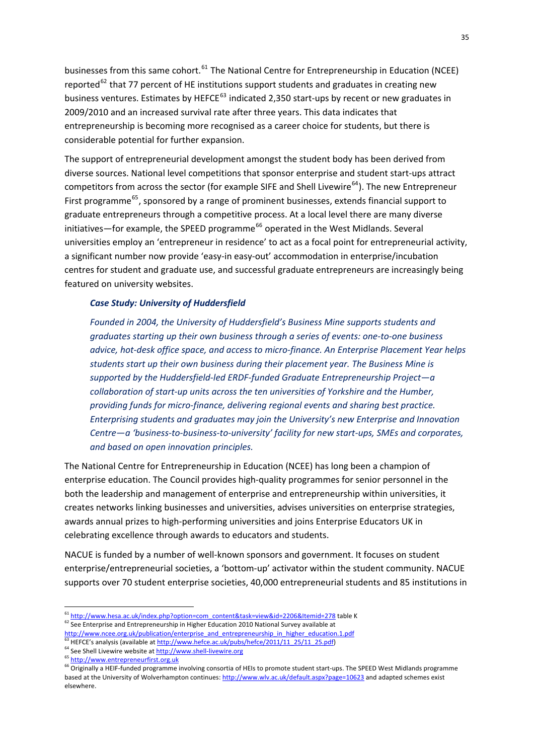businesses from this same cohort.[61] The National Centre for Entrepreneurship in Education (NCEE) reported[62] that 77 percent of HE institutions support students and graduates in creating new business ventures. Estimates by HEFCE[63] indicated 2,350 start-ups by recent or new graduates in 2009/2010 and an increased survival rate after three years. This data indicates that entrepreneurship is becoming more recognised as a career choice for students, but there is considerable potential for further expansion.

The support of entrepreneurial development amongst the student body has been derived from diverse sources. National level competitions that sponsor enterprise and student start-ups attract competitors from across the sector (for example SIFE and Shell Livewire[64]). The new Entrepreneur First programme[65], sponsored by a range of prominent businesses, extends financial support to graduate entrepreneurs through a competitive process. At a local level there are many diverse initiatives—for example, the SPEED programme[66] operated in the West Midlands. Several universities employ an 'entrepreneur in residence' to act as a focal point for entrepreneurial activity, a significant number now provide 'easy-in easy-out' accommodation in enterprise/incubation centres for student and graduate use, and successful graduate entrepreneurs are increasingly being featured on university websites.

***Case Study: University of Huddersfield***

*Founded in 2004, the University of Huddersfield's Business Mine supports students and graduates starting up their own business through a series of events: one-to-one business advice, hot-desk office space, and access to micro-finance. An Enterprise Placement Year helps students start up their own business during their placement year. The Business Mine is supported by the Huddersfield-led ERDF-funded Graduate Entrepreneurship Project—a collaboration of start-up units across the ten universities of Yorkshire and the Humber, providing funds for micro-finance, delivering regional events and sharing best practice. Enterprising students and graduates may join the University's new Enterprise and Innovation Centre—a 'business-to-business-to-university' facility for new start-ups, SMEs and corporates, and based on open innovation principles.*

The National Centre for Entrepreneurship in Education (NCEE) has long been a champion of enterprise education. The Council provides high-quality programmes for senior personnel in the both the leadership and management of enterprise and entrepreneurship within universities, it creates networks linking businesses and universities, advises universities on enterprise strategies, awards annual prizes to high-performing universities and joins Enterprise Educators UK in celebrating excellence through awards to educators and students.

NACUE is funded by a number of well-known sponsors and government. It focuses on student enterprise/entrepreneurial societies, a 'bottom-up' activator within the student community. NACUE supports over 70 student enterprise societies, 40,000 entrepreneurial students and 85 institutions in

---

[61] http://www.hesa.ac.uk/index.php?option=com_content&task=view&id=2206&Itemid=278 table K

[62] See Enterprise and Entrepreneurship in Higher Education 2010 National Survey available at http://www.ncee.org.uk/publication/enterprise_and_entrepreneurship_in_higher_education.1.pdf

[63] HEFCE's analysis (available at http://www.hefce.ac.uk/pubs/hefce/2011/11_25/11_25.pdf)

[64] See Shell Livewire website at http://www.shell-livewire.org

[65] http://www.entrepreneurfirst.org.uk

[66] Originally a HEIF-funded programme involving consortia of HEIs to promote student start-ups. The SPEED West Midlands programme based at the University of Wolverhampton continues: http://www.wlv.ac.uk/default.aspx?page=10623 and adapted schemes exist elsewhere.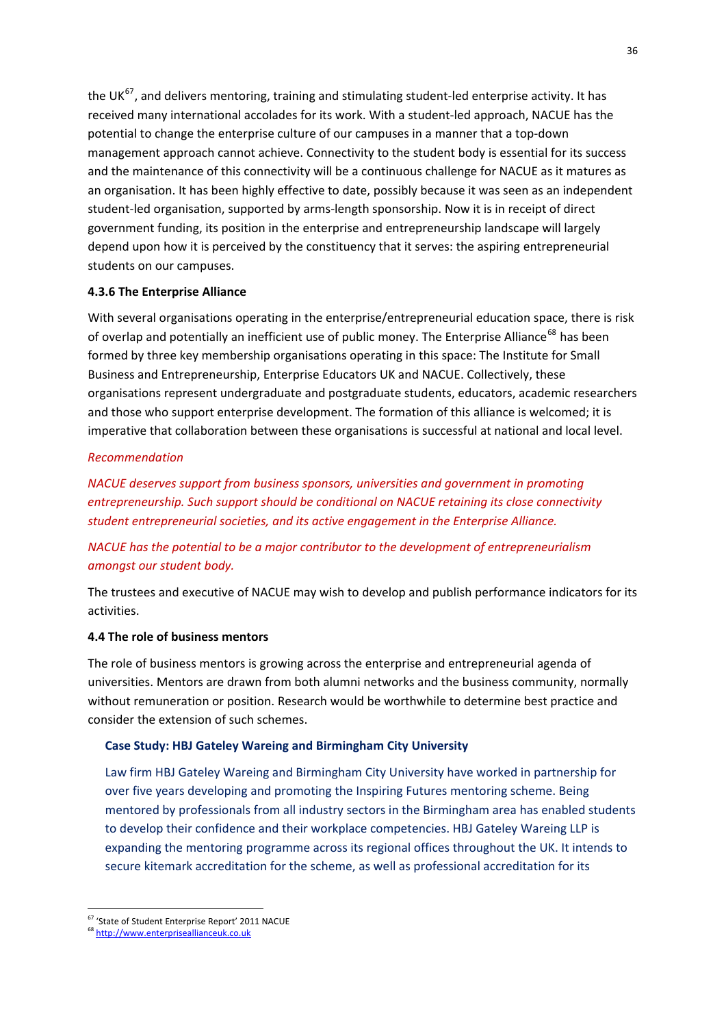the UK[67], and delivers mentoring, training and stimulating student-led enterprise activity. It has received many international accolades for its work. With a student-led approach, NACUE has the potential to change the enterprise culture of our campuses in a manner that a top-down management approach cannot achieve. Connectivity to the student body is essential for its success and the maintenance of this connectivity will be a continuous challenge for NACUE as it matures as an organisation. It has been highly effective to date, possibly because it was seen as an independent student-led organisation, supported by arms-length sponsorship. Now it is in receipt of direct government funding, its position in the enterprise and entrepreneurship landscape will largely depend upon how it is perceived by the constituency that it serves: the aspiring entrepreneurial students on our campuses.

#### 4.3.6 The Enterprise Alliance

With several organisations operating in the enterprise/entrepreneurial education space, there is risk of overlap and potentially an inefficient use of public money. The Enterprise Alliance[68] has been formed by three key membership organisations operating in this space: The Institute for Small Business and Entrepreneurship, Enterprise Educators UK and NACUE. Collectively, these organisations represent undergraduate and postgraduate students, educators, academic researchers and those who support enterprise development. The formation of this alliance is welcomed; it is imperative that collaboration between these organisations is successful at national and local level.

*Recommendation*

*NACUE deserves support from business sponsors, universities and government in promoting entrepreneurship. Such support should be conditional on NACUE retaining its close connectivity student entrepreneurial societies, and its active engagement in the Enterprise Alliance.*

*NACUE has the potential to be a major contributor to the development of entrepreneurialism amongst our student body.*

The trustees and executive of NACUE may wish to develop and publish performance indicators for its activities.

### 4.4 The role of business mentors

The role of business mentors is growing across the enterprise and entrepreneurial agenda of universities. Mentors are drawn from both alumni networks and the business community, normally without remuneration or position. Research would be worthwhile to determine best practice and consider the extension of such schemes.

**Case Study: HBJ Gateley Wareing and Birmingham City University**

Law firm HBJ Gateley Wareing and Birmingham City University have worked in partnership for over five years developing and promoting the Inspiring Futures mentoring scheme. Being mentored by professionals from all industry sectors in the Birmingham area has enabled students to develop their confidence and their workplace competencies. HBJ Gateley Wareing LLP is expanding the mentoring programme across its regional offices throughout the UK. It intends to secure kitemark accreditation for the scheme, as well as professional accreditation for its

---

[67] 'State of Student Enterprise Report' 2011 NACUE

[68] http://www.enterprisealllianceuk.co.uk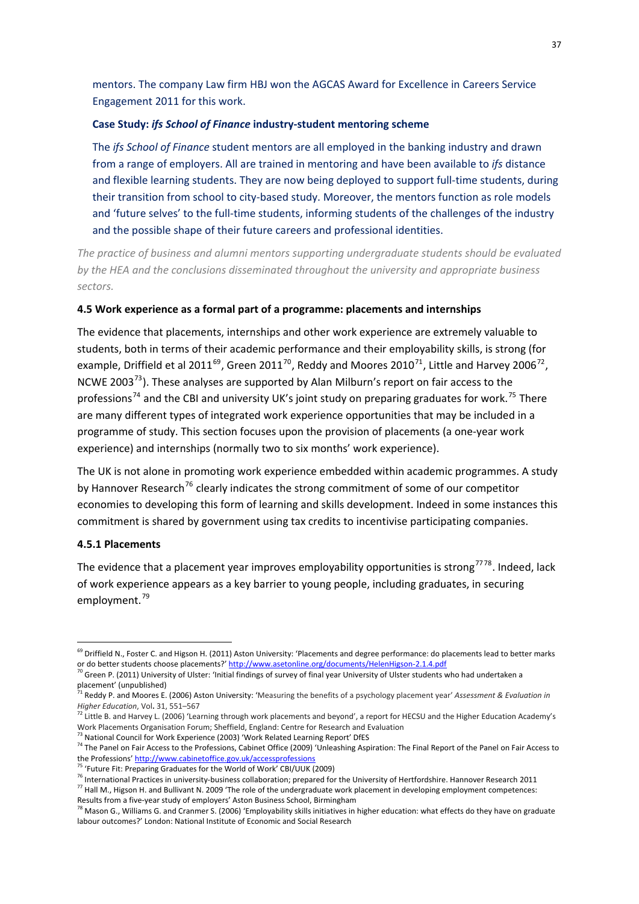mentors. The company Law firm HBJ won the AGCAS Award for Excellence in Careers Service Engagement 2011 for this work.

**Case Study: *ifs School of Finance* industry-student mentoring scheme**

The *ifs School of Finance* student mentors are all employed in the banking industry and drawn from a range of employers. All are trained in mentoring and have been available to *ifs* distance and flexible learning students. They are now being deployed to support full-time students, during their transition from school to city-based study. Moreover, the mentors function as role models and 'future selves' to the full-time students, informing students of the challenges of the industry and the possible shape of their future careers and professional identities.

*The practice of business and alumni mentors supporting undergraduate students should be evaluated by the HEA and the conclusions disseminated throughout the university and appropriate business sectors.*

### 4.5 Work experience as a formal part of a programme: placements and internships

The evidence that placements, internships and other work experience are extremely valuable to students, both in terms of their academic performance and their employability skills, is strong (for example, Driffield et al 2011[69], Green 2011[70], Reddy and Moores 2010[71], Little and Harvey 2006[72], NCWE 2003[73]). These analyses are supported by Alan Milburn's report on fair access to the professions[74] and the CBI and university UK's joint study on preparing graduates for work.[75] There are many different types of integrated work experience opportunities that may be included in a programme of study. This section focuses upon the provision of placements (a one-year work experience) and internships (normally two to six months' work experience).

The UK is not alone in promoting work experience embedded within academic programmes. A study by Hannover Research[76] clearly indicates the strong commitment of some of our competitor economies to developing this form of learning and skills development. Indeed in some instances this commitment is shared by government using tax credits to incentivise participating companies.

#### 4.5.1 Placements

The evidence that a placement year improves employability opportunities is strong[77][78]. Indeed, lack of work experience appears as a key barrier to young people, including graduates, in securing employment.[79]

---

[69] Driffield N., Foster C. and Higson H. (2011) Aston University: 'Placements and degree performance: do placements lead to better marks or do better students choose placements?' http://www.asetonline.org/documents/HelenHigson-2.1.4.pdf

[70] Green P. (2011) University of Ulster: 'Initial findings of survey of final year University of Ulster students who had undertaken a placement' (unpublished)

[71] Reddy P. and Moores E. (2006) Aston University: 'Measuring the benefits of a psychology placement year' *Assessment & Evaluation in Higher Education*, Vol**.** 31, 551–567

[72] Little B. and Harvey L. (2006) 'Learning through work placements and beyond', a report for HECSU and the Higher Education Academy's Work Placements Organisation Forum; Sheffield, England: Centre for Research and Evaluation

[73] National Council for Work Experience (2003) 'Work Related Learning Report' DfES

[74] The Panel on Fair Access to the Professions, Cabinet Office (2009) 'Unleashing Aspiration: The Final Report of the Panel on Fair Access to the Professions' http://www.cabinetoffice.gov.uk/accessprofessions

[75] 'Future Fit: Preparing Graduates for the World of Work' CBI/UUK (2009)

[76] International Practices in university-business collaboration; prepared for the University of Hertfordshire. Hannover Research 2011

[77] Hall M., Higson H. and Bullivant N. 2009 'The role of the undergraduate work placement in developing employment competences: Results from a five-year study of employers' Aston Business School, Birmingham

[78] Mason G., Williams G. and Cranmer S. (2006) 'Employability skills initiatives in higher education: what effects do they have on graduate labour outcomes?' London: National Institute of Economic and Social Research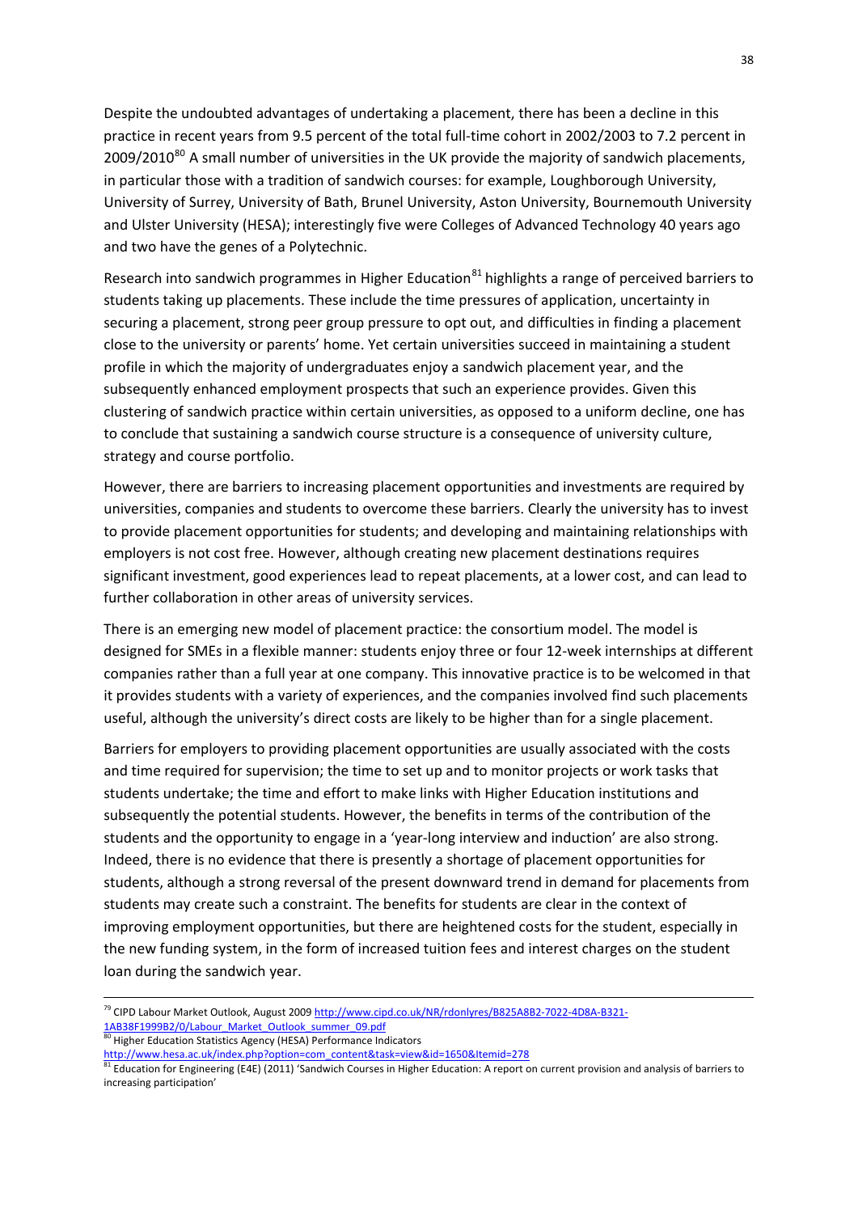Despite the undoubted advantages of undertaking a placement, there has been a decline in this practice in recent years from 9.5 percent of the total full-time cohort in 2002/2003 to 7.2 percent in 2009/2010[80] A small number of universities in the UK provide the majority of sandwich placements, in particular those with a tradition of sandwich courses: for example, Loughborough University, University of Surrey, University of Bath, Brunel University, Aston University, Bournemouth University and Ulster University (HESA); interestingly five were Colleges of Advanced Technology 40 years ago and two have the genes of a Polytechnic.

Research into sandwich programmes in Higher Education[81] highlights a range of perceived barriers to students taking up placements. These include the time pressures of application, uncertainty in securing a placement, strong peer group pressure to opt out, and difficulties in finding a placement close to the university or parents' home. Yet certain universities succeed in maintaining a student profile in which the majority of undergraduates enjoy a sandwich placement year, and the subsequently enhanced employment prospects that such an experience provides. Given this clustering of sandwich practice within certain universities, as opposed to a uniform decline, one has to conclude that sustaining a sandwich course structure is a consequence of university culture, strategy and course portfolio.

However, there are barriers to increasing placement opportunities and investments are required by universities, companies and students to overcome these barriers. Clearly the university has to invest to provide placement opportunities for students; and developing and maintaining relationships with employers is not cost free. However, although creating new placement destinations requires significant investment, good experiences lead to repeat placements, at a lower cost, and can lead to further collaboration in other areas of university services.

There is an emerging new model of placement practice: the consortium model. The model is designed for SMEs in a flexible manner: students enjoy three or four 12-week internships at different companies rather than a full year at one company. This innovative practice is to be welcomed in that it provides students with a variety of experiences, and the companies involved find such placements useful, although the university's direct costs are likely to be higher than for a single placement.

Barriers for employers to providing placement opportunities are usually associated with the costs and time required for supervision; the time to set up and to monitor projects or work tasks that students undertake; the time and effort to make links with Higher Education institutions and subsequently the potential students. However, the benefits in terms of the contribution of the students and the opportunity to engage in a 'year-long interview and induction' are also strong. Indeed, there is no evidence that there is presently a shortage of placement opportunities for students, although a strong reversal of the present downward trend in demand for placements from students may create such a constraint. The benefits for students are clear in the context of improving employment opportunities, but there are heightened costs for the student, especially in the new funding system, in the form of increased tuition fees and interest charges on the student loan during the sandwich year.

---

[79] CIPD Labour Market Outlook, August 2009 http://www.cipd.co.uk/NR/rdonlyres/B825A8B2-7022-4D8A-B321-1AB38F1999B2/0/Labour_Market_Outlook_summer_09.pdf

[80] Higher Education Statistics Agency (HESA) Performance Indicators http://www.hesa.ac.uk/index.php?option=com_content&task=view&id=1650&Itemid=278

[81] Education for Engineering (E4E) (2011) 'Sandwich Courses in Higher Education: A report on current provision and analysis of barriers to increasing participation'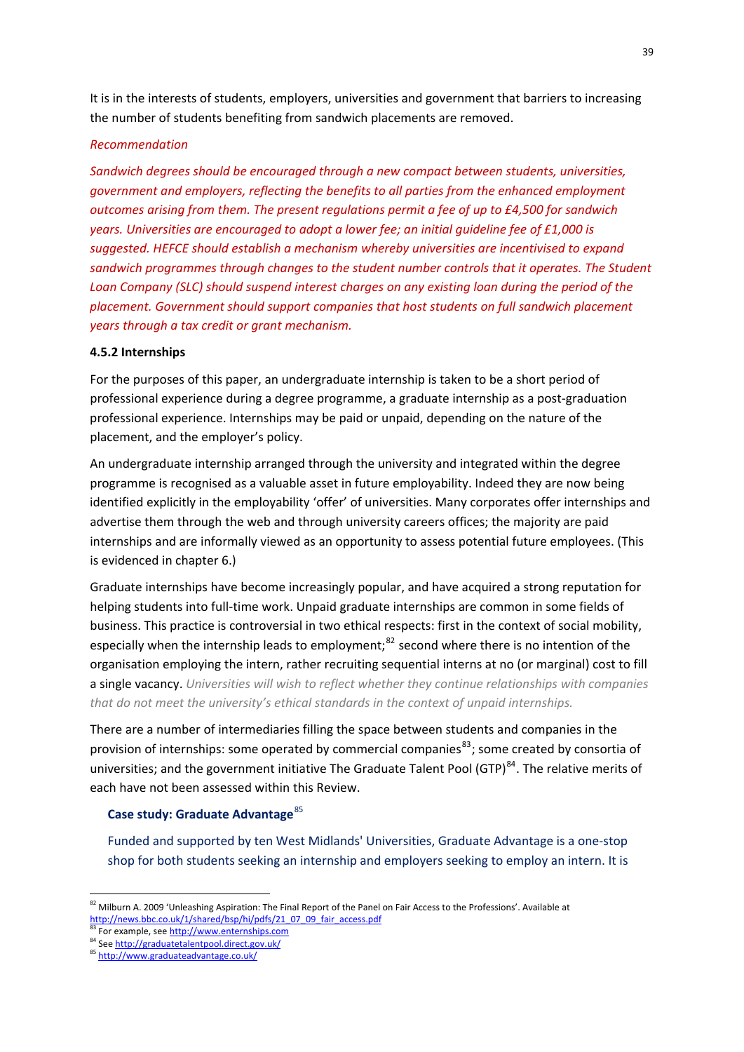It is in the interests of students, employers, universities and government that barriers to increasing the number of students benefiting from sandwich placements are removed.

*Recommendation*

*Sandwich degrees should be encouraged through a new compact between students, universities, government and employers, reflecting the benefits to all parties from the enhanced employment outcomes arising from them. The present regulations permit a fee of up to £4,500 for sandwich years. Universities are encouraged to adopt a lower fee; an initial guideline fee of £1,000 is suggested. HEFCE should establish a mechanism whereby universities are incentivised to expand sandwich programmes through changes to the student number controls that it operates. The Student Loan Company (SLC) should suspend interest charges on any existing loan during the period of the placement. Government should support companies that host students on full sandwich placement years through a tax credit or grant mechanism.*

#### 4.5.2 Internships

For the purposes of this paper, an undergraduate internship is taken to be a short period of professional experience during a degree programme, a graduate internship as a post-graduation professional experience. Internships may be paid or unpaid, depending on the nature of the placement, and the employer's policy.

An undergraduate internship arranged through the university and integrated within the degree programme is recognised as a valuable asset in future employability. Indeed they are now being identified explicitly in the employability 'offer' of universities. Many corporates offer internships and advertise them through the web and through university careers offices; the majority are paid internships and are informally viewed as an opportunity to assess potential future employees. (This is evidenced in chapter 6.)

Graduate internships have become increasingly popular, and have acquired a strong reputation for helping students into full-time work. Unpaid graduate internships are common in some fields of business. This practice is controversial in two ethical respects: first in the context of social mobility, especially when the internship leads to employment;[82] second where there is no intention of the organisation employing the intern, rather recruiting sequential interns at no (or marginal) cost to fill a single vacancy. *Universities will wish to reflect whether they continue relationships with companies that do not meet the university's ethical standards in the context of unpaid internships.*

There are a number of intermediaries filling the space between students and companies in the provision of internships: some operated by commercial companies[83]; some created by consortia of universities; and the government initiative The Graduate Talent Pool (GTP)[84]. The relative merits of each have not been assessed within this Review.

**Case study: Graduate Advantage**[85]

Funded and supported by ten West Midlands' Universities, Graduate Advantage is a one-stop shop for both students seeking an internship and employers seeking to employ an intern. It is

---

[82] Milburn A. 2009 'Unleashing Aspiration: The Final Report of the Panel on Fair Access to the Professions'. Available at http://news.bbc.co.uk/1/shared/bsp/hi/pdfs/21_07_09_fair_access.pdf

[83] For example, see http://www.enternships.com

[84] See http://graduatetalentpool.direct.gov.uk/

[85] http://www.graduateadvantage.co.uk/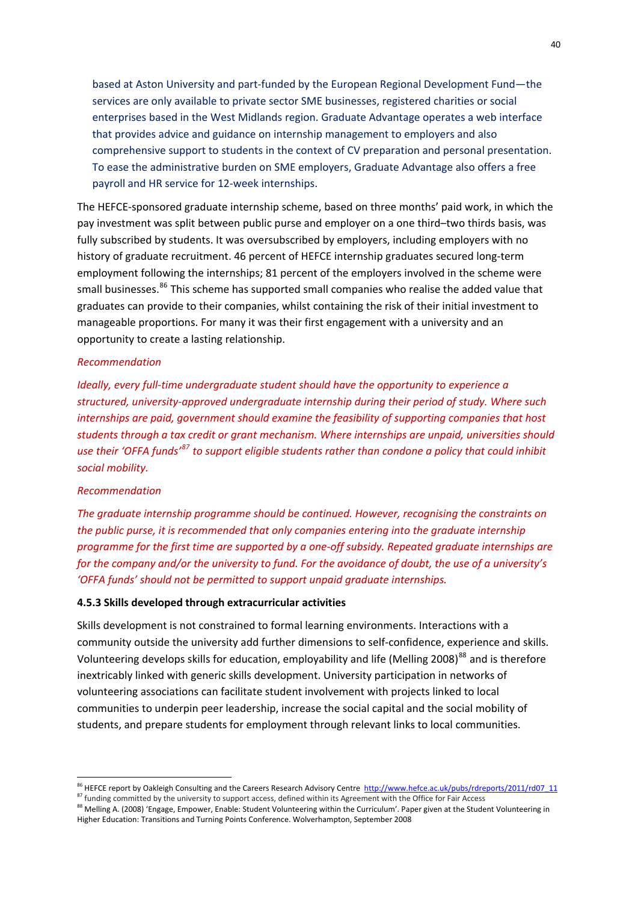based at Aston University and part-funded by the European Regional Development Fund—the services are only available to private sector SME businesses, registered charities or social enterprises based in the West Midlands region. Graduate Advantage operates a web interface that provides advice and guidance on internship management to employers and also comprehensive support to students in the context of CV preparation and personal presentation. To ease the administrative burden on SME employers, Graduate Advantage also offers a free payroll and HR service for 12-week internships.

The HEFCE-sponsored graduate internship scheme, based on three months' paid work, in which the pay investment was split between public purse and employer on a one third–two thirds basis, was fully subscribed by students. It was oversubscribed by employers, including employers with no history of graduate recruitment. 46 percent of HEFCE internship graduates secured long-term employment following the internships; 81 percent of the employers involved in the scheme were small businesses.[86] This scheme has supported small companies who realise the added value that graduates can provide to their companies, whilst containing the risk of their initial investment to manageable proportions. For many it was their first engagement with a university and an opportunity to create a lasting relationship.

*Recommendation*

*Ideally, every full-time undergraduate student should have the opportunity to experience a structured, university-approved undergraduate internship during their period of study. Where such internships are paid, government should examine the feasibility of supporting companies that host students through a tax credit or grant mechanism. Where internships are unpaid, universities should use their 'OFFA funds'[87] to support eligible students rather than condone a policy that could inhibit social mobility.*

*Recommendation*

*The graduate internship programme should be continued. However, recognising the constraints on the public purse, it is recommended that only companies entering into the graduate internship programme for the first time are supported by a one-off subsidy. Repeated graduate internships are for the company and/or the university to fund. For the avoidance of doubt, the use of a university's 'OFFA funds' should not be permitted to support unpaid graduate internships.*

### 4.5.3 Skills developed through extracurricular activities

Skills development is not constrained to formal learning environments. Interactions with a community outside the university add further dimensions to self-confidence, experience and skills. Volunteering develops skills for education, employability and life (Melling 2008)[88] and is therefore inextricably linked with generic skills development. University participation in networks of volunteering associations can facilitate student involvement with projects linked to local communities to underpin peer leadership, increase the social capital and the social mobility of students, and prepare students for employment through relevant links to local communities.

---

[86] HEFCE report by Oakleigh Consulting and the Careers Research Advisory Centre http://www.hefce.ac.uk/pubs/rdreports/2011/rd07_11

[87] funding committed by the university to support access, defined within its Agreement with the Office for Fair Access

[88] Melling A. (2008) 'Engage, Empower, Enable: Student Volunteering within the Curriculum'. Paper given at the Student Volunteering in Higher Education: Transitions and Turning Points Conference. Wolverhampton, September 2008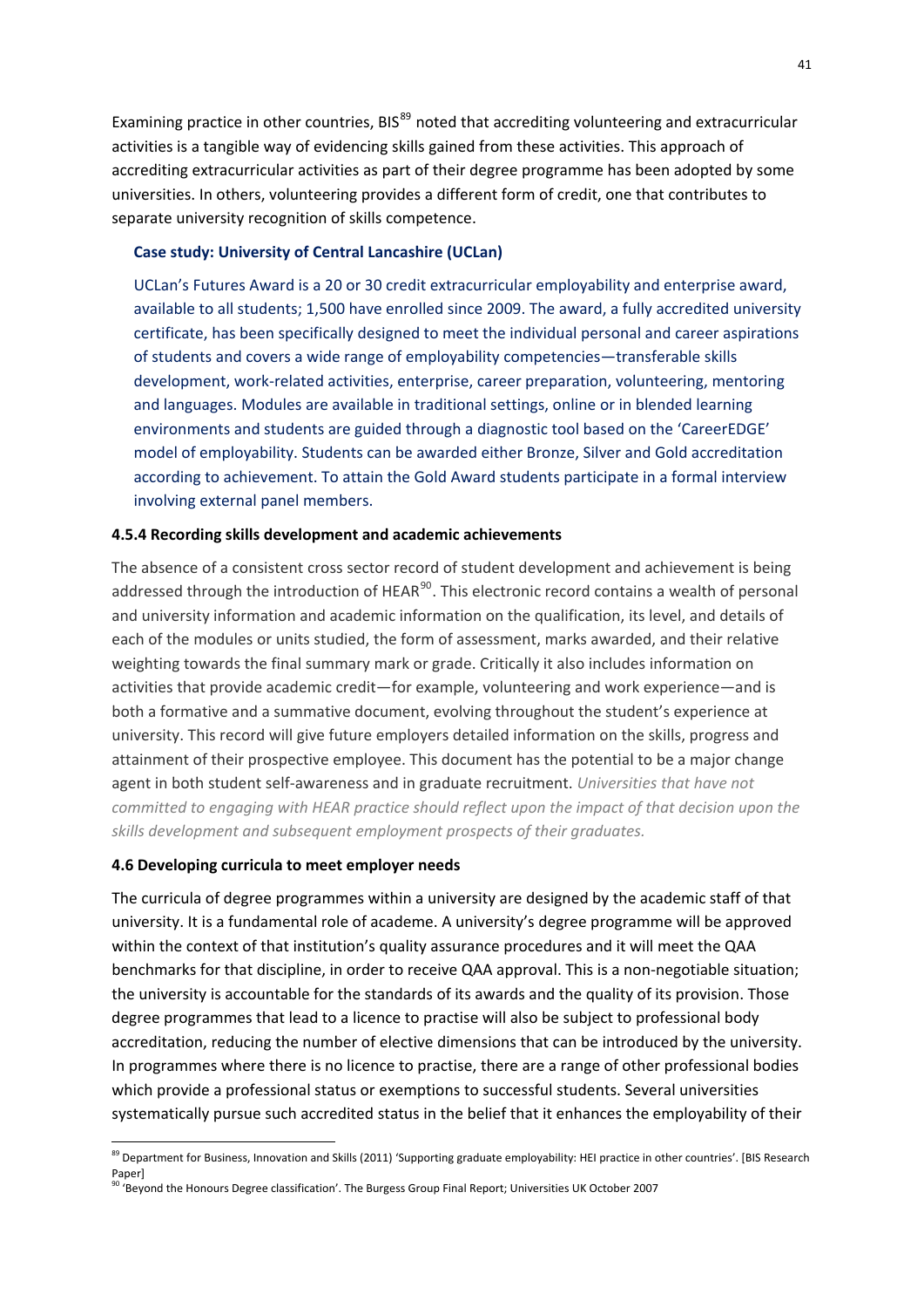Examining practice in other countries, BIS[89] noted that accrediting volunteering and extracurricular activities is a tangible way of evidencing skills gained from these activities. This approach of accrediting extracurricular activities as part of their degree programme has been adopted by some universities. In others, volunteering provides a different form of credit, one that contributes to separate university recognition of skills competence.

**Case study: University of Central Lancashire (UCLan)**

UCLan's Futures Award is a 20 or 30 credit extracurricular employability and enterprise award, available to all students; 1,500 have enrolled since 2009. The award, a fully accredited university certificate, has been specifically designed to meet the individual personal and career aspirations of students and covers a wide range of employability competencies—transferable skills development, work-related activities, enterprise, career preparation, volunteering, mentoring and languages. Modules are available in traditional settings, online or in blended learning environments and students are guided through a diagnostic tool based on the 'CareerEDGE' model of employability. Students can be awarded either Bronze, Silver and Gold accreditation according to achievement. To attain the Gold Award students participate in a formal interview involving external panel members.

#### 4.5.4 Recording skills development and academic achievements

The absence of a consistent cross sector record of student development and achievement is being addressed through the introduction of HEAR[90]. This electronic record contains a wealth of personal and university information and academic information on the qualification, its level, and details of each of the modules or units studied, the form of assessment, marks awarded, and their relative weighting towards the final summary mark or grade. Critically it also includes information on activities that provide academic credit—for example, volunteering and work experience—and is both a formative and a summative document, evolving throughout the student's experience at university. This record will give future employers detailed information on the skills, progress and attainment of their prospective employee. This document has the potential to be a major change agent in both student self-awareness and in graduate recruitment. *Universities that have not committed to engaging with HEAR practice should reflect upon the impact of that decision upon the skills development and subsequent employment prospects of their graduates.*

### 4.6 Developing curricula to meet employer needs

The curricula of degree programmes within a university are designed by the academic staff of that university. It is a fundamental role of academe. A university's degree programme will be approved within the context of that institution's quality assurance procedures and it will meet the QAA benchmarks for that discipline, in order to receive QAA approval. This is a non-negotiable situation; the university is accountable for the standards of its awards and the quality of its provision. Those degree programmes that lead to a licence to practise will also be subject to professional body accreditation, reducing the number of elective dimensions that can be introduced by the university. In programmes where there is no licence to practise, there are a range of other professional bodies which provide a professional status or exemptions to successful students. Several universities systematically pursue such accredited status in the belief that it enhances the employability of their

[89] Department for Business, Innovation and Skills (2011) 'Supporting graduate employability: HEI practice in other countries'. [BIS Research Paper]

[90] 'Beyond the Honours Degree classification'. The Burgess Group Final Report; Universities UK October 2007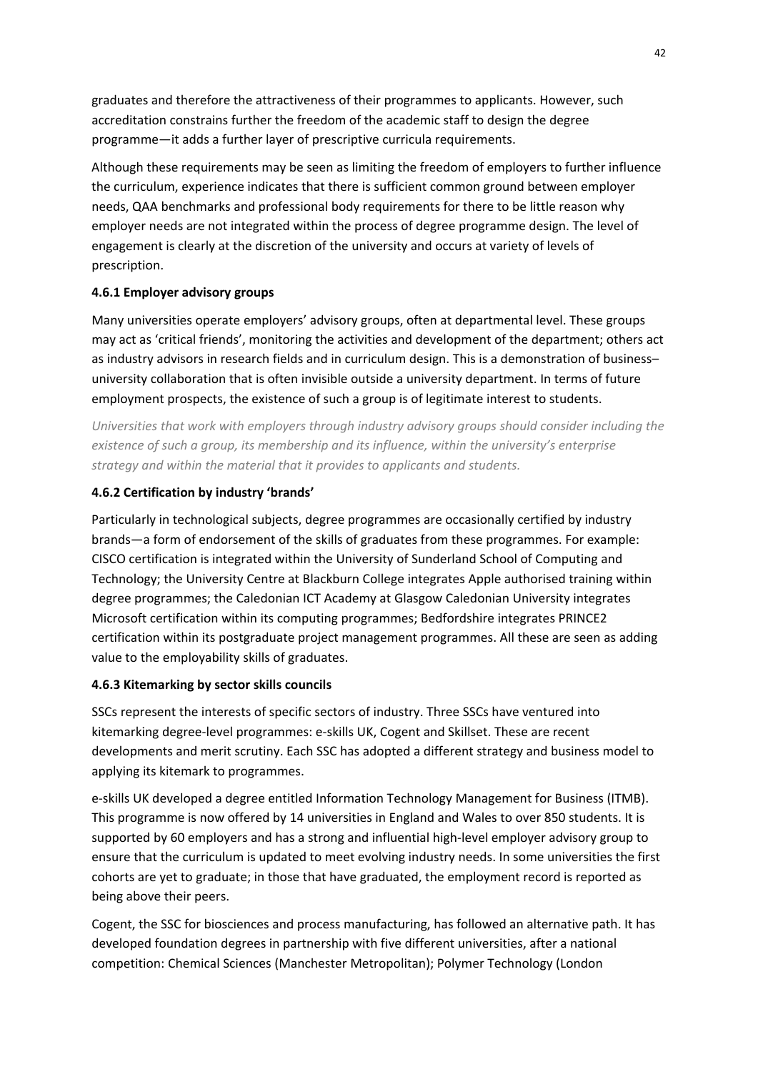graduates and therefore the attractiveness of their programmes to applicants. However, such accreditation constrains further the freedom of the academic staff to design the degree programme—it adds a further layer of prescriptive curricula requirements.

Although these requirements may be seen as limiting the freedom of employers to further influence the curriculum, experience indicates that there is sufficient common ground between employer needs, QAA benchmarks and professional body requirements for there to be little reason why employer needs are not integrated within the process of degree programme design. The level of engagement is clearly at the discretion of the university and occurs at variety of levels of prescription.

#### 4.6.1 Employer advisory groups

Many universities operate employers' advisory groups, often at departmental level. These groups may act as 'critical friends', monitoring the activities and development of the department; others act as industry advisors in research fields and in curriculum design. This is a demonstration of business–university collaboration that is often invisible outside a university department. In terms of future employment prospects, the existence of such a group is of legitimate interest to students.

*Universities that work with employers through industry advisory groups should consider including the existence of such a group, its membership and its influence, within the university's enterprise strategy and within the material that it provides to applicants and students.*

#### 4.6.2 Certification by industry 'brands'

Particularly in technological subjects, degree programmes are occasionally certified by industry brands—a form of endorsement of the skills of graduates from these programmes. For example: CISCO certification is integrated within the University of Sunderland School of Computing and Technology; the University Centre at Blackburn College integrates Apple authorised training within degree programmes; the Caledonian ICT Academy at Glasgow Caledonian University integrates Microsoft certification within its computing programmes; Bedfordshire integrates PRINCE2 certification within its postgraduate project management programmes. All these are seen as adding value to the employability skills of graduates.

#### 4.6.3 Kitemarking by sector skills councils

SSCs represent the interests of specific sectors of industry. Three SSCs have ventured into kitemarking degree-level programmes: e-skills UK, Cogent and Skillset. These are recent developments and merit scrutiny. Each SSC has adopted a different strategy and business model to applying its kitemark to programmes.

e-skills UK developed a degree entitled Information Technology Management for Business (ITMB). This programme is now offered by 14 universities in England and Wales to over 850 students. It is supported by 60 employers and has a strong and influential high-level employer advisory group to ensure that the curriculum is updated to meet evolving industry needs. In some universities the first cohorts are yet to graduate; in those that have graduated, the employment record is reported as being above their peers.

Cogent, the SSC for biosciences and process manufacturing, has followed an alternative path. It has developed foundation degrees in partnership with five different universities, after a national competition: Chemical Sciences (Manchester Metropolitan); Polymer Technology (London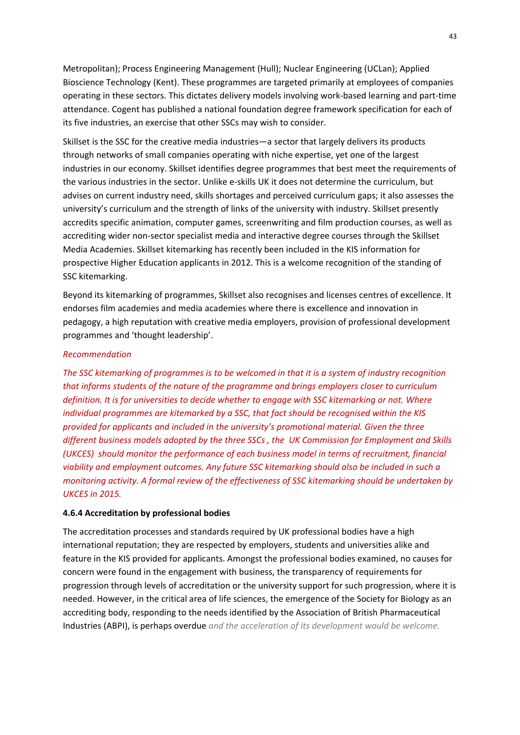Metropolitan); Process Engineering Management (Hull); Nuclear Engineering (UCLan); Applied Bioscience Technology (Kent). These programmes are targeted primarily at employees of companies operating in these sectors. This dictates delivery models involving work-based learning and part-time attendance. Cogent has published a national foundation degree framework specification for each of its five industries, an exercise that other SSCs may wish to consider.

Skillset is the SSC for the creative media industries—a sector that largely delivers its products through networks of small companies operating with niche expertise, yet one of the largest industries in our economy. Skillset identifies degree programmes that best meet the requirements of the various industries in the sector. Unlike e-skills UK it does not determine the curriculum, but advises on current industry need, skills shortages and perceived curriculum gaps; it also assesses the university's curriculum and the strength of links of the university with industry. Skillset presently accredits specific animation, computer games, screenwriting and film production courses, as well as accrediting wider non-sector specialist media and interactive degree courses through the Skillset Media Academies. Skillset kitemarking has recently been included in the KIS information for prospective Higher Education applicants in 2012. This is a welcome recognition of the standing of SSC kitemarking.

Beyond its kitemarking of programmes, Skillset also recognises and licenses centres of excellence. It endorses film academies and media academies where there is excellence and innovation in pedagogy, a high reputation with creative media employers, provision of professional development programmes and 'thought leadership'.

*Recommendation*

*The SSC kitemarking of programmes is to be welcomed in that it is a system of industry recognition that informs students of the nature of the programme and brings employers closer to curriculum definition. It is for universities to decide whether to engage with SSC kitemarking or not. Where individual programmes are kitemarked by a SSC, that fact should be recognised within the KIS provided for applicants and included in the university's promotional material. Given the three different business models adopted by the three SSCs , the UK Commission for Employment and Skills (UKCES) should monitor the performance of each business model in terms of recruitment, financial viability and employment outcomes. Any future SSC kitemarking should also be included in such a monitoring activity. A formal review of the effectiveness of SSC kitemarking should be undertaken by UKCES in 2015.*

**4.6.4 Accreditation by professional bodies**

The accreditation processes and standards required by UK professional bodies have a high international reputation; they are respected by employers, students and universities alike and feature in the KIS provided for applicants. Amongst the professional bodies examined, no causes for concern were found in the engagement with business, the transparency of requirements for progression through levels of accreditation or the university support for such progression, where it is needed. However, in the critical area of life sciences, the emergence of the Society for Biology as an accrediting body, responding to the needs identified by the Association of British Pharmaceutical Industries (ABPI), is perhaps overdue *and the acceleration of its development would be welcome.*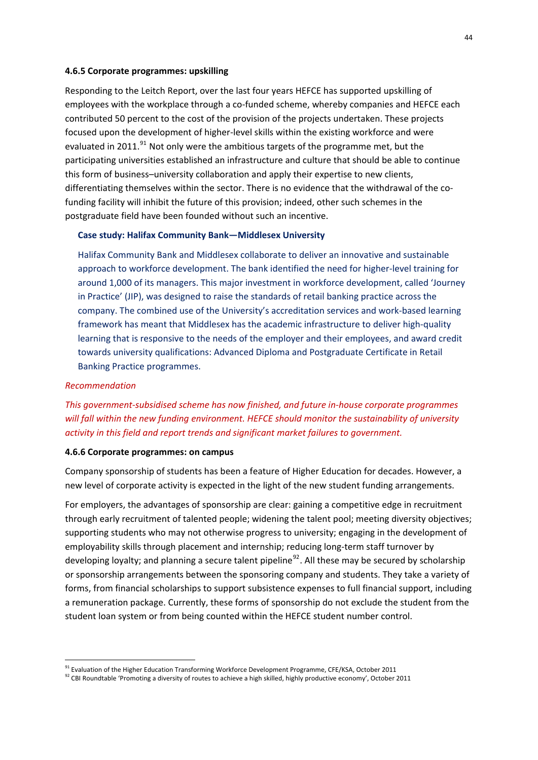#### 4.6.5 Corporate programmes: upskilling

Responding to the Leitch Report, over the last four years HEFCE has supported upskilling of employees with the workplace through a co-funded scheme, whereby companies and HEFCE each contributed 50 percent to the cost of the provision of the projects undertaken. These projects focused upon the development of higher-level skills within the existing workforce and were evaluated in 2011.[91] Not only were the ambitious targets of the programme met, but the participating universities established an infrastructure and culture that should be able to continue this form of business–university collaboration and apply their expertise to new clients, differentiating themselves within the sector. There is no evidence that the withdrawal of the co-funding facility will inhibit the future of this provision; indeed, other such schemes in the postgraduate field have been founded without such an incentive.

**Case study: Halifax Community Bank—Middlesex University**

Halifax Community Bank and Middlesex collaborate to deliver an innovative and sustainable approach to workforce development. The bank identified the need for higher-level training for around 1,000 of its managers. This major investment in workforce development, called 'Journey in Practice' (JIP), was designed to raise the standards of retail banking practice across the company. The combined use of the University's accreditation services and work-based learning framework has meant that Middlesex has the academic infrastructure to deliver high-quality learning that is responsive to the needs of the employer and their employees, and award credit towards university qualifications: Advanced Diploma and Postgraduate Certificate in Retail Banking Practice programmes.

*Recommendation*

*This government-subsidised scheme has now finished, and future in-house corporate programmes will fall within the new funding environment. HEFCE should monitor the sustainability of university activity in this field and report trends and significant market failures to government.*

#### 4.6.6 Corporate programmes: on campus

Company sponsorship of students has been a feature of Higher Education for decades. However, a new level of corporate activity is expected in the light of the new student funding arrangements.

For employers, the advantages of sponsorship are clear: gaining a competitive edge in recruitment through early recruitment of talented people; widening the talent pool; meeting diversity objectives; supporting students who may not otherwise progress to university; engaging in the development of employability skills through placement and internship; reducing long-term staff turnover by developing loyalty; and planning a secure talent pipeline[92]. All these may be secured by scholarship or sponsorship arrangements between the sponsoring company and students. They take a variety of forms, from financial scholarships to support subsistence expenses to full financial support, including a remuneration package. Currently, these forms of sponsorship do not exclude the student from the student loan system or from being counted within the HEFCE student number control.

---

[91] Evaluation of the Higher Education Transforming Workforce Development Programme, CFE/KSA, October 2011

[92] CBI Roundtable 'Promoting a diversity of routes to achieve a high skilled, highly productive economy', October 2011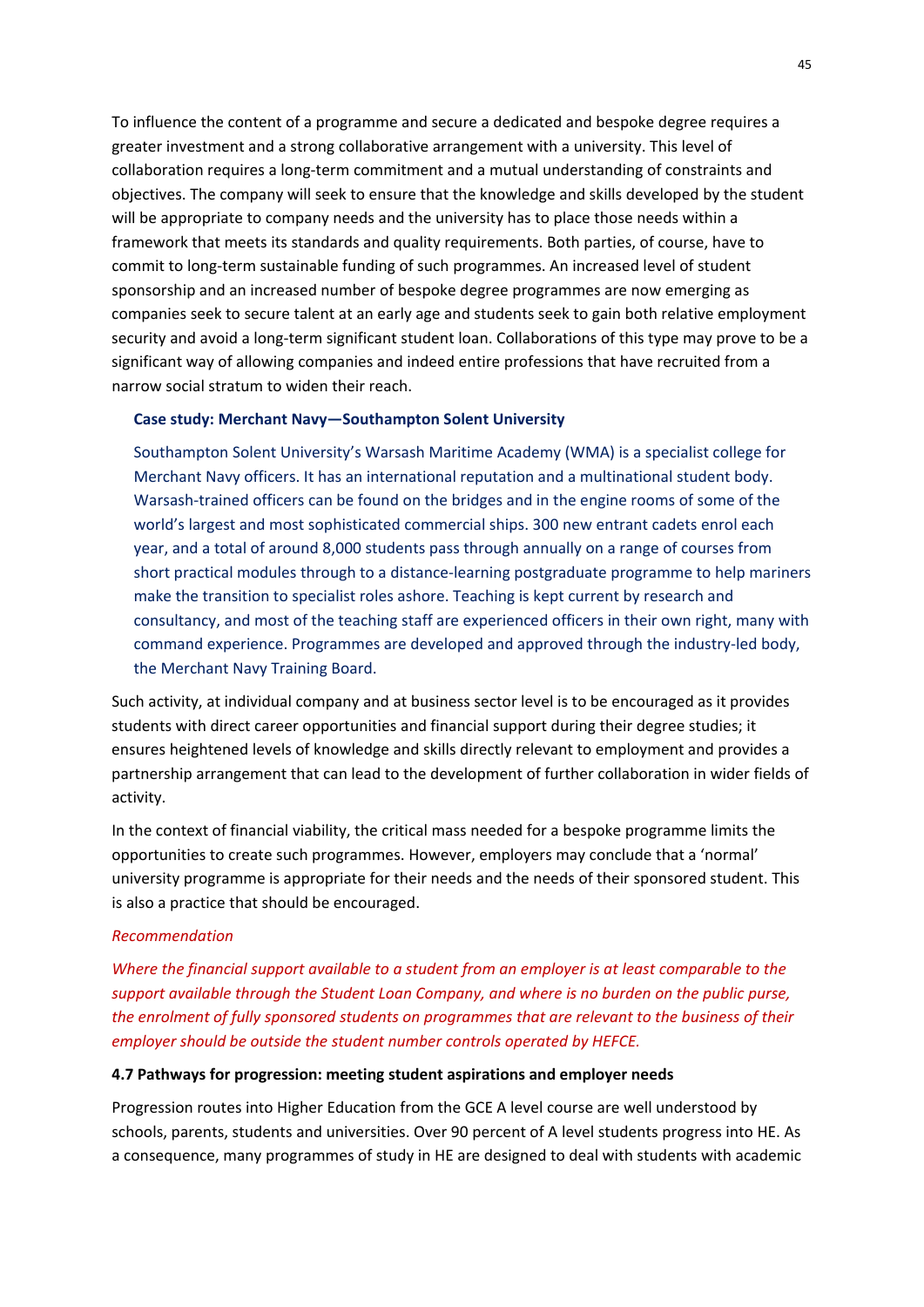To influence the content of a programme and secure a dedicated and bespoke degree requires a greater investment and a strong collaborative arrangement with a university. This level of collaboration requires a long-term commitment and a mutual understanding of constraints and objectives. The company will seek to ensure that the knowledge and skills developed by the student will be appropriate to company needs and the university has to place those needs within a framework that meets its standards and quality requirements. Both parties, of course, have to commit to long-term sustainable funding of such programmes. An increased level of student sponsorship and an increased number of bespoke degree programmes are now emerging as companies seek to secure talent at an early age and students seek to gain both relative employment security and avoid a long-term significant student loan. Collaborations of this type may prove to be a significant way of allowing companies and indeed entire professions that have recruited from a narrow social stratum to widen their reach.

> **Case study: Merchant Navy—Southampton Solent University**
>
> Southampton Solent University's Warsash Maritime Academy (WMA) is a specialist college for Merchant Navy officers. It has an international reputation and a multinational student body. Warsash-trained officers can be found on the bridges and in the engine rooms of some of the world's largest and most sophisticated commercial ships. 300 new entrant cadets enrol each year, and a total of around 8,000 students pass through annually on a range of courses from short practical modules through to a distance-learning postgraduate programme to help mariners make the transition to specialist roles ashore. Teaching is kept current by research and consultancy, and most of the teaching staff are experienced officers in their own right, many with command experience. Programmes are developed and approved through the industry-led body, the Merchant Navy Training Board.

Such activity, at individual company and at business sector level is to be encouraged as it provides students with direct career opportunities and financial support during their degree studies; it ensures heightened levels of knowledge and skills directly relevant to employment and provides a partnership arrangement that can lead to the development of further collaboration in wider fields of activity.

In the context of financial viability, the critical mass needed for a bespoke programme limits the opportunities to create such programmes. However, employers may conclude that a 'normal' university programme is appropriate for their needs and the needs of their sponsored student. This is also a practice that should be encouraged.

*Recommendation*

*Where the financial support available to a student from an employer is at least comparable to the support available through the Student Loan Company, and where is no burden on the public purse, the enrolment of fully sponsored students on programmes that are relevant to the business of their employer should be outside the student number controls operated by HEFCE.*

### 4.7 Pathways for progression: meeting student aspirations and employer needs

Progression routes into Higher Education from the GCE A level course are well understood by schools, parents, students and universities. Over 90 percent of A level students progress into HE. As a consequence, many programmes of study in HE are designed to deal with students with academic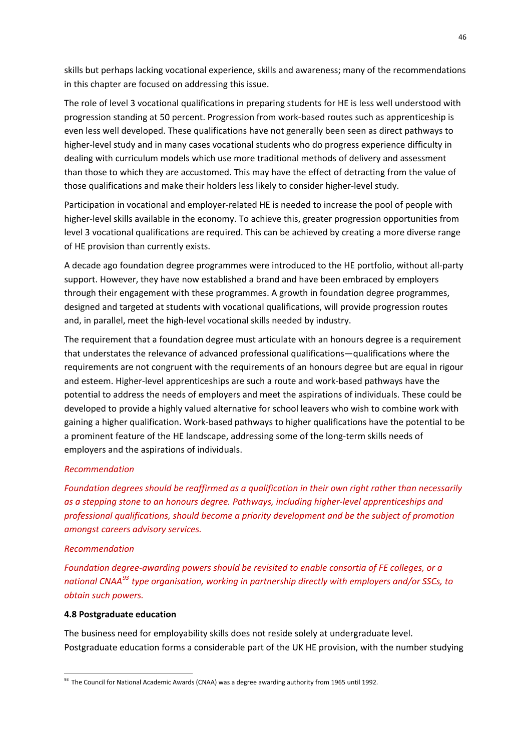skills but perhaps lacking vocational experience, skills and awareness; many of the recommendations in this chapter are focused on addressing this issue.

The role of level 3 vocational qualifications in preparing students for HE is less well understood with progression standing at 50 percent. Progression from work-based routes such as apprenticeship is even less well developed. These qualifications have not generally been seen as direct pathways to higher-level study and in many cases vocational students who do progress experience difficulty in dealing with curriculum models which use more traditional methods of delivery and assessment than those to which they are accustomed. This may have the effect of detracting from the value of those qualifications and make their holders less likely to consider higher-level study.

Participation in vocational and employer-related HE is needed to increase the pool of people with higher-level skills available in the economy. To achieve this, greater progression opportunities from level 3 vocational qualifications are required. This can be achieved by creating a more diverse range of HE provision than currently exists.

A decade ago foundation degree programmes were introduced to the HE portfolio, without all-party support. However, they have now established a brand and have been embraced by employers through their engagement with these programmes. A growth in foundation degree programmes, designed and targeted at students with vocational qualifications, will provide progression routes and, in parallel, meet the high-level vocational skills needed by industry.

The requirement that a foundation degree must articulate with an honours degree is a requirement that understates the relevance of advanced professional qualifications—qualifications where the requirements are not congruent with the requirements of an honours degree but are equal in rigour and esteem. Higher-level apprenticeships are such a route and work-based pathways have the potential to address the needs of employers and meet the aspirations of individuals. These could be developed to provide a highly valued alternative for school leavers who wish to combine work with gaining a higher qualification. Work-based pathways to higher qualifications have the potential to be a prominent feature of the HE landscape, addressing some of the long-term skills needs of employers and the aspirations of individuals.

*Recommendation*

*Foundation degrees should be reaffirmed as a qualification in their own right rather than necessarily as a stepping stone to an honours degree. Pathways, including higher-level apprenticeships and professional qualifications, should become a priority development and be the subject of promotion amongst careers advisory services.*

*Recommendation*

*Foundation degree-awarding powers should be revisited to enable consortia of FE colleges, or a national CNAA[93] type organisation, working in partnership directly with employers and/or SSCs, to obtain such powers.*

### 4.8 Postgraduate education

The business need for employability skills does not reside solely at undergraduate level. Postgraduate education forms a considerable part of the UK HE provision, with the number studying

[93] The Council for National Academic Awards (CNAA) was a degree awarding authority from 1965 until 1992.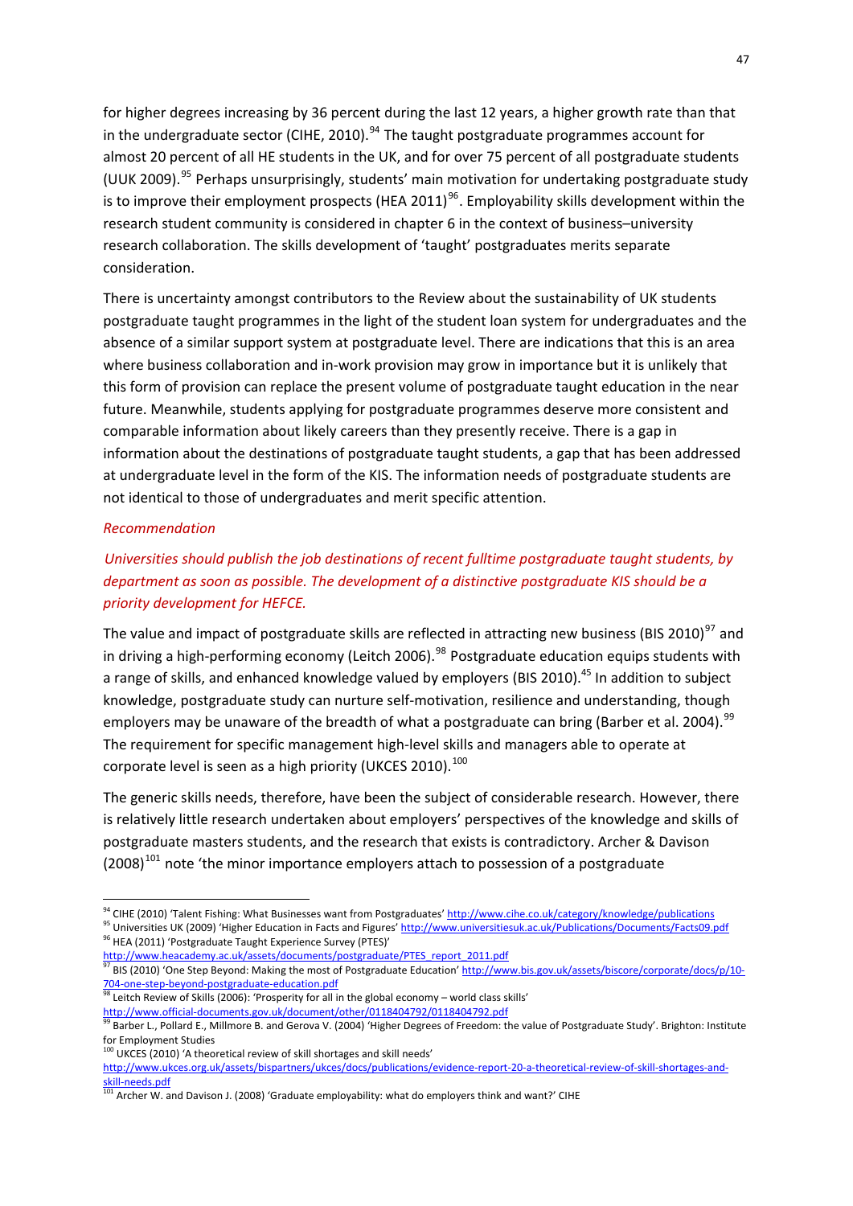for higher degrees increasing by 36 percent during the last 12 years, a higher growth rate than that in the undergraduate sector (CIHE, 2010).[94] The taught postgraduate programmes account for almost 20 percent of all HE students in the UK, and for over 75 percent of all postgraduate students (UUK 2009).[95] Perhaps unsurprisingly, students' main motivation for undertaking postgraduate study is to improve their employment prospects (HEA 2011)[96]. Employability skills development within the research student community is considered in chapter 6 in the context of business–university research collaboration. The skills development of 'taught' postgraduates merits separate consideration.

There is uncertainty amongst contributors to the Review about the sustainability of UK students postgraduate taught programmes in the light of the student loan system for undergraduates and the absence of a similar support system at postgraduate level. There are indications that this is an area where business collaboration and in-work provision may grow in importance but it is unlikely that this form of provision can replace the present volume of postgraduate taught education in the near future. Meanwhile, students applying for postgraduate programmes deserve more consistent and comparable information about likely careers than they presently receive. There is a gap in information about the destinations of postgraduate taught students, a gap that has been addressed at undergraduate level in the form of the KIS. The information needs of postgraduate students are not identical to those of undergraduates and merit specific attention.

*Recommendation*

*Universities should publish the job destinations of recent fulltime postgraduate taught students, by department as soon as possible. The development of a distinctive postgraduate KIS should be a priority development for HEFCE.*

The value and impact of postgraduate skills are reflected in attracting new business (BIS 2010)[97] and in driving a high-performing economy (Leitch 2006).[98] Postgraduate education equips students with a range of skills, and enhanced knowledge valued by employers (BIS 2010).[45] In addition to subject knowledge, postgraduate study can nurture self-motivation, resilience and understanding, though employers may be unaware of the breadth of what a postgraduate can bring (Barber et al. 2004).[99] The requirement for specific management high-level skills and managers able to operate at corporate level is seen as a high priority (UKCES 2010).[100]

The generic skills needs, therefore, have been the subject of considerable research. However, there is relatively little research undertaken about employers' perspectives of the knowledge and skills of postgraduate masters students, and the research that exists is contradictory. Archer & Davison (2008)[101] note 'the minor importance employers attach to possession of a postgraduate

---

[94] CIHE (2010) 'Talent Fishing: What Businesses want from Postgraduates' http://www.cihe.co.uk/category/knowledge/publications

[95] Universities UK (2009) 'Higher Education in Facts and Figures' http://www.universitiesuk.ac.uk/Publications/Documents/Facts09.pdf

[96] HEA (2011) 'Postgraduate Taught Experience Survey (PTES)' http://www.heacademy.ac.uk/assets/documents/postgraduate/PTES_report_2011.pdf

[97] BIS (2010) 'One Step Beyond: Making the most of Postgraduate Education' http://www.bis.gov.uk/assets/biscore/corporate/docs/p/10-704-one-step-beyond-postgraduate-education.pdf

[98] Leitch Review of Skills (2006): 'Prosperity for all in the global economy – world class skills' http://www.official-documents.gov.uk/document/other/0118404792/0118404792.pdf

[99] Barber L., Pollard E., Millmore B. and Gerova V. (2004) 'Higher Degrees of Freedom: the value of Postgraduate Study'. Brighton: Institute for Employment Studies

[100] UKCES (2010) 'A theoretical review of skill shortages and skill needs' http://www.ukces.org.uk/assets/bispartners/ukces/docs/publications/evidence-report-20-a-theoretical-review-of-skill-shortages-and-skill-needs.pdf

[101] Archer W. and Davison J. (2008) 'Graduate employability: what do employers think and want?' CIHE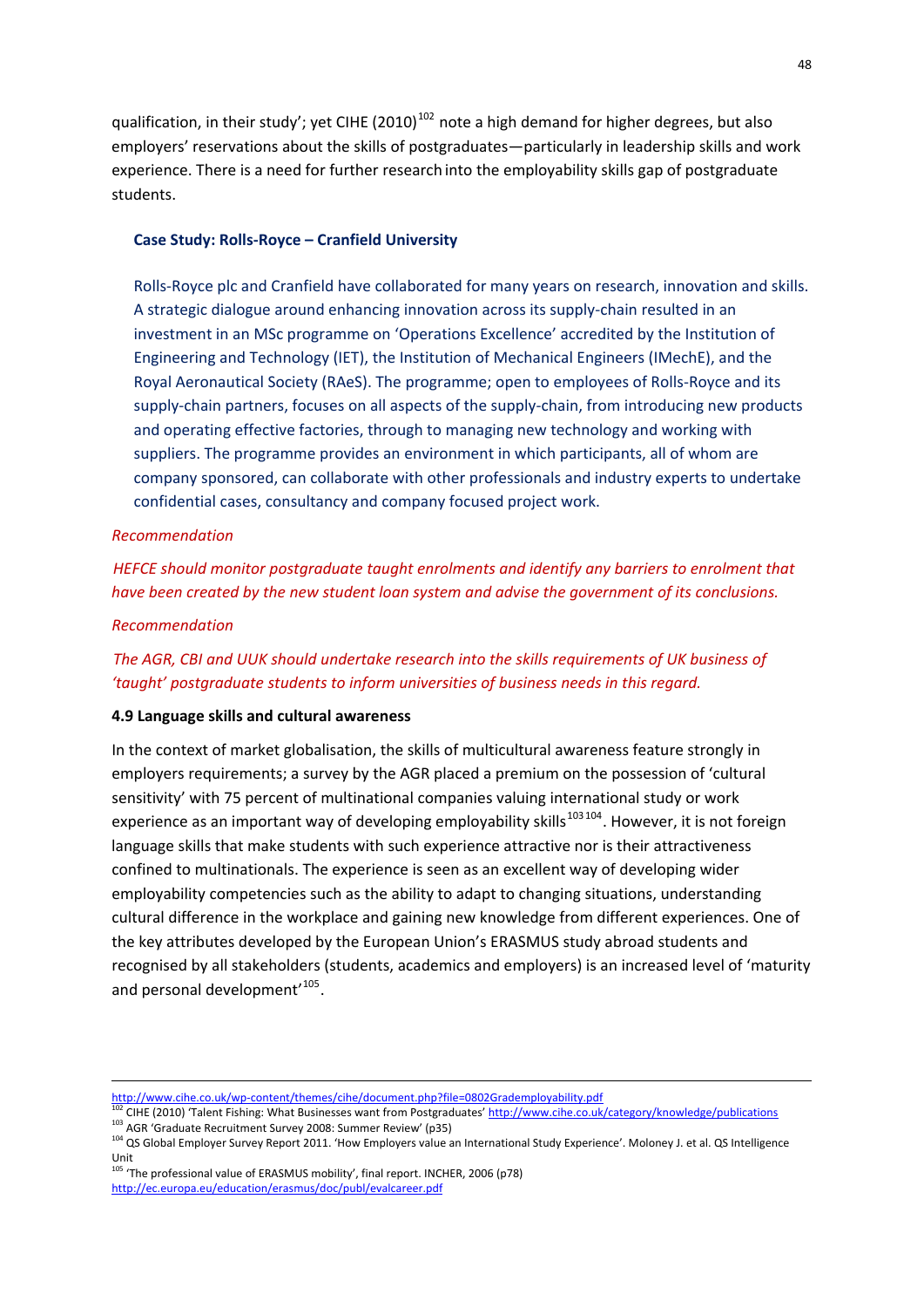qualification, in their study'; yet CIHE (2010)[102] note a high demand for higher degrees, but also employers' reservations about the skills of postgraduates—particularly in leadership skills and work experience. There is a need for further research into the employability skills gap of postgraduate students.

**Case Study: Rolls-Royce – Cranfield University**

Rolls-Royce plc and Cranfield have collaborated for many years on research, innovation and skills. A strategic dialogue around enhancing innovation across its supply-chain resulted in an investment in an MSc programme on 'Operations Excellence' accredited by the Institution of Engineering and Technology (IET), the Institution of Mechanical Engineers (IMechE), and the Royal Aeronautical Society (RAeS). The programme; open to employees of Rolls-Royce and its supply-chain partners, focuses on all aspects of the supply-chain, from introducing new products and operating effective factories, through to managing new technology and working with suppliers. The programme provides an environment in which participants, all of whom are company sponsored, can collaborate with other professionals and industry experts to undertake confidential cases, consultancy and company focused project work.

*Recommendation*

*HEFCE should monitor postgraduate taught enrolments and identify any barriers to enrolment that have been created by the new student loan system and advise the government of its conclusions.*

*Recommendation*

*The AGR, CBI and UUK should undertake research into the skills requirements of UK business of 'taught' postgraduate students to inform universities of business needs in this regard.*

### 4.9 Language skills and cultural awareness

In the context of market globalisation, the skills of multicultural awareness feature strongly in employers requirements; a survey by the AGR placed a premium on the possession of 'cultural sensitivity' with 75 percent of multinational companies valuing international study or work experience as an important way of developing employability skills[103][104]. However, it is not foreign language skills that make students with such experience attractive nor is their attractiveness confined to multinationals. The experience is seen as an excellent way of developing wider employability competencies such as the ability to adapt to changing situations, understanding cultural difference in the workplace and gaining new knowledge from different experiences. One of the key attributes developed by the European Union's ERASMUS study abroad students and recognised by all stakeholders (students, academics and employers) is an increased level of 'maturity and personal development'[105].

---

http://www.cihe.co.uk/wp-content/themes/cihe/document.php?file=0802Grademployability.pdf

[102] CIHE (2010) 'Talent Fishing: What Businesses want from Postgraduates' http://www.cihe.co.uk/category/knowledge/publications

[103] AGR 'Graduate Recruitment Survey 2008: Summer Review' (p35)

[104] QS Global Employer Survey Report 2011. 'How Employers value an International Study Experience'. Moloney J. et al. QS Intelligence Unit

[105] 'The professional value of ERASMUS mobility', final report. INCHER, 2006 (p78) http://ec.europa.eu/education/erasmus/doc/publ/evalcareer.pdf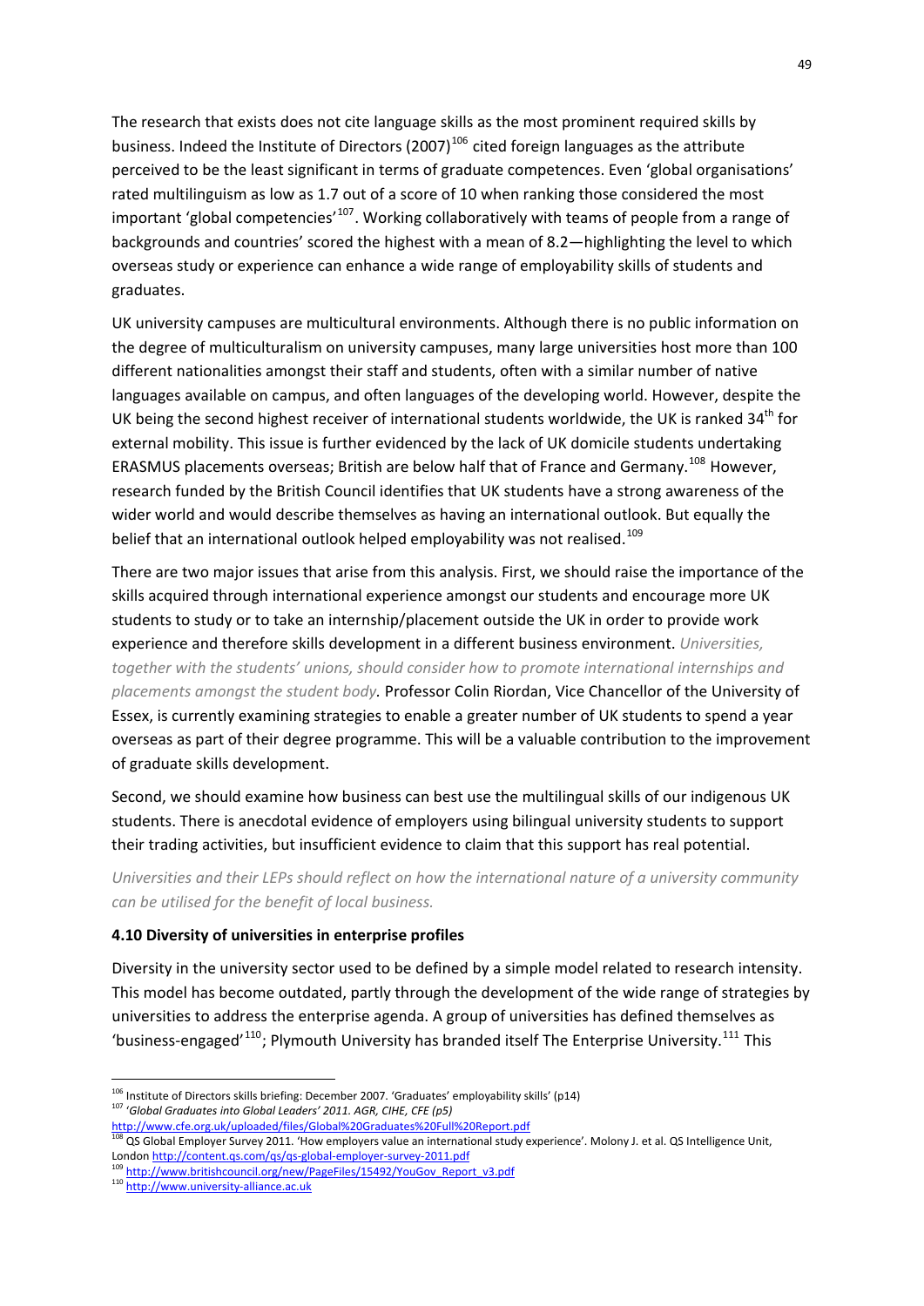The research that exists does not cite language skills as the most prominent required skills by business. Indeed the Institute of Directors (2007)[106] cited foreign languages as the attribute perceived to be the least significant in terms of graduate competences. Even 'global organisations' rated multilinguism as low as 1.7 out of a score of 10 when ranking those considered the most important 'global competencies'[107]. Working collaboratively with teams of people from a range of backgrounds and countries' scored the highest with a mean of 8.2—highlighting the level to which overseas study or experience can enhance a wide range of employability skills of students and graduates.

UK university campuses are multicultural environments. Although there is no public information on the degree of multiculturalism on university campuses, many large universities host more than 100 different nationalities amongst their staff and students, often with a similar number of native languages available on campus, and often languages of the developing world. However, despite the UK being the second highest receiver of international students worldwide, the UK is ranked 34th for external mobility. This issue is further evidenced by the lack of UK domicile students undertaking ERASMUS placements overseas; British are below half that of France and Germany.[108] However, research funded by the British Council identifies that UK students have a strong awareness of the wider world and would describe themselves as having an international outlook. But equally the belief that an international outlook helped employability was not realised.[109]

There are two major issues that arise from this analysis. First, we should raise the importance of the skills acquired through international experience amongst our students and encourage more UK students to study or to take an internship/placement outside the UK in order to provide work experience and therefore skills development in a different business environment. *Universities, together with the students' unions, should consider how to promote international internships and placements amongst the student body.* Professor Colin Riordan, Vice Chancellor of the University of Essex, is currently examining strategies to enable a greater number of UK students to spend a year overseas as part of their degree programme. This will be a valuable contribution to the improvement of graduate skills development.

Second, we should examine how business can best use the multilingual skills of our indigenous UK students. There is anecdotal evidence of employers using bilingual university students to support their trading activities, but insufficient evidence to claim that this support has real potential.

*Universities and their LEPs should reflect on how the international nature of a university community can be utilised for the benefit of local business.*

#### 4.10 Diversity of universities in enterprise profiles

Diversity in the university sector used to be defined by a simple model related to research intensity. This model has become outdated, partly through the development of the wide range of strategies by universities to address the enterprise agenda. A group of universities has defined themselves as 'business-engaged'[110]; Plymouth University has branded itself The Enterprise University.[111] This

---

[106] Institute of Directors skills briefing: December 2007. 'Graduates' employability skills' (p14)

[107] '*Global Graduates into Global Leaders' 2011. AGR, CIHE, CFE (p5)*
http://www.cfe.org.uk/uploaded/files/Global%20Graduates%20Full%20Report.pdf

[108] QS Global Employer Survey 2011. 'How employers value an international study experience'. Molony J. et al. QS Intelligence Unit, London http://content.qs.com/qs/qs-global-employer-survey-2011.pdf

[109] http://www.britishcouncil.org/new/PageFiles/15492/YouGov_Report_v3.pdf

[110] http://www.university-alliance.ac.uk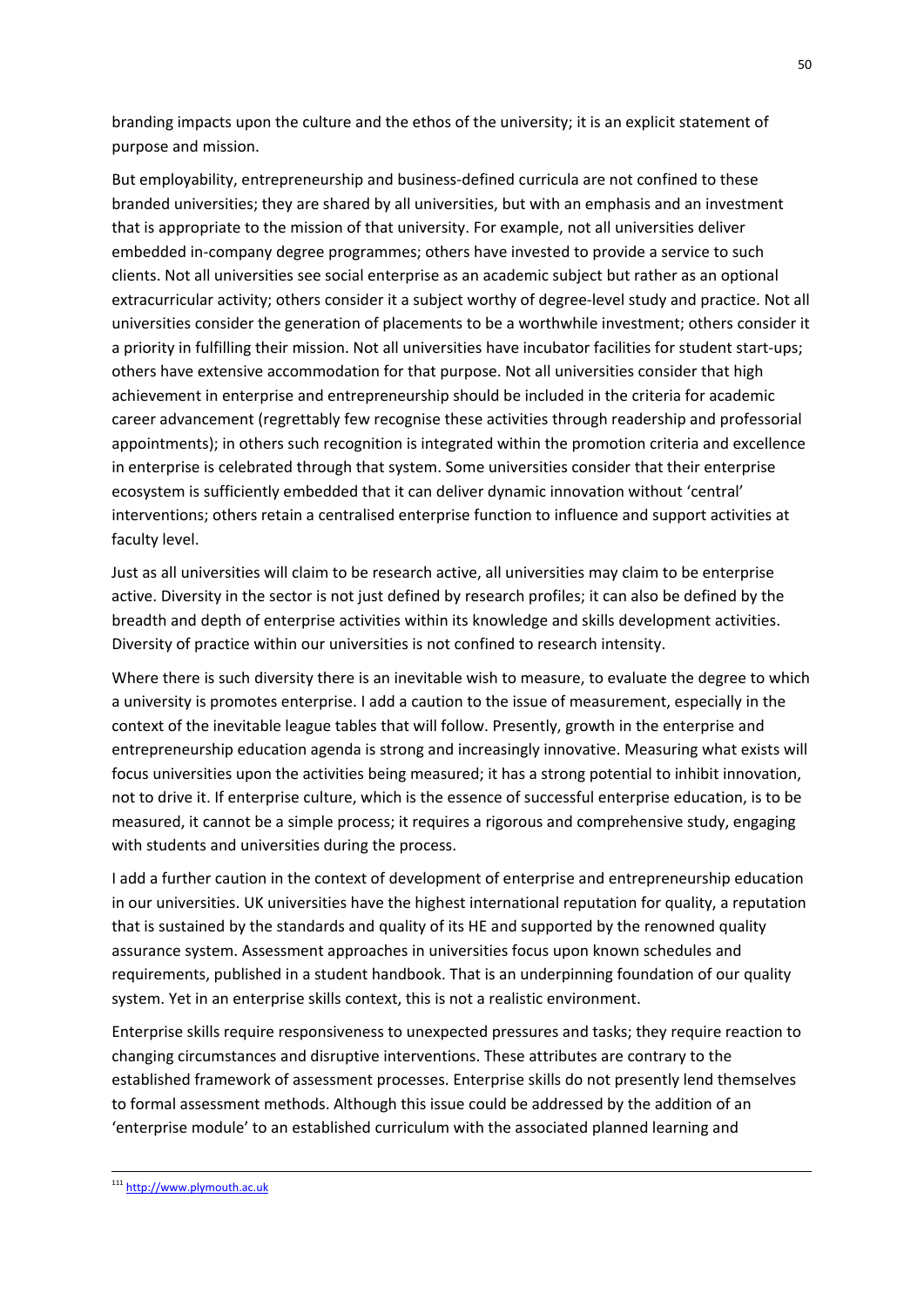branding impacts upon the culture and the ethos of the university; it is an explicit statement of purpose and mission.

But employability, entrepreneurship and business-defined curricula are not confined to these branded universities; they are shared by all universities, but with an emphasis and an investment that is appropriate to the mission of that university. For example, not all universities deliver embedded in-company degree programmes; others have invested to provide a service to such clients. Not all universities see social enterprise as an academic subject but rather as an optional extracurricular activity; others consider it a subject worthy of degree-level study and practice. Not all universities consider the generation of placements to be a worthwhile investment; others consider it a priority in fulfilling their mission. Not all universities have incubator facilities for student start-ups; others have extensive accommodation for that purpose. Not all universities consider that high achievement in enterprise and entrepreneurship should be included in the criteria for academic career advancement (regrettably few recognise these activities through readership and professorial appointments); in others such recognition is integrated within the promotion criteria and excellence in enterprise is celebrated through that system. Some universities consider that their enterprise ecosystem is sufficiently embedded that it can deliver dynamic innovation without 'central' interventions; others retain a centralised enterprise function to influence and support activities at faculty level.

Just as all universities will claim to be research active, all universities may claim to be enterprise active. Diversity in the sector is not just defined by research profiles; it can also be defined by the breadth and depth of enterprise activities within its knowledge and skills development activities. Diversity of practice within our universities is not confined to research intensity.

Where there is such diversity there is an inevitable wish to measure, to evaluate the degree to which a university is promotes enterprise. I add a caution to the issue of measurement, especially in the context of the inevitable league tables that will follow. Presently, growth in the enterprise and entrepreneurship education agenda is strong and increasingly innovative. Measuring what exists will focus universities upon the activities being measured; it has a strong potential to inhibit innovation, not to drive it. If enterprise culture, which is the essence of successful enterprise education, is to be measured, it cannot be a simple process; it requires a rigorous and comprehensive study, engaging with students and universities during the process.

I add a further caution in the context of development of enterprise and entrepreneurship education in our universities. UK universities have the highest international reputation for quality, a reputation that is sustained by the standards and quality of its HE and supported by the renowned quality assurance system. Assessment approaches in universities focus upon known schedules and requirements, published in a student handbook. That is an underpinning foundation of our quality system. Yet in an enterprise skills context, this is not a realistic environment.

Enterprise skills require responsiveness to unexpected pressures and tasks; they require reaction to changing circumstances and disruptive interventions. These attributes are contrary to the established framework of assessment processes. Enterprise skills do not presently lend themselves to formal assessment methods. Although this issue could be addressed by the addition of an 'enterprise module' to an established curriculum with the associated planned learning and

---

[111] http://www.plymouth.ac.uk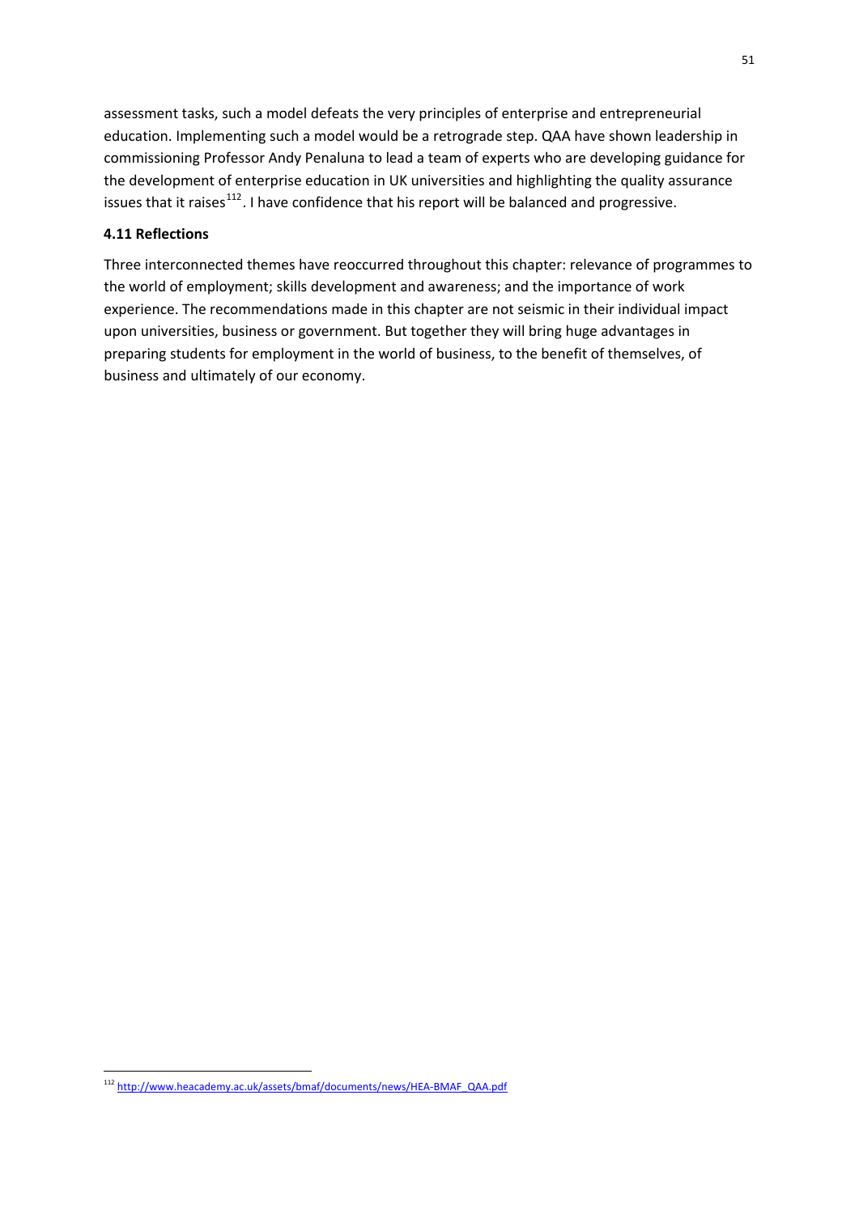assessment tasks, such a model defeats the very principles of enterprise and entrepreneurial education. Implementing such a model would be a retrograde step. QAA have shown leadership in commissioning Professor Andy Penaluna to lead a team of experts who are developing guidance for the development of enterprise education in UK universities and highlighting the quality assurance issues that it raises[112]. I have confidence that his report will be balanced and progressive.

### 4.11 Reflections

Three interconnected themes have reoccurred throughout this chapter: relevance of programmes to the world of employment; skills development and awareness; and the importance of work experience. The recommendations made in this chapter are not seismic in their individual impact upon universities, business or government. But together they will bring huge advantages in preparing students for employment in the world of business, to the benefit of themselves, of business and ultimately of our economy.

---

[112] http://www.heacademy.ac.uk/assets/bmaf/documents/news/HEA-BMAF_QAA.pdf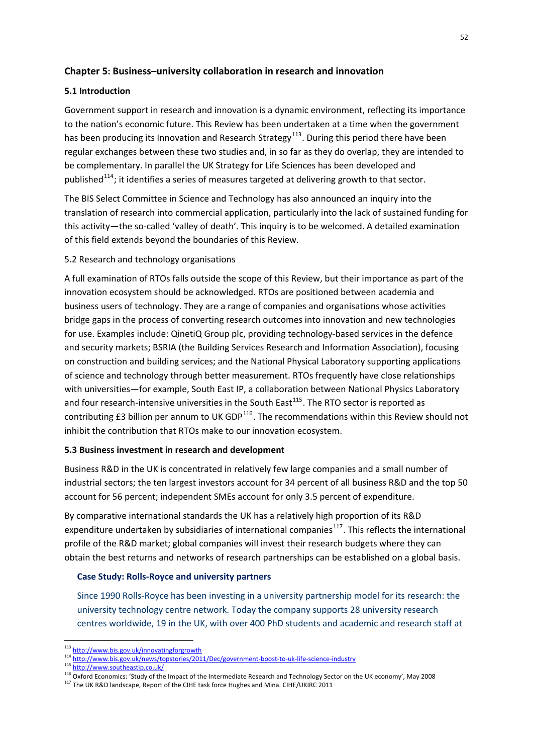## Chapter 5: Business–university collaboration in research and innovation

### 5.1 Introduction

Government support in research and innovation is a dynamic environment, reflecting its importance to the nation's economic future. This Review has been undertaken at a time when the government has been producing its Innovation and Research Strategy[113]. During this period there have been regular exchanges between these two studies and, in so far as they do overlap, they are intended to be complementary. In parallel the UK Strategy for Life Sciences has been developed and published[114]; it identifies a series of measures targeted at delivering growth to that sector.

The BIS Select Committee in Science and Technology has also announced an inquiry into the translation of research into commercial application, particularly into the lack of sustained funding for this activity—the so-called 'valley of death'. This inquiry is to be welcomed. A detailed examination of this field extends beyond the boundaries of this Review.

5.2 Research and technology organisations

A full examination of RTOs falls outside the scope of this Review, but their importance as part of the innovation ecosystem should be acknowledged. RTOs are positioned between academia and business users of technology. They are a range of companies and organisations whose activities bridge gaps in the process of converting research outcomes into innovation and new technologies for use. Examples include: QinetiQ Group plc, providing technology-based services in the defence and security markets; BSRIA (the Building Services Research and Information Association), focusing on construction and building services; and the National Physical Laboratory supporting applications of science and technology through better measurement. RTOs frequently have close relationships with universities—for example, South East IP, a collaboration between National Physics Laboratory and four research-intensive universities in the South East[115]. The RTO sector is reported as contributing £3 billion per annum to UK GDP[116]. The recommendations within this Review should not inhibit the contribution that RTOs make to our innovation ecosystem.

### 5.3 Business investment in research and development

Business R&D in the UK is concentrated in relatively few large companies and a small number of industrial sectors; the ten largest investors account for 34 percent of all business R&D and the top 50 account for 56 percent; independent SMEs account for only 3.5 percent of expenditure.

By comparative international standards the UK has a relatively high proportion of its R&D expenditure undertaken by subsidiaries of international companies[117]. This reflects the international profile of the R&D market; global companies will invest their research budgets where they can obtain the best returns and networks of research partnerships can be established on a global basis.

**Case Study: Rolls-Royce and university partners**

Since 1990 Rolls-Royce has been investing in a university partnership model for its research: the university technology centre network. Today the company supports 28 university research centres worldwide, 19 in the UK, with over 400 PhD students and academic and research staff at

---

[113] http://www.bis.gov.uk/innovatingforgrowth

[114] http://www.bis.gov.uk/news/topstories/2011/Dec/government-boost-to-uk-life-science-industry

[115] http://www.southeastip.co.uk/

[116] Oxford Economics: 'Study of the Impact of the Intermediate Research and Technology Sector on the UK economy', May 2008

[117] The UK R&D landscape, Report of the CIHE task force Hughes and Mina. CIHE/UKIRC 2011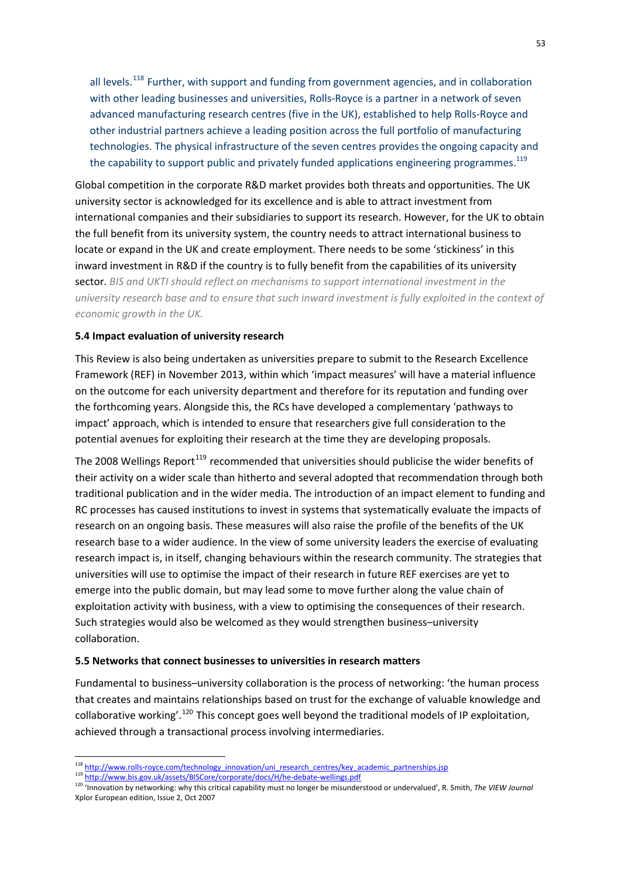all levels.[118] Further, with support and funding from government agencies, and in collaboration with other leading businesses and universities, Rolls-Royce is a partner in a network of seven advanced manufacturing research centres (five in the UK), established to help Rolls-Royce and other industrial partners achieve a leading position across the full portfolio of manufacturing technologies. The physical infrastructure of the seven centres provides the ongoing capacity and the capability to support public and privately funded applications engineering programmes.[119]

Global competition in the corporate R&D market provides both threats and opportunities. The UK university sector is acknowledged for its excellence and is able to attract investment from international companies and their subsidiaries to support its research. However, for the UK to obtain the full benefit from its university system, the country needs to attract international business to locate or expand in the UK and create employment. There needs to be some 'stickiness' in this inward investment in R&D if the country is to fully benefit from the capabilities of its university sector. *BIS and UKTI should reflect on mechanisms to support international investment in the university research base and to ensure that such inward investment is fully exploited in the context of economic growth in the UK.*

**5.4 Impact evaluation of university research**

This Review is also being undertaken as universities prepare to submit to the Research Excellence Framework (REF) in November 2013, within which 'impact measures' will have a material influence on the outcome for each university department and therefore for its reputation and funding over the forthcoming years. Alongside this, the RCs have developed a complementary 'pathways to impact' approach, which is intended to ensure that researchers give full consideration to the potential avenues for exploiting their research at the time they are developing proposals.

The 2008 Wellings Report[119] recommended that universities should publicise the wider benefits of their activity on a wider scale than hitherto and several adopted that recommendation through both traditional publication and in the wider media. The introduction of an impact element to funding and RC processes has caused institutions to invest in systems that systematically evaluate the impacts of research on an ongoing basis. These measures will also raise the profile of the benefits of the UK research base to a wider audience. In the view of some university leaders the exercise of evaluating research impact is, in itself, changing behaviours within the research community. The strategies that universities will use to optimise the impact of their research in future REF exercises are yet to emerge into the public domain, but may lead some to move further along the value chain of exploitation activity with business, with a view to optimising the consequences of their research. Such strategies would also be welcomed as they would strengthen business–university collaboration.

**5.5 Networks that connect businesses to universities in research matters**

Fundamental to business–university collaboration is the process of networking: 'the human process that creates and maintains relationships based on trust for the exchange of valuable knowledge and collaborative working'.[120] This concept goes well beyond the traditional models of IP exploitation, achieved through a transactional process involving intermediaries.

---

[118] http://www.rolls-royce.com/technology_innovation/uni_research_centres/key_academic_partnerships.jsp

[119] http://www.bis.gov.uk/assets/BISCore/corporate/docs/H/he-debate-wellings.pdf

[120] 'Innovation by networking: why this critical capability must no longer be misunderstood or undervalued', R. Smith, *The VIEW Journal* Xplor European edition, Issue 2, Oct 2007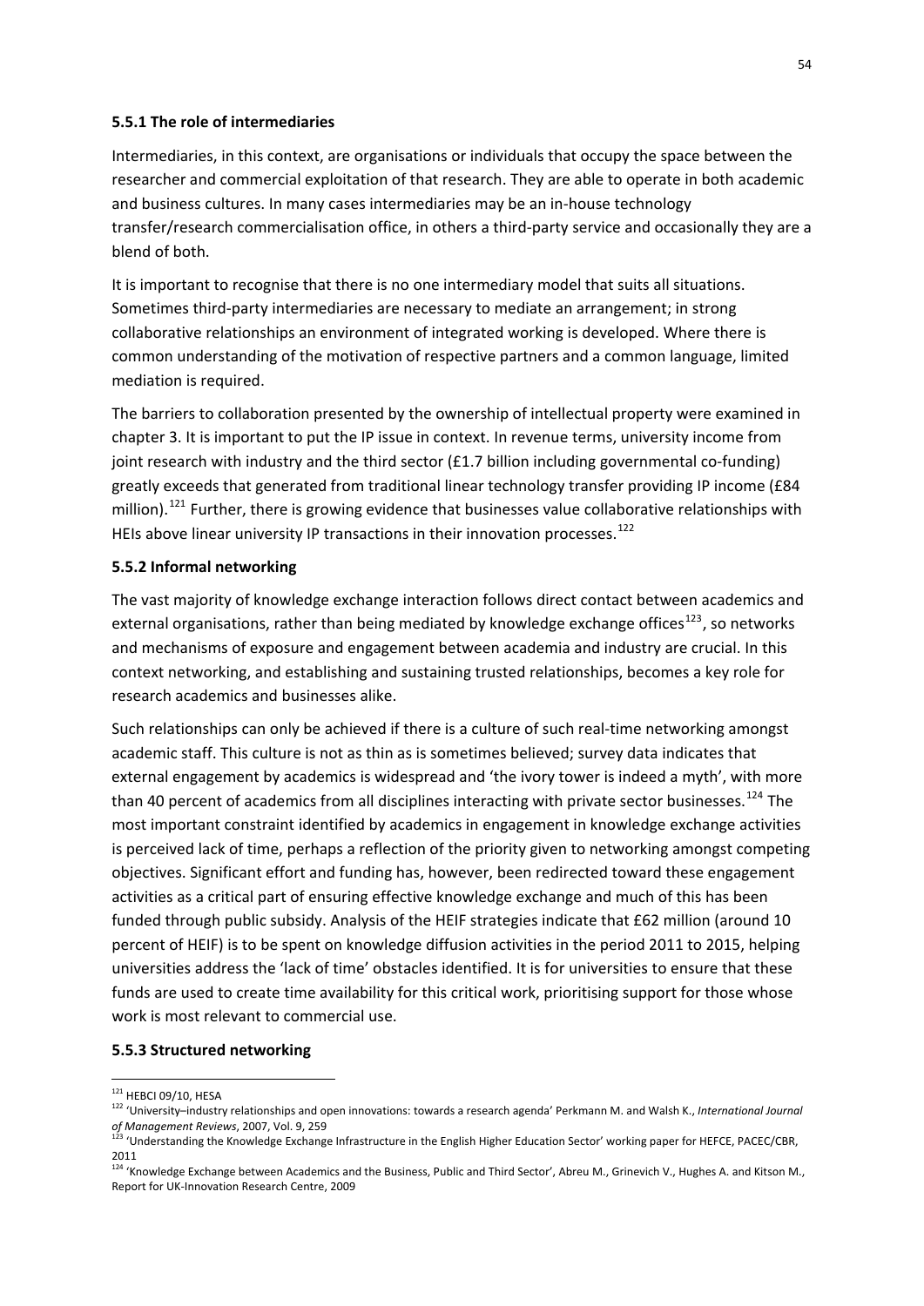### 5.5.1 The role of intermediaries

Intermediaries, in this context, are organisations or individuals that occupy the space between the researcher and commercial exploitation of that research. They are able to operate in both academic and business cultures. In many cases intermediaries may be an in-house technology transfer/research commercialisation office, in others a third-party service and occasionally they are a blend of both.

It is important to recognise that there is no one intermediary model that suits all situations. Sometimes third-party intermediaries are necessary to mediate an arrangement; in strong collaborative relationships an environment of integrated working is developed. Where there is common understanding of the motivation of respective partners and a common language, limited mediation is required.

The barriers to collaboration presented by the ownership of intellectual property were examined in chapter 3. It is important to put the IP issue in context. In revenue terms, university income from joint research with industry and the third sector (£1.7 billion including governmental co-funding) greatly exceeds that generated from traditional linear technology transfer providing IP income (£84 million).[121] Further, there is growing evidence that businesses value collaborative relationships with HEIs above linear university IP transactions in their innovation processes.[122]

### 5.5.2 Informal networking

The vast majority of knowledge exchange interaction follows direct contact between academics and external organisations, rather than being mediated by knowledge exchange offices[123], so networks and mechanisms of exposure and engagement between academia and industry are crucial. In this context networking, and establishing and sustaining trusted relationships, becomes a key role for research academics and businesses alike.

Such relationships can only be achieved if there is a culture of such real-time networking amongst academic staff. This culture is not as thin as is sometimes believed; survey data indicates that external engagement by academics is widespread and 'the ivory tower is indeed a myth', with more than 40 percent of academics from all disciplines interacting with private sector businesses.[124] The most important constraint identified by academics in engagement in knowledge exchange activities is perceived lack of time, perhaps a reflection of the priority given to networking amongst competing objectives. Significant effort and funding has, however, been redirected toward these engagement activities as a critical part of ensuring effective knowledge exchange and much of this has been funded through public subsidy. Analysis of the HEIF strategies indicate that £62 million (around 10 percent of HEIF) is to be spent on knowledge diffusion activities in the period 2011 to 2015, helping universities address the 'lack of time' obstacles identified. It is for universities to ensure that these funds are used to create time availability for this critical work, prioritising support for those whose work is most relevant to commercial use.

### 5.5.3 Structured networking

---

[121] HEBCI 09/10, HESA

[122] 'University–industry relationships and open innovations: towards a research agenda' Perkmann M. and Walsh K., *International Journal of Management Reviews*, 2007, Vol. 9, 259

[123] 'Understanding the Knowledge Exchange Infrastructure in the English Higher Education Sector' working paper for HEFCE, PACEC/CBR, 2011

[124] 'Knowledge Exchange between Academics and the Business, Public and Third Sector', Abreu M., Grinevich V., Hughes A. and Kitson M., Report for UK-Innovation Research Centre, 2009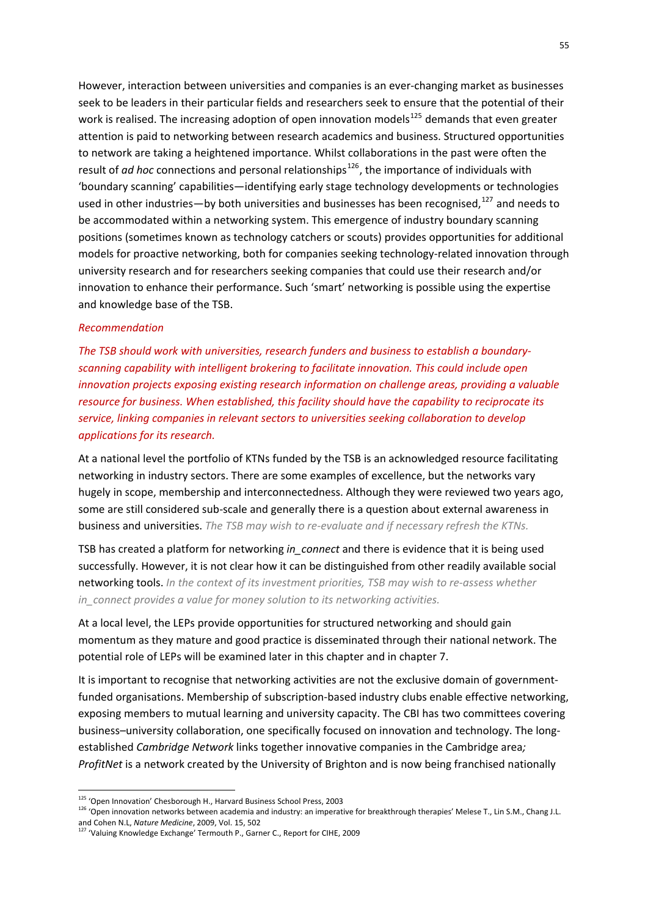However, interaction between universities and companies is an ever-changing market as businesses seek to be leaders in their particular fields and researchers seek to ensure that the potential of their work is realised. The increasing adoption of open innovation models[125] demands that even greater attention is paid to networking between research academics and business. Structured opportunities to network are taking a heightened importance. Whilst collaborations in the past were often the result of *ad hoc* connections and personal relationships[126], the importance of individuals with 'boundary scanning' capabilities—identifying early stage technology developments or technologies used in other industries—by both universities and businesses has been recognised,[127] and needs to be accommodated within a networking system. This emergence of industry boundary scanning positions (sometimes known as technology catchers or scouts) provides opportunities for additional models for proactive networking, both for companies seeking technology-related innovation through university research and for researchers seeking companies that could use their research and/or innovation to enhance their performance. Such 'smart' networking is possible using the expertise and knowledge base of the TSB.

*Recommendation*

*The TSB should work with universities, research funders and business to establish a boundary-scanning capability with intelligent brokering to facilitate innovation. This could include open innovation projects exposing existing research information on challenge areas, providing a valuable resource for business. When established, this facility should have the capability to reciprocate its service, linking companies in relevant sectors to universities seeking collaboration to develop applications for its research.*

At a national level the portfolio of KTNs funded by the TSB is an acknowledged resource facilitating networking in industry sectors. There are some examples of excellence, but the networks vary hugely in scope, membership and interconnectedness. Although they were reviewed two years ago, some are still considered sub-scale and generally there is a question about external awareness in business and universities. *The TSB may wish to re-evaluate and if necessary refresh the KTNs.*

TSB has created a platform for networking *in_connect* and there is evidence that it is being used successfully. However, it is not clear how it can be distinguished from other readily available social networking tools. *In the context of its investment priorities, TSB may wish to re-assess whether in_connect provides a value for money solution to its networking activities.*

At a local level, the LEPs provide opportunities for structured networking and should gain momentum as they mature and good practice is disseminated through their national network. The potential role of LEPs will be examined later in this chapter and in chapter 7.

It is important to recognise that networking activities are not the exclusive domain of government-funded organisations. Membership of subscription-based industry clubs enable effective networking, exposing members to mutual learning and university capacity. The CBI has two committees covering business–university collaboration, one specifically focused on innovation and technology. The long-established *Cambridge Network* links together innovative companies in the Cambridge area; *ProfitNet* is a network created by the University of Brighton and is now being franchised nationally

[125] 'Open Innovation' Chesborough H., Harvard Business School Press, 2003

[126] 'Open innovation networks between academia and industry: an imperative for breakthrough therapies' Melese T., Lin S.M., Chang J.L. and Cohen N.L, *Nature Medicine*, 2009, Vol. 15, 502

[127] 'Valuing Knowledge Exchange' Termouth P., Garner C., Report for CIHE, 2009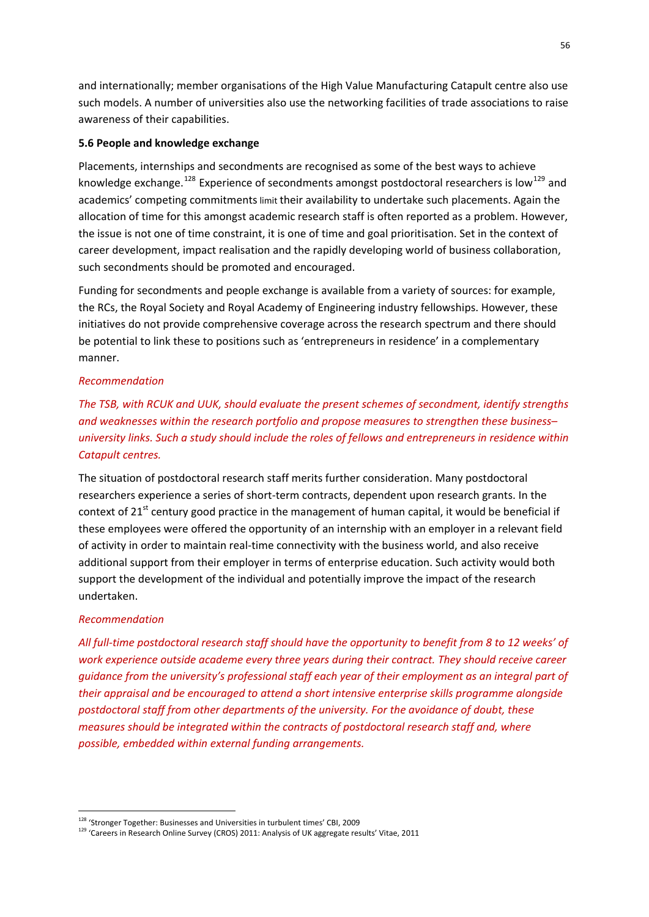and internationally; member organisations of the High Value Manufacturing Catapult centre also use such models. A number of universities also use the networking facilities of trade associations to raise awareness of their capabilities.

**5.6 People and knowledge exchange**

Placements, internships and secondments are recognised as some of the best ways to achieve knowledge exchange.[128] Experience of secondments amongst postdoctoral researchers is low[129] and academics' competing commitments limit their availability to undertake such placements. Again the allocation of time for this amongst academic research staff is often reported as a problem. However, the issue is not one of time constraint, it is one of time and goal prioritisation. Set in the context of career development, impact realisation and the rapidly developing world of business collaboration, such secondments should be promoted and encouraged.

Funding for secondments and people exchange is available from a variety of sources: for example, the RCs, the Royal Society and Royal Academy of Engineering industry fellowships. However, these initiatives do not provide comprehensive coverage across the research spectrum and there should be potential to link these to positions such as 'entrepreneurs in residence' in a complementary manner.

*Recommendation*

*The TSB, with RCUK and UUK, should evaluate the present schemes of secondment, identify strengths and weaknesses within the research portfolio and propose measures to strengthen these business–university links. Such a study should include the roles of fellows and entrepreneurs in residence within Catapult centres.*

The situation of postdoctoral research staff merits further consideration. Many postdoctoral researchers experience a series of short-term contracts, dependent upon research grants. In the context of 21st century good practice in the management of human capital, it would be beneficial if these employees were offered the opportunity of an internship with an employer in a relevant field of activity in order to maintain real-time connectivity with the business world, and also receive additional support from their employer in terms of enterprise education. Such activity would both support the development of the individual and potentially improve the impact of the research undertaken.

*Recommendation*

*All full-time postdoctoral research staff should have the opportunity to benefit from 8 to 12 weeks' of work experience outside academe every three years during their contract. They should receive career guidance from the university's professional staff each year of their employment as an integral part of their appraisal and be encouraged to attend a short intensive enterprise skills programme alongside postdoctoral staff from other departments of the university. For the avoidance of doubt, these measures should be integrated within the contracts of postdoctoral research staff and, where possible, embedded within external funding arrangements.*

---

[128] 'Stronger Together: Businesses and Universities in turbulent times' CBI, 2009

[129] 'Careers in Research Online Survey (CROS) 2011: Analysis of UK aggregate results' Vitae, 2011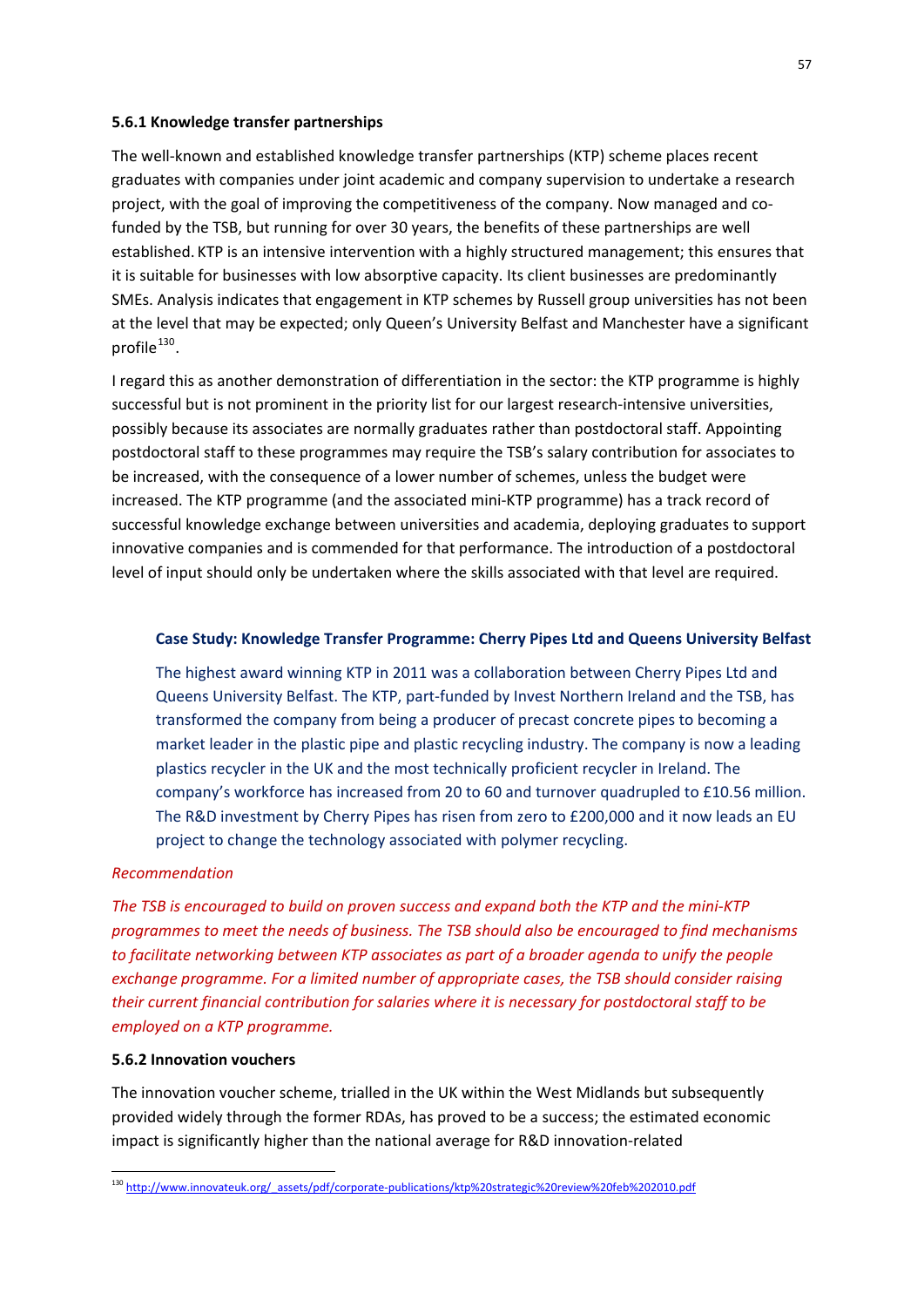### 5.6.1 Knowledge transfer partnerships

The well-known and established knowledge transfer partnerships (KTP) scheme places recent graduates with companies under joint academic and company supervision to undertake a research project, with the goal of improving the competitiveness of the company. Now managed and co-funded by the TSB, but running for over 30 years, the benefits of these partnerships are well established. KTP is an intensive intervention with a highly structured management; this ensures that it is suitable for businesses with low absorptive capacity. Its client businesses are predominantly SMEs. Analysis indicates that engagement in KTP schemes by Russell group universities has not been at the level that may be expected; only Queen's University Belfast and Manchester have a significant profile[130].

I regard this as another demonstration of differentiation in the sector: the KTP programme is highly successful but is not prominent in the priority list for our largest research-intensive universities, possibly because its associates are normally graduates rather than postdoctoral staff. Appointing postdoctoral staff to these programmes may require the TSB's salary contribution for associates to be increased, with the consequence of a lower number of schemes, unless the budget were increased. The KTP programme (and the associated mini-KTP programme) has a track record of successful knowledge exchange between universities and academia, deploying graduates to support innovative companies and is commended for that performance. The introduction of a postdoctoral level of input should only be undertaken where the skills associated with that level are required.

**Case Study: Knowledge Transfer Programme: Cherry Pipes Ltd and Queens University Belfast**

The highest award winning KTP in 2011 was a collaboration between Cherry Pipes Ltd and Queens University Belfast. The KTP, part-funded by Invest Northern Ireland and the TSB, has transformed the company from being a producer of precast concrete pipes to becoming a market leader in the plastic pipe and plastic recycling industry. The company is now a leading plastics recycler in the UK and the most technically proficient recycler in Ireland. The company's workforce has increased from 20 to 60 and turnover quadrupled to £10.56 million. The R&D investment by Cherry Pipes has risen from zero to £200,000 and it now leads an EU project to change the technology associated with polymer recycling.

*Recommendation*

*The TSB is encouraged to build on proven success and expand both the KTP and the mini-KTP programmes to meet the needs of business. The TSB should also be encouraged to find mechanisms to facilitate networking between KTP associates as part of a broader agenda to unify the people exchange programme. For a limited number of appropriate cases, the TSB should consider raising their current financial contribution for salaries where it is necessary for postdoctoral staff to be employed on a KTP programme.*

### 5.6.2 Innovation vouchers

The innovation voucher scheme, trialled in the UK within the West Midlands but subsequently provided widely through the former RDAs, has proved to be a success; the estimated economic impact is significantly higher than the national average for R&D innovation-related

---

[130] http://www.innovateuk.org/_assets/pdf/corporate-publications/ktp%20strategic%20review%20feb%202010.pdf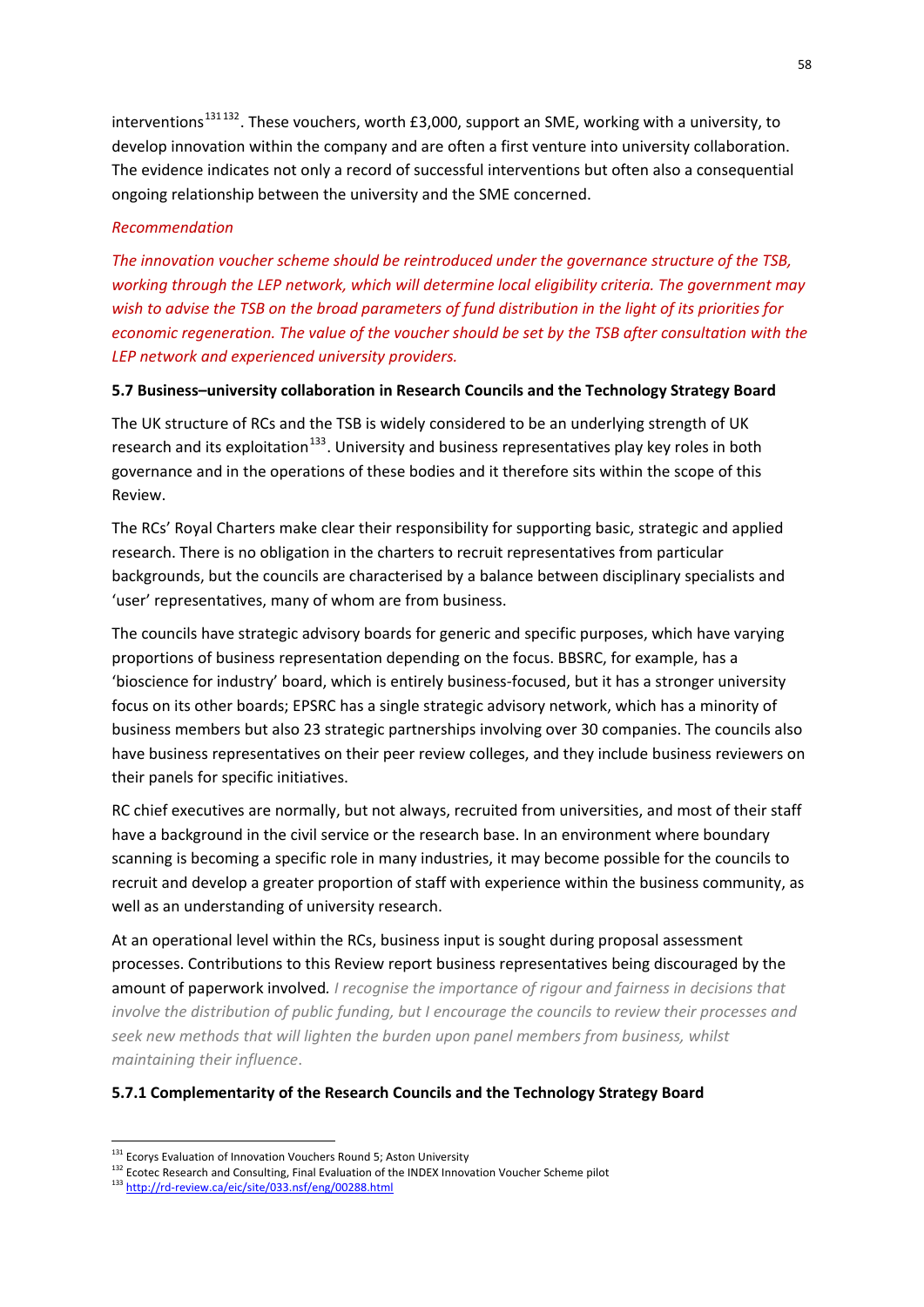interventions[131 132]. These vouchers, worth £3,000, support an SME, working with a university, to develop innovation within the company and are often a first venture into university collaboration. The evidence indicates not only a record of successful interventions but often also a consequential ongoing relationship between the university and the SME concerned.

*Recommendation*

*The innovation voucher scheme should be reintroduced under the governance structure of the TSB, working through the LEP network, which will determine local eligibility criteria. The government may wish to advise the TSB on the broad parameters of fund distribution in the light of its priorities for economic regeneration. The value of the voucher should be set by the TSB after consultation with the LEP network and experienced university providers.*

### 5.7 Business–university collaboration in Research Councils and the Technology Strategy Board

The UK structure of RCs and the TSB is widely considered to be an underlying strength of UK research and its exploitation[133]. University and business representatives play key roles in both governance and in the operations of these bodies and it therefore sits within the scope of this Review.

The RCs' Royal Charters make clear their responsibility for supporting basic, strategic and applied research. There is no obligation in the charters to recruit representatives from particular backgrounds, but the councils are characterised by a balance between disciplinary specialists and 'user' representatives, many of whom are from business.

The councils have strategic advisory boards for generic and specific purposes, which have varying proportions of business representation depending on the focus. BBSRC, for example, has a 'bioscience for industry' board, which is entirely business-focused, but it has a stronger university focus on its other boards; EPSRC has a single strategic advisory network, which has a minority of business members but also 23 strategic partnerships involving over 30 companies. The councils also have business representatives on their peer review colleges, and they include business reviewers on their panels for specific initiatives.

RC chief executives are normally, but not always, recruited from universities, and most of their staff have a background in the civil service or the research base. In an environment where boundary scanning is becoming a specific role in many industries, it may become possible for the councils to recruit and develop a greater proportion of staff with experience within the business community, as well as an understanding of university research.

At an operational level within the RCs, business input is sought during proposal assessment processes. Contributions to this Review report business representatives being discouraged by the amount of paperwork involved. *I recognise the importance of rigour and fairness in decisions that involve the distribution of public funding, but I encourage the councils to review their processes and seek new methods that will lighten the burden upon panel members from business, whilst maintaining their influence*.

#### 5.7.1 Complementarity of the Research Councils and the Technology Strategy Board

---

[131] Ecorys Evaluation of Innovation Vouchers Round 5; Aston University

[132] Ecotec Research and Consulting, Final Evaluation of the INDEX Innovation Voucher Scheme pilot

[133] http://rd-review.ca/eic/site/033.nsf/eng/00288.html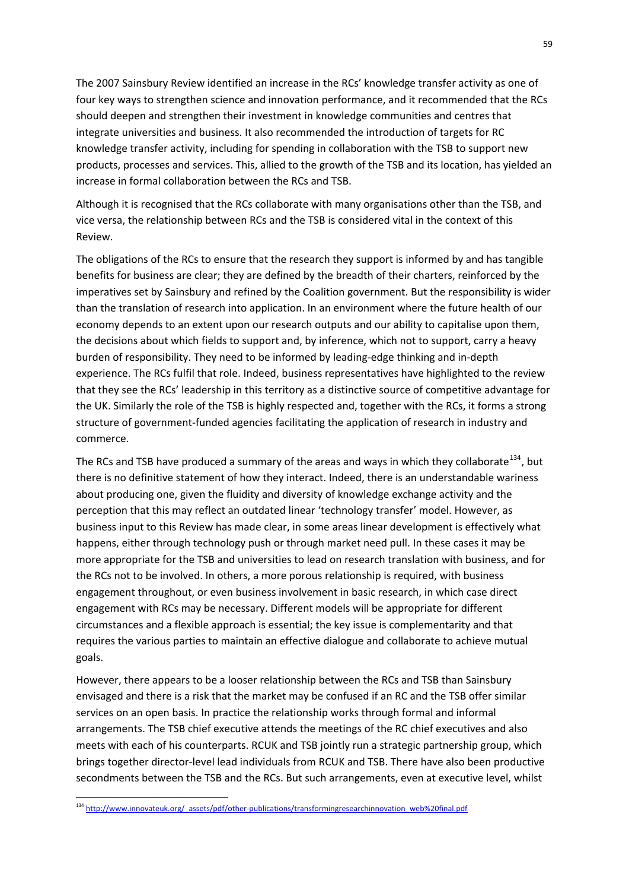The 2007 Sainsbury Review identified an increase in the RCs' knowledge transfer activity as one of four key ways to strengthen science and innovation performance, and it recommended that the RCs should deepen and strengthen their investment in knowledge communities and centres that integrate universities and business. It also recommended the introduction of targets for RC knowledge transfer activity, including for spending in collaboration with the TSB to support new products, processes and services. This, allied to the growth of the TSB and its location, has yielded an increase in formal collaboration between the RCs and TSB.

Although it is recognised that the RCs collaborate with many organisations other than the TSB, and vice versa, the relationship between RCs and the TSB is considered vital in the context of this Review.

The obligations of the RCs to ensure that the research they support is informed by and has tangible benefits for business are clear; they are defined by the breadth of their charters, reinforced by the imperatives set by Sainsbury and refined by the Coalition government. But the responsibility is wider than the translation of research into application. In an environment where the future health of our economy depends to an extent upon our research outputs and our ability to capitalise upon them, the decisions about which fields to support and, by inference, which not to support, carry a heavy burden of responsibility. They need to be informed by leading-edge thinking and in-depth experience. The RCs fulfil that role. Indeed, business representatives have highlighted to the review that they see the RCs' leadership in this territory as a distinctive source of competitive advantage for the UK. Similarly the role of the TSB is highly respected and, together with the RCs, it forms a strong structure of government-funded agencies facilitating the application of research in industry and commerce.

The RCs and TSB have produced a summary of the areas and ways in which they collaborate[134], but there is no definitive statement of how they interact. Indeed, there is an understandable wariness about producing one, given the fluidity and diversity of knowledge exchange activity and the perception that this may reflect an outdated linear 'technology transfer' model. However, as business input to this Review has made clear, in some areas linear development is effectively what happens, either through technology push or through market need pull. In these cases it may be more appropriate for the TSB and universities to lead on research translation with business, and for the RCs not to be involved. In others, a more porous relationship is required, with business engagement throughout, or even business involvement in basic research, in which case direct engagement with RCs may be necessary. Different models will be appropriate for different circumstances and a flexible approach is essential; the key issue is complementarity and that requires the various parties to maintain an effective dialogue and collaborate to achieve mutual goals.

However, there appears to be a looser relationship between the RCs and TSB than Sainsbury envisaged and there is a risk that the market may be confused if an RC and the TSB offer similar services on an open basis. In practice the relationship works through formal and informal arrangements. The TSB chief executive attends the meetings of the RC chief executives and also meets with each of his counterparts. RCUK and TSB jointly run a strategic partnership group, which brings together director-level lead individuals from RCUK and TSB. There have also been productive secondments between the TSB and the RCs. But such arrangements, even at executive level, whilst

[134] http://www.innovateuk.org/_assets/pdf/other-publications/transformingresearchinnovation_web%20final.pdf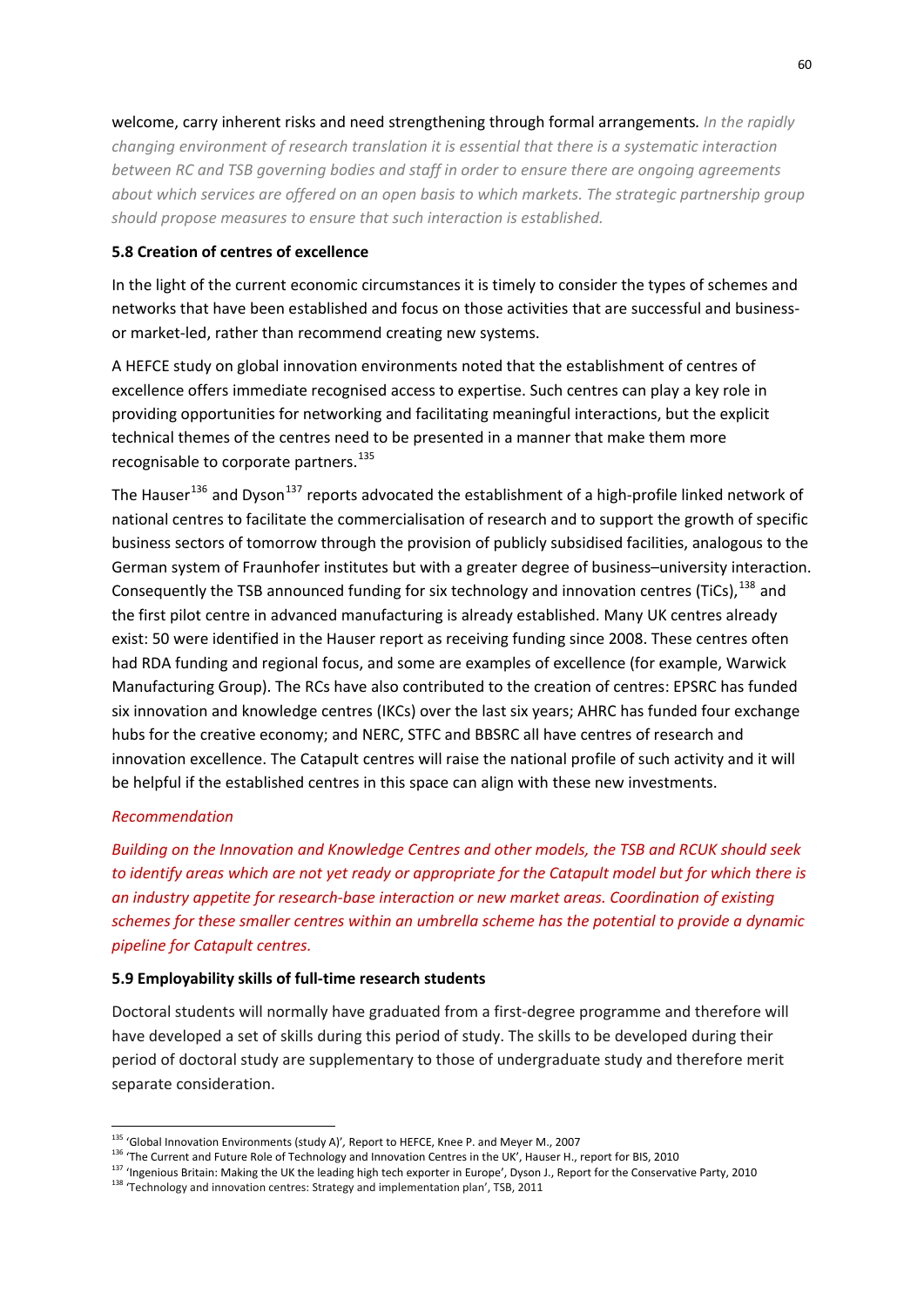welcome, carry inherent risks and need strengthening through formal arrangements. *In the rapidly changing environment of research translation it is essential that there is a systematic interaction between RC and TSB governing bodies and staff in order to ensure there are ongoing agreements about which services are offered on an open basis to which markets. The strategic partnership group should propose measures to ensure that such interaction is established.*

**5.8 Creation of centres of excellence**

In the light of the current economic circumstances it is timely to consider the types of schemes and networks that have been established and focus on those activities that are successful and business- or market-led, rather than recommend creating new systems.

A HEFCE study on global innovation environments noted that the establishment of centres of excellence offers immediate recognised access to expertise. Such centres can play a key role in providing opportunities for networking and facilitating meaningful interactions, but the explicit technical themes of the centres need to be presented in a manner that make them more recognisable to corporate partners.[135]

The Hauser[136] and Dyson[137] reports advocated the establishment of a high-profile linked network of national centres to facilitate the commercialisation of research and to support the growth of specific business sectors of tomorrow through the provision of publicly subsidised facilities, analogous to the German system of Fraunhofer institutes but with a greater degree of business–university interaction. Consequently the TSB announced funding for six technology and innovation centres (TiCs),[138] and the first pilot centre in advanced manufacturing is already established. Many UK centres already exist: 50 were identified in the Hauser report as receiving funding since 2008. These centres often had RDA funding and regional focus, and some are examples of excellence (for example, Warwick Manufacturing Group). The RCs have also contributed to the creation of centres: EPSRC has funded six innovation and knowledge centres (IKCs) over the last six years; AHRC has funded four exchange hubs for the creative economy; and NERC, STFC and BBSRC all have centres of research and innovation excellence. The Catapult centres will raise the national profile of such activity and it will be helpful if the established centres in this space can align with these new investments.

*Recommendation*

*Building on the Innovation and Knowledge Centres and other models, the TSB and RCUK should seek to identify areas which are not yet ready or appropriate for the Catapult model but for which there is an industry appetite for research-base interaction or new market areas. Coordination of existing schemes for these smaller centres within an umbrella scheme has the potential to provide a dynamic pipeline for Catapult centres.*

**5.9 Employability skills of full-time research students**

Doctoral students will normally have graduated from a first-degree programme and therefore will have developed a set of skills during this period of study. The skills to be developed during their period of doctoral study are supplementary to those of undergraduate study and therefore merit separate consideration.

---

[135] 'Global Innovation Environments (study A)', Report to HEFCE, Knee P. and Meyer M., 2007

[136] 'The Current and Future Role of Technology and Innovation Centres in the UK', Hauser H., report for BIS, 2010

[137] 'Ingenious Britain: Making the UK the leading high tech exporter in Europe', Dyson J., Report for the Conservative Party, 2010

[138] 'Technology and innovation centres: Strategy and implementation plan', TSB, 2011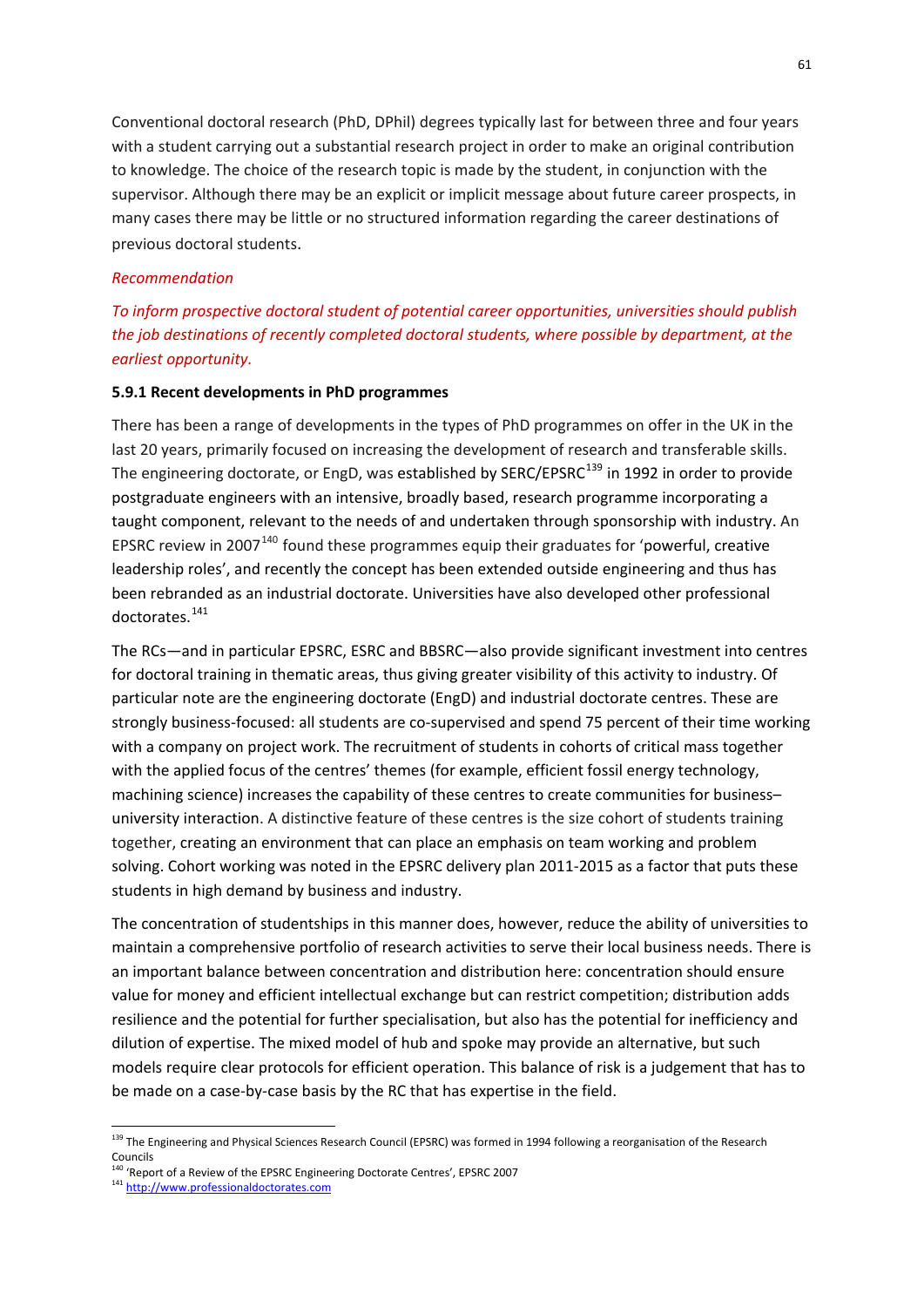Conventional doctoral research (PhD, DPhil) degrees typically last for between three and four years with a student carrying out a substantial research project in order to make an original contribution to knowledge. The choice of the research topic is made by the student, in conjunction with the supervisor. Although there may be an explicit or implicit message about future career prospects, in many cases there may be little or no structured information regarding the career destinations of previous doctoral students.

*Recommendation*

*To inform prospective doctoral student of potential career opportunities, universities should publish the job destinations of recently completed doctoral students, where possible by department, at the earliest opportunity.*

### 5.9.1 Recent developments in PhD programmes

There has been a range of developments in the types of PhD programmes on offer in the UK in the last 20 years, primarily focused on increasing the development of research and transferable skills. The engineering doctorate, or EngD, was established by SERC/EPSRC[139] in 1992 in order to provide postgraduate engineers with an intensive, broadly based, research programme incorporating a taught component, relevant to the needs of and undertaken through sponsorship with industry. An EPSRC review in 2007[140] found these programmes equip their graduates for 'powerful, creative leadership roles', and recently the concept has been extended outside engineering and thus has been rebranded as an industrial doctorate. Universities have also developed other professional doctorates.[141]

The RCs—and in particular EPSRC, ESRC and BBSRC—also provide significant investment into centres for doctoral training in thematic areas, thus giving greater visibility of this activity to industry. Of particular note are the engineering doctorate (EngD) and industrial doctorate centres. These are strongly business-focused: all students are co-supervised and spend 75 percent of their time working with a company on project work. The recruitment of students in cohorts of critical mass together with the applied focus of the centres' themes (for example, efficient fossil energy technology, machining science) increases the capability of these centres to create communities for business–university interaction. A distinctive feature of these centres is the size cohort of students training together, creating an environment that can place an emphasis on team working and problem solving. Cohort working was noted in the EPSRC delivery plan 2011-2015 as a factor that puts these students in high demand by business and industry.

The concentration of studentships in this manner does, however, reduce the ability of universities to maintain a comprehensive portfolio of research activities to serve their local business needs. There is an important balance between concentration and distribution here: concentration should ensure value for money and efficient intellectual exchange but can restrict competition; distribution adds resilience and the potential for further specialisation, but also has the potential for inefficiency and dilution of expertise. The mixed model of hub and spoke may provide an alternative, but such models require clear protocols for efficient operation. This balance of risk is a judgement that has to be made on a case-by-case basis by the RC that has expertise in the field.

---

[139] The Engineering and Physical Sciences Research Council (EPSRC) was formed in 1994 following a reorganisation of the Research Councils

[140] 'Report of a Review of the EPSRC Engineering Doctorate Centres', EPSRC 2007

[141] http://www.professionaldoctorates.com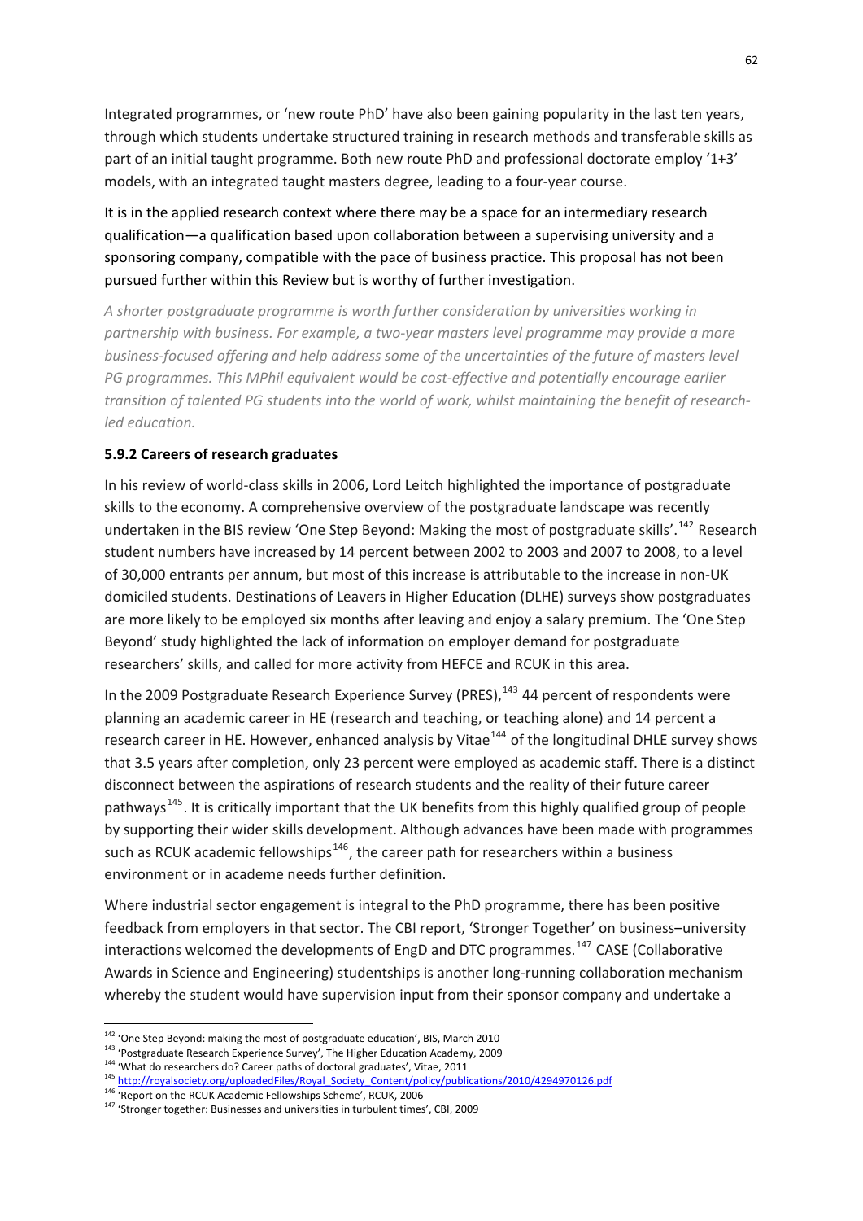Integrated programmes, or 'new route PhD' have also been gaining popularity in the last ten years, through which students undertake structured training in research methods and transferable skills as part of an initial taught programme. Both new route PhD and professional doctorate employ '1+3' models, with an integrated taught masters degree, leading to a four-year course.

It is in the applied research context where there may be a space for an intermediary research qualification—a qualification based upon collaboration between a supervising university and a sponsoring company, compatible with the pace of business practice. This proposal has not been pursued further within this Review but is worthy of further investigation.

*A shorter postgraduate programme is worth further consideration by universities working in partnership with business. For example, a two-year masters level programme may provide a more business-focused offering and help address some of the uncertainties of the future of masters level PG programmes. This MPhil equivalent would be cost-effective and potentially encourage earlier transition of talented PG students into the world of work, whilst maintaining the benefit of research-led education.*

### 5.9.2 Careers of research graduates

In his review of world-class skills in 2006, Lord Leitch highlighted the importance of postgraduate skills to the economy. A comprehensive overview of the postgraduate landscape was recently undertaken in the BIS review 'One Step Beyond: Making the most of postgraduate skills'.[142] Research student numbers have increased by 14 percent between 2002 to 2003 and 2007 to 2008, to a level of 30,000 entrants per annum, but most of this increase is attributable to the increase in non-UK domiciled students. Destinations of Leavers in Higher Education (DLHE) surveys show postgraduates are more likely to be employed six months after leaving and enjoy a salary premium. The 'One Step Beyond' study highlighted the lack of information on employer demand for postgraduate researchers' skills, and called for more activity from HEFCE and RCUK in this area.

In the 2009 Postgraduate Research Experience Survey (PRES),[143] 44 percent of respondents were planning an academic career in HE (research and teaching, or teaching alone) and 14 percent a research career in HE. However, enhanced analysis by Vitae[144] of the longitudinal DHLE survey shows that 3.5 years after completion, only 23 percent were employed as academic staff. There is a distinct disconnect between the aspirations of research students and the reality of their future career pathways[145]. It is critically important that the UK benefits from this highly qualified group of people by supporting their wider skills development. Although advances have been made with programmes such as RCUK academic fellowships[146], the career path for researchers within a business environment or in academe needs further definition.

Where industrial sector engagement is integral to the PhD programme, there has been positive feedback from employers in that sector. The CBI report, 'Stronger Together' on business–university interactions welcomed the developments of EngD and DTC programmes.[147] CASE (Collaborative Awards in Science and Engineering) studentships is another long-running collaboration mechanism whereby the student would have supervision input from their sponsor company and undertake a

---

[142] 'One Step Beyond: making the most of postgraduate education', BIS, March 2010

[143] 'Postgraduate Research Experience Survey', The Higher Education Academy, 2009

[144] 'What do researchers do? Career paths of doctoral graduates', Vitae, 2011

[145] http://royalsociety.org/uploadedFiles/Royal_Society_Content/policy/publications/2010/4294970126.pdf

[146] 'Report on the RCUK Academic Fellowships Scheme', RCUK, 2006

[147] 'Stronger together: Businesses and universities in turbulent times', CBI, 2009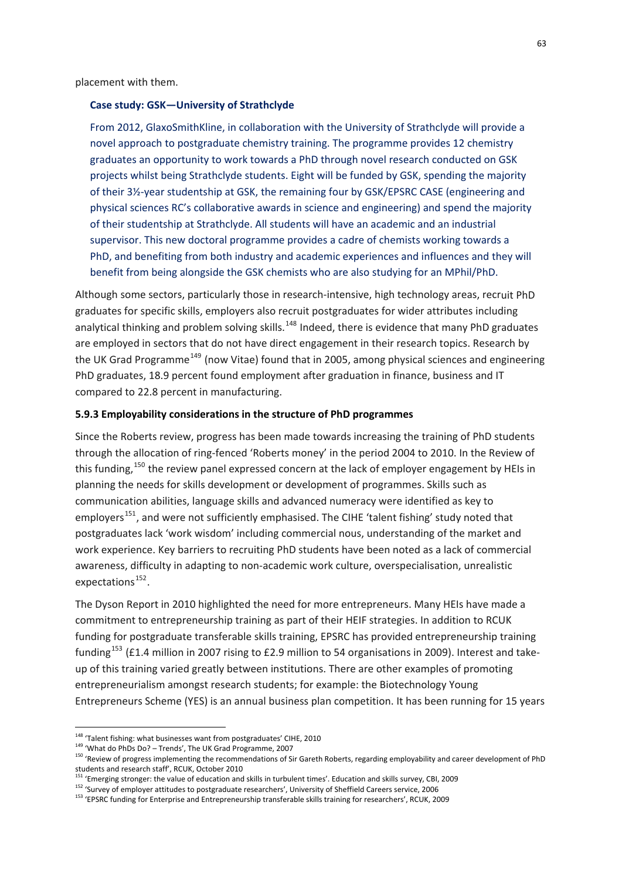placement with them.

**Case study: GSK—University of Strathclyde**

From 2012, GlaxoSmithKline, in collaboration with the University of Strathclyde will provide a novel approach to postgraduate chemistry training. The programme provides 12 chemistry graduates an opportunity to work towards a PhD through novel research conducted on GSK projects whilst being Strathclyde students. Eight will be funded by GSK, spending the majority of their 3½-year studentship at GSK, the remaining four by GSK/EPSRC CASE (engineering and physical sciences RC's collaborative awards in science and engineering) and spend the majority of their studentship at Strathclyde. All students will have an academic and an industrial supervisor. This new doctoral programme provides a cadre of chemists working towards a PhD, and benefiting from both industry and academic experiences and influences and they will benefit from being alongside the GSK chemists who are also studying for an MPhil/PhD.

Although some sectors, particularly those in research-intensive, high technology areas, recruit PhD graduates for specific skills, employers also recruit postgraduates for wider attributes including analytical thinking and problem solving skills.[148] Indeed, there is evidence that many PhD graduates are employed in sectors that do not have direct engagement in their research topics. Research by the UK Grad Programme[149] (now Vitae) found that in 2005, among physical sciences and engineering PhD graduates, 18.9 percent found employment after graduation in finance, business and IT compared to 22.8 percent in manufacturing.

### 5.9.3 Employability considerations in the structure of PhD programmes

Since the Roberts review, progress has been made towards increasing the training of PhD students through the allocation of ring-fenced 'Roberts money' in the period 2004 to 2010. In the Review of this funding,[150] the review panel expressed concern at the lack of employer engagement by HEIs in planning the needs for skills development or development of programmes. Skills such as communication abilities, language skills and advanced numeracy were identified as key to employers[151], and were not sufficiently emphasised. The CIHE 'talent fishing' study noted that postgraduates lack 'work wisdom' including commercial nous, understanding of the market and work experience. Key barriers to recruiting PhD students have been noted as a lack of commercial awareness, difficulty in adapting to non-academic work culture, overspecialisation, unrealistic expectations[152].

The Dyson Report in 2010 highlighted the need for more entrepreneurs. Many HEIs have made a commitment to entrepreneurship training as part of their HEIF strategies. In addition to RCUK funding for postgraduate transferable skills training, EPSRC has provided entrepreneurship training funding[153] (£1.4 million in 2007 rising to £2.9 million to 54 organisations in 2009). Interest and take-up of this training varied greatly between institutions. There are other examples of promoting entrepreneurialism amongst research students; for example: the Biotechnology Young Entrepreneurs Scheme (YES) is an annual business plan competition. It has been running for 15 years

---

[148] 'Talent fishing: what businesses want from postgraduates' CIHE, 2010

[149] 'What do PhDs Do? – Trends', The UK Grad Programme, 2007

[150] 'Review of progress implementing the recommendations of Sir Gareth Roberts, regarding employability and career development of PhD students and research staff', RCUK, October 2010

[151] 'Emerging stronger: the value of education and skills in turbulent times'. Education and skills survey, CBI, 2009

[152] 'Survey of employer attitudes to postgraduate researchers', University of Sheffield Careers service, 2006

[153] 'EPSRC funding for Enterprise and Entrepreneurship transferable skills training for researchers', RCUK, 2009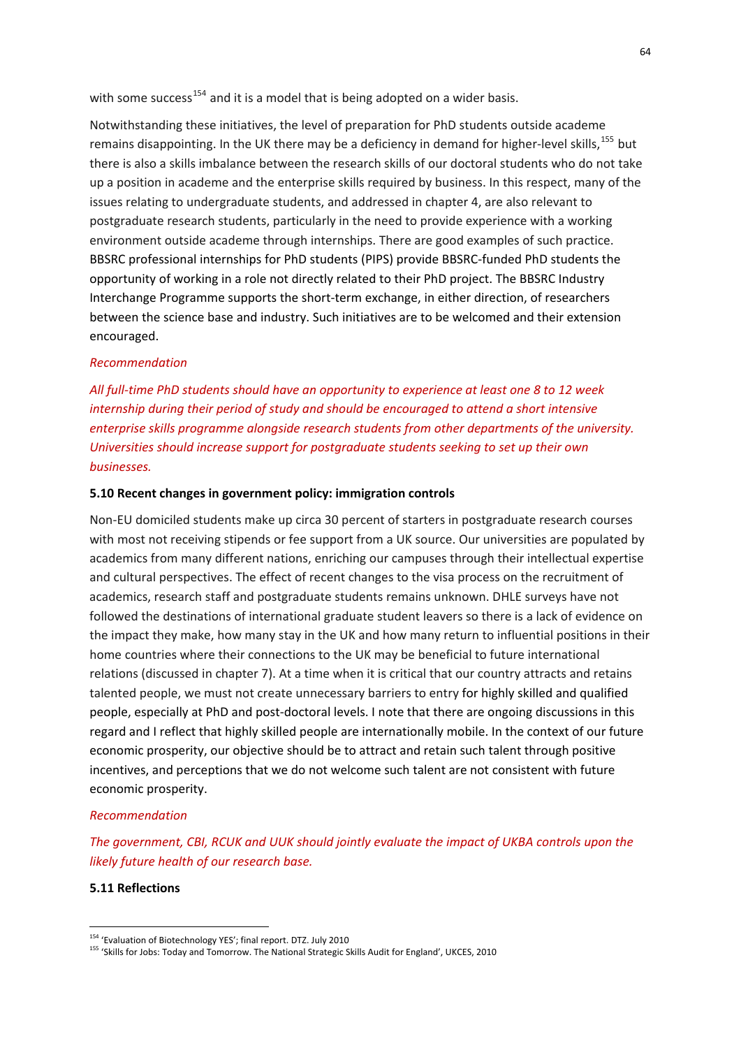with some success[154] and it is a model that is being adopted on a wider basis.

Notwithstanding these initiatives, the level of preparation for PhD students outside academe remains disappointing. In the UK there may be a deficiency in demand for higher-level skills,[155] but there is also a skills imbalance between the research skills of our doctoral students who do not take up a position in academe and the enterprise skills required by business. In this respect, many of the issues relating to undergraduate students, and addressed in chapter 4, are also relevant to postgraduate research students, particularly in the need to provide experience with a working environment outside academe through internships. There are good examples of such practice. BBSRC professional internships for PhD students (PIPS) provide BBSRC-funded PhD students the opportunity of working in a role not directly related to their PhD project. The BBSRC Industry Interchange Programme supports the short-term exchange, in either direction, of researchers between the science base and industry. Such initiatives are to be welcomed and their extension encouraged.

*Recommendation*

*All full-time PhD students should have an opportunity to experience at least one 8 to 12 week internship during their period of study and should be encouraged to attend a short intensive enterprise skills programme alongside research students from other departments of the university. Universities should increase support for postgraduate students seeking to set up their own businesses.*

**5.10 Recent changes in government policy: immigration controls**

Non-EU domiciled students make up circa 30 percent of starters in postgraduate research courses with most not receiving stipends or fee support from a UK source. Our universities are populated by academics from many different nations, enriching our campuses through their intellectual expertise and cultural perspectives. The effect of recent changes to the visa process on the recruitment of academics, research staff and postgraduate students remains unknown. DHLE surveys have not followed the destinations of international graduate student leavers so there is a lack of evidence on the impact they make, how many stay in the UK and how many return to influential positions in their home countries where their connections to the UK may be beneficial to future international relations (discussed in chapter 7). At a time when it is critical that our country attracts and retains talented people, we must not create unnecessary barriers to entry for highly skilled and qualified people, especially at PhD and post-doctoral levels. I note that there are ongoing discussions in this regard and I reflect that highly skilled people are internationally mobile. In the context of our future economic prosperity, our objective should be to attract and retain such talent through positive incentives, and perceptions that we do not welcome such talent are not consistent with future economic prosperity.

*Recommendation*

*The government, CBI, RCUK and UUK should jointly evaluate the impact of UKBA controls upon the likely future health of our research base.*

**5.11 Reflections**

[154] 'Evaluation of Biotechnology YES'; final report. DTZ. July 2010

[155] 'Skills for Jobs: Today and Tomorrow. The National Strategic Skills Audit for England', UKCES, 2010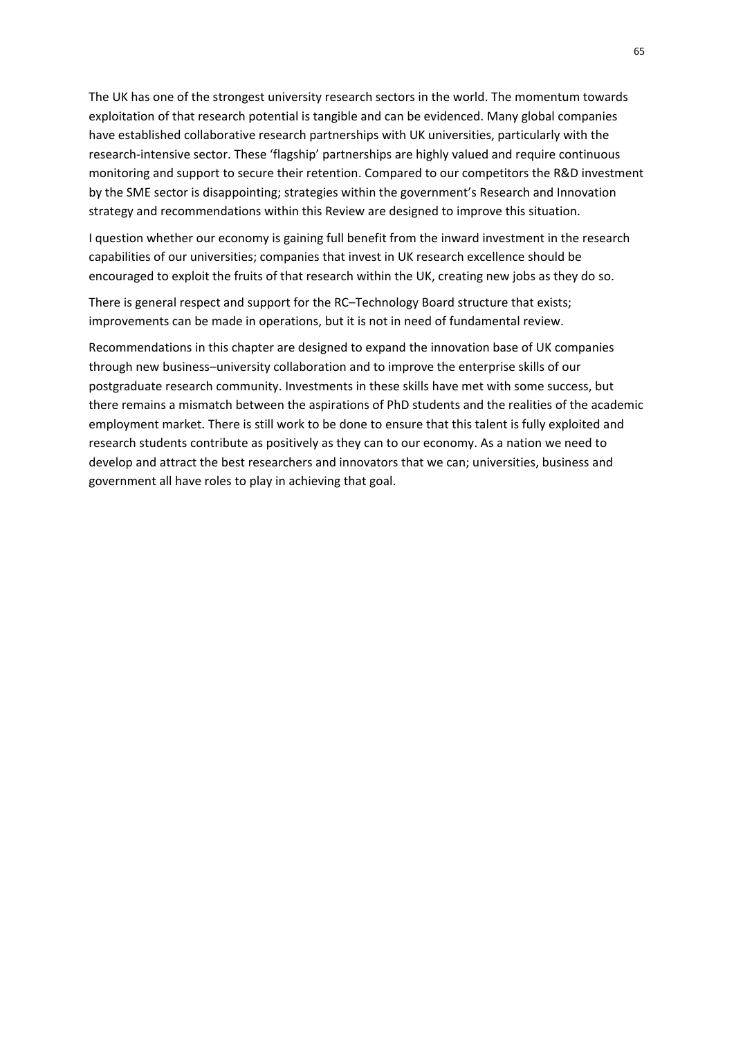The UK has one of the strongest university research sectors in the world. The momentum towards exploitation of that research potential is tangible and can be evidenced. Many global companies have established collaborative research partnerships with UK universities, particularly with the research-intensive sector. These 'flagship' partnerships are highly valued and require continuous monitoring and support to secure their retention. Compared to our competitors the R&D investment by the SME sector is disappointing; strategies within the government's Research and Innovation strategy and recommendations within this Review are designed to improve this situation.

I question whether our economy is gaining full benefit from the inward investment in the research capabilities of our universities; companies that invest in UK research excellence should be encouraged to exploit the fruits of that research within the UK, creating new jobs as they do so.

There is general respect and support for the RC–Technology Board structure that exists; improvements can be made in operations, but it is not in need of fundamental review.

Recommendations in this chapter are designed to expand the innovation base of UK companies through new business–university collaboration and to improve the enterprise skills of our postgraduate research community. Investments in these skills have met with some success, but there remains a mismatch between the aspirations of PhD students and the realities of the academic employment market. There is still work to be done to ensure that this talent is fully exploited and research students contribute as positively as they can to our economy. As a nation we need to develop and attract the best researchers and innovators that we can; universities, business and government all have roles to play in achieving that goal.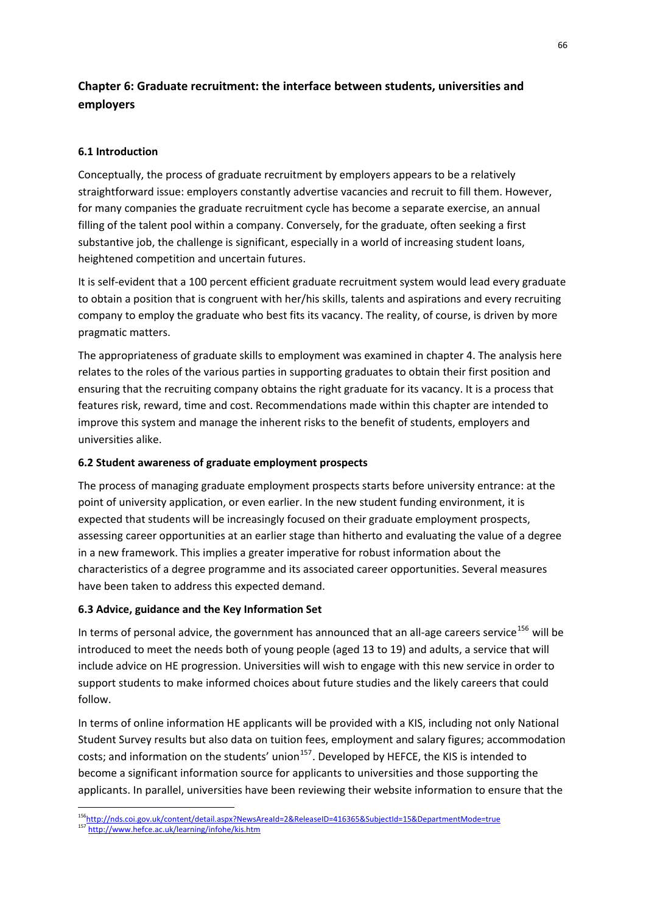## Chapter 6: Graduate recruitment: the interface between students, universities and employers

### 6.1 Introduction

Conceptually, the process of graduate recruitment by employers appears to be a relatively straightforward issue: employers constantly advertise vacancies and recruit to fill them. However, for many companies the graduate recruitment cycle has become a separate exercise, an annual filling of the talent pool within a company. Conversely, for the graduate, often seeking a first substantive job, the challenge is significant, especially in a world of increasing student loans, heightened competition and uncertain futures.

It is self-evident that a 100 percent efficient graduate recruitment system would lead every graduate to obtain a position that is congruent with her/his skills, talents and aspirations and every recruiting company to employ the graduate who best fits its vacancy. The reality, of course, is driven by more pragmatic matters.

The appropriateness of graduate skills to employment was examined in chapter 4. The analysis here relates to the roles of the various parties in supporting graduates to obtain their first position and ensuring that the recruiting company obtains the right graduate for its vacancy. It is a process that features risk, reward, time and cost. Recommendations made within this chapter are intended to improve this system and manage the inherent risks to the benefit of students, employers and universities alike.

### 6.2 Student awareness of graduate employment prospects

The process of managing graduate employment prospects starts before university entrance: at the point of university application, or even earlier. In the new student funding environment, it is expected that students will be increasingly focused on their graduate employment prospects, assessing career opportunities at an earlier stage than hitherto and evaluating the value of a degree in a new framework. This implies a greater imperative for robust information about the characteristics of a degree programme and its associated career opportunities. Several measures have been taken to address this expected demand.

### 6.3 Advice, guidance and the Key Information Set

In terms of personal advice, the government has announced that an all-age careers service[156] will be introduced to meet the needs both of young people (aged 13 to 19) and adults, a service that will include advice on HE progression. Universities will wish to engage with this new service in order to support students to make informed choices about future studies and the likely careers that could follow.

In terms of online information HE applicants will be provided with a KIS, including not only National Student Survey results but also data on tuition fees, employment and salary figures; accommodation costs; and information on the students' union[157]. Developed by HEFCE, the KIS is intended to become a significant information source for applicants to universities and those supporting the applicants. In parallel, universities have been reviewing their website information to ensure that the

---

[156] http://nds.coi.gov.uk/content/detail.aspx?NewsAreaId=2&ReleaseID=416365&SubjectId=15&DepartmentMode=true

[157] http://www.hefce.ac.uk/learning/infohe/kis.htm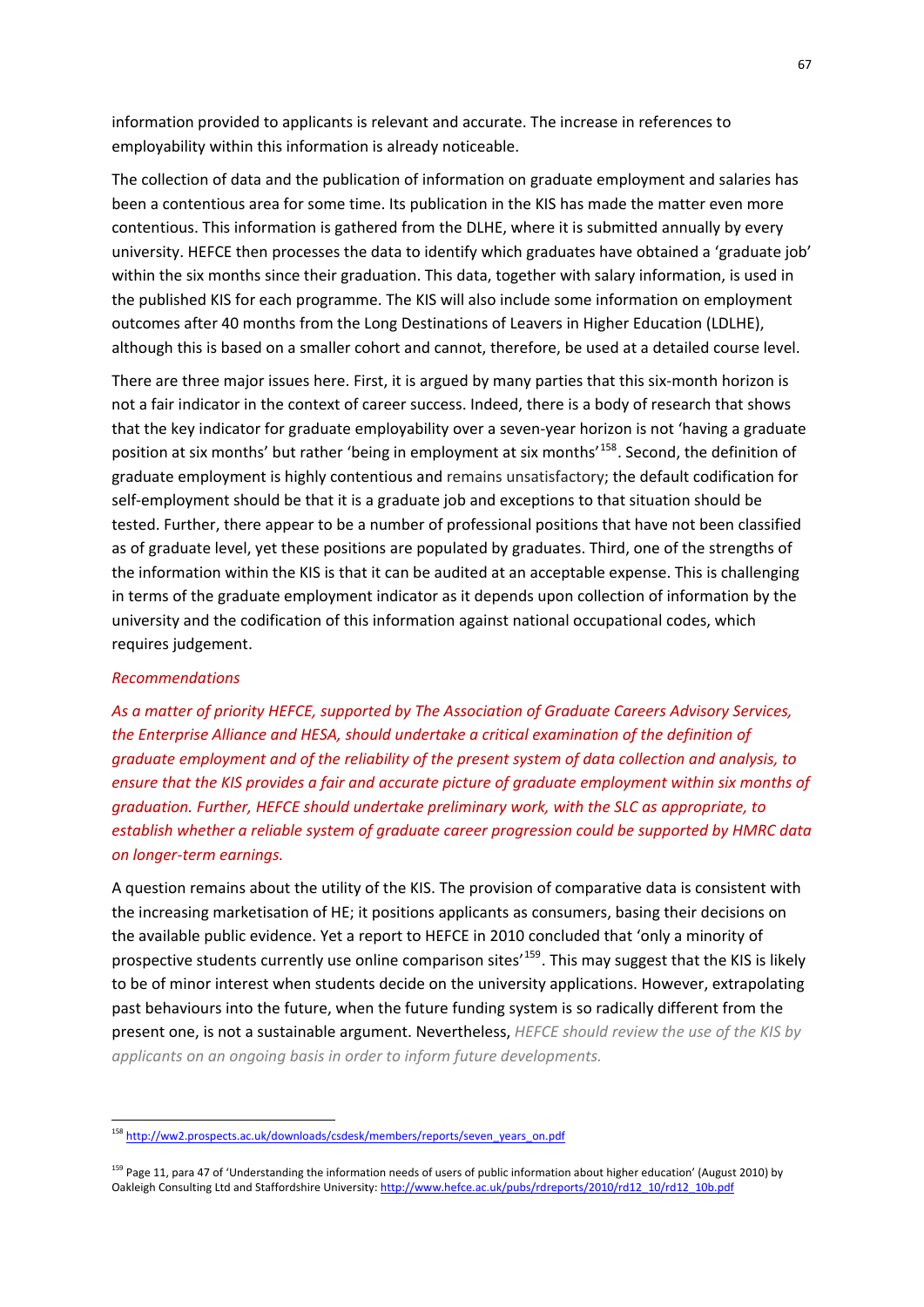information provided to applicants is relevant and accurate. The increase in references to employability within this information is already noticeable.

The collection of data and the publication of information on graduate employment and salaries has been a contentious area for some time. Its publication in the KIS has made the matter even more contentious. This information is gathered from the DLHE, where it is submitted annually by every university. HEFCE then processes the data to identify which graduates have obtained a 'graduate job' within the six months since their graduation. This data, together with salary information, is used in the published KIS for each programme. The KIS will also include some information on employment outcomes after 40 months from the Long Destinations of Leavers in Higher Education (LDLHE), although this is based on a smaller cohort and cannot, therefore, be used at a detailed course level.

There are three major issues here. First, it is argued by many parties that this six-month horizon is not a fair indicator in the context of career success. Indeed, there is a body of research that shows that the key indicator for graduate employability over a seven-year horizon is not 'having a graduate position at six months' but rather 'being in employment at six months'[158]. Second, the definition of graduate employment is highly contentious and remains unsatisfactory; the default codification for self-employment should be that it is a graduate job and exceptions to that situation should be tested. Further, there appear to be a number of professional positions that have not been classified as of graduate level, yet these positions are populated by graduates. Third, one of the strengths of the information within the KIS is that it can be audited at an acceptable expense. This is challenging in terms of the graduate employment indicator as it depends upon collection of information by the university and the codification of this information against national occupational codes, which requires judgement.

*Recommendations*

*As a matter of priority HEFCE, supported by The Association of Graduate Careers Advisory Services, the Enterprise Alliance and HESA, should undertake a critical examination of the definition of graduate employment and of the reliability of the present system of data collection and analysis, to ensure that the KIS provides a fair and accurate picture of graduate employment within six months of graduation. Further, HEFCE should undertake preliminary work, with the SLC as appropriate, to establish whether a reliable system of graduate career progression could be supported by HMRC data on longer-term earnings.*

A question remains about the utility of the KIS. The provision of comparative data is consistent with the increasing marketisation of HE; it positions applicants as consumers, basing their decisions on the available public evidence. Yet a report to HEFCE in 2010 concluded that 'only a minority of prospective students currently use online comparison sites'[159]. This may suggest that the KIS is likely to be of minor interest when students decide on the university applications. However, extrapolating past behaviours into the future, when the future funding system is so radically different from the present one, is not a sustainable argument. Nevertheless, *HEFCE should review the use of the KIS by applicants on an ongoing basis in order to inform future developments.*

---

[158] http://ww2.prospects.ac.uk/downloads/csdesk/members/reports/seven_years_on.pdf

[159] Page 11, para 47 of 'Understanding the information needs of users of public information about higher education' (August 2010) by Oakleigh Consulting Ltd and Staffordshire University: http://www.hefce.ac.uk/pubs/rdreports/2010/rd12_10/rd12_10b.pdf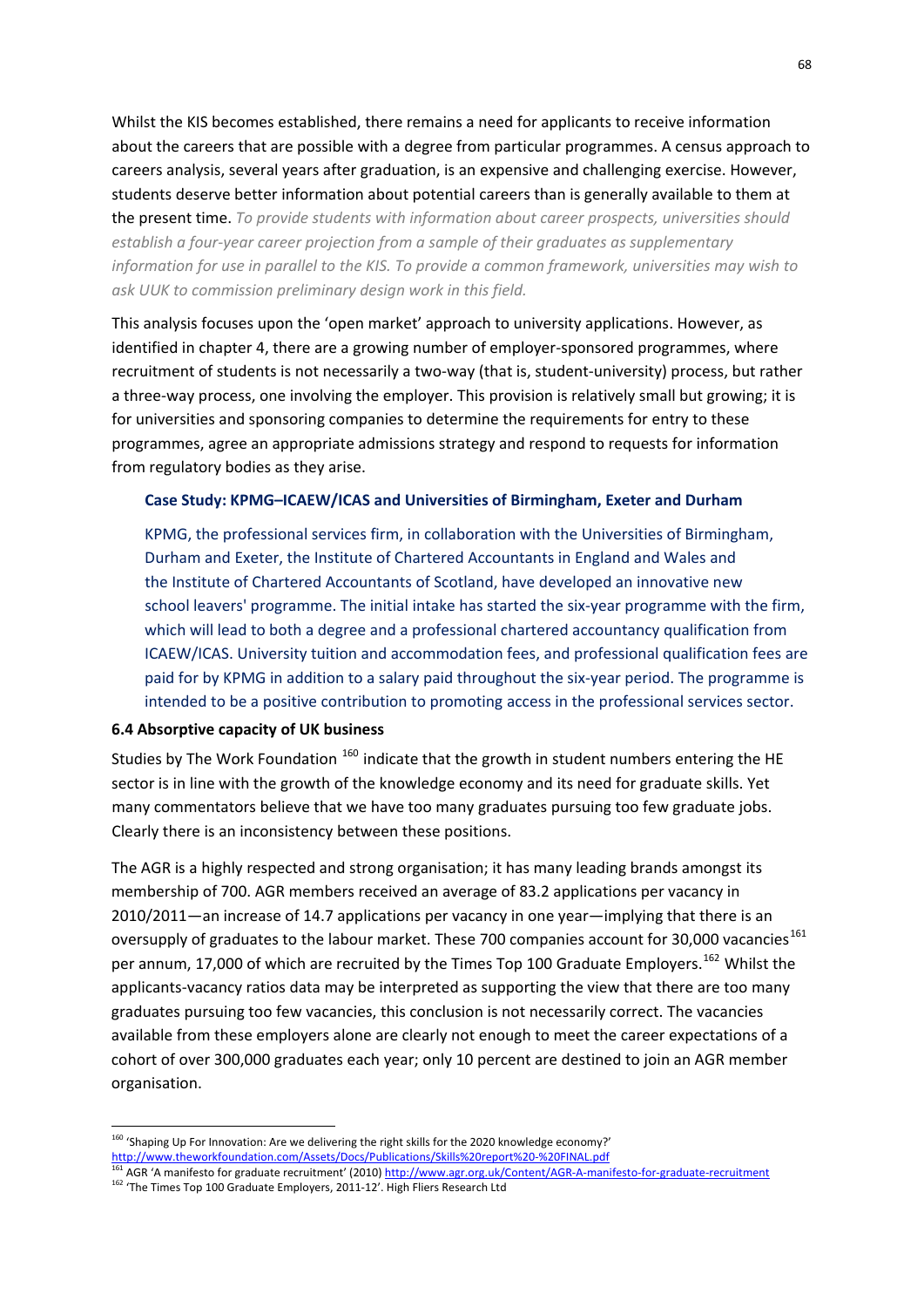Whilst the KIS becomes established, there remains a need for applicants to receive information about the careers that are possible with a degree from particular programmes. A census approach to careers analysis, several years after graduation, is an expensive and challenging exercise. However, students deserve better information about potential careers than is generally available to them at the present time. *To provide students with information about career prospects, universities should establish a four-year career projection from a sample of their graduates as supplementary information for use in parallel to the KIS. To provide a common framework, universities may wish to ask UUK to commission preliminary design work in this field.*

This analysis focuses upon the 'open market' approach to university applications. However, as identified in chapter 4, there are a growing number of employer-sponsored programmes, where recruitment of students is not necessarily a two-way (that is, student-university) process, but rather a three-way process, one involving the employer. This provision is relatively small but growing; it is for universities and sponsoring companies to determine the requirements for entry to these programmes, agree an appropriate admissions strategy and respond to requests for information from regulatory bodies as they arise.

> **Case Study: KPMG–ICAEW/ICAS and Universities of Birmingham, Exeter and Durham**
>
> KPMG, the professional services firm, in collaboration with the Universities of Birmingham, Durham and Exeter, the Institute of Chartered Accountants in England and Wales and the Institute of Chartered Accountants of Scotland, have developed an innovative new school leavers' programme. The initial intake has started the six-year programme with the firm, which will lead to both a degree and a professional chartered accountancy qualification from ICAEW/ICAS. University tuition and accommodation fees, and professional qualification fees are paid for by KPMG in addition to a salary paid throughout the six-year period. The programme is intended to be a positive contribution to promoting access in the professional services sector.

### 6.4 Absorptive capacity of UK business

Studies by The Work Foundation [160] indicate that the growth in student numbers entering the HE sector is in line with the growth of the knowledge economy and its need for graduate skills. Yet many commentators believe that we have too many graduates pursuing too few graduate jobs. Clearly there is an inconsistency between these positions.

The AGR is a highly respected and strong organisation; it has many leading brands amongst its membership of 700. AGR members received an average of 83.2 applications per vacancy in 2010/2011—an increase of 14.7 applications per vacancy in one year—implying that there is an oversupply of graduates to the labour market. These 700 companies account for 30,000 vacancies[161] per annum, 17,000 of which are recruited by the Times Top 100 Graduate Employers.[162] Whilst the applicants-vacancy ratios data may be interpreted as supporting the view that there are too many graduates pursuing too few vacancies, this conclusion is not necessarily correct. The vacancies available from these employers alone are clearly not enough to meet the career expectations of a cohort of over 300,000 graduates each year; only 10 percent are destined to join an AGR member organisation.

---

[160] 'Shaping Up For Innovation: Are we delivering the right skills for the 2020 knowledge economy?' http://www.theworkfoundation.com/Assets/Docs/Publications/Skills%20report%20-%20FINAL.pdf

[161] AGR 'A manifesto for graduate recruitment' (2010) http://www.agr.org.uk/Content/AGR-A-manifesto-for-graduate-recruitment

[162] 'The Times Top 100 Graduate Employers, 2011-12'. High Fliers Research Ltd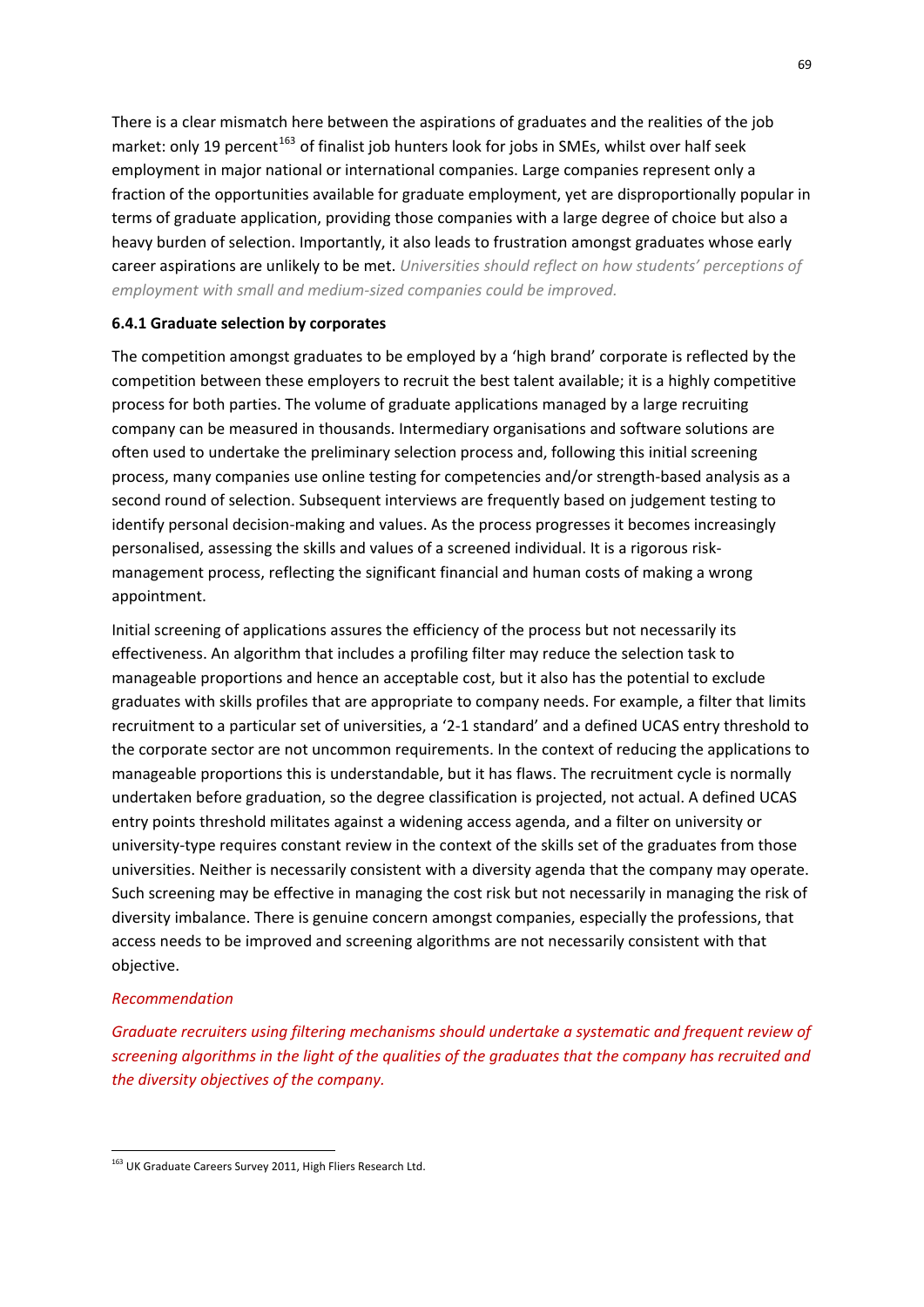There is a clear mismatch here between the aspirations of graduates and the realities of the job market: only 19 percent[163] of finalist job hunters look for jobs in SMEs, whilst over half seek employment in major national or international companies. Large companies represent only a fraction of the opportunities available for graduate employment, yet are disproportionally popular in terms of graduate application, providing those companies with a large degree of choice but also a heavy burden of selection. Importantly, it also leads to frustration amongst graduates whose early career aspirations are unlikely to be met. *Universities should reflect on how students' perceptions of employment with small and medium-sized companies could be improved.*

#### 6.4.1 Graduate selection by corporates

The competition amongst graduates to be employed by a 'high brand' corporate is reflected by the competition between these employers to recruit the best talent available; it is a highly competitive process for both parties. The volume of graduate applications managed by a large recruiting company can be measured in thousands. Intermediary organisations and software solutions are often used to undertake the preliminary selection process and, following this initial screening process, many companies use online testing for competencies and/or strength-based analysis as a second round of selection. Subsequent interviews are frequently based on judgement testing to identify personal decision-making and values. As the process progresses it becomes increasingly personalised, assessing the skills and values of a screened individual. It is a rigorous risk-management process, reflecting the significant financial and human costs of making a wrong appointment.

Initial screening of applications assures the efficiency of the process but not necessarily its effectiveness. An algorithm that includes a profiling filter may reduce the selection task to manageable proportions and hence an acceptable cost, but it also has the potential to exclude graduates with skills profiles that are appropriate to company needs. For example, a filter that limits recruitment to a particular set of universities, a '2-1 standard' and a defined UCAS entry threshold to the corporate sector are not uncommon requirements. In the context of reducing the applications to manageable proportions this is understandable, but it has flaws. The recruitment cycle is normally undertaken before graduation, so the degree classification is projected, not actual. A defined UCAS entry points threshold militates against a widening access agenda, and a filter on university or university-type requires constant review in the context of the skills set of the graduates from those universities. Neither is necessarily consistent with a diversity agenda that the company may operate. Such screening may be effective in managing the cost risk but not necessarily in managing the risk of diversity imbalance. There is genuine concern amongst companies, especially the professions, that access needs to be improved and screening algorithms are not necessarily consistent with that objective.

*Recommendation*

*Graduate recruiters using filtering mechanisms should undertake a systematic and frequent review of screening algorithms in the light of the qualities of the graduates that the company has recruited and the diversity objectives of the company.*

[163] UK Graduate Careers Survey 2011, High Fliers Research Ltd.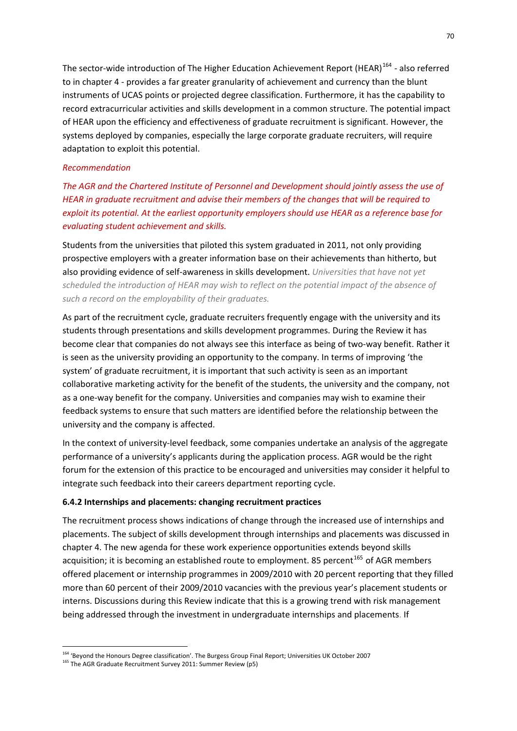The sector-wide introduction of The Higher Education Achievement Report (HEAR)[164] - also referred to in chapter 4 - provides a far greater granularity of achievement and currency than the blunt instruments of UCAS points or projected degree classification. Furthermore, it has the capability to record extracurricular activities and skills development in a common structure. The potential impact of HEAR upon the efficiency and effectiveness of graduate recruitment is significant. However, the systems deployed by companies, especially the large corporate graduate recruiters, will require adaptation to exploit this potential.

*Recommendation*

*The AGR and the Chartered Institute of Personnel and Development should jointly assess the use of HEAR in graduate recruitment and advise their members of the changes that will be required to exploit its potential. At the earliest opportunity employers should use HEAR as a reference base for evaluating student achievement and skills.*

Students from the universities that piloted this system graduated in 2011, not only providing prospective employers with a greater information base on their achievements than hitherto, but also providing evidence of self-awareness in skills development. *Universities that have not yet scheduled the introduction of HEAR may wish to reflect on the potential impact of the absence of such a record on the employability of their graduates.*

As part of the recruitment cycle, graduate recruiters frequently engage with the university and its students through presentations and skills development programmes. During the Review it has become clear that companies do not always see this interface as being of two-way benefit. Rather it is seen as the university providing an opportunity to the company. In terms of improving 'the system' of graduate recruitment, it is important that such activity is seen as an important collaborative marketing activity for the benefit of the students, the university and the company, not as a one-way benefit for the company. Universities and companies may wish to examine their feedback systems to ensure that such matters are identified before the relationship between the university and the company is affected.

In the context of university-level feedback, some companies undertake an analysis of the aggregate performance of a university's applicants during the application process. AGR would be the right forum for the extension of this practice to be encouraged and universities may consider it helpful to integrate such feedback into their careers department reporting cycle.

### 6.4.2 Internships and placements: changing recruitment practices

The recruitment process shows indications of change through the increased use of internships and placements. The subject of skills development through internships and placements was discussed in chapter 4. The new agenda for these work experience opportunities extends beyond skills acquisition; it is becoming an established route to employment. 85 percent[165] of AGR members offered placement or internship programmes in 2009/2010 with 20 percent reporting that they filled more than 60 percent of their 2009/2010 vacancies with the previous year's placement students or interns. Discussions during this Review indicate that this is a growing trend with risk management being addressed through the investment in undergraduate internships and placements. If

---

[164] 'Beyond the Honours Degree classification'. The Burgess Group Final Report; Universities UK October 2007

[165] The AGR Graduate Recruitment Survey 2011: Summer Review (p5)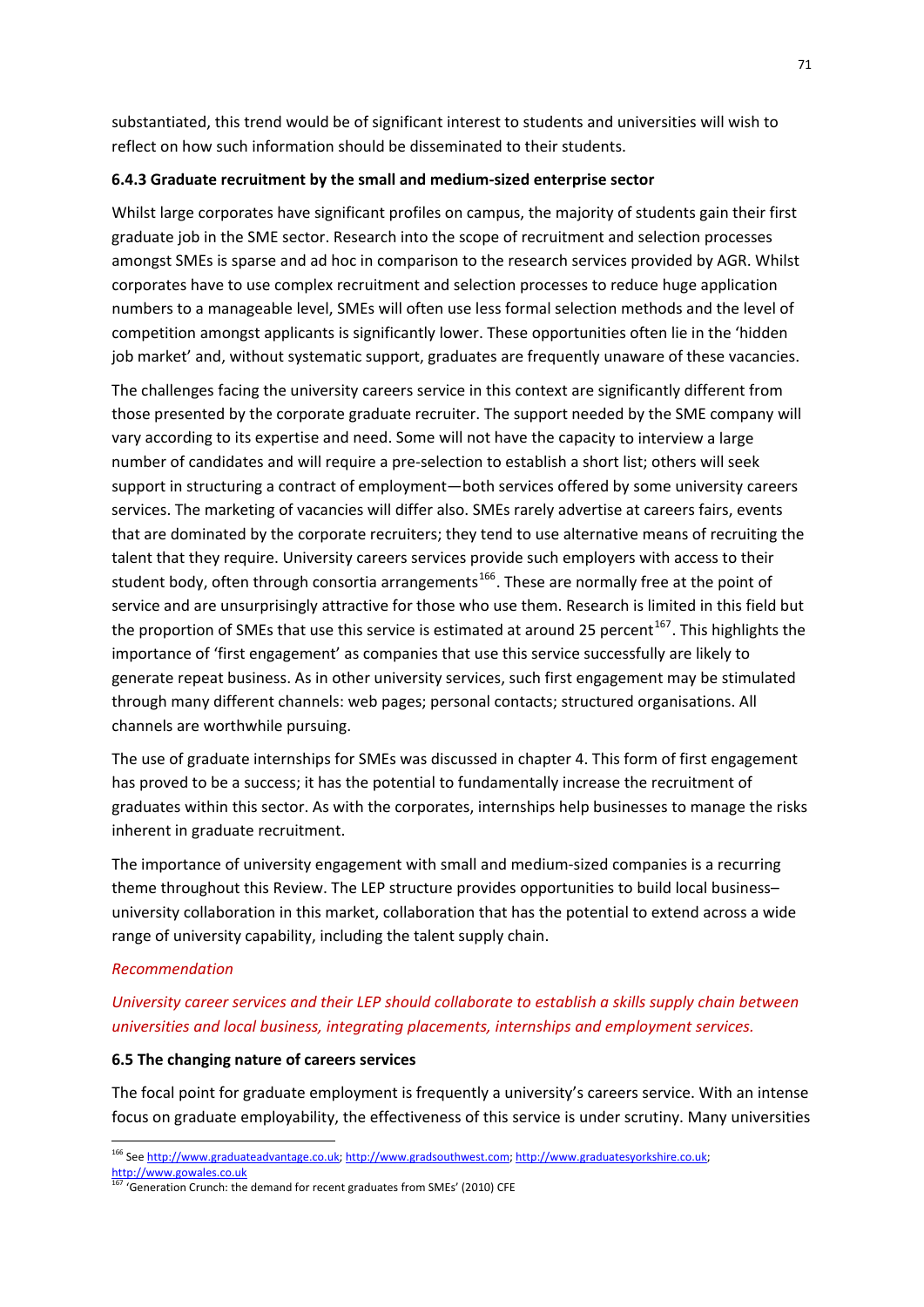substantiated, this trend would be of significant interest to students and universities will wish to reflect on how such information should be disseminated to their students.

### 6.4.3 Graduate recruitment by the small and medium-sized enterprise sector

Whilst large corporates have significant profiles on campus, the majority of students gain their first graduate job in the SME sector. Research into the scope of recruitment and selection processes amongst SMEs is sparse and ad hoc in comparison to the research services provided by AGR. Whilst corporates have to use complex recruitment and selection processes to reduce huge application numbers to a manageable level, SMEs will often use less formal selection methods and the level of competition amongst applicants is significantly lower. These opportunities often lie in the 'hidden job market' and, without systematic support, graduates are frequently unaware of these vacancies.

The challenges facing the university careers service in this context are significantly different from those presented by the corporate graduate recruiter. The support needed by the SME company will vary according to its expertise and need. Some will not have the capacity to interview a large number of candidates and will require a pre-selection to establish a short list; others will seek support in structuring a contract of employment—both services offered by some university careers services. The marketing of vacancies will differ also. SMEs rarely advertise at careers fairs, events that are dominated by the corporate recruiters; they tend to use alternative means of recruiting the talent that they require. University careers services provide such employers with access to their student body, often through consortia arrangements[166]. These are normally free at the point of service and are unsurprisingly attractive for those who use them. Research is limited in this field but the proportion of SMEs that use this service is estimated at around 25 percent[167]. This highlights the importance of 'first engagement' as companies that use this service successfully are likely to generate repeat business. As in other university services, such first engagement may be stimulated through many different channels: web pages; personal contacts; structured organisations. All channels are worthwhile pursuing.

The use of graduate internships for SMEs was discussed in chapter 4. This form of first engagement has proved to be a success; it has the potential to fundamentally increase the recruitment of graduates within this sector. As with the corporates, internships help businesses to manage the risks inherent in graduate recruitment.

The importance of university engagement with small and medium-sized companies is a recurring theme throughout this Review. The LEP structure provides opportunities to build local business–university collaboration in this market, collaboration that has the potential to extend across a wide range of university capability, including the talent supply chain.

*Recommendation*

*University career services and their LEP should collaborate to establish a skills supply chain between universities and local business, integrating placements, internships and employment services.*

### 6.5 The changing nature of careers services

The focal point for graduate employment is frequently a university's careers service. With an intense focus on graduate employability, the effectiveness of this service is under scrutiny. Many universities

---

[166] See http://www.graduateadvantage.co.uk; http://www.gradsouthwest.com; http://www.graduatesyorkshire.co.uk; http://www.gowales.co.uk

[167] 'Generation Crunch: the demand for recent graduates from SMEs' (2010) CFE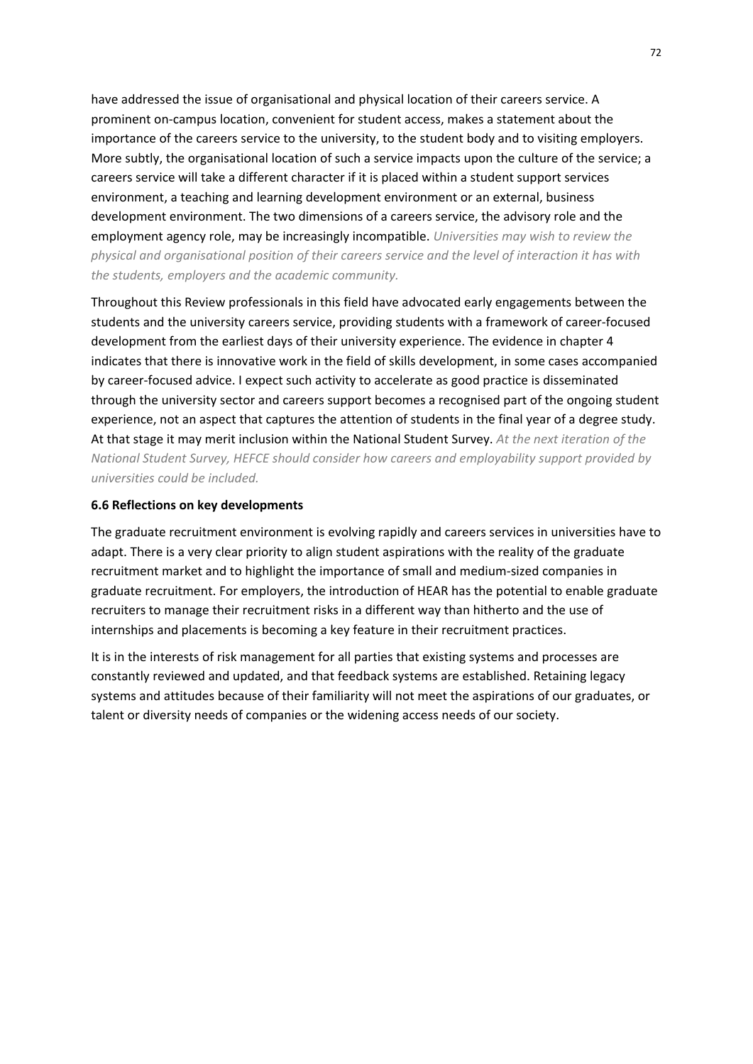have addressed the issue of organisational and physical location of their careers service. A prominent on-campus location, convenient for student access, makes a statement about the importance of the careers service to the university, to the student body and to visiting employers. More subtly, the organisational location of such a service impacts upon the culture of the service; a careers service will take a different character if it is placed within a student support services environment, a teaching and learning development environment or an external, business development environment. The two dimensions of a careers service, the advisory role and the employment agency role, may be increasingly incompatible. *Universities may wish to review the physical and organisational position of their careers service and the level of interaction it has with the students, employers and the academic community.*

Throughout this Review professionals in this field have advocated early engagements between the students and the university careers service, providing students with a framework of career-focused development from the earliest days of their university experience. The evidence in chapter 4 indicates that there is innovative work in the field of skills development, in some cases accompanied by career-focused advice. I expect such activity to accelerate as good practice is disseminated through the university sector and careers support becomes a recognised part of the ongoing student experience, not an aspect that captures the attention of students in the final year of a degree study. At that stage it may merit inclusion within the National Student Survey. *At the next iteration of the National Student Survey, HEFCE should consider how careers and employability support provided by universities could be included.*

**6.6 Reflections on key developments**

The graduate recruitment environment is evolving rapidly and careers services in universities have to adapt. There is a very clear priority to align student aspirations with the reality of the graduate recruitment market and to highlight the importance of small and medium-sized companies in graduate recruitment. For employers, the introduction of HEAR has the potential to enable graduate recruiters to manage their recruitment risks in a different way than hitherto and the use of internships and placements is becoming a key feature in their recruitment practices.

It is in the interests of risk management for all parties that existing systems and processes are constantly reviewed and updated, and that feedback systems are established. Retaining legacy systems and attitudes because of their familiarity will not meet the aspirations of our graduates, or talent or diversity needs of companies or the widening access needs of our society.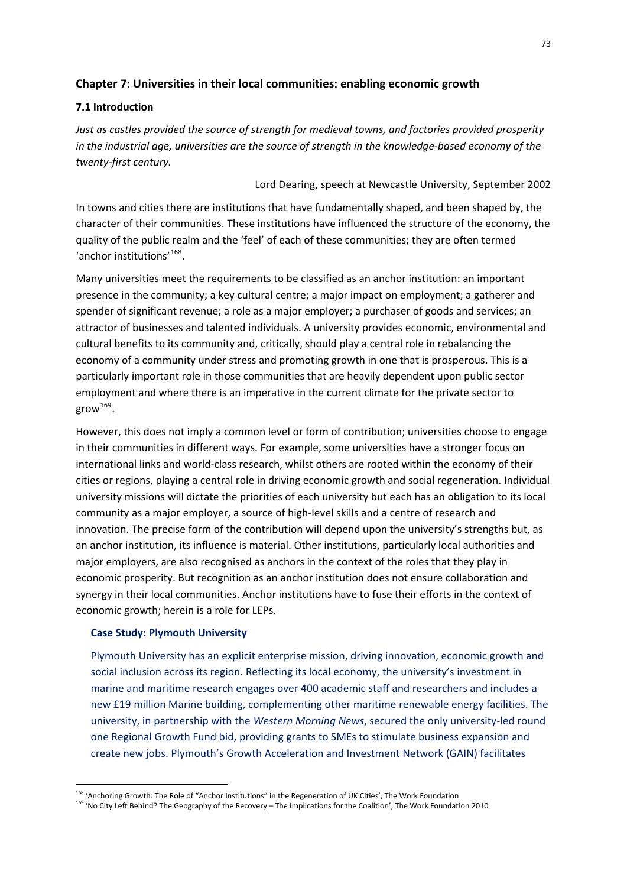## Chapter 7: Universities in their local communities: enabling economic growth

### 7.1 Introduction

*Just as castles provided the source of strength for medieval towns, and factories provided prosperity in the industrial age, universities are the source of strength in the knowledge-based economy of the twenty-first century.*

Lord Dearing, speech at Newcastle University, September 2002

In towns and cities there are institutions that have fundamentally shaped, and been shaped by, the character of their communities. These institutions have influenced the structure of the economy, the quality of the public realm and the 'feel' of each of these communities; they are often termed 'anchor institutions'[168].

Many universities meet the requirements to be classified as an anchor institution: an important presence in the community; a key cultural centre; a major impact on employment; a gatherer and spender of significant revenue; a role as a major employer; a purchaser of goods and services; an attractor of businesses and talented individuals. A university provides economic, environmental and cultural benefits to its community and, critically, should play a central role in rebalancing the economy of a community under stress and promoting growth in one that is prosperous. This is a particularly important role in those communities that are heavily dependent upon public sector employment and where there is an imperative in the current climate for the private sector to grow[169].

However, this does not imply a common level or form of contribution; universities choose to engage in their communities in different ways. For example, some universities have a stronger focus on international links and world-class research, whilst others are rooted within the economy of their cities or regions, playing a central role in driving economic growth and social regeneration. Individual university missions will dictate the priorities of each university but each has an obligation to its local community as a major employer, a source of high-level skills and a centre of research and innovation. The precise form of the contribution will depend upon the university's strengths but, as an anchor institution, its influence is material. Other institutions, particularly local authorities and major employers, are also recognised as anchors in the context of the roles that they play in economic prosperity. But recognition as an anchor institution does not ensure collaboration and synergy in their local communities. Anchor institutions have to fuse their efforts in the context of economic growth; herein is a role for LEPs.

**Case Study: Plymouth University**

Plymouth University has an explicit enterprise mission, driving innovation, economic growth and social inclusion across its region. Reflecting its local economy, the university's investment in marine and maritime research engages over 400 academic staff and researchers and includes a new £19 million Marine building, complementing other maritime renewable energy facilities. The university, in partnership with the *Western Morning News*, secured the only university-led round one Regional Growth Fund bid, providing grants to SMEs to stimulate business expansion and create new jobs. Plymouth's Growth Acceleration and Investment Network (GAIN) facilitates

---

[168] 'Anchoring Growth: The Role of "Anchor Institutions" in the Regeneration of UK Cities', The Work Foundation

[169] 'No City Left Behind? The Geography of the Recovery – The Implications for the Coalition', The Work Foundation 2010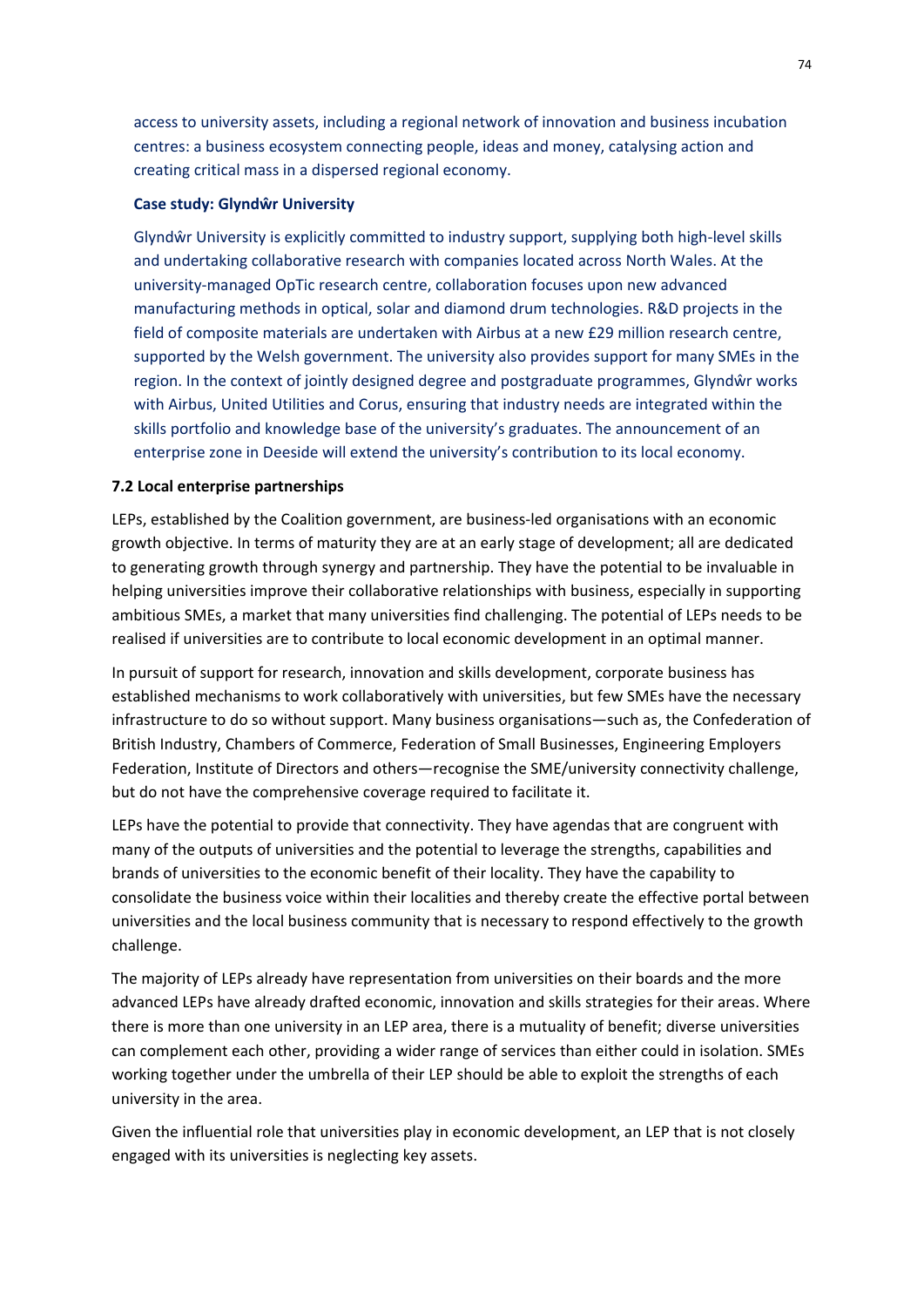access to university assets, including a regional network of innovation and business incubation centres: a business ecosystem connecting people, ideas and money, catalysing action and creating critical mass in a dispersed regional economy.

**Case study: Glyndŵr University**

Glyndŵr University is explicitly committed to industry support, supplying both high-level skills and undertaking collaborative research with companies located across North Wales. At the university-managed OpTic research centre, collaboration focuses upon new advanced manufacturing methods in optical, solar and diamond drum technologies. R&D projects in the field of composite materials are undertaken with Airbus at a new £29 million research centre, supported by the Welsh government. The university also provides support for many SMEs in the region. In the context of jointly designed degree and postgraduate programmes, Glyndŵr works with Airbus, United Utilities and Corus, ensuring that industry needs are integrated within the skills portfolio and knowledge base of the university's graduates. The announcement of an enterprise zone in Deeside will extend the university's contribution to its local economy.

**7.2 Local enterprise partnerships**

LEPs, established by the Coalition government, are business-led organisations with an economic growth objective. In terms of maturity they are at an early stage of development; all are dedicated to generating growth through synergy and partnership. They have the potential to be invaluable in helping universities improve their collaborative relationships with business, especially in supporting ambitious SMEs, a market that many universities find challenging. The potential of LEPs needs to be realised if universities are to contribute to local economic development in an optimal manner.

In pursuit of support for research, innovation and skills development, corporate business has established mechanisms to work collaboratively with universities, but few SMEs have the necessary infrastructure to do so without support. Many business organisations—such as, the Confederation of British Industry, Chambers of Commerce, Federation of Small Businesses, Engineering Employers Federation, Institute of Directors and others—recognise the SME/university connectivity challenge, but do not have the comprehensive coverage required to facilitate it.

LEPs have the potential to provide that connectivity. They have agendas that are congruent with many of the outputs of universities and the potential to leverage the strengths, capabilities and brands of universities to the economic benefit of their locality. They have the capability to consolidate the business voice within their localities and thereby create the effective portal between universities and the local business community that is necessary to respond effectively to the growth challenge.

The majority of LEPs already have representation from universities on their boards and the more advanced LEPs have already drafted economic, innovation and skills strategies for their areas. Where there is more than one university in an LEP area, there is a mutuality of benefit; diverse universities can complement each other, providing a wider range of services than either could in isolation. SMEs working together under the umbrella of their LEP should be able to exploit the strengths of each university in the area.

Given the influential role that universities play in economic development, an LEP that is not closely engaged with its universities is neglecting key assets.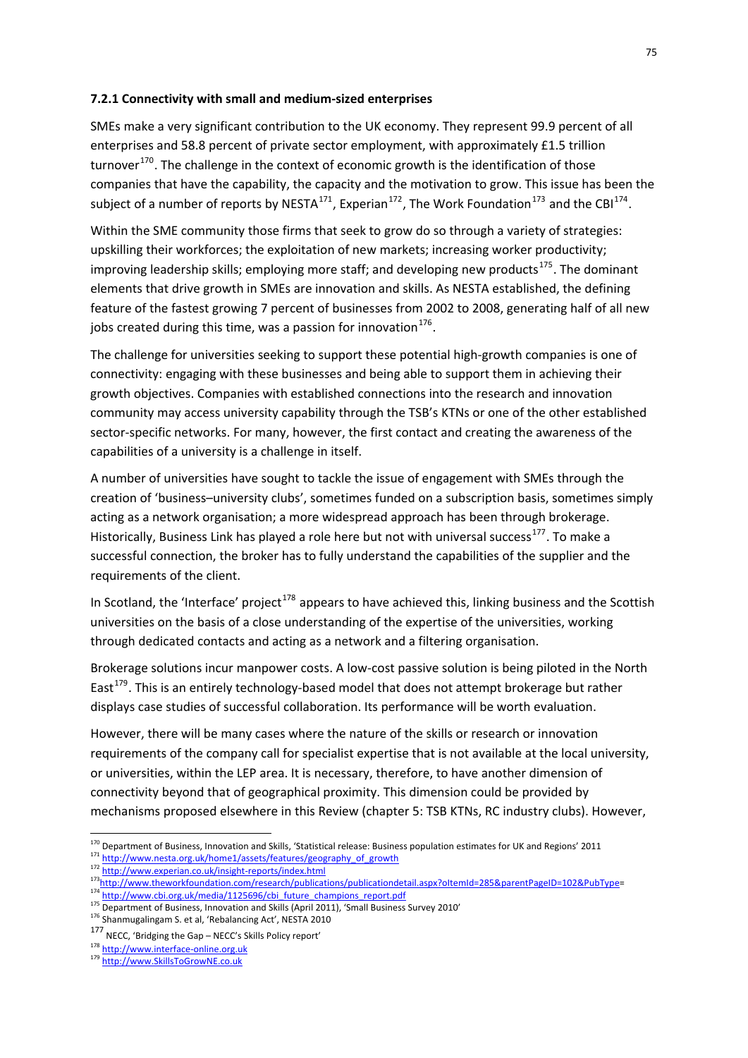#### 7.2.1 Connectivity with small and medium-sized enterprises

SMEs make a very significant contribution to the UK economy. They represent 99.9 percent of all enterprises and 58.8 percent of private sector employment, with approximately £1.5 trillion turnover[170]. The challenge in the context of economic growth is the identification of those companies that have the capability, the capacity and the motivation to grow. This issue has been the subject of a number of reports by NESTA[171], Experian[172], The Work Foundation[173] and the CBI[174].

Within the SME community those firms that seek to grow do so through a variety of strategies: upskilling their workforces; the exploitation of new markets; increasing worker productivity; improving leadership skills; employing more staff; and developing new products[175]. The dominant elements that drive growth in SMEs are innovation and skills. As NESTA established, the defining feature of the fastest growing 7 percent of businesses from 2002 to 2008, generating half of all new jobs created during this time, was a passion for innovation[176].

The challenge for universities seeking to support these potential high-growth companies is one of connectivity: engaging with these businesses and being able to support them in achieving their growth objectives. Companies with established connections into the research and innovation community may access university capability through the TSB's KTNs or one of the other established sector-specific networks. For many, however, the first contact and creating the awareness of the capabilities of a university is a challenge in itself.

A number of universities have sought to tackle the issue of engagement with SMEs through the creation of 'business–university clubs', sometimes funded on a subscription basis, sometimes simply acting as a network organisation; a more widespread approach has been through brokerage. Historically, Business Link has played a role here but not with universal success[177]. To make a successful connection, the broker has to fully understand the capabilities of the supplier and the requirements of the client.

In Scotland, the 'Interface' project[178] appears to have achieved this, linking business and the Scottish universities on the basis of a close understanding of the expertise of the universities, working through dedicated contacts and acting as a network and a filtering organisation.

Brokerage solutions incur manpower costs. A low-cost passive solution is being piloted in the North East[179]. This is an entirely technology-based model that does not attempt brokerage but rather displays case studies of successful collaboration. Its performance will be worth evaluation.

However, there will be many cases where the nature of the skills or research or innovation requirements of the company call for specialist expertise that is not available at the local university, or universities, within the LEP area. It is necessary, therefore, to have another dimension of connectivity beyond that of geographical proximity. This dimension could be provided by mechanisms proposed elsewhere in this Review (chapter 5: TSB KTNs, RC industry clubs). However,

---

[170] Department of Business, Innovation and Skills, 'Statistical release: Business population estimates for UK and Regions' 2011

[171] http://www.nesta.org.uk/home1/assets/features/geography_of_growth

[172] http://www.experian.co.uk/insight-reports/index.html

[173] http://www.theworkfoundation.com/research/publications/publicationdetail.aspx?oItemId=285&parentPageID=102&PubType=

[174] http://www.cbi.org.uk/media/1125696/cbi_future_champions_report.pdf

[175] Department of Business, Innovation and Skills (April 2011), 'Small Business Survey 2010'

[176] Shanmugalingam S. et al, 'Rebalancing Act', NESTA 2010

[177] NECC, 'Bridging the Gap – NECC's Skills Policy report'

[178] http://www.interface-online.org.uk

[179] http://www.SkillsToGrowNE.co.uk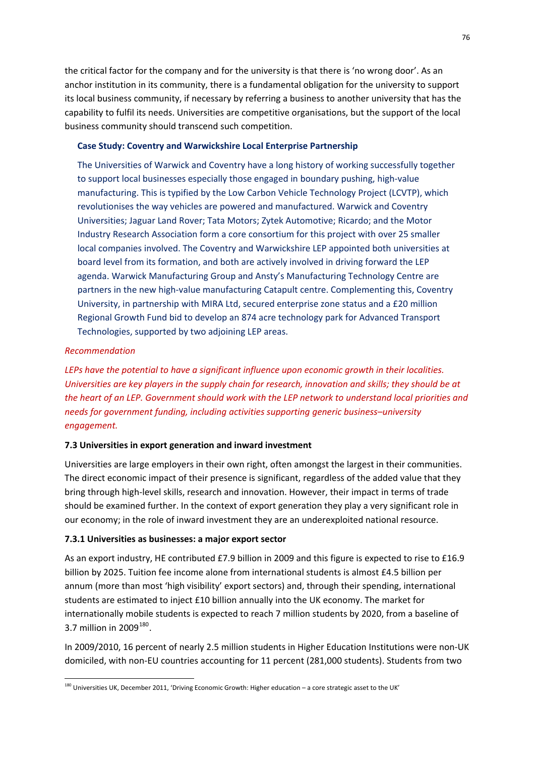the critical factor for the company and for the university is that there is 'no wrong door'. As an anchor institution in its community, there is a fundamental obligation for the university to support its local business community, if necessary by referring a business to another university that has the capability to fulfil its needs. Universities are competitive organisations, but the support of the local business community should transcend such competition.

**Case Study: Coventry and Warwickshire Local Enterprise Partnership**

The Universities of Warwick and Coventry have a long history of working successfully together to support local businesses especially those engaged in boundary pushing, high-value manufacturing. This is typified by the Low Carbon Vehicle Technology Project (LCVTP), which revolutionises the way vehicles are powered and manufactured. Warwick and Coventry Universities; Jaguar Land Rover; Tata Motors; Zytek Automotive; Ricardo; and the Motor Industry Research Association form a core consortium for this project with over 25 smaller local companies involved. The Coventry and Warwickshire LEP appointed both universities at board level from its formation, and both are actively involved in driving forward the LEP agenda. Warwick Manufacturing Group and Ansty's Manufacturing Technology Centre are partners in the new high-value manufacturing Catapult centre. Complementing this, Coventry University, in partnership with MIRA Ltd, secured enterprise zone status and a £20 million Regional Growth Fund bid to develop an 874 acre technology park for Advanced Transport Technologies, supported by two adjoining LEP areas.

*Recommendation*

*LEPs have the potential to have a significant influence upon economic growth in their localities. Universities are key players in the supply chain for research, innovation and skills; they should be at the heart of an LEP. Government should work with the LEP network to understand local priorities and needs for government funding, including activities supporting generic business–university engagement.*

### 7.3 Universities in export generation and inward investment

Universities are large employers in their own right, often amongst the largest in their communities. The direct economic impact of their presence is significant, regardless of the added value that they bring through high-level skills, research and innovation. However, their impact in terms of trade should be examined further. In the context of export generation they play a very significant role in our economy; in the role of inward investment they are an underexploited national resource.

#### 7.3.1 Universities as businesses: a major export sector

As an export industry, HE contributed £7.9 billion in 2009 and this figure is expected to rise to £16.9 billion by 2025. Tuition fee income alone from international students is almost £4.5 billion per annum (more than most 'high visibility' export sectors) and, through their spending, international students are estimated to inject £10 billion annually into the UK economy. The market for internationally mobile students is expected to reach 7 million students by 2020, from a baseline of 3.7 million in 2009[180].

In 2009/2010, 16 percent of nearly 2.5 million students in Higher Education Institutions were non-UK domiciled, with non-EU countries accounting for 11 percent (281,000 students). Students from two

[180] Universities UK, December 2011, 'Driving Economic Growth: Higher education – a core strategic asset to the UK'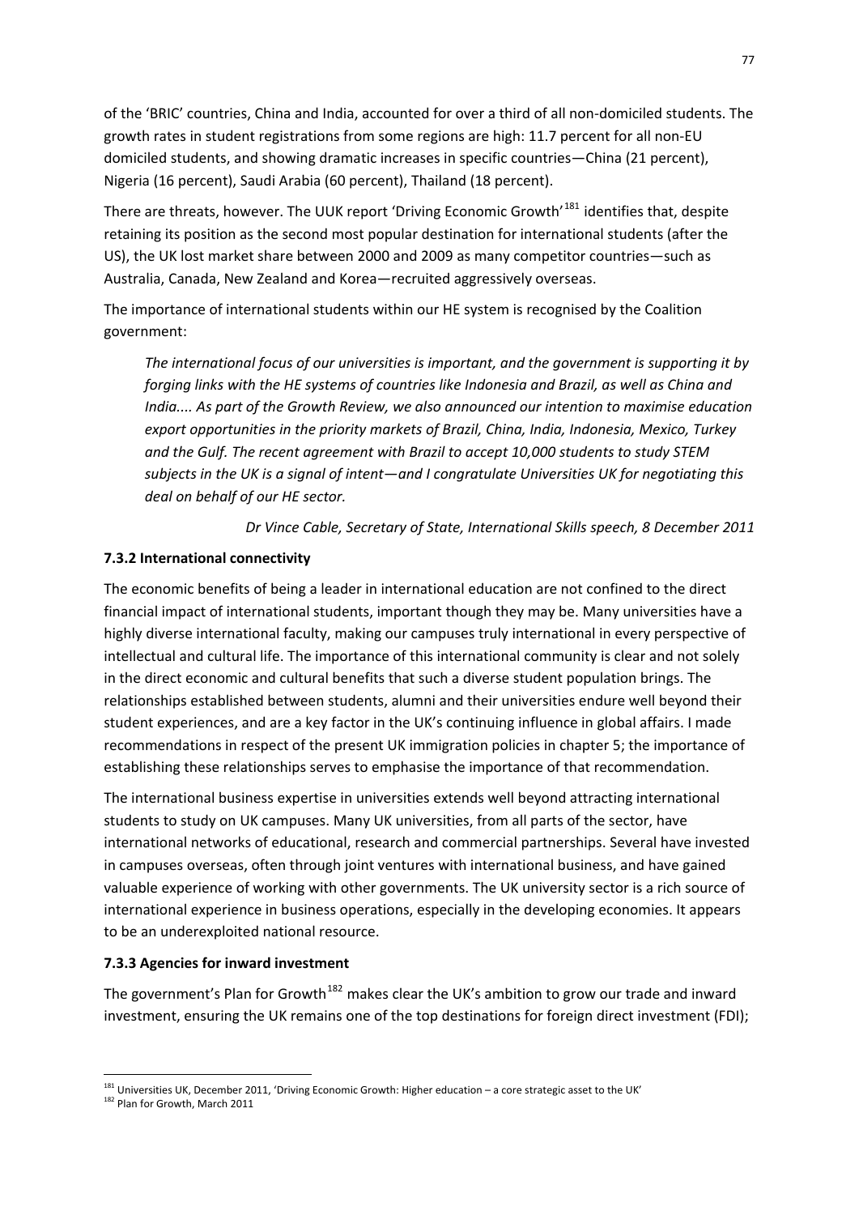of the 'BRIC' countries, China and India, accounted for over a third of all non-domiciled students. The growth rates in student registrations from some regions are high: 11.7 percent for all non-EU domiciled students, and showing dramatic increases in specific countries—China (21 percent), Nigeria (16 percent), Saudi Arabia (60 percent), Thailand (18 percent).

There are threats, however. The UUK report 'Driving Economic Growth'[181] identifies that, despite retaining its position as the second most popular destination for international students (after the US), the UK lost market share between 2000 and 2009 as many competitor countries—such as Australia, Canada, New Zealand and Korea—recruited aggressively overseas.

The importance of international students within our HE system is recognised by the Coalition government:

> *The international focus of our universities is important, and the government is supporting it by forging links with the HE systems of countries like Indonesia and Brazil, as well as China and India.... As part of the Growth Review, we also announced our intention to maximise education export opportunities in the priority markets of Brazil, China, India, Indonesia, Mexico, Turkey and the Gulf. The recent agreement with Brazil to accept 10,000 students to study STEM subjects in the UK is a signal of intent—and I congratulate Universities UK for negotiating this deal on behalf of our HE sector.*
>
> *Dr Vince Cable, Secretary of State, International Skills speech, 8 December 2011*

### 7.3.2 International connectivity

The economic benefits of being a leader in international education are not confined to the direct financial impact of international students, important though they may be. Many universities have a highly diverse international faculty, making our campuses truly international in every perspective of intellectual and cultural life. The importance of this international community is clear and not solely in the direct economic and cultural benefits that such a diverse student population brings. The relationships established between students, alumni and their universities endure well beyond their student experiences, and are a key factor in the UK's continuing influence in global affairs. I made recommendations in respect of the present UK immigration policies in chapter 5; the importance of establishing these relationships serves to emphasise the importance of that recommendation.

The international business expertise in universities extends well beyond attracting international students to study on UK campuses. Many UK universities, from all parts of the sector, have international networks of educational, research and commercial partnerships. Several have invested in campuses overseas, often through joint ventures with international business, and have gained valuable experience of working with other governments. The UK university sector is a rich source of international experience in business operations, especially in the developing economies. It appears to be an underexploited national resource.

### 7.3.3 Agencies for inward investment

The government's Plan for Growth[182] makes clear the UK's ambition to grow our trade and inward investment, ensuring the UK remains one of the top destinations for foreign direct investment (FDI);

---

[181] Universities UK, December 2011, 'Driving Economic Growth: Higher education – a core strategic asset to the UK'

[182] Plan for Growth, March 2011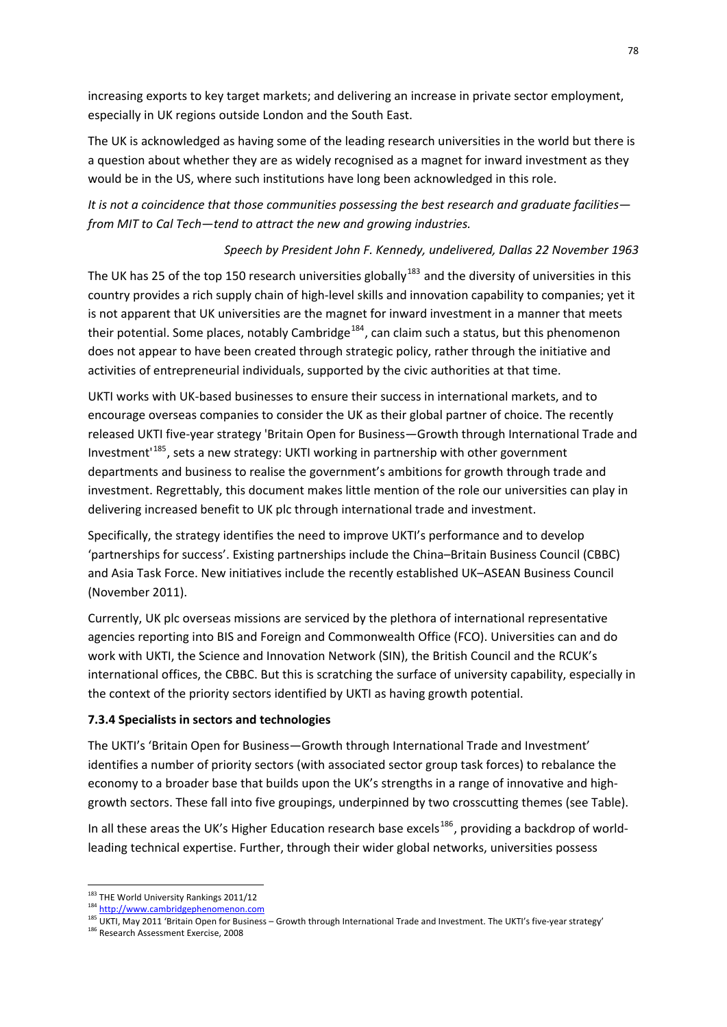increasing exports to key target markets; and delivering an increase in private sector employment, especially in UK regions outside London and the South East.

The UK is acknowledged as having some of the leading research universities in the world but there is a question about whether they are as widely recognised as a magnet for inward investment as they would be in the US, where such institutions have long been acknowledged in this role.

*It is not a coincidence that those communities possessing the best research and graduate facilities—from MIT to Cal Tech—tend to attract the new and growing industries.*

*Speech by President John F. Kennedy, undelivered, Dallas 22 November 1963*

The UK has 25 of the top 150 research universities globally[183] and the diversity of universities in this country provides a rich supply chain of high-level skills and innovation capability to companies; yet it is not apparent that UK universities are the magnet for inward investment in a manner that meets their potential. Some places, notably Cambridge[184], can claim such a status, but this phenomenon does not appear to have been created through strategic policy, rather through the initiative and activities of entrepreneurial individuals, supported by the civic authorities at that time.

UKTI works with UK-based businesses to ensure their success in international markets, and to encourage overseas companies to consider the UK as their global partner of choice. The recently released UKTI five-year strategy 'Britain Open for Business—Growth through International Trade and Investment'[185], sets a new strategy: UKTI working in partnership with other government departments and business to realise the government's ambitions for growth through trade and investment. Regrettably, this document makes little mention of the role our universities can play in delivering increased benefit to UK plc through international trade and investment.

Specifically, the strategy identifies the need to improve UKTI's performance and to develop 'partnerships for success'. Existing partnerships include the China–Britain Business Council (CBBC) and Asia Task Force. New initiatives include the recently established UK–ASEAN Business Council (November 2011).

Currently, UK plc overseas missions are serviced by the plethora of international representative agencies reporting into BIS and Foreign and Commonwealth Office (FCO). Universities can and do work with UKTI, the Science and Innovation Network (SIN), the British Council and the RCUK's international offices, the CBBC. But this is scratching the surface of university capability, especially in the context of the priority sectors identified by UKTI as having growth potential.

### 7.3.4 Specialists in sectors and technologies

The UKTI's 'Britain Open for Business—Growth through International Trade and Investment' identifies a number of priority sectors (with associated sector group task forces) to rebalance the economy to a broader base that builds upon the UK's strengths in a range of innovative and high-growth sectors. These fall into five groupings, underpinned by two crosscutting themes (see Table).

In all these areas the UK's Higher Education research base excels[186], providing a backdrop of world-leading technical expertise. Further, through their wider global networks, universities possess

---

[183] THE World University Rankings 2011/12

[184] http://www.cambridgephenomenon.com

[185] UKTI, May 2011 'Britain Open for Business – Growth through International Trade and Investment. The UKTI's five-year strategy'

[186] Research Assessment Exercise, 2008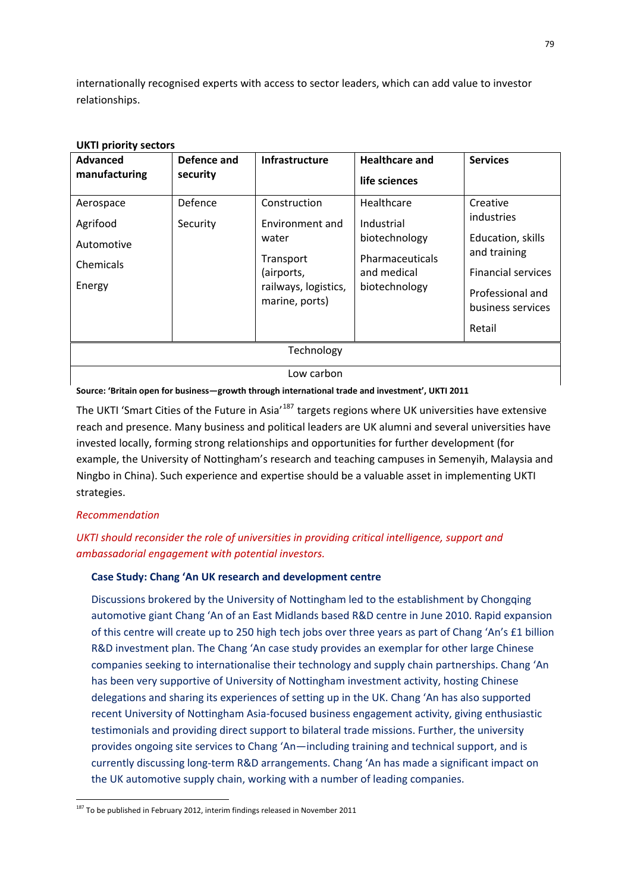internationally recognised experts with access to sector leaders, which can add value to investor relationships.

**UKTI priority sectors**

| **Advanced manufacturing** | **Defence and security** | **Infrastructure** | **Healthcare and life sciences** | **Services** |
|---|---|---|---|---|
| Aerospace<br>Agrifood<br>Automotive<br>Chemicals<br>Energy | Defence<br>Security | Construction<br>Environment and water<br>Transport (airports, railways, logistics, marine, ports) | Healthcare<br>Industrial biotechnology<br>Pharmaceuticals and medical biotechnology | Creative industries<br>Education, skills and training<br>Financial services<br>Professional and business services<br>Retail |
| Technology | | | | |
| Low carbon | | | | |

**Source: 'Britain open for business—growth through international trade and investment', UKTI 2011**

The UKTI 'Smart Cities of the Future in Asia'[187] targets regions where UK universities have extensive reach and presence. Many business and political leaders are UK alumni and several universities have invested locally, forming strong relationships and opportunities for further development (for example, the University of Nottingham's research and teaching campuses in Semenyih, Malaysia and Ningbo in China). Such experience and expertise should be a valuable asset in implementing UKTI strategies.

*Recommendation*

*UKTI should reconsider the role of universities in providing critical intelligence, support and ambassadorial engagement with potential investors.*

**Case Study: Chang 'An UK research and development centre**

Discussions brokered by the University of Nottingham led to the establishment by Chongqing automotive giant Chang 'An of an East Midlands based R&D centre in June 2010. Rapid expansion of this centre will create up to 250 high tech jobs over three years as part of Chang 'An's £1 billion R&D investment plan. The Chang 'An case study provides an exemplar for other large Chinese companies seeking to internationalise their technology and supply chain partnerships. Chang 'An has been very supportive of University of Nottingham investment activity, hosting Chinese delegations and sharing its experiences of setting up in the UK. Chang 'An has also supported recent University of Nottingham Asia-focused business engagement activity, giving enthusiastic testimonials and providing direct support to bilateral trade missions. Further, the university provides ongoing site services to Chang 'An—including training and technical support, and is currently discussing long-term R&D arrangements. Chang 'An has made a significant impact on the UK automotive supply chain, working with a number of leading companies.

[187] To be published in February 2012, interim findings released in November 2011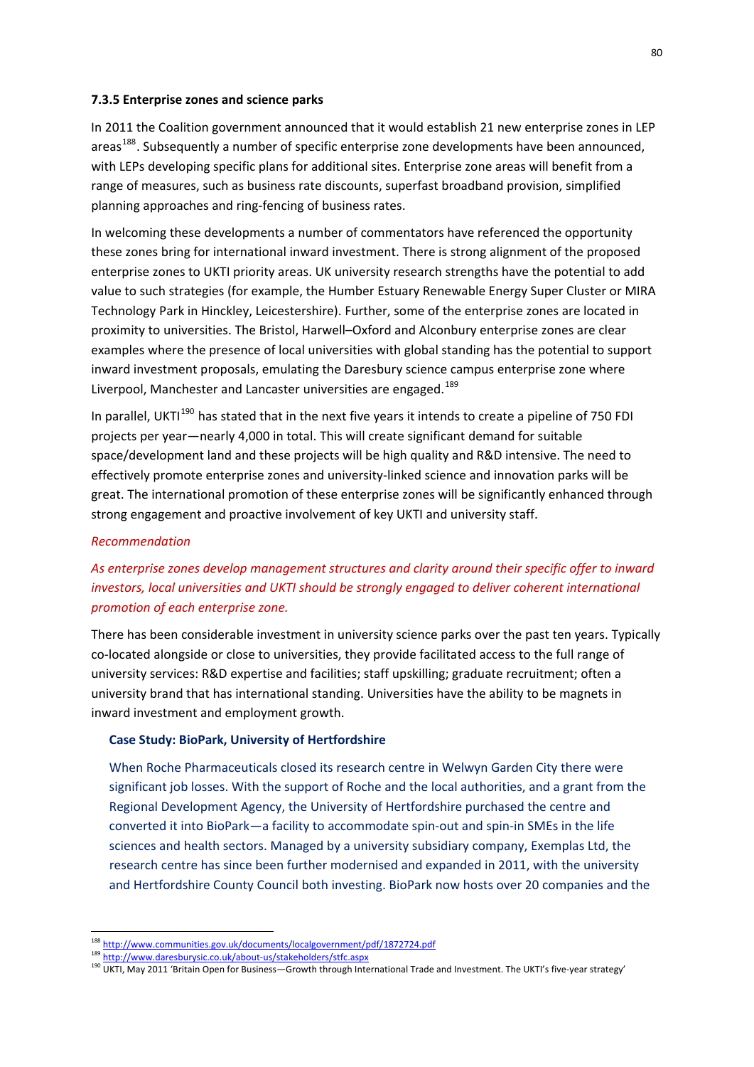### 7.3.5 Enterprise zones and science parks

In 2011 the Coalition government announced that it would establish 21 new enterprise zones in LEP areas[188]. Subsequently a number of specific enterprise zone developments have been announced, with LEPs developing specific plans for additional sites. Enterprise zone areas will benefit from a range of measures, such as business rate discounts, superfast broadband provision, simplified planning approaches and ring-fencing of business rates.

In welcoming these developments a number of commentators have referenced the opportunity these zones bring for international inward investment. There is strong alignment of the proposed enterprise zones to UKTI priority areas. UK university research strengths have the potential to add value to such strategies (for example, the Humber Estuary Renewable Energy Super Cluster or MIRA Technology Park in Hinckley, Leicestershire). Further, some of the enterprise zones are located in proximity to universities. The Bristol, Harwell–Oxford and Alconbury enterprise zones are clear examples where the presence of local universities with global standing has the potential to support inward investment proposals, emulating the Daresbury science campus enterprise zone where Liverpool, Manchester and Lancaster universities are engaged.[189]

In parallel, UKTI[190] has stated that in the next five years it intends to create a pipeline of 750 FDI projects per year—nearly 4,000 in total. This will create significant demand for suitable space/development land and these projects will be high quality and R&D intensive. The need to effectively promote enterprise zones and university-linked science and innovation parks will be great. The international promotion of these enterprise zones will be significantly enhanced through strong engagement and proactive involvement of key UKTI and university staff.

*Recommendation*

*As enterprise zones develop management structures and clarity around their specific offer to inward investors, local universities and UKTI should be strongly engaged to deliver coherent international promotion of each enterprise zone.*

There has been considerable investment in university science parks over the past ten years. Typically co-located alongside or close to universities, they provide facilitated access to the full range of university services: R&D expertise and facilities; staff upskilling; graduate recruitment; often a university brand that has international standing. Universities have the ability to be magnets in inward investment and employment growth.

**Case Study: BioPark, University of Hertfordshire**

When Roche Pharmaceuticals closed its research centre in Welwyn Garden City there were significant job losses. With the support of Roche and the local authorities, and a grant from the Regional Development Agency, the University of Hertfordshire purchased the centre and converted it into BioPark—a facility to accommodate spin-out and spin-in SMEs in the life sciences and health sectors. Managed by a university subsidiary company, Exemplas Ltd, the research centre has since been further modernised and expanded in 2011, with the university and Hertfordshire County Council both investing. BioPark now hosts over 20 companies and the

---

[188] http://www.communities.gov.uk/documents/localgovernment/pdf/1872724.pdf

[189] http://www.daresburysic.co.uk/about-us/stakeholders/stfc.aspx

[190] UKTI, May 2011 'Britain Open for Business—Growth through International Trade and Investment. The UKTI's five-year strategy'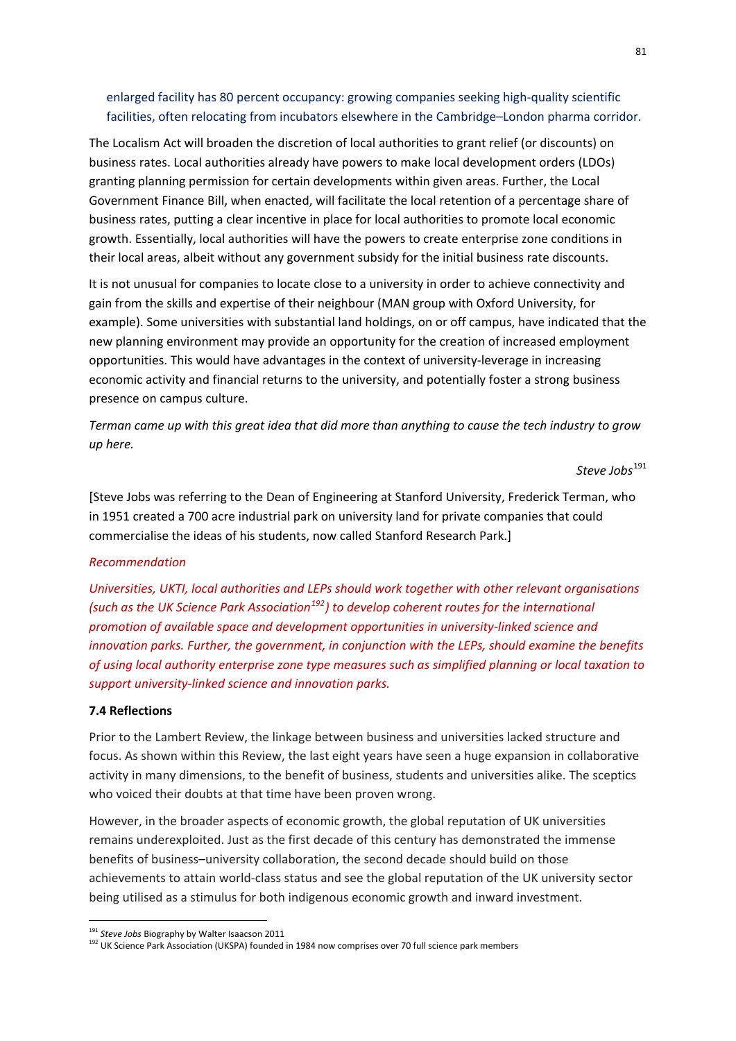enlarged facility has 80 percent occupancy: growing companies seeking high-quality scientific facilities, often relocating from incubators elsewhere in the Cambridge–London pharma corridor.

The Localism Act will broaden the discretion of local authorities to grant relief (or discounts) on business rates. Local authorities already have powers to make local development orders (LDOs) granting planning permission for certain developments within given areas. Further, the Local Government Finance Bill, when enacted, will facilitate the local retention of a percentage share of business rates, putting a clear incentive in place for local authorities to promote local economic growth. Essentially, local authorities will have the powers to create enterprise zone conditions in their local areas, albeit without any government subsidy for the initial business rate discounts.

It is not unusual for companies to locate close to a university in order to achieve connectivity and gain from the skills and expertise of their neighbour (MAN group with Oxford University, for example). Some universities with substantial land holdings, on or off campus, have indicated that the new planning environment may provide an opportunity for the creation of increased employment opportunities. This would have advantages in the context of university-leverage in increasing economic activity and financial returns to the university, and potentially foster a strong business presence on campus culture.

*Terman came up with this great idea that did more than anything to cause the tech industry to grow up here.*

*Steve Jobs*[191]

[Steve Jobs was referring to the Dean of Engineering at Stanford University, Frederick Terman, who in 1951 created a 700 acre industrial park on university land for private companies that could commercialise the ideas of his students, now called Stanford Research Park.]

*Recommendation*

*Universities, UKTI, local authorities and LEPs should work together with other relevant organisations (such as the UK Science Park Association[192]) to develop coherent routes for the international promotion of available space and development opportunities in university-linked science and innovation parks. Further, the government, in conjunction with the LEPs, should examine the benefits of using local authority enterprise zone type measures such as simplified planning or local taxation to support university-linked science and innovation parks.*

**7.4 Reflections**

Prior to the Lambert Review, the linkage between business and universities lacked structure and focus. As shown within this Review, the last eight years have seen a huge expansion in collaborative activity in many dimensions, to the benefit of business, students and universities alike. The sceptics who voiced their doubts at that time have been proven wrong.

However, in the broader aspects of economic growth, the global reputation of UK universities remains underexploited. Just as the first decade of this century has demonstrated the immense benefits of business–university collaboration, the second decade should build on those achievements to attain world-class status and see the global reputation of the UK university sector being utilised as a stimulus for both indigenous economic growth and inward investment.

---

[191] *Steve Jobs* Biography by Walter Isaacson 2011

[192] UK Science Park Association (UKSPA) founded in 1984 now comprises over 70 full science park members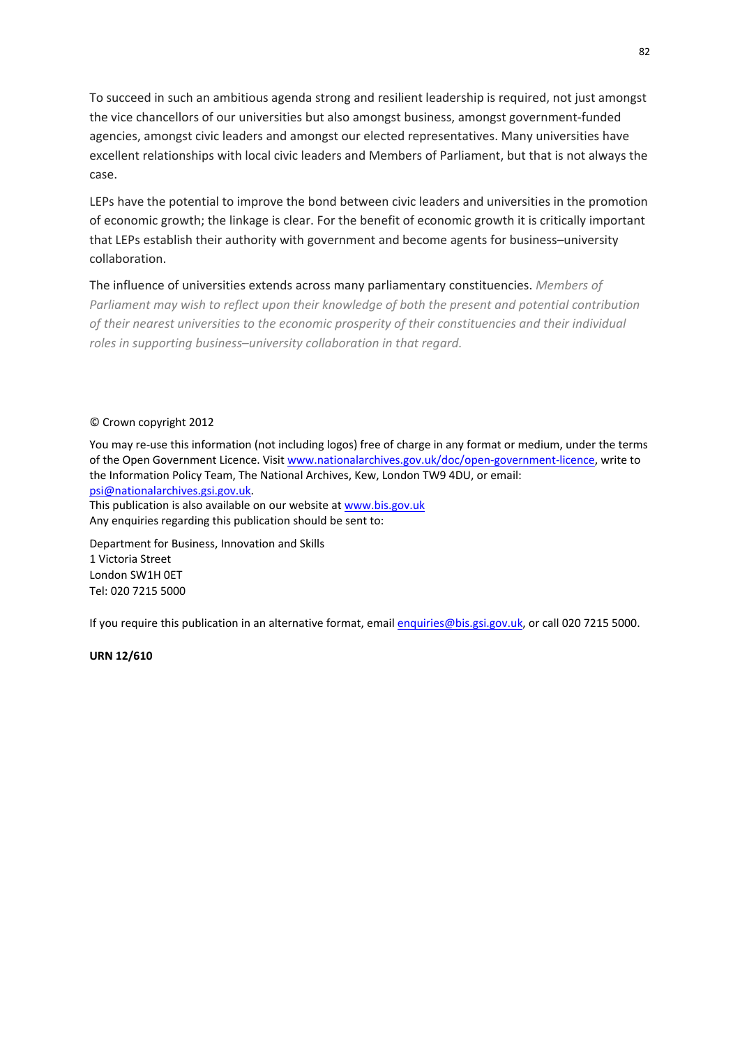To succeed in such an ambitious agenda strong and resilient leadership is required, not just amongst the vice chancellors of our universities but also amongst business, amongst government-funded agencies, amongst civic leaders and amongst our elected representatives. Many universities have excellent relationships with local civic leaders and Members of Parliament, but that is not always the case.

LEPs have the potential to improve the bond between civic leaders and universities in the promotion of economic growth; the linkage is clear. For the benefit of economic growth it is critically important that LEPs establish their authority with government and become agents for business–university collaboration.

The influence of universities extends across many parliamentary constituencies. *Members of Parliament may wish to reflect upon their knowledge of both the present and potential contribution of their nearest universities to the economic prosperity of their constituencies and their individual roles in supporting business–university collaboration in that regard.*

© Crown copyright 2012

You may re-use this information (not including logos) free of charge in any format or medium, under the terms of the Open Government Licence. Visit www.nationalarchives.gov.uk/doc/open-government-licence, write to the Information Policy Team, The National Archives, Kew, London TW9 4DU, or email: psi@nationalarchives.gsi.gov.uk.
This publication is also available on our website at www.bis.gov.uk
Any enquiries regarding this publication should be sent to:

Department for Business, Innovation and Skills
1 Victoria Street
London SW1H 0ET
Tel: 020 7215 5000

If you require this publication in an alternative format, email enquiries@bis.gsi.gov.uk, or call 020 7215 5000.

**URN 12/610**